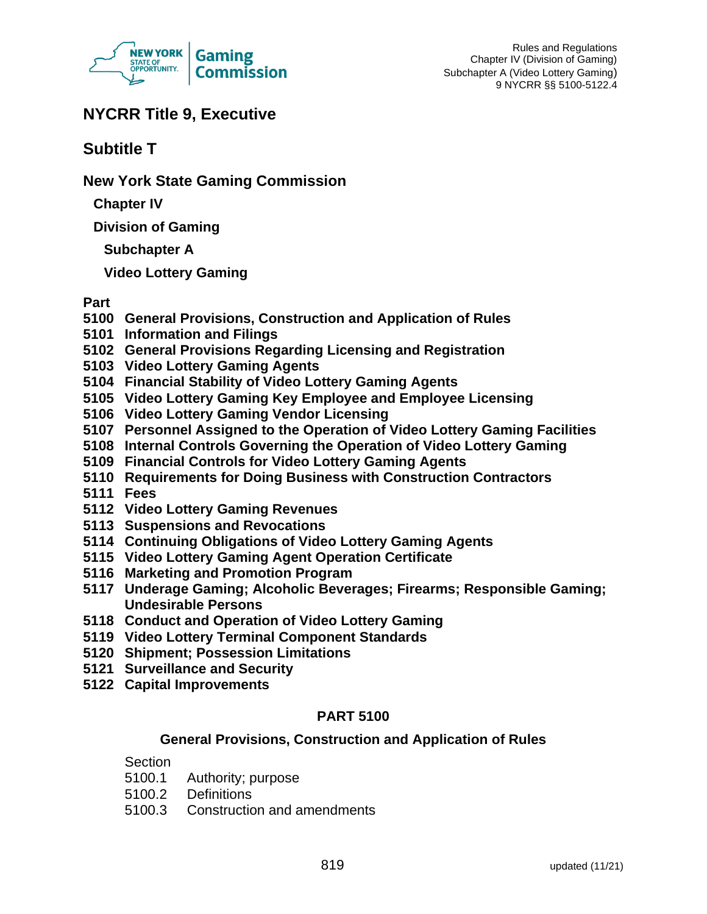# NYCRR Title 9, Executive

## Subtitle T

## New York State Gaming Commission

### Chapter IV

### Division of Gaming

#### Subchapter A

#### Video Lottery Gaming

**Part**

**5100 General Provisions, Construction and Application of Rules**
**5101 Information and Filings**
**5102 General Provisions Regarding Licensing and Registration**
**5103 Video Lottery Gaming Agents**
**5104 Financial Stability of Video Lottery Gaming Agents**
**5105 Video Lottery Gaming Key Employee and Employee Licensing**
**5106 Video Lottery Gaming Vendor Licensing**
**5107 Personnel Assigned to the Operation of Video Lottery Gaming Facilities**
**5108 Internal Controls Governing the Operation of Video Lottery Gaming**
**5109 Financial Controls for Video Lottery Gaming Agents**
**5110 Requirements for Doing Business with Construction Contractors**
**5111 Fees**
**5112 Video Lottery Gaming Revenues**
**5113 Suspensions and Revocations**
**5114 Continuing Obligations of Video Lottery Gaming Agents**
**5115 Video Lottery Gaming Agent Operation Certificate**
**5116 Marketing and Promotion Program**
**5117 Underage Gaming; Alcoholic Beverages; Firearms; Responsible Gaming; Undesirable Persons**
**5118 Conduct and Operation of Video Lottery Gaming**
**5119 Video Lottery Terminal Component Standards**
**5120 Shipment; Possession Limitations**
**5121 Surveillance and Security**
**5122 Capital Improvements**

## PART 5100

### General Provisions, Construction and Application of Rules

Section
5100.1 Authority; purpose
5100.2 Definitions
5100.3 Construction and amendments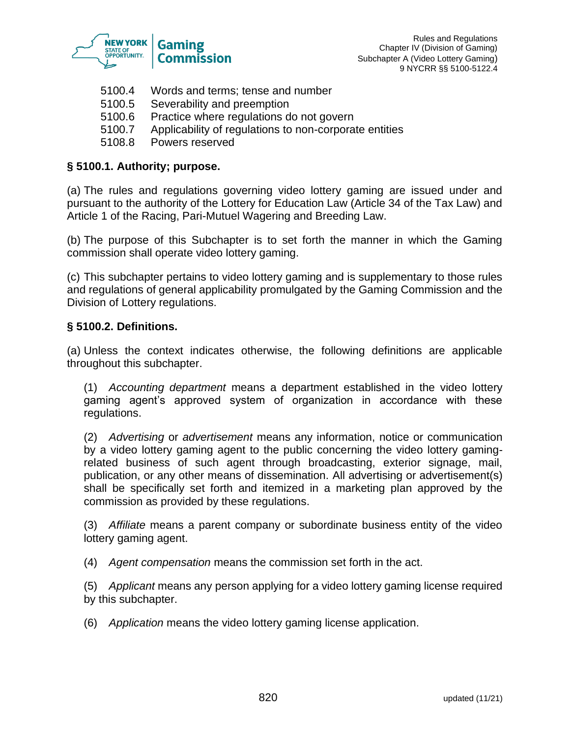5100.4 Words and terms; tense and number
5100.5 Severability and preemption
5100.6 Practice where regulations do not govern
5100.7 Applicability of regulations to non-corporate entities
5108.8 Powers reserved

### § 5100.1. Authority; purpose.

(a) The rules and regulations governing video lottery gaming are issued under and pursuant to the authority of the Lottery for Education Law (Article 34 of the Tax Law) and Article 1 of the Racing, Pari-Mutuel Wagering and Breeding Law.

(b) The purpose of this Subchapter is to set forth the manner in which the Gaming commission shall operate video lottery gaming.

(c) This subchapter pertains to video lottery gaming and is supplementary to those rules and regulations of general applicability promulgated by the Gaming Commission and the Division of Lottery regulations.

### § 5100.2. Definitions.

(a) Unless the context indicates otherwise, the following definitions are applicable throughout this subchapter.

(1) *Accounting department* means a department established in the video lottery gaming agent's approved system of organization in accordance with these regulations.

(2) *Advertising* or *advertisement* means any information, notice or communication by a video lottery gaming agent to the public concerning the video lottery gaming-related business of such agent through broadcasting, exterior signage, mail, publication, or any other means of dissemination. All advertising or advertisement(s) shall be specifically set forth and itemized in a marketing plan approved by the commission as provided by these regulations.

(3) *Affiliate* means a parent company or subordinate business entity of the video lottery gaming agent.

(4) *Agent compensation* means the commission set forth in the act.

(5) *Applicant* means any person applying for a video lottery gaming license required by this subchapter.

(6) *Application* means the video lottery gaming license application.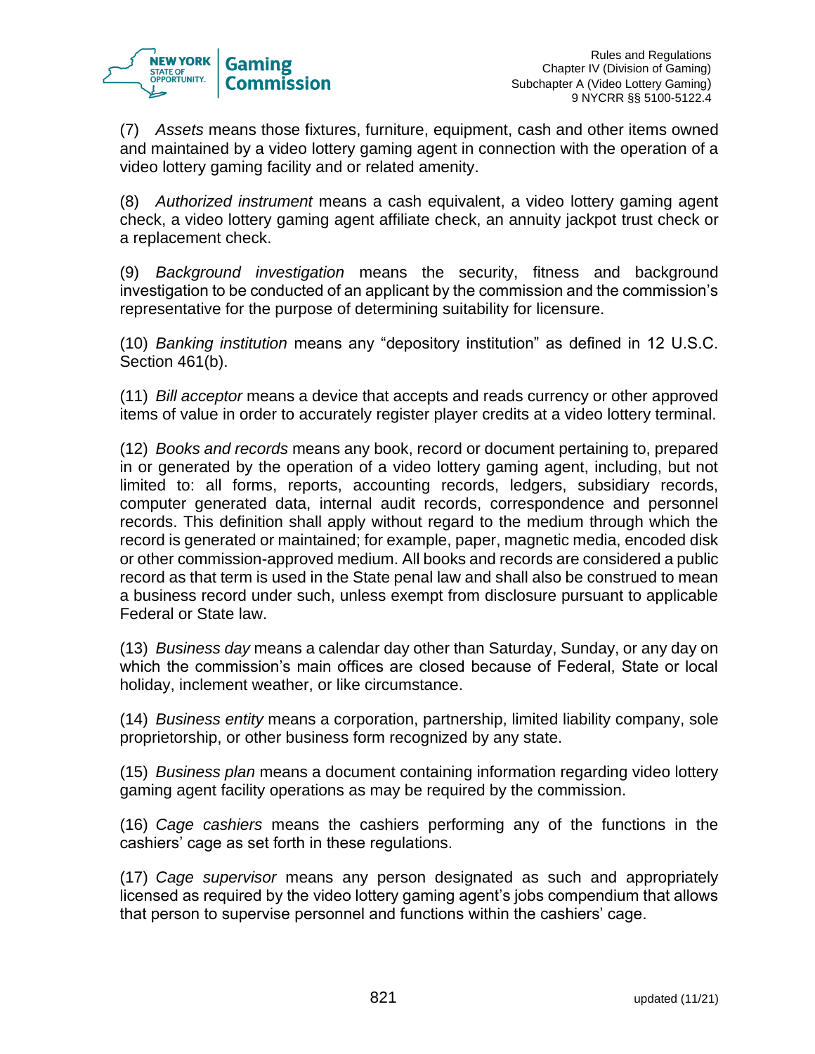(7) *Assets* means those fixtures, furniture, equipment, cash and other items owned and maintained by a video lottery gaming agent in connection with the operation of a video lottery gaming facility and or related amenity.

(8) *Authorized instrument* means a cash equivalent, a video lottery gaming agent check, a video lottery gaming agent affiliate check, an annuity jackpot trust check or a replacement check.

(9) *Background investigation* means the security, fitness and background investigation to be conducted of an applicant by the commission and the commission's representative for the purpose of determining suitability for licensure.

(10) *Banking institution* means any "depository institution" as defined in 12 U.S.C. Section 461(b).

(11) *Bill acceptor* means a device that accepts and reads currency or other approved items of value in order to accurately register player credits at a video lottery terminal.

(12) *Books and records* means any book, record or document pertaining to, prepared in or generated by the operation of a video lottery gaming agent, including, but not limited to: all forms, reports, accounting records, ledgers, subsidiary records, computer generated data, internal audit records, correspondence and personnel records. This definition shall apply without regard to the medium through which the record is generated or maintained; for example, paper, magnetic media, encoded disk or other commission-approved medium. All books and records are considered a public record as that term is used in the State penal law and shall also be construed to mean a business record under such, unless exempt from disclosure pursuant to applicable Federal or State law.

(13) *Business day* means a calendar day other than Saturday, Sunday, or any day on which the commission's main offices are closed because of Federal, State or local holiday, inclement weather, or like circumstance.

(14) *Business entity* means a corporation, partnership, limited liability company, sole proprietorship, or other business form recognized by any state.

(15) *Business plan* means a document containing information regarding video lottery gaming agent facility operations as may be required by the commission.

(16) *Cage cashiers* means the cashiers performing any of the functions in the cashiers' cage as set forth in these regulations.

(17) *Cage supervisor* means any person designated as such and appropriately licensed as required by the video lottery gaming agent's jobs compendium that allows that person to supervise personnel and functions within the cashiers' cage.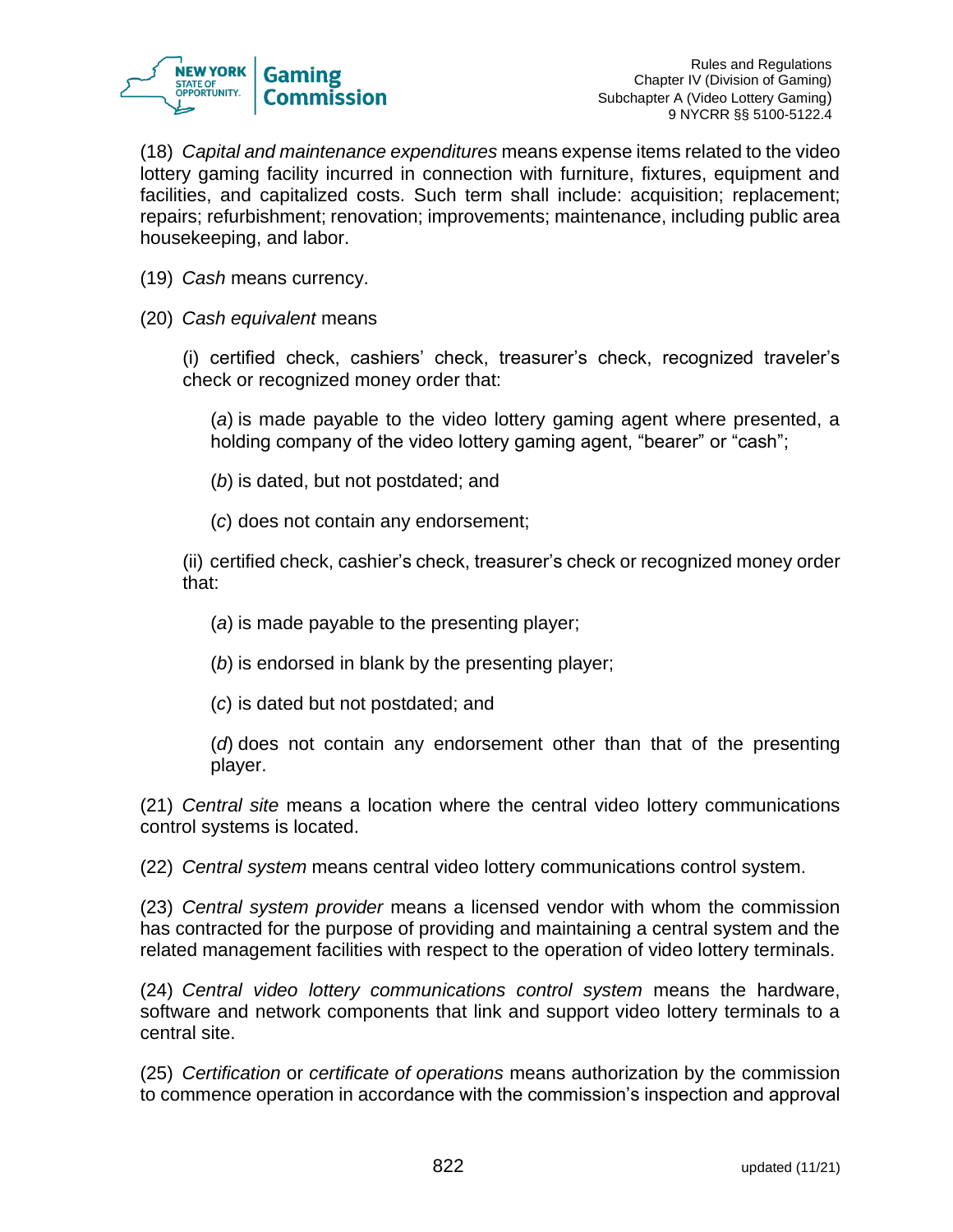(18) *Capital and maintenance expenditures* means expense items related to the video lottery gaming facility incurred in connection with furniture, fixtures, equipment and facilities, and capitalized costs. Such term shall include: acquisition; replacement; repairs; refurbishment; renovation; improvements; maintenance, including public area housekeeping, and labor.

(19) *Cash* means currency.

(20) *Cash equivalent* means

(i) certified check, cashiers' check, treasurer's check, recognized traveler's check or recognized money order that:

(*a*) is made payable to the video lottery gaming agent where presented, a holding company of the video lottery gaming agent, "bearer" or "cash";

(*b*) is dated, but not postdated; and

(*c*) does not contain any endorsement;

(ii) certified check, cashier's check, treasurer's check or recognized money order that:

(*a*) is made payable to the presenting player;

(*b*) is endorsed in blank by the presenting player;

(*c*) is dated but not postdated; and

(*d*) does not contain any endorsement other than that of the presenting player.

(21) *Central site* means a location where the central video lottery communications control systems is located.

(22) *Central system* means central video lottery communications control system.

(23) *Central system provider* means a licensed vendor with whom the commission has contracted for the purpose of providing and maintaining a central system and the related management facilities with respect to the operation of video lottery terminals.

(24) *Central video lottery communications control system* means the hardware, software and network components that link and support video lottery terminals to a central site.

(25) *Certification* or *certificate of operations* means authorization by the commission to commence operation in accordance with the commission's inspection and approval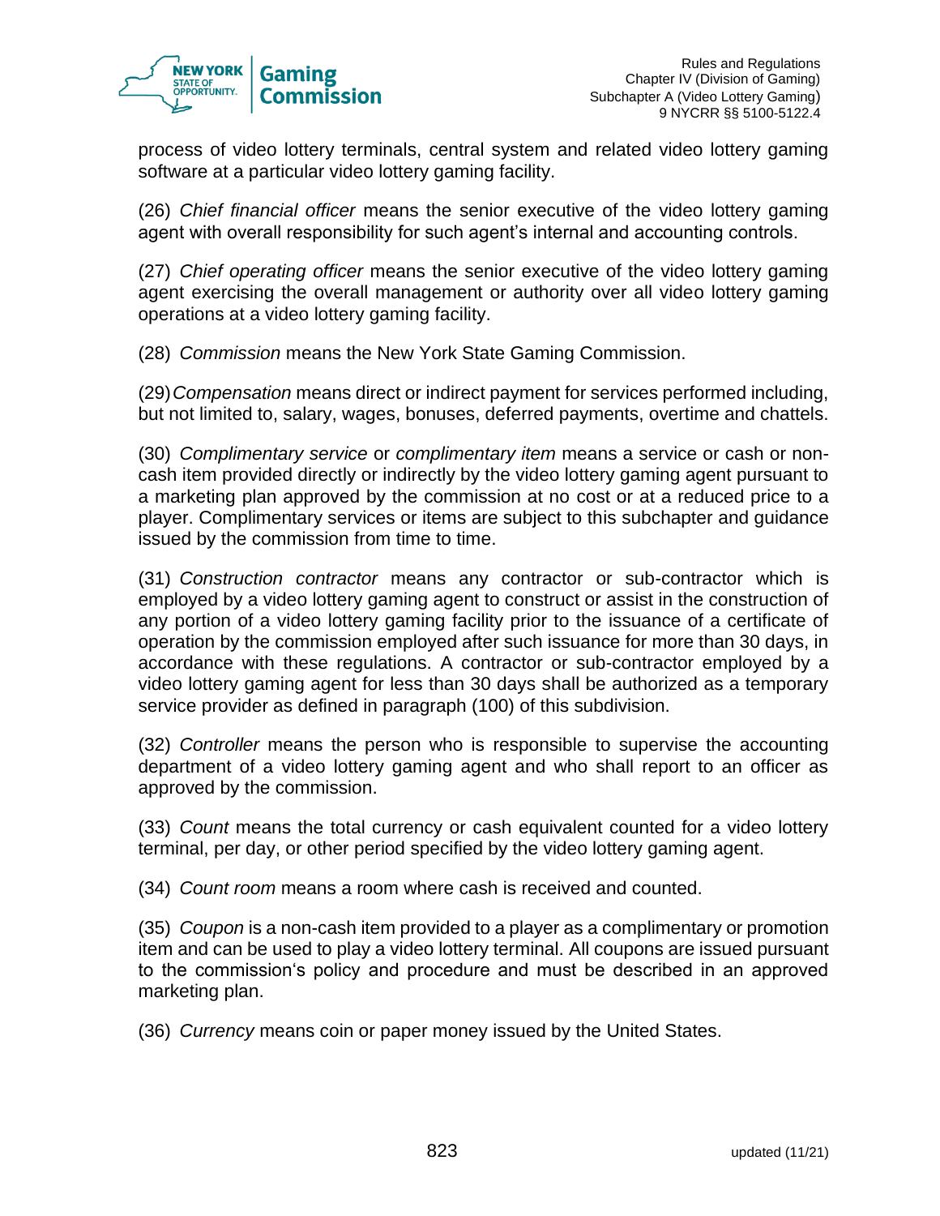process of video lottery terminals, central system and related video lottery gaming software at a particular video lottery gaming facility.

(26) *Chief financial officer* means the senior executive of the video lottery gaming agent with overall responsibility for such agent's internal and accounting controls.

(27) *Chief operating officer* means the senior executive of the video lottery gaming agent exercising the overall management or authority over all video lottery gaming operations at a video lottery gaming facility.

(28) *Commission* means the New York State Gaming Commission.

(29) *Compensation* means direct or indirect payment for services performed including, but not limited to, salary, wages, bonuses, deferred payments, overtime and chattels.

(30) *Complimentary service* or *complimentary item* means a service or cash or non-cash item provided directly or indirectly by the video lottery gaming agent pursuant to a marketing plan approved by the commission at no cost or at a reduced price to a player. Complimentary services or items are subject to this subchapter and guidance issued by the commission from time to time.

(31) *Construction contractor* means any contractor or sub-contractor which is employed by a video lottery gaming agent to construct or assist in the construction of any portion of a video lottery gaming facility prior to the issuance of a certificate of operation by the commission employed after such issuance for more than 30 days, in accordance with these regulations. A contractor or sub-contractor employed by a video lottery gaming agent for less than 30 days shall be authorized as a temporary service provider as defined in paragraph (100) of this subdivision.

(32) *Controller* means the person who is responsible to supervise the accounting department of a video lottery gaming agent and who shall report to an officer as approved by the commission.

(33) *Count* means the total currency or cash equivalent counted for a video lottery terminal, per day, or other period specified by the video lottery gaming agent.

(34) *Count room* means a room where cash is received and counted.

(35) *Coupon* is a non-cash item provided to a player as a complimentary or promotion item and can be used to play a video lottery terminal. All coupons are issued pursuant to the commission's policy and procedure and must be described in an approved marketing plan.

(36) *Currency* means coin or paper money issued by the United States.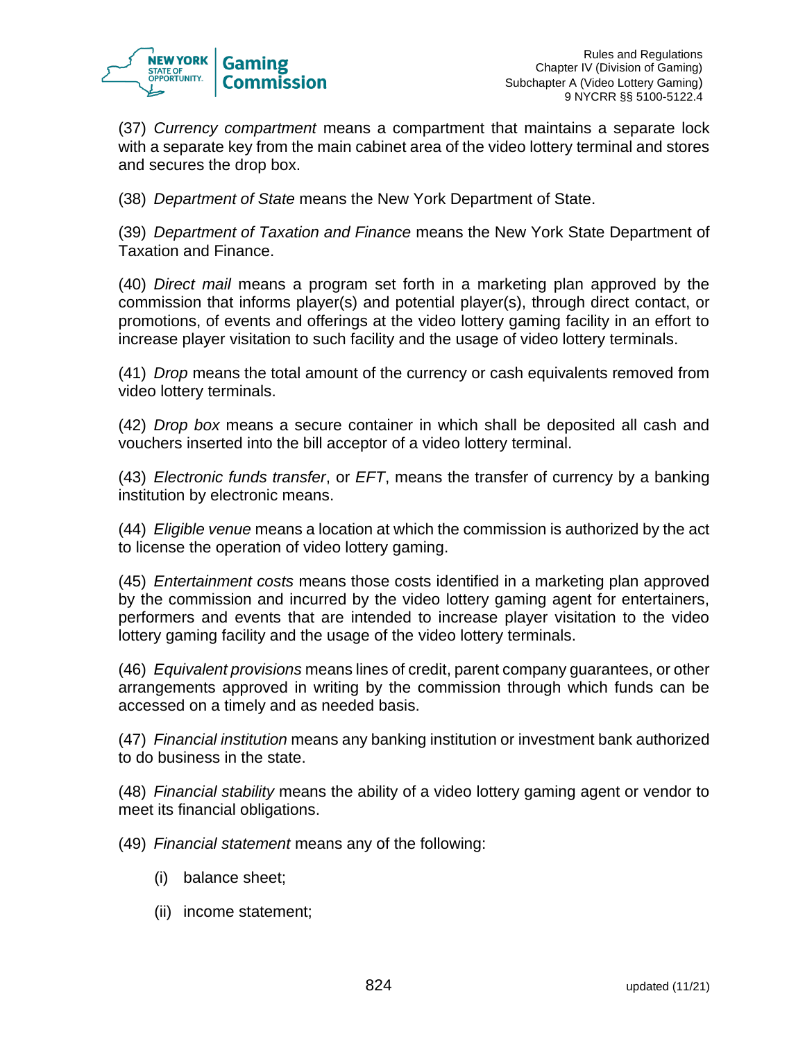(37) *Currency compartment* means a compartment that maintains a separate lock with a separate key from the main cabinet area of the video lottery terminal and stores and secures the drop box.

(38) *Department of State* means the New York Department of State.

(39) *Department of Taxation and Finance* means the New York State Department of Taxation and Finance.

(40) *Direct mail* means a program set forth in a marketing plan approved by the commission that informs player(s) and potential player(s), through direct contact, or promotions, of events and offerings at the video lottery gaming facility in an effort to increase player visitation to such facility and the usage of video lottery terminals.

(41) *Drop* means the total amount of the currency or cash equivalents removed from video lottery terminals.

(42) *Drop box* means a secure container in which shall be deposited all cash and vouchers inserted into the bill acceptor of a video lottery terminal.

(43) *Electronic funds transfer*, or *EFT*, means the transfer of currency by a banking institution by electronic means.

(44) *Eligible venue* means a location at which the commission is authorized by the act to license the operation of video lottery gaming.

(45) *Entertainment costs* means those costs identified in a marketing plan approved by the commission and incurred by the video lottery gaming agent for entertainers, performers and events that are intended to increase player visitation to the video lottery gaming facility and the usage of the video lottery terminals.

(46) *Equivalent provisions* means lines of credit, parent company guarantees, or other arrangements approved in writing by the commission through which funds can be accessed on a timely and as needed basis.

(47) *Financial institution* means any banking institution or investment bank authorized to do business in the state.

(48) *Financial stability* means the ability of a video lottery gaming agent or vendor to meet its financial obligations.

(49) *Financial statement* means any of the following:

(i) balance sheet;

(ii) income statement;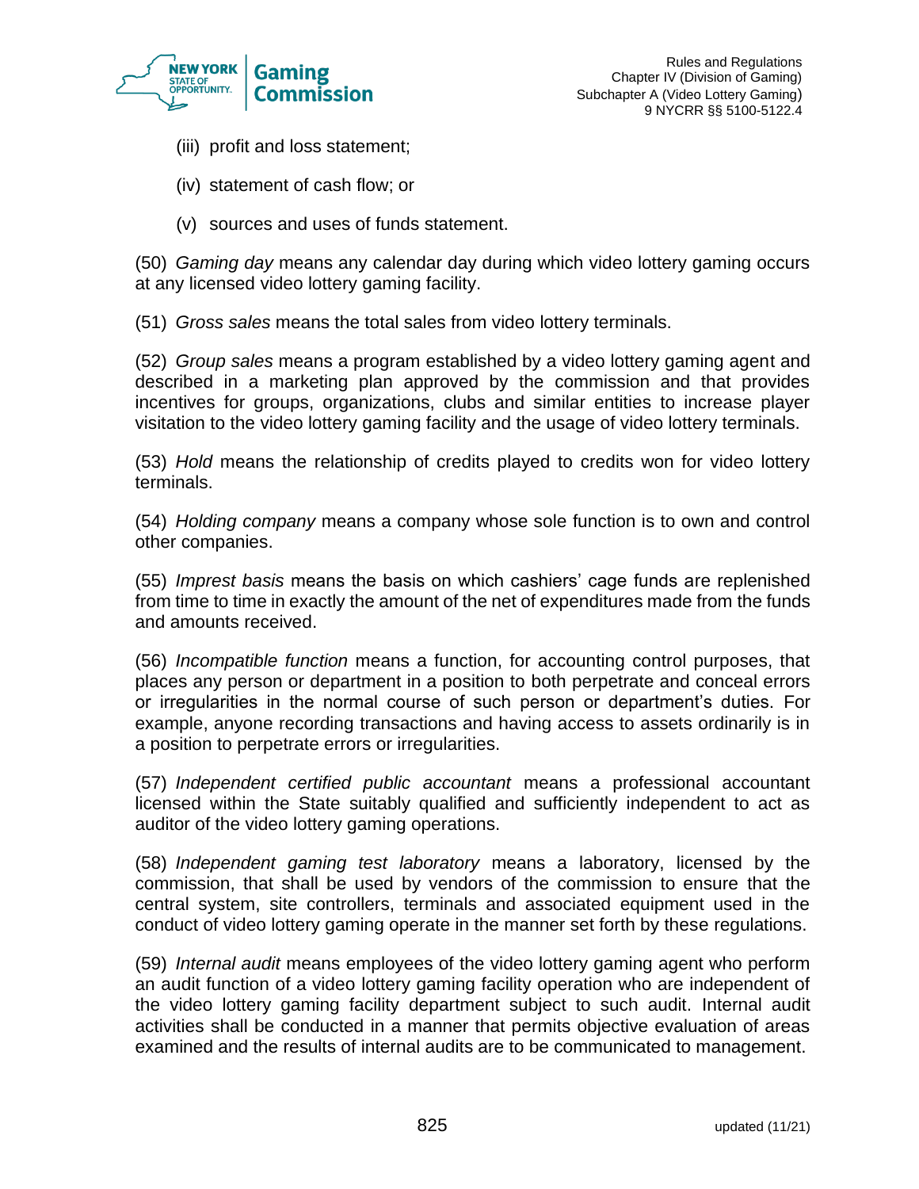(iii) profit and loss statement;

(iv) statement of cash flow; or

(v) sources and uses of funds statement.

(50) *Gaming day* means any calendar day during which video lottery gaming occurs at any licensed video lottery gaming facility.

(51) *Gross sales* means the total sales from video lottery terminals.

(52) *Group sales* means a program established by a video lottery gaming agent and described in a marketing plan approved by the commission and that provides incentives for groups, organizations, clubs and similar entities to increase player visitation to the video lottery gaming facility and the usage of video lottery terminals.

(53) *Hold* means the relationship of credits played to credits won for video lottery terminals.

(54) *Holding company* means a company whose sole function is to own and control other companies.

(55) *Imprest basis* means the basis on which cashiers' cage funds are replenished from time to time in exactly the amount of the net of expenditures made from the funds and amounts received.

(56) *Incompatible function* means a function, for accounting control purposes, that places any person or department in a position to both perpetrate and conceal errors or irregularities in the normal course of such person or department's duties. For example, anyone recording transactions and having access to assets ordinarily is in a position to perpetrate errors or irregularities.

(57) *Independent certified public accountant* means a professional accountant licensed within the State suitably qualified and sufficiently independent to act as auditor of the video lottery gaming operations.

(58) *Independent gaming test laboratory* means a laboratory, licensed by the commission, that shall be used by vendors of the commission to ensure that the central system, site controllers, terminals and associated equipment used in the conduct of video lottery gaming operate in the manner set forth by these regulations.

(59) *Internal audit* means employees of the video lottery gaming agent who perform an audit function of a video lottery gaming facility operation who are independent of the video lottery gaming facility department subject to such audit. Internal audit activities shall be conducted in a manner that permits objective evaluation of areas examined and the results of internal audits are to be communicated to management.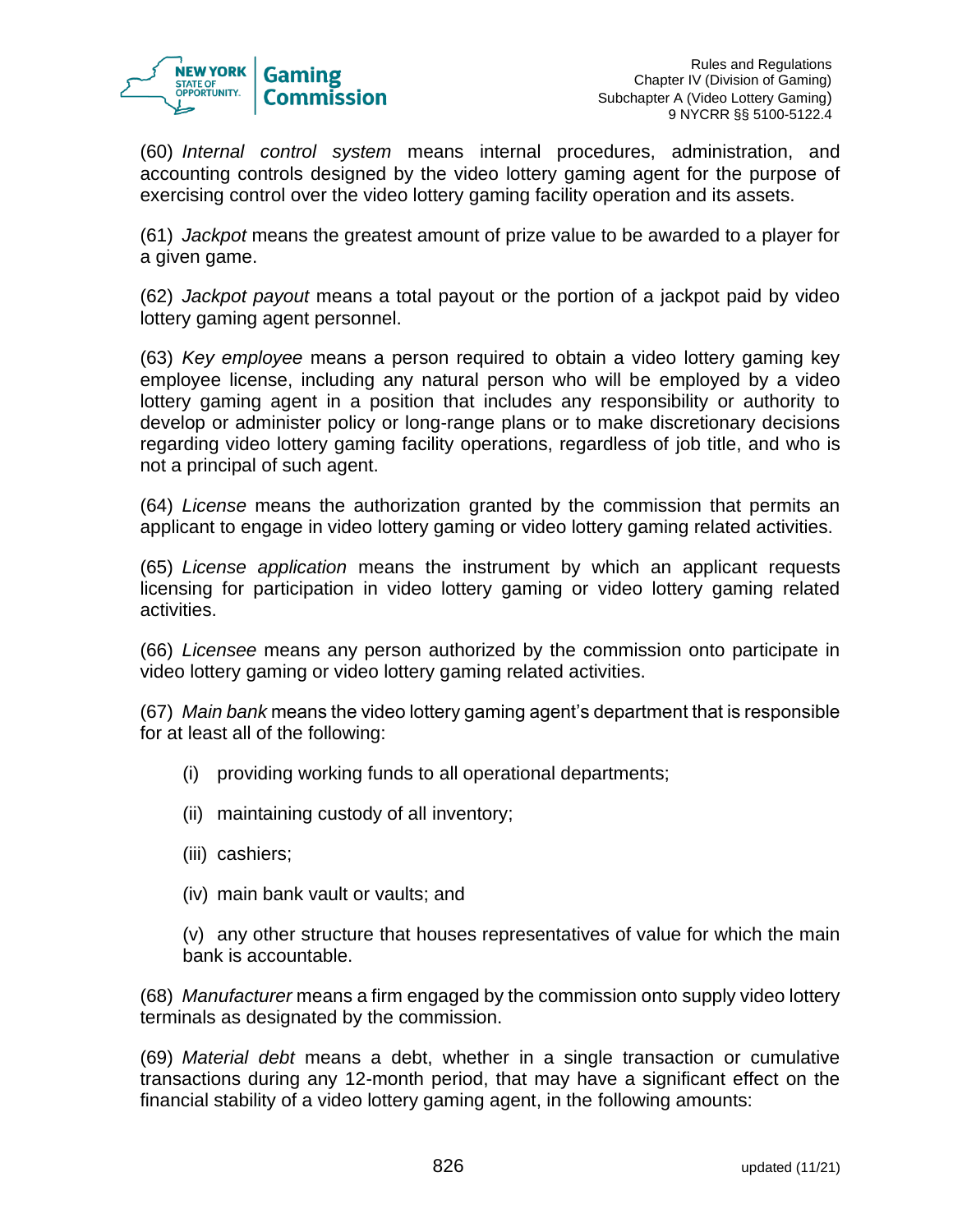(60) *Internal control system* means internal procedures, administration, and accounting controls designed by the video lottery gaming agent for the purpose of exercising control over the video lottery gaming facility operation and its assets.

(61) *Jackpot* means the greatest amount of prize value to be awarded to a player for a given game.

(62) *Jackpot payout* means a total payout or the portion of a jackpot paid by video lottery gaming agent personnel.

(63) *Key employee* means a person required to obtain a video lottery gaming key employee license, including any natural person who will be employed by a video lottery gaming agent in a position that includes any responsibility or authority to develop or administer policy or long-range plans or to make discretionary decisions regarding video lottery gaming facility operations, regardless of job title, and who is not a principal of such agent.

(64) *License* means the authorization granted by the commission that permits an applicant to engage in video lottery gaming or video lottery gaming related activities.

(65) *License application* means the instrument by which an applicant requests licensing for participation in video lottery gaming or video lottery gaming related activities.

(66) *Licensee* means any person authorized by the commission onto participate in video lottery gaming or video lottery gaming related activities.

(67) *Main bank* means the video lottery gaming agent's department that is responsible for at least all of the following:

(i) providing working funds to all operational departments;

(ii) maintaining custody of all inventory;

(iii) cashiers;

(iv) main bank vault or vaults; and

(v) any other structure that houses representatives of value for which the main bank is accountable.

(68) *Manufacturer* means a firm engaged by the commission onto supply video lottery terminals as designated by the commission.

(69) *Material debt* means a debt, whether in a single transaction or cumulative transactions during any 12-month period, that may have a significant effect on the financial stability of a video lottery gaming agent, in the following amounts: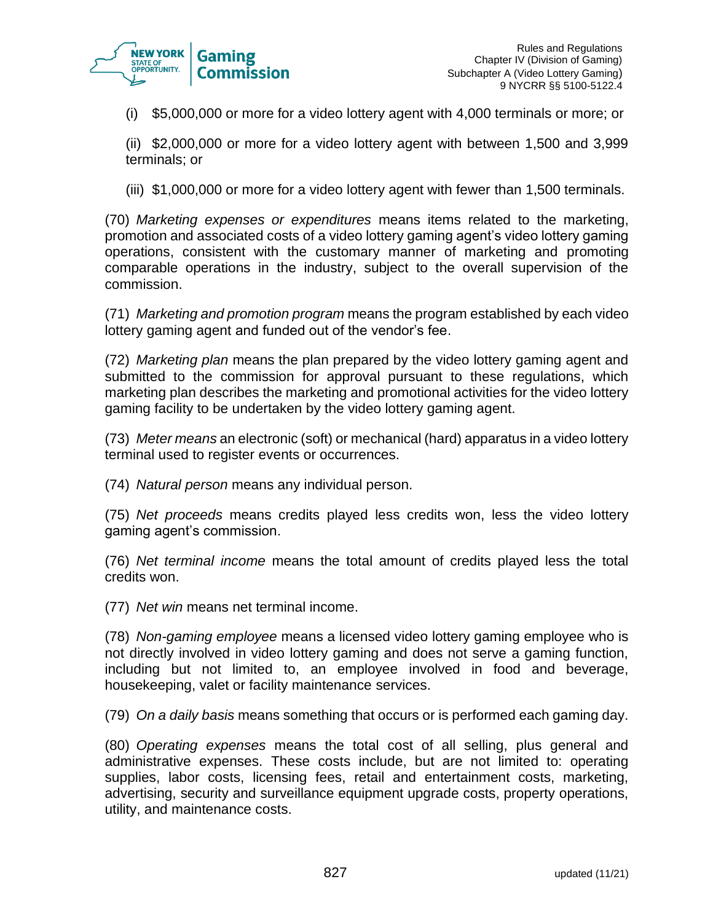(i) $5,000,000 or more for a video lottery agent with 4,000 terminals or more; or

(ii) $2,000,000 or more for a video lottery agent with between 1,500 and 3,999 terminals; or

(iii) $1,000,000 or more for a video lottery agent with fewer than 1,500 terminals.

(70) *Marketing expenses or expenditures* means items related to the marketing, promotion and associated costs of a video lottery gaming agent's video lottery gaming operations, consistent with the customary manner of marketing and promoting comparable operations in the industry, subject to the overall supervision of the commission.

(71) *Marketing and promotion program* means the program established by each video lottery gaming agent and funded out of the vendor's fee.

(72) *Marketing plan* means the plan prepared by the video lottery gaming agent and submitted to the commission for approval pursuant to these regulations, which marketing plan describes the marketing and promotional activities for the video lottery gaming facility to be undertaken by the video lottery gaming agent.

(73) *Meter means* an electronic (soft) or mechanical (hard) apparatus in a video lottery terminal used to register events or occurrences.

(74) *Natural person* means any individual person.

(75) *Net proceeds* means credits played less credits won, less the video lottery gaming agent's commission.

(76) *Net terminal income* means the total amount of credits played less the total credits won.

(77) *Net win* means net terminal income.

(78) *Non-gaming employee* means a licensed video lottery gaming employee who is not directly involved in video lottery gaming and does not serve a gaming function, including but not limited to, an employee involved in food and beverage, housekeeping, valet or facility maintenance services.

(79) *On a daily basis* means something that occurs or is performed each gaming day.

(80) *Operating expenses* means the total cost of all selling, plus general and administrative expenses. These costs include, but are not limited to: operating supplies, labor costs, licensing fees, retail and entertainment costs, marketing, advertising, security and surveillance equipment upgrade costs, property operations, utility, and maintenance costs.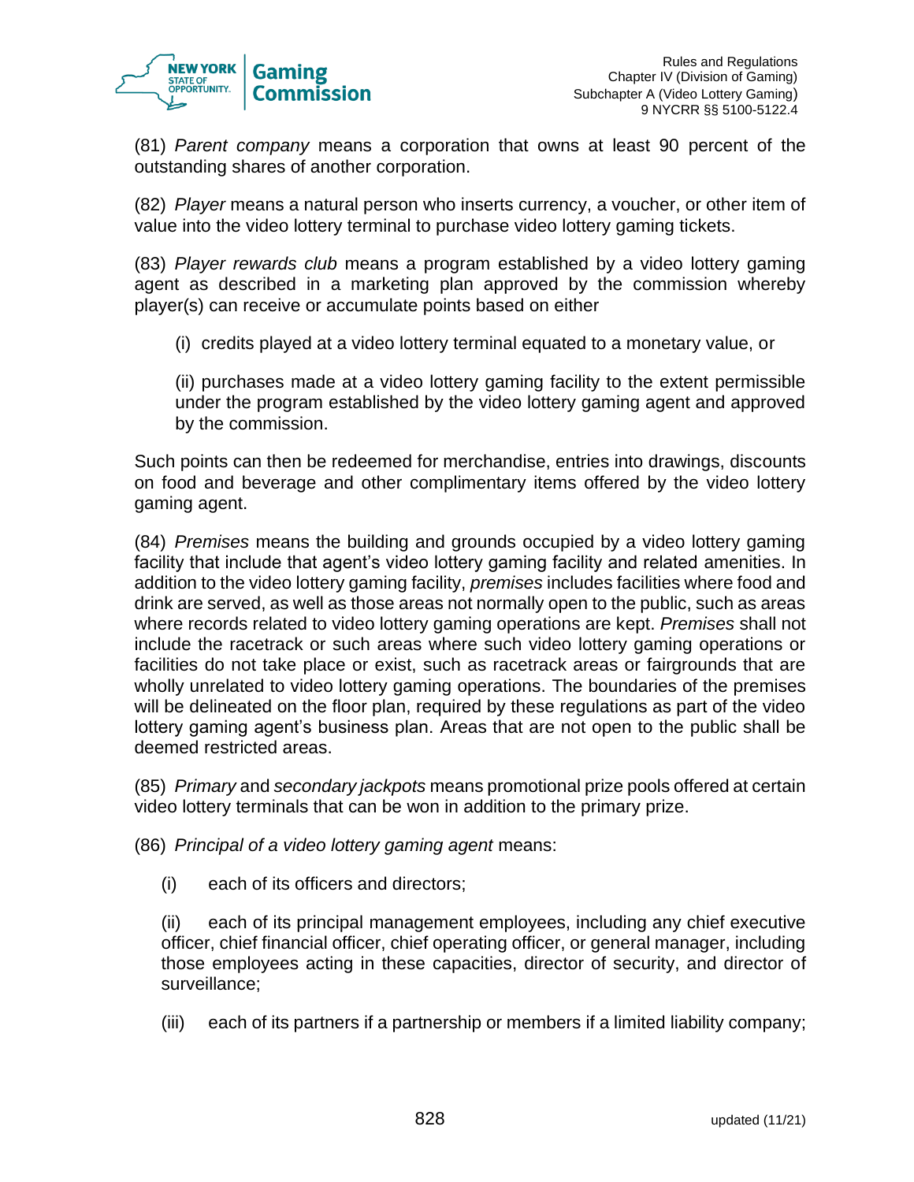(81) *Parent company* means a corporation that owns at least 90 percent of the outstanding shares of another corporation.

(82) *Player* means a natural person who inserts currency, a voucher, or other item of value into the video lottery terminal to purchase video lottery gaming tickets.

(83) *Player rewards club* means a program established by a video lottery gaming agent as described in a marketing plan approved by the commission whereby player(s) can receive or accumulate points based on either

(i) credits played at a video lottery terminal equated to a monetary value, or

(ii) purchases made at a video lottery gaming facility to the extent permissible under the program established by the video lottery gaming agent and approved by the commission.

Such points can then be redeemed for merchandise, entries into drawings, discounts on food and beverage and other complimentary items offered by the video lottery gaming agent.

(84) *Premises* means the building and grounds occupied by a video lottery gaming facility that include that agent's video lottery gaming facility and related amenities. In addition to the video lottery gaming facility, *premises* includes facilities where food and drink are served, as well as those areas not normally open to the public, such as areas where records related to video lottery gaming operations are kept. *Premises* shall not include the racetrack or such areas where such video lottery gaming operations or facilities do not take place or exist, such as racetrack areas or fairgrounds that are wholly unrelated to video lottery gaming operations. The boundaries of the premises will be delineated on the floor plan, required by these regulations as part of the video lottery gaming agent's business plan. Areas that are not open to the public shall be deemed restricted areas.

(85) *Primary* and *secondary jackpots* means promotional prize pools offered at certain video lottery terminals that can be won in addition to the primary prize.

(86) *Principal of a video lottery gaming agent* means:

(i) each of its officers and directors;

(ii) each of its principal management employees, including any chief executive officer, chief financial officer, chief operating officer, or general manager, including those employees acting in these capacities, director of security, and director of surveillance;

(iii) each of its partners if a partnership or members if a limited liability company;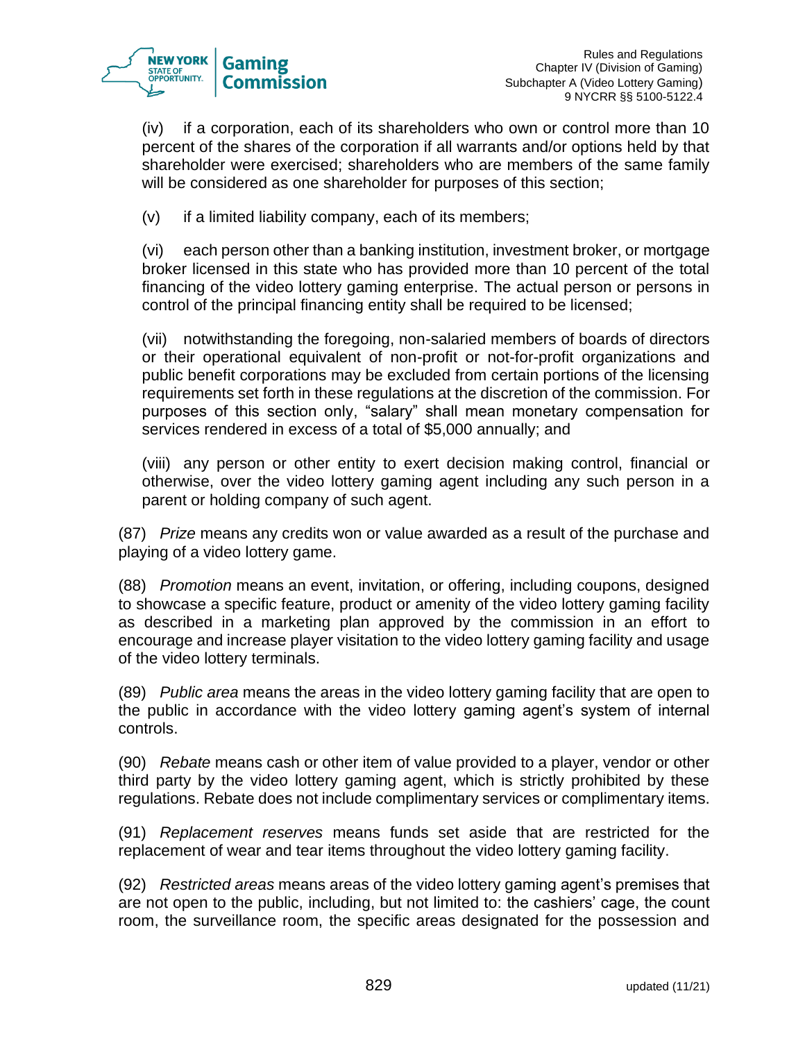(iv) if a corporation, each of its shareholders who own or control more than 10 percent of the shares of the corporation if all warrants and/or options held by that shareholder were exercised; shareholders who are members of the same family will be considered as one shareholder for purposes of this section;

(v) if a limited liability company, each of its members;

(vi) each person other than a banking institution, investment broker, or mortgage broker licensed in this state who has provided more than 10 percent of the total financing of the video lottery gaming enterprise. The actual person or persons in control of the principal financing entity shall be required to be licensed;

(vii) notwithstanding the foregoing, non-salaried members of boards of directors or their operational equivalent of non-profit or not-for-profit organizations and public benefit corporations may be excluded from certain portions of the licensing requirements set forth in these regulations at the discretion of the commission. For purposes of this section only, "salary" shall mean monetary compensation for services rendered in excess of a total of $5,000 annually; and

(viii) any person or other entity to exert decision making control, financial or otherwise, over the video lottery gaming agent including any such person in a parent or holding company of such agent.

(87) *Prize* means any credits won or value awarded as a result of the purchase and playing of a video lottery game.

(88) *Promotion* means an event, invitation, or offering, including coupons, designed to showcase a specific feature, product or amenity of the video lottery gaming facility as described in a marketing plan approved by the commission in an effort to encourage and increase player visitation to the video lottery gaming facility and usage of the video lottery terminals.

(89) *Public area* means the areas in the video lottery gaming facility that are open to the public in accordance with the video lottery gaming agent's system of internal controls.

(90) *Rebate* means cash or other item of value provided to a player, vendor or other third party by the video lottery gaming agent, which is strictly prohibited by these regulations. Rebate does not include complimentary services or complimentary items.

(91) *Replacement reserves* means funds set aside that are restricted for the replacement of wear and tear items throughout the video lottery gaming facility.

(92) *Restricted areas* means areas of the video lottery gaming agent's premises that are not open to the public, including, but not limited to: the cashiers' cage, the count room, the surveillance room, the specific areas designated for the possession and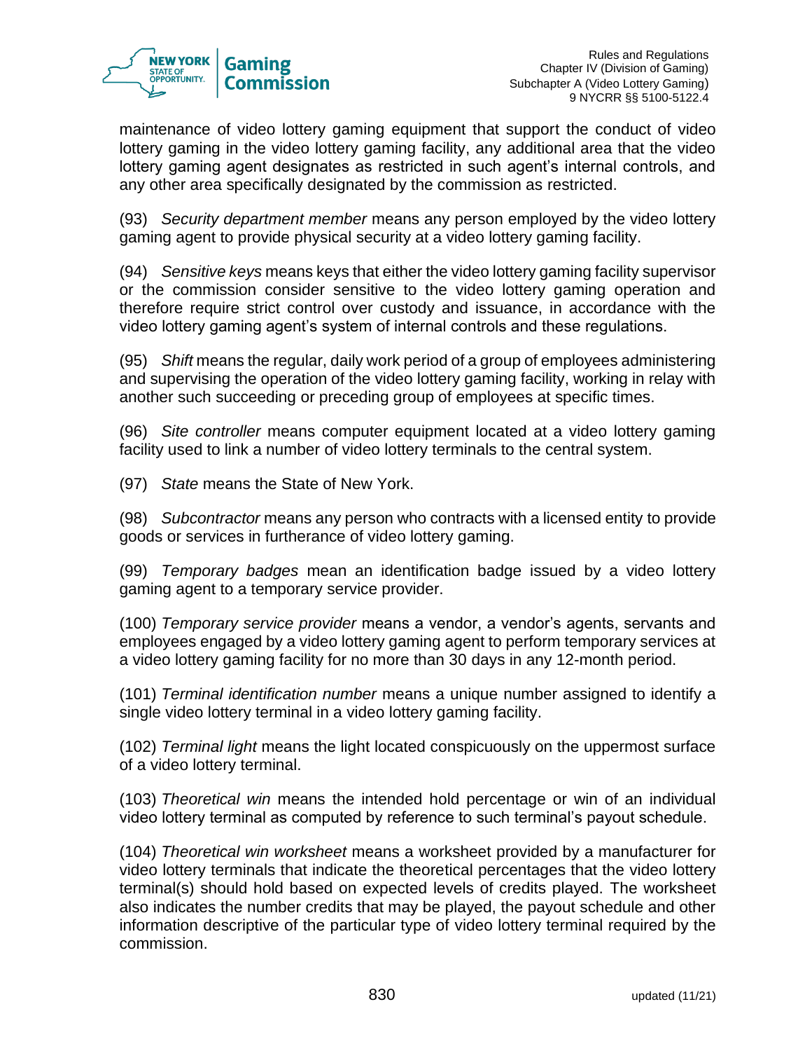maintenance of video lottery gaming equipment that support the conduct of video lottery gaming in the video lottery gaming facility, any additional area that the video lottery gaming agent designates as restricted in such agent's internal controls, and any other area specifically designated by the commission as restricted.

(93) *Security department member* means any person employed by the video lottery gaming agent to provide physical security at a video lottery gaming facility.

(94) *Sensitive keys* means keys that either the video lottery gaming facility supervisor or the commission consider sensitive to the video lottery gaming operation and therefore require strict control over custody and issuance, in accordance with the video lottery gaming agent's system of internal controls and these regulations.

(95) *Shift* means the regular, daily work period of a group of employees administering and supervising the operation of the video lottery gaming facility, working in relay with another such succeeding or preceding group of employees at specific times.

(96) *Site controller* means computer equipment located at a video lottery gaming facility used to link a number of video lottery terminals to the central system.

(97) *State* means the State of New York.

(98) *Subcontractor* means any person who contracts with a licensed entity to provide goods or services in furtherance of video lottery gaming.

(99) *Temporary badges* mean an identification badge issued by a video lottery gaming agent to a temporary service provider.

(100) *Temporary service provider* means a vendor, a vendor's agents, servants and employees engaged by a video lottery gaming agent to perform temporary services at a video lottery gaming facility for no more than 30 days in any 12-month period.

(101) *Terminal identification number* means a unique number assigned to identify a single video lottery terminal in a video lottery gaming facility.

(102) *Terminal light* means the light located conspicuously on the uppermost surface of a video lottery terminal.

(103) *Theoretical win* means the intended hold percentage or win of an individual video lottery terminal as computed by reference to such terminal's payout schedule.

(104) *Theoretical win worksheet* means a worksheet provided by a manufacturer for video lottery terminals that indicate the theoretical percentages that the video lottery terminal(s) should hold based on expected levels of credits played. The worksheet also indicates the number credits that may be played, the payout schedule and other information descriptive of the particular type of video lottery terminal required by the commission.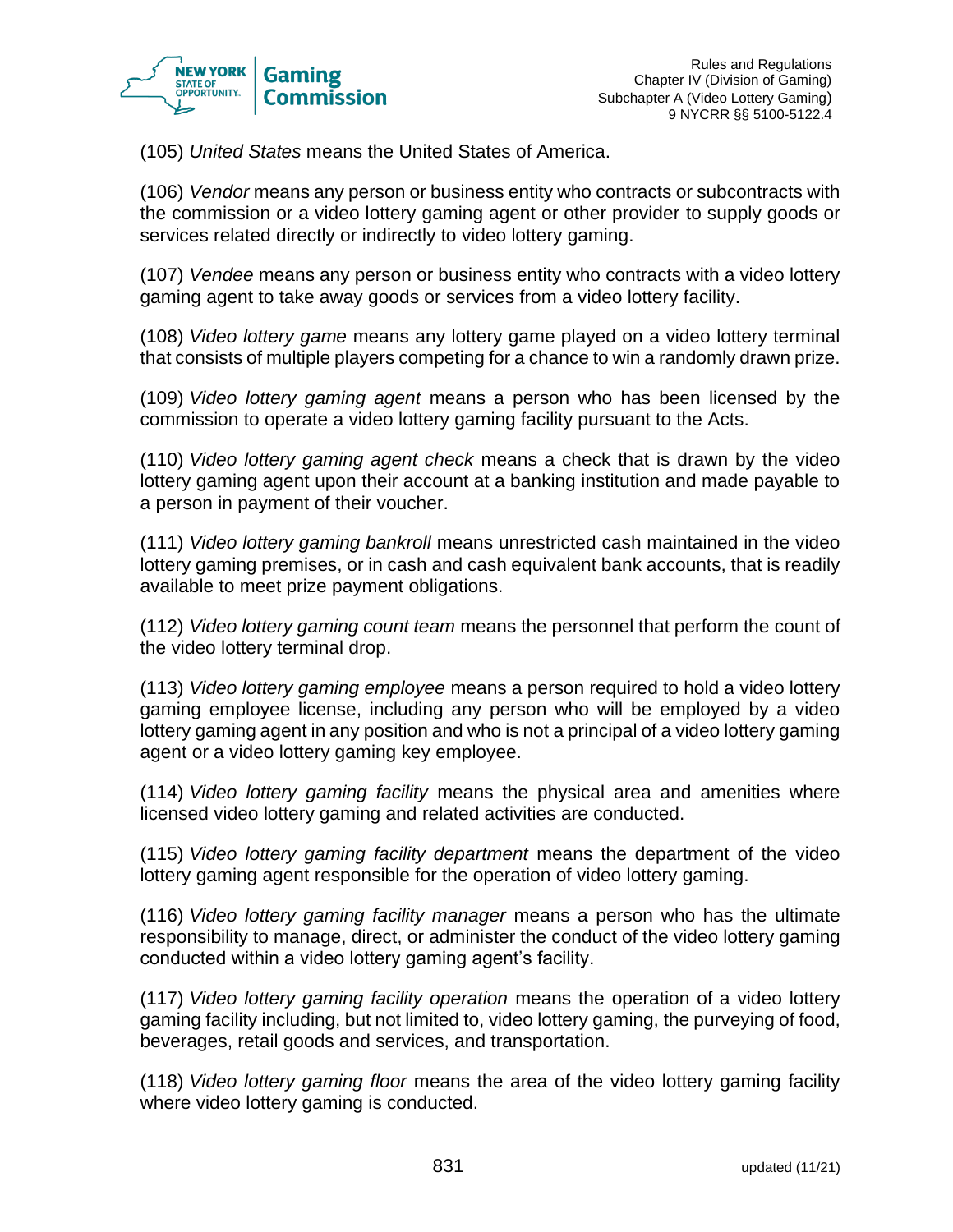(105) *United States* means the United States of America.

(106) *Vendor* means any person or business entity who contracts or subcontracts with the commission or a video lottery gaming agent or other provider to supply goods or services related directly or indirectly to video lottery gaming.

(107) *Vendee* means any person or business entity who contracts with a video lottery gaming agent to take away goods or services from a video lottery facility.

(108) *Video lottery game* means any lottery game played on a video lottery terminal that consists of multiple players competing for a chance to win a randomly drawn prize.

(109) *Video lottery gaming agent* means a person who has been licensed by the commission to operate a video lottery gaming facility pursuant to the Acts.

(110) *Video lottery gaming agent check* means a check that is drawn by the video lottery gaming agent upon their account at a banking institution and made payable to a person in payment of their voucher.

(111) *Video lottery gaming bankroll* means unrestricted cash maintained in the video lottery gaming premises, or in cash and cash equivalent bank accounts, that is readily available to meet prize payment obligations.

(112) *Video lottery gaming count team* means the personnel that perform the count of the video lottery terminal drop.

(113) *Video lottery gaming employee* means a person required to hold a video lottery gaming employee license, including any person who will be employed by a video lottery gaming agent in any position and who is not a principal of a video lottery gaming agent or a video lottery gaming key employee.

(114) *Video lottery gaming facility* means the physical area and amenities where licensed video lottery gaming and related activities are conducted.

(115) *Video lottery gaming facility department* means the department of the video lottery gaming agent responsible for the operation of video lottery gaming.

(116) *Video lottery gaming facility manager* means a person who has the ultimate responsibility to manage, direct, or administer the conduct of the video lottery gaming conducted within a video lottery gaming agent's facility.

(117) *Video lottery gaming facility operation* means the operation of a video lottery gaming facility including, but not limited to, video lottery gaming, the purveying of food, beverages, retail goods and services, and transportation.

(118) *Video lottery gaming floor* means the area of the video lottery gaming facility where video lottery gaming is conducted.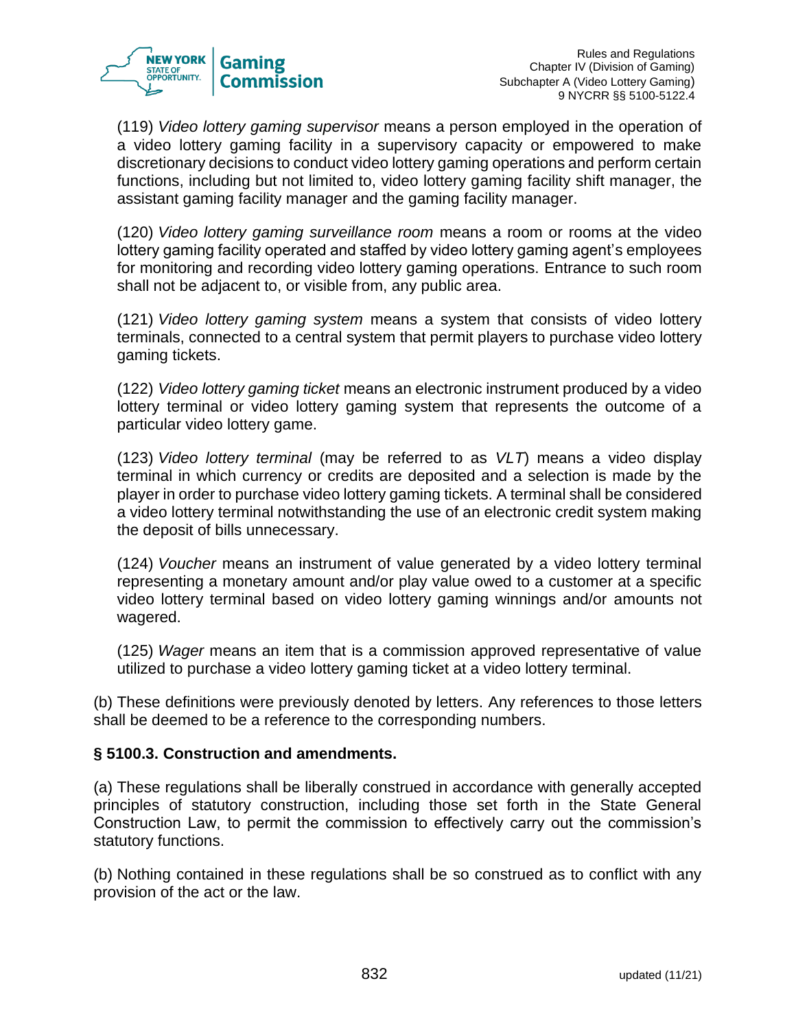(119) *Video lottery gaming supervisor* means a person employed in the operation of a video lottery gaming facility in a supervisory capacity or empowered to make discretionary decisions to conduct video lottery gaming operations and perform certain functions, including but not limited to, video lottery gaming facility shift manager, the assistant gaming facility manager and the gaming facility manager.

(120) *Video lottery gaming surveillance room* means a room or rooms at the video lottery gaming facility operated and staffed by video lottery gaming agent's employees for monitoring and recording video lottery gaming operations. Entrance to such room shall not be adjacent to, or visible from, any public area.

(121) *Video lottery gaming system* means a system that consists of video lottery terminals, connected to a central system that permit players to purchase video lottery gaming tickets.

(122) *Video lottery gaming ticket* means an electronic instrument produced by a video lottery terminal or video lottery gaming system that represents the outcome of a particular video lottery game.

(123) *Video lottery terminal* (may be referred to as *VLT*) means a video display terminal in which currency or credits are deposited and a selection is made by the player in order to purchase video lottery gaming tickets. A terminal shall be considered a video lottery terminal notwithstanding the use of an electronic credit system making the deposit of bills unnecessary.

(124) *Voucher* means an instrument of value generated by a video lottery terminal representing a monetary amount and/or play value owed to a customer at a specific video lottery terminal based on video lottery gaming winnings and/or amounts not wagered.

(125) *Wager* means an item that is a commission approved representative of value utilized to purchase a video lottery gaming ticket at a video lottery terminal.

(b) These definitions were previously denoted by letters. Any references to those letters shall be deemed to be a reference to the corresponding numbers.

**§ 5100.3. Construction and amendments.**

(a) These regulations shall be liberally construed in accordance with generally accepted principles of statutory construction, including those set forth in the State General Construction Law, to permit the commission to effectively carry out the commission's statutory functions.

(b) Nothing contained in these regulations shall be so construed as to conflict with any provision of the act or the law.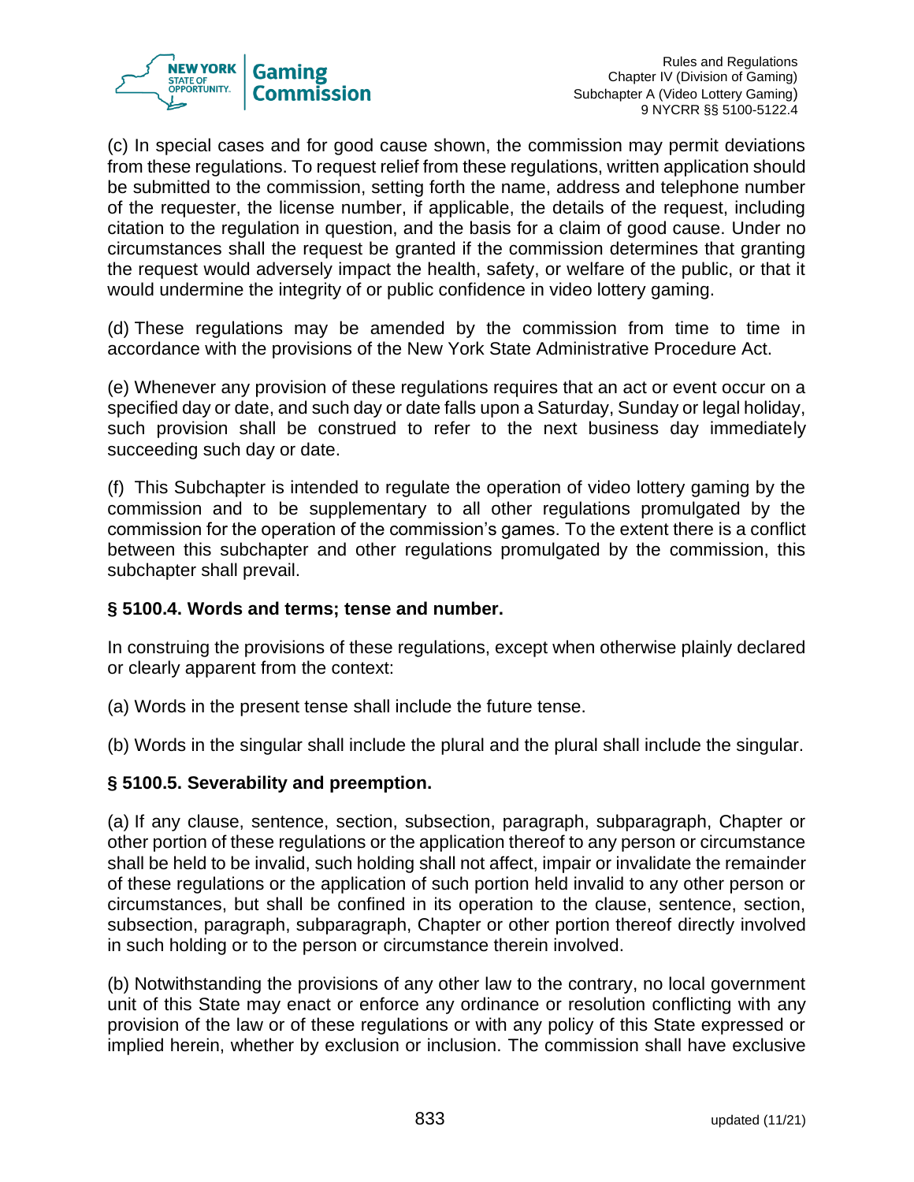(c) In special cases and for good cause shown, the commission may permit deviations from these regulations. To request relief from these regulations, written application should be submitted to the commission, setting forth the name, address and telephone number of the requester, the license number, if applicable, the details of the request, including citation to the regulation in question, and the basis for a claim of good cause. Under no circumstances shall the request be granted if the commission determines that granting the request would adversely impact the health, safety, or welfare of the public, or that it would undermine the integrity of or public confidence in video lottery gaming.

(d) These regulations may be amended by the commission from time to time in accordance with the provisions of the New York State Administrative Procedure Act.

(e) Whenever any provision of these regulations requires that an act or event occur on a specified day or date, and such day or date falls upon a Saturday, Sunday or legal holiday, such provision shall be construed to refer to the next business day immediately succeeding such day or date.

(f) This Subchapter is intended to regulate the operation of video lottery gaming by the commission and to be supplementary to all other regulations promulgated by the commission for the operation of the commission's games. To the extent there is a conflict between this subchapter and other regulations promulgated by the commission, this subchapter shall prevail.

**§ 5100.4. Words and terms; tense and number.**

In construing the provisions of these regulations, except when otherwise plainly declared or clearly apparent from the context:

(a) Words in the present tense shall include the future tense.

(b) Words in the singular shall include the plural and the plural shall include the singular.

**§ 5100.5. Severability and preemption.**

(a) If any clause, sentence, section, subsection, paragraph, subparagraph, Chapter or other portion of these regulations or the application thereof to any person or circumstance shall be held to be invalid, such holding shall not affect, impair or invalidate the remainder of these regulations or the application of such portion held invalid to any other person or circumstances, but shall be confined in its operation to the clause, sentence, section, subsection, paragraph, subparagraph, Chapter or other portion thereof directly involved in such holding or to the person or circumstance therein involved.

(b) Notwithstanding the provisions of any other law to the contrary, no local government unit of this State may enact or enforce any ordinance or resolution conflicting with any provision of the law or of these regulations or with any policy of this State expressed or implied herein, whether by exclusion or inclusion. The commission shall have exclusive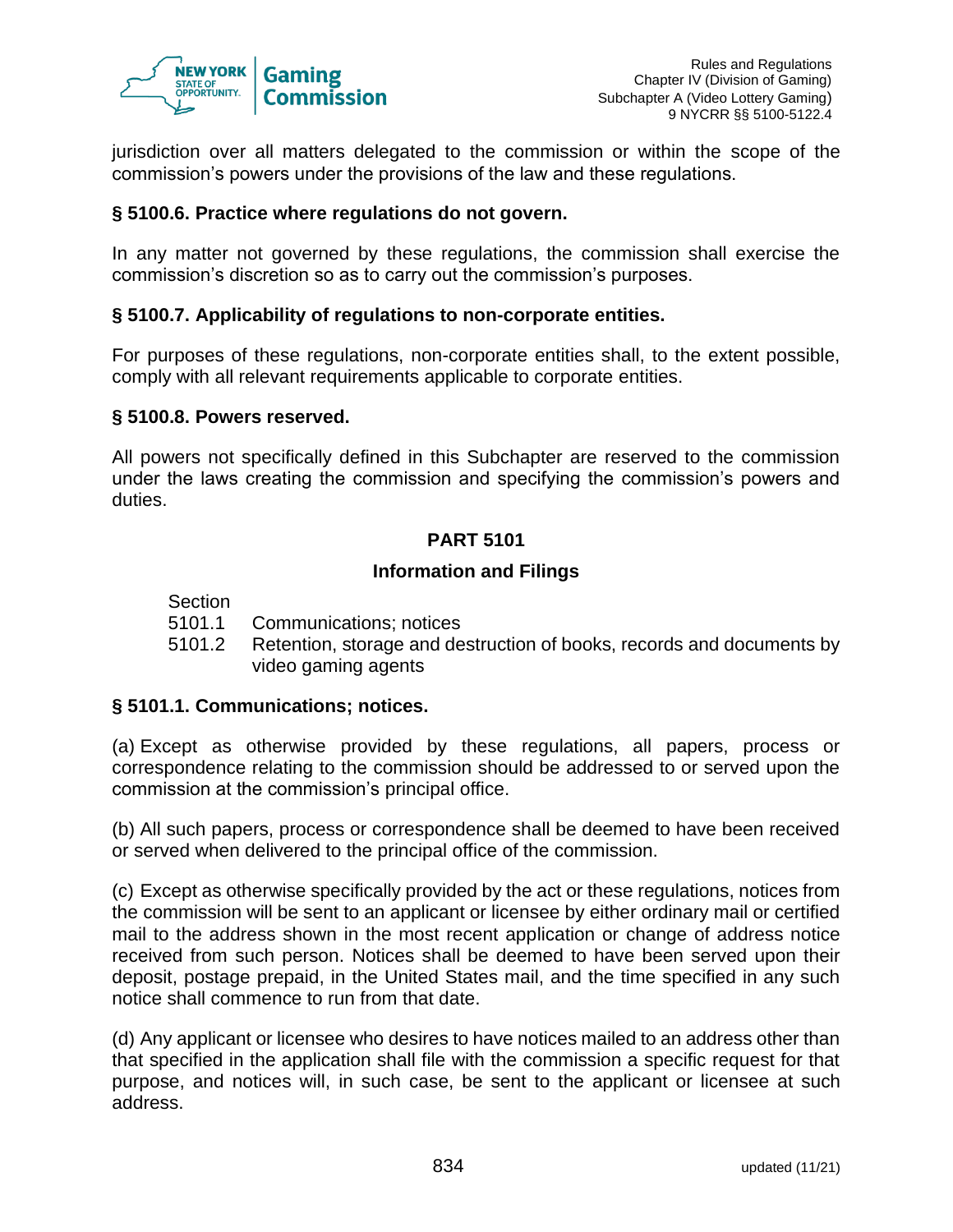jurisdiction over all matters delegated to the commission or within the scope of the commission's powers under the provisions of the law and these regulations.

**§ 5100.6. Practice where regulations do not govern.**

In any matter not governed by these regulations, the commission shall exercise the commission's discretion so as to carry out the commission's purposes.

**§ 5100.7. Applicability of regulations to non-corporate entities.**

For purposes of these regulations, non-corporate entities shall, to the extent possible, comply with all relevant requirements applicable to corporate entities.

**§ 5100.8. Powers reserved.**

All powers not specifically defined in this Subchapter are reserved to the commission under the laws creating the commission and specifying the commission's powers and duties.

## PART 5101

### Information and Filings

Section
5101.1 Communications; notices
5101.2 Retention, storage and destruction of books, records and documents by video gaming agents

**§ 5101.1. Communications; notices.**

(a) Except as otherwise provided by these regulations, all papers, process or correspondence relating to the commission should be addressed to or served upon the commission at the commission's principal office.

(b) All such papers, process or correspondence shall be deemed to have been received or served when delivered to the principal office of the commission.

(c) Except as otherwise specifically provided by the act or these regulations, notices from the commission will be sent to an applicant or licensee by either ordinary mail or certified mail to the address shown in the most recent application or change of address notice received from such person. Notices shall be deemed to have been served upon their deposit, postage prepaid, in the United States mail, and the time specified in any such notice shall commence to run from that date.

(d) Any applicant or licensee who desires to have notices mailed to an address other than that specified in the application shall file with the commission a specific request for that purpose, and notices will, in such case, be sent to the applicant or licensee at such address.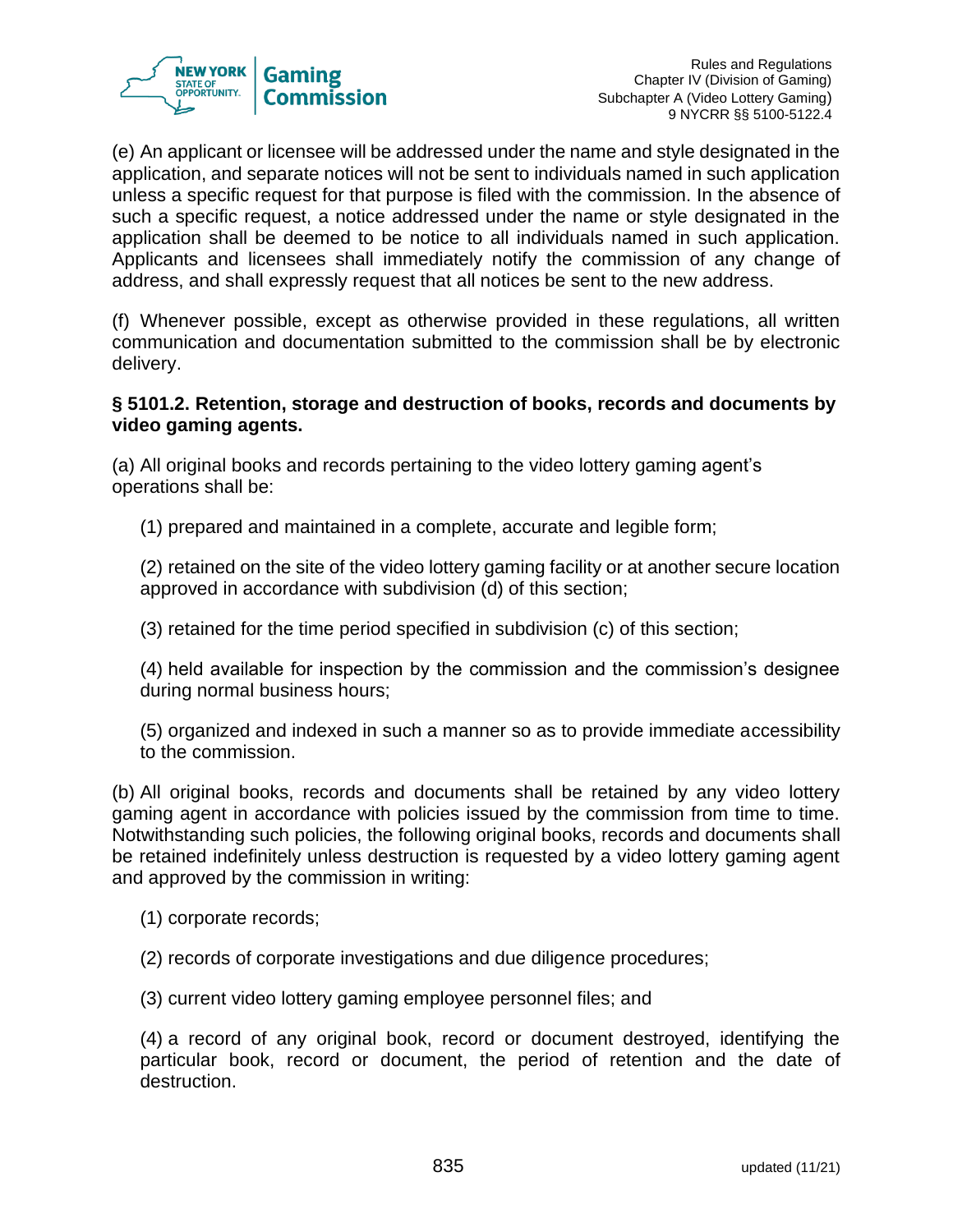(e) An applicant or licensee will be addressed under the name and style designated in the application, and separate notices will not be sent to individuals named in such application unless a specific request for that purpose is filed with the commission. In the absence of such a specific request, a notice addressed under the name or style designated in the application shall be deemed to be notice to all individuals named in such application. Applicants and licensees shall immediately notify the commission of any change of address, and shall expressly request that all notices be sent to the new address.

(f) Whenever possible, except as otherwise provided in these regulations, all written communication and documentation submitted to the commission shall be by electronic delivery.

**§ 5101.2. Retention, storage and destruction of books, records and documents by video gaming agents.**

(a) All original books and records pertaining to the video lottery gaming agent's operations shall be:

(1) prepared and maintained in a complete, accurate and legible form;

(2) retained on the site of the video lottery gaming facility or at another secure location approved in accordance with subdivision (d) of this section;

(3) retained for the time period specified in subdivision (c) of this section;

(4) held available for inspection by the commission and the commission's designee during normal business hours;

(5) organized and indexed in such a manner so as to provide immediate accessibility to the commission.

(b) All original books, records and documents shall be retained by any video lottery gaming agent in accordance with policies issued by the commission from time to time. Notwithstanding such policies, the following original books, records and documents shall be retained indefinitely unless destruction is requested by a video lottery gaming agent and approved by the commission in writing:

(1) corporate records;

(2) records of corporate investigations and due diligence procedures;

(3) current video lottery gaming employee personnel files; and

(4) a record of any original book, record or document destroyed, identifying the particular book, record or document, the period of retention and the date of destruction.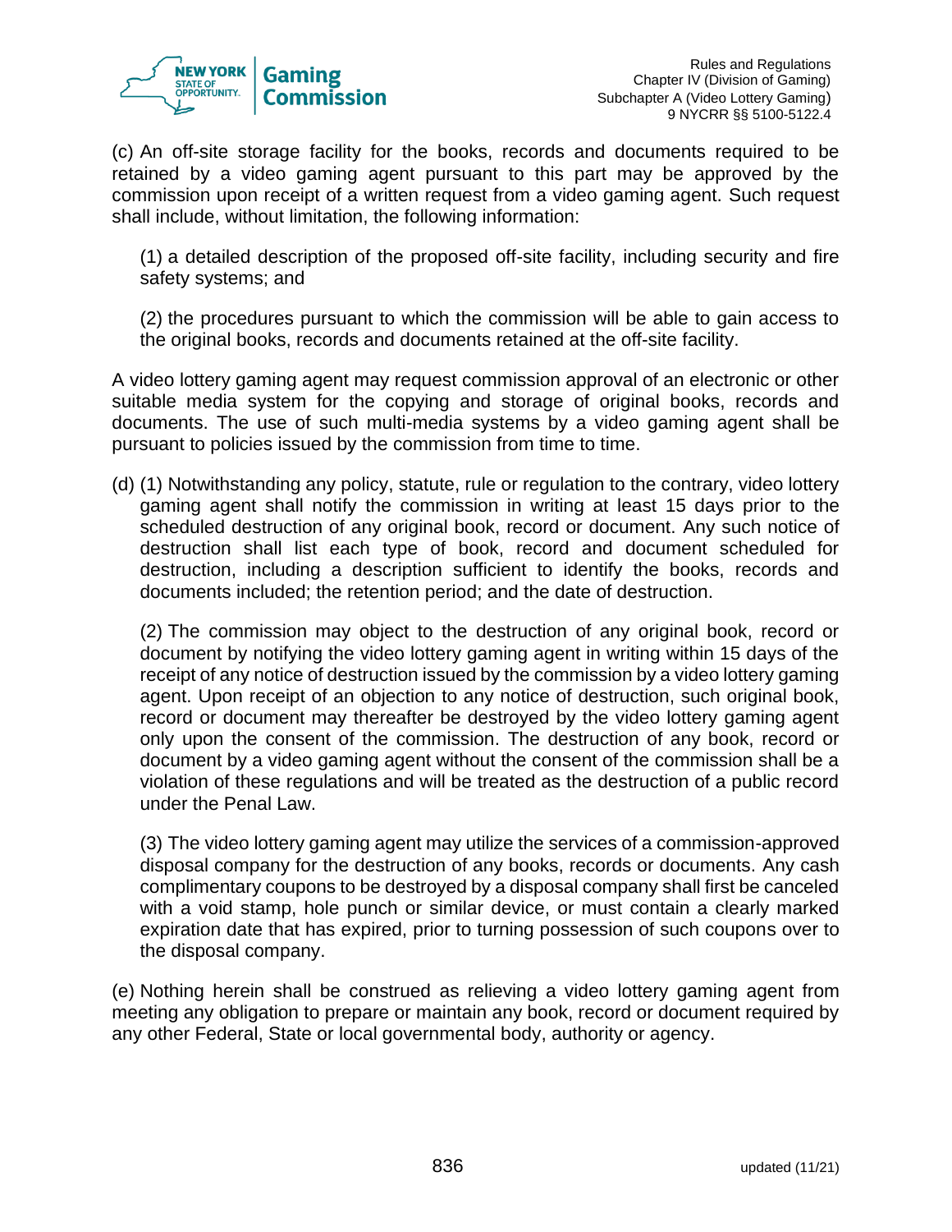(c) An off-site storage facility for the books, records and documents required to be retained by a video gaming agent pursuant to this part may be approved by the commission upon receipt of a written request from a video gaming agent. Such request shall include, without limitation, the following information:

(1) a detailed description of the proposed off-site facility, including security and fire safety systems; and

(2) the procedures pursuant to which the commission will be able to gain access to the original books, records and documents retained at the off-site facility.

A video lottery gaming agent may request commission approval of an electronic or other suitable media system for the copying and storage of original books, records and documents. The use of such multi-media systems by a video gaming agent shall be pursuant to policies issued by the commission from time to time.

(d) (1) Notwithstanding any policy, statute, rule or regulation to the contrary, video lottery gaming agent shall notify the commission in writing at least 15 days prior to the scheduled destruction of any original book, record or document. Any such notice of destruction shall list each type of book, record and document scheduled for destruction, including a description sufficient to identify the books, records and documents included; the retention period; and the date of destruction.

(2) The commission may object to the destruction of any original book, record or document by notifying the video lottery gaming agent in writing within 15 days of the receipt of any notice of destruction issued by the commission by a video lottery gaming agent. Upon receipt of an objection to any notice of destruction, such original book, record or document may thereafter be destroyed by the video lottery gaming agent only upon the consent of the commission. The destruction of any book, record or document by a video gaming agent without the consent of the commission shall be a violation of these regulations and will be treated as the destruction of a public record under the Penal Law.

(3) The video lottery gaming agent may utilize the services of a commission-approved disposal company for the destruction of any books, records or documents. Any cash complimentary coupons to be destroyed by a disposal company shall first be canceled with a void stamp, hole punch or similar device, or must contain a clearly marked expiration date that has expired, prior to turning possession of such coupons over to the disposal company.

(e) Nothing herein shall be construed as relieving a video lottery gaming agent from meeting any obligation to prepare or maintain any book, record or document required by any other Federal, State or local governmental body, authority or agency.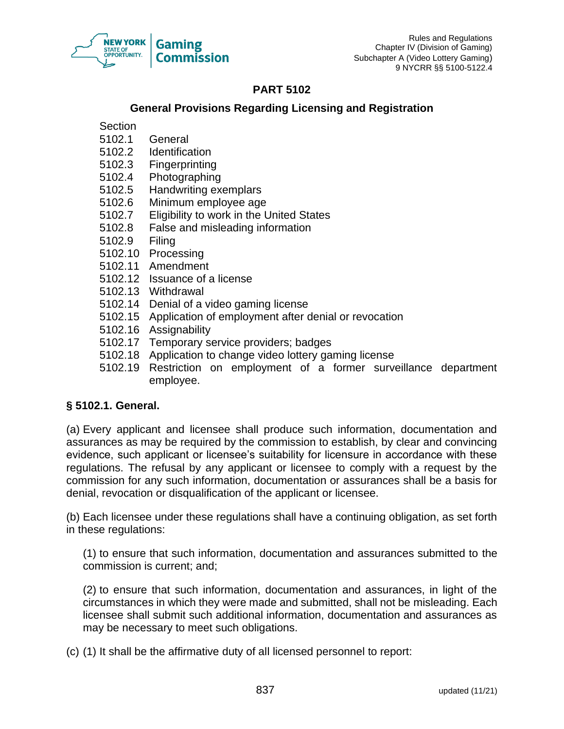# PART 5102

## General Provisions Regarding Licensing and Registration

Section
5102.1 General
5102.2 Identification
5102.3 Fingerprinting
5102.4 Photographing
5102.5 Handwriting exemplars
5102.6 Minimum employee age
5102.7 Eligibility to work in the United States
5102.8 False and misleading information
5102.9 Filing
5102.10 Processing
5102.11 Amendment
5102.12 Issuance of a license
5102.13 Withdrawal
5102.14 Denial of a video gaming license
5102.15 Application of employment after denial or revocation
5102.16 Assignability
5102.17 Temporary service providers; badges
5102.18 Application to change video lottery gaming license
5102.19 Restriction on employment of a former surveillance department employee.

### § 5102.1. General.

(a) Every applicant and licensee shall produce such information, documentation and assurances as may be required by the commission to establish, by clear and convincing evidence, such applicant or licensee's suitability for licensure in accordance with these regulations. The refusal by any applicant or licensee to comply with a request by the commission for any such information, documentation or assurances shall be a basis for denial, revocation or disqualification of the applicant or licensee.

(b) Each licensee under these regulations shall have a continuing obligation, as set forth in these regulations:

(1) to ensure that such information, documentation and assurances submitted to the commission is current; and;

(2) to ensure that such information, documentation and assurances, in light of the circumstances in which they were made and submitted, shall not be misleading. Each licensee shall submit such additional information, documentation and assurances as may be necessary to meet such obligations.

(c) (1) It shall be the affirmative duty of all licensed personnel to report: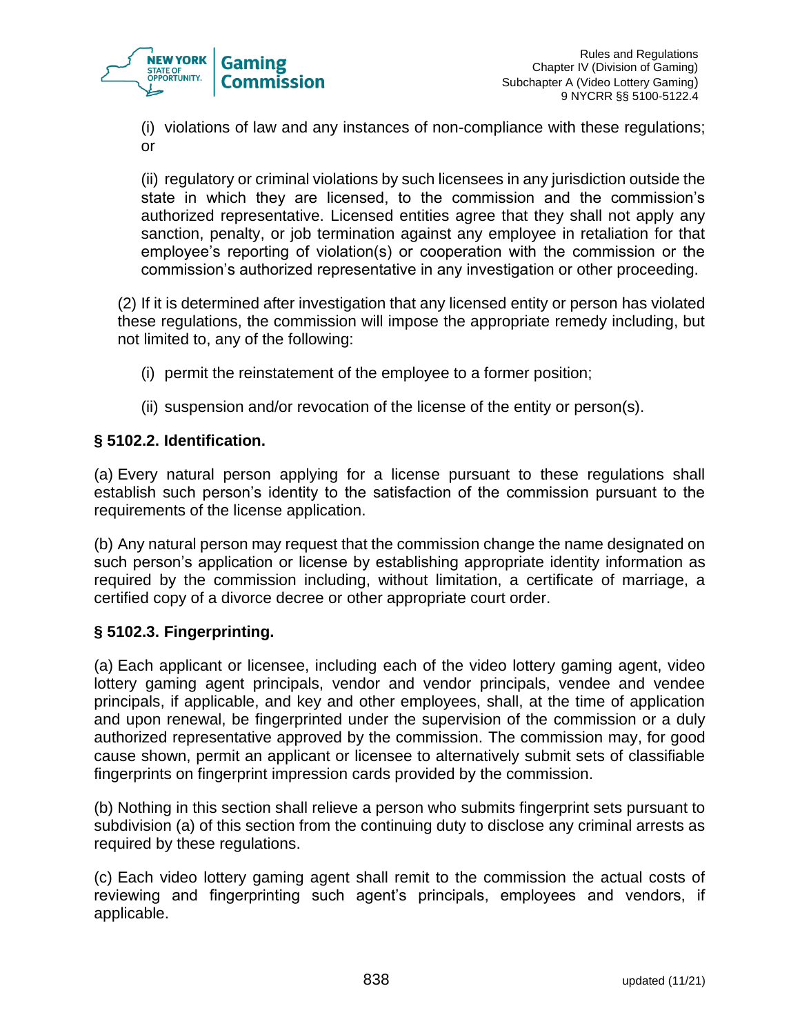(i) violations of law and any instances of non-compliance with these regulations; or

(ii) regulatory or criminal violations by such licensees in any jurisdiction outside the state in which they are licensed, to the commission and the commission's authorized representative. Licensed entities agree that they shall not apply any sanction, penalty, or job termination against any employee in retaliation for that employee's reporting of violation(s) or cooperation with the commission or the commission's authorized representative in any investigation or other proceeding.

(2) If it is determined after investigation that any licensed entity or person has violated these regulations, the commission will impose the appropriate remedy including, but not limited to, any of the following:

(i) permit the reinstatement of the employee to a former position;

(ii) suspension and/or revocation of the license of the entity or person(s).

### § 5102.2. Identification.

(a) Every natural person applying for a license pursuant to these regulations shall establish such person's identity to the satisfaction of the commission pursuant to the requirements of the license application.

(b) Any natural person may request that the commission change the name designated on such person's application or license by establishing appropriate identity information as required by the commission including, without limitation, a certificate of marriage, a certified copy of a divorce decree or other appropriate court order.

### § 5102.3. Fingerprinting.

(a) Each applicant or licensee, including each of the video lottery gaming agent, video lottery gaming agent principals, vendor and vendor principals, vendee and vendee principals, if applicable, and key and other employees, shall, at the time of application and upon renewal, be fingerprinted under the supervision of the commission or a duly authorized representative approved by the commission. The commission may, for good cause shown, permit an applicant or licensee to alternatively submit sets of classifiable fingerprints on fingerprint impression cards provided by the commission.

(b) Nothing in this section shall relieve a person who submits fingerprint sets pursuant to subdivision (a) of this section from the continuing duty to disclose any criminal arrests as required by these regulations.

(c) Each video lottery gaming agent shall remit to the commission the actual costs of reviewing and fingerprinting such agent's principals, employees and vendors, if applicable.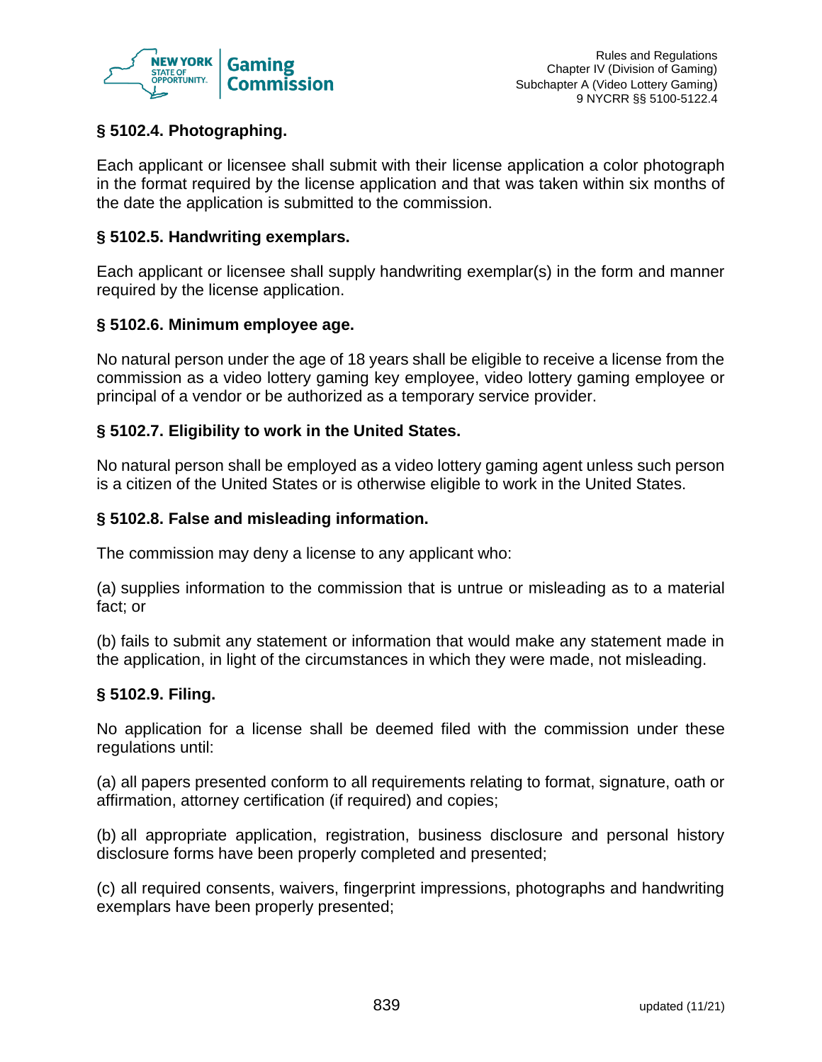### § 5102.4. Photographing.

Each applicant or licensee shall submit with their license application a color photograph in the format required by the license application and that was taken within six months of the date the application is submitted to the commission.

### § 5102.5. Handwriting exemplars.

Each applicant or licensee shall supply handwriting exemplar(s) in the form and manner required by the license application.

### § 5102.6. Minimum employee age.

No natural person under the age of 18 years shall be eligible to receive a license from the commission as a video lottery gaming key employee, video lottery gaming employee or principal of a vendor or be authorized as a temporary service provider.

### § 5102.7. Eligibility to work in the United States.

No natural person shall be employed as a video lottery gaming agent unless such person is a citizen of the United States or is otherwise eligible to work in the United States.

### § 5102.8. False and misleading information.

The commission may deny a license to any applicant who:

(a) supplies information to the commission that is untrue or misleading as to a material fact; or

(b) fails to submit any statement or information that would make any statement made in the application, in light of the circumstances in which they were made, not misleading.

### § 5102.9. Filing.

No application for a license shall be deemed filed with the commission under these regulations until:

(a) all papers presented conform to all requirements relating to format, signature, oath or affirmation, attorney certification (if required) and copies;

(b) all appropriate application, registration, business disclosure and personal history disclosure forms have been properly completed and presented;

(c) all required consents, waivers, fingerprint impressions, photographs and handwriting exemplars have been properly presented;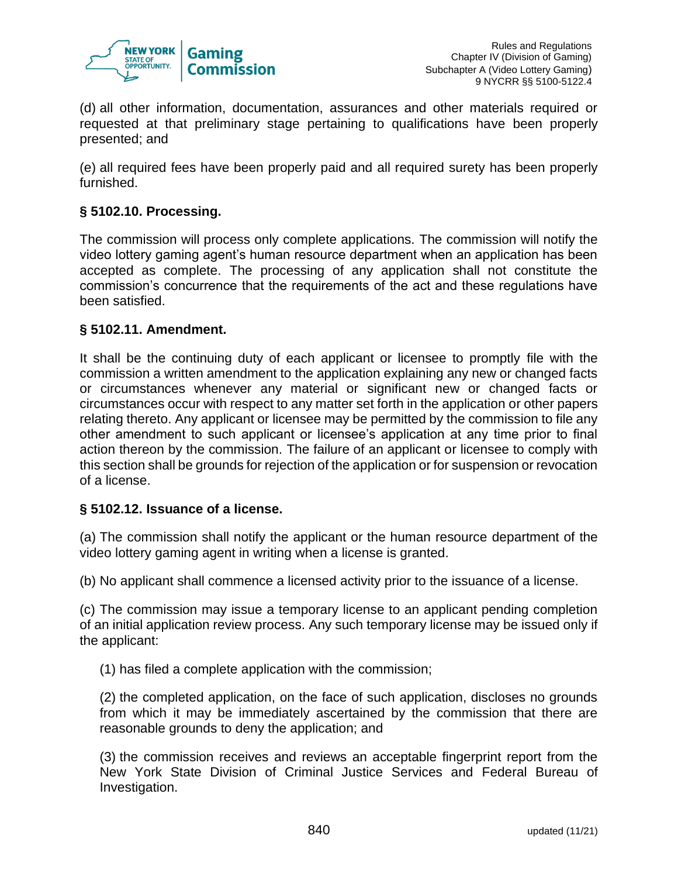(d) all other information, documentation, assurances and other materials required or requested at that preliminary stage pertaining to qualifications have been properly presented; and

(e) all required fees have been properly paid and all required surety has been properly furnished.

### § 5102.10. Processing.

The commission will process only complete applications. The commission will notify the video lottery gaming agent's human resource department when an application has been accepted as complete. The processing of any application shall not constitute the commission's concurrence that the requirements of the act and these regulations have been satisfied.

### § 5102.11. Amendment.

It shall be the continuing duty of each applicant or licensee to promptly file with the commission a written amendment to the application explaining any new or changed facts or circumstances whenever any material or significant new or changed facts or circumstances occur with respect to any matter set forth in the application or other papers relating thereto. Any applicant or licensee may be permitted by the commission to file any other amendment to such applicant or licensee's application at any time prior to final action thereon by the commission. The failure of an applicant or licensee to comply with this section shall be grounds for rejection of the application or for suspension or revocation of a license.

### § 5102.12. Issuance of a license.

(a) The commission shall notify the applicant or the human resource department of the video lottery gaming agent in writing when a license is granted.

(b) No applicant shall commence a licensed activity prior to the issuance of a license.

(c) The commission may issue a temporary license to an applicant pending completion of an initial application review process. Any such temporary license may be issued only if the applicant:

(1) has filed a complete application with the commission;

(2) the completed application, on the face of such application, discloses no grounds from which it may be immediately ascertained by the commission that there are reasonable grounds to deny the application; and

(3) the commission receives and reviews an acceptable fingerprint report from the New York State Division of Criminal Justice Services and Federal Bureau of Investigation.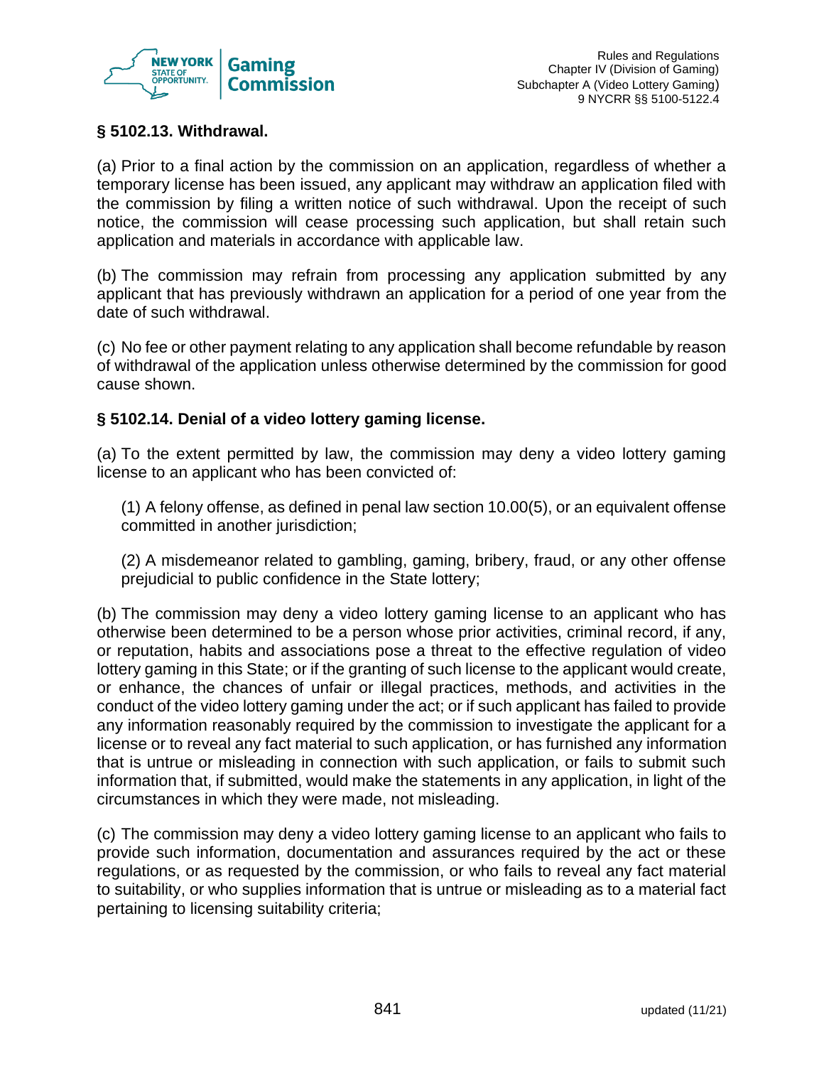### § 5102.13. Withdrawal.

(a) Prior to a final action by the commission on an application, regardless of whether a temporary license has been issued, any applicant may withdraw an application filed with the commission by filing a written notice of such withdrawal. Upon the receipt of such notice, the commission will cease processing such application, but shall retain such application and materials in accordance with applicable law.

(b) The commission may refrain from processing any application submitted by any applicant that has previously withdrawn an application for a period of one year from the date of such withdrawal.

(c) No fee or other payment relating to any application shall become refundable by reason of withdrawal of the application unless otherwise determined by the commission for good cause shown.

### § 5102.14. Denial of a video lottery gaming license.

(a) To the extent permitted by law, the commission may deny a video lottery gaming license to an applicant who has been convicted of:

(1) A felony offense, as defined in penal law section 10.00(5), or an equivalent offense committed in another jurisdiction;

(2) A misdemeanor related to gambling, gaming, bribery, fraud, or any other offense prejudicial to public confidence in the State lottery;

(b) The commission may deny a video lottery gaming license to an applicant who has otherwise been determined to be a person whose prior activities, criminal record, if any, or reputation, habits and associations pose a threat to the effective regulation of video lottery gaming in this State; or if the granting of such license to the applicant would create, or enhance, the chances of unfair or illegal practices, methods, and activities in the conduct of the video lottery gaming under the act; or if such applicant has failed to provide any information reasonably required by the commission to investigate the applicant for a license or to reveal any fact material to such application, or has furnished any information that is untrue or misleading in connection with such application, or fails to submit such information that, if submitted, would make the statements in any application, in light of the circumstances in which they were made, not misleading.

(c) The commission may deny a video lottery gaming license to an applicant who fails to provide such information, documentation and assurances required by the act or these regulations, or as requested by the commission, or who fails to reveal any fact material to suitability, or who supplies information that is untrue or misleading as to a material fact pertaining to licensing suitability criteria;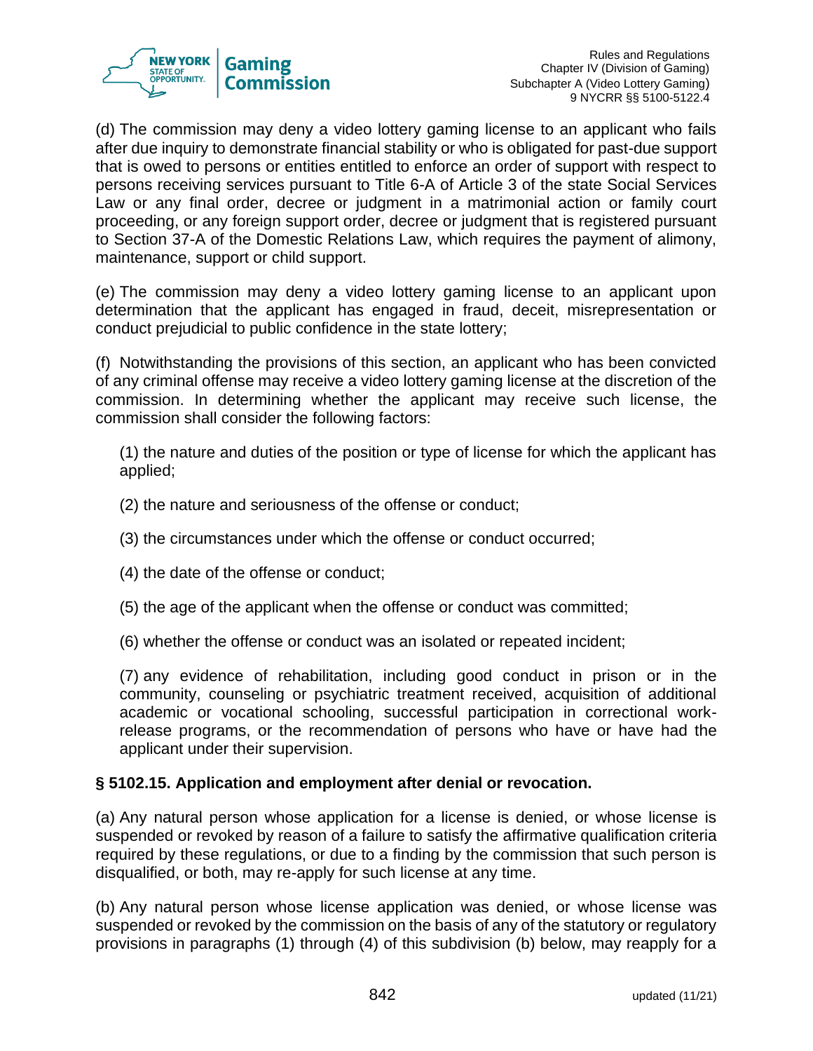(d) The commission may deny a video lottery gaming license to an applicant who fails after due inquiry to demonstrate financial stability or who is obligated for past-due support that is owed to persons or entities entitled to enforce an order of support with respect to persons receiving services pursuant to Title 6-A of Article 3 of the state Social Services Law or any final order, decree or judgment in a matrimonial action or family court proceeding, or any foreign support order, decree or judgment that is registered pursuant to Section 37-A of the Domestic Relations Law, which requires the payment of alimony, maintenance, support or child support.

(e) The commission may deny a video lottery gaming license to an applicant upon determination that the applicant has engaged in fraud, deceit, misrepresentation or conduct prejudicial to public confidence in the state lottery;

(f) Notwithstanding the provisions of this section, an applicant who has been convicted of any criminal offense may receive a video lottery gaming license at the discretion of the commission. In determining whether the applicant may receive such license, the commission shall consider the following factors:

(1) the nature and duties of the position or type of license for which the applicant has applied;

(2) the nature and seriousness of the offense or conduct;

(3) the circumstances under which the offense or conduct occurred;

(4) the date of the offense or conduct;

(5) the age of the applicant when the offense or conduct was committed;

(6) whether the offense or conduct was an isolated or repeated incident;

(7) any evidence of rehabilitation, including good conduct in prison or in the community, counseling or psychiatric treatment received, acquisition of additional academic or vocational schooling, successful participation in correctional work-release programs, or the recommendation of persons who have or have had the applicant under their supervision.

**§ 5102.15. Application and employment after denial or revocation.**

(a) Any natural person whose application for a license is denied, or whose license is suspended or revoked by reason of a failure to satisfy the affirmative qualification criteria required by these regulations, or due to a finding by the commission that such person is disqualified, or both, may re-apply for such license at any time.

(b) Any natural person whose license application was denied, or whose license was suspended or revoked by the commission on the basis of any of the statutory or regulatory provisions in paragraphs (1) through (4) of this subdivision (b) below, may reapply for a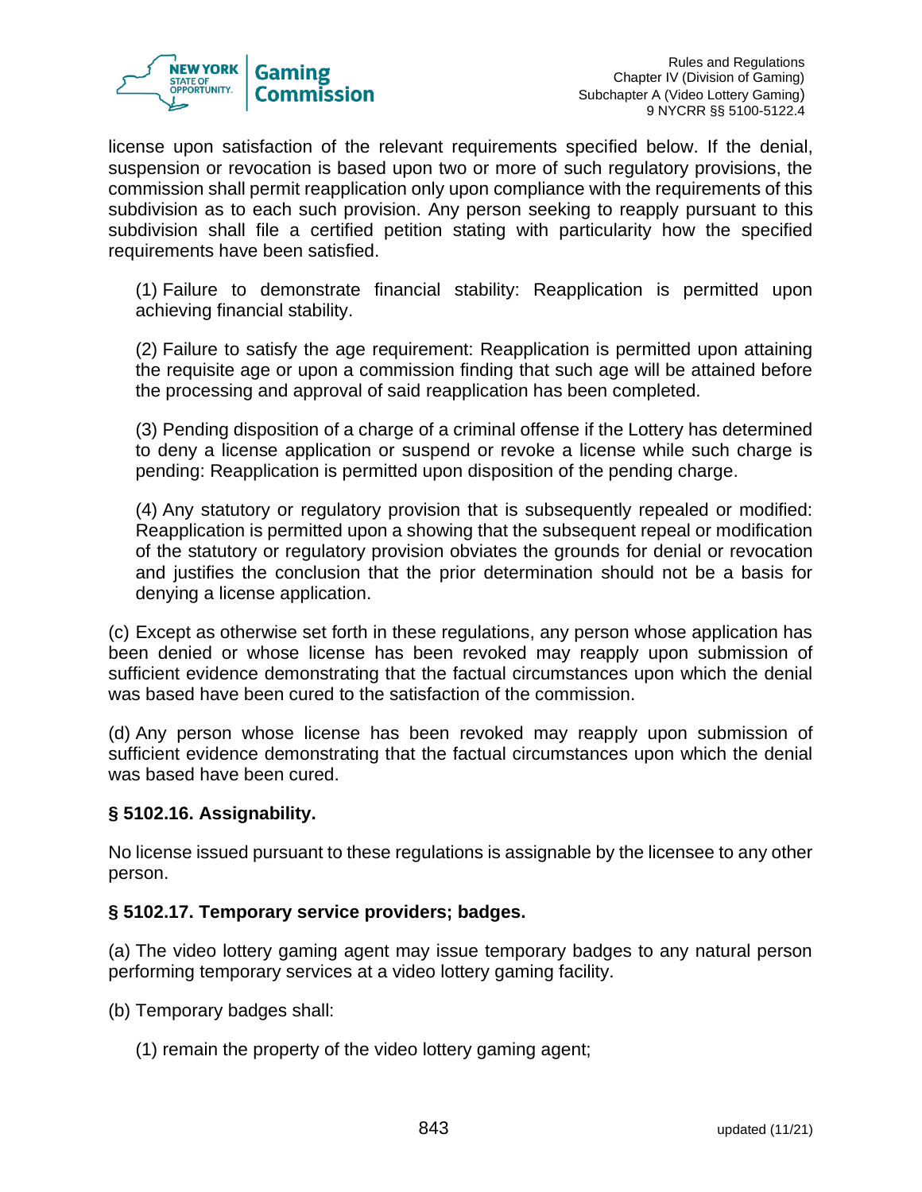license upon satisfaction of the relevant requirements specified below. If the denial, suspension or revocation is based upon two or more of such regulatory provisions, the commission shall permit reapplication only upon compliance with the requirements of this subdivision as to each such provision. Any person seeking to reapply pursuant to this subdivision shall file a certified petition stating with particularity how the specified requirements have been satisfied.

(1) Failure to demonstrate financial stability: Reapplication is permitted upon achieving financial stability.

(2) Failure to satisfy the age requirement: Reapplication is permitted upon attaining the requisite age or upon a commission finding that such age will be attained before the processing and approval of said reapplication has been completed.

(3) Pending disposition of a charge of a criminal offense if the Lottery has determined to deny a license application or suspend or revoke a license while such charge is pending: Reapplication is permitted upon disposition of the pending charge.

(4) Any statutory or regulatory provision that is subsequently repealed or modified: Reapplication is permitted upon a showing that the subsequent repeal or modification of the statutory or regulatory provision obviates the grounds for denial or revocation and justifies the conclusion that the prior determination should not be a basis for denying a license application.

(c) Except as otherwise set forth in these regulations, any person whose application has been denied or whose license has been revoked may reapply upon submission of sufficient evidence demonstrating that the factual circumstances upon which the denial was based have been cured to the satisfaction of the commission.

(d) Any person whose license has been revoked may reapply upon submission of sufficient evidence demonstrating that the factual circumstances upon which the denial was based have been cured.

### § 5102.16. Assignability.

No license issued pursuant to these regulations is assignable by the licensee to any other person.

### § 5102.17. Temporary service providers; badges.

(a) The video lottery gaming agent may issue temporary badges to any natural person performing temporary services at a video lottery gaming facility.

(b) Temporary badges shall:

(1) remain the property of the video lottery gaming agent;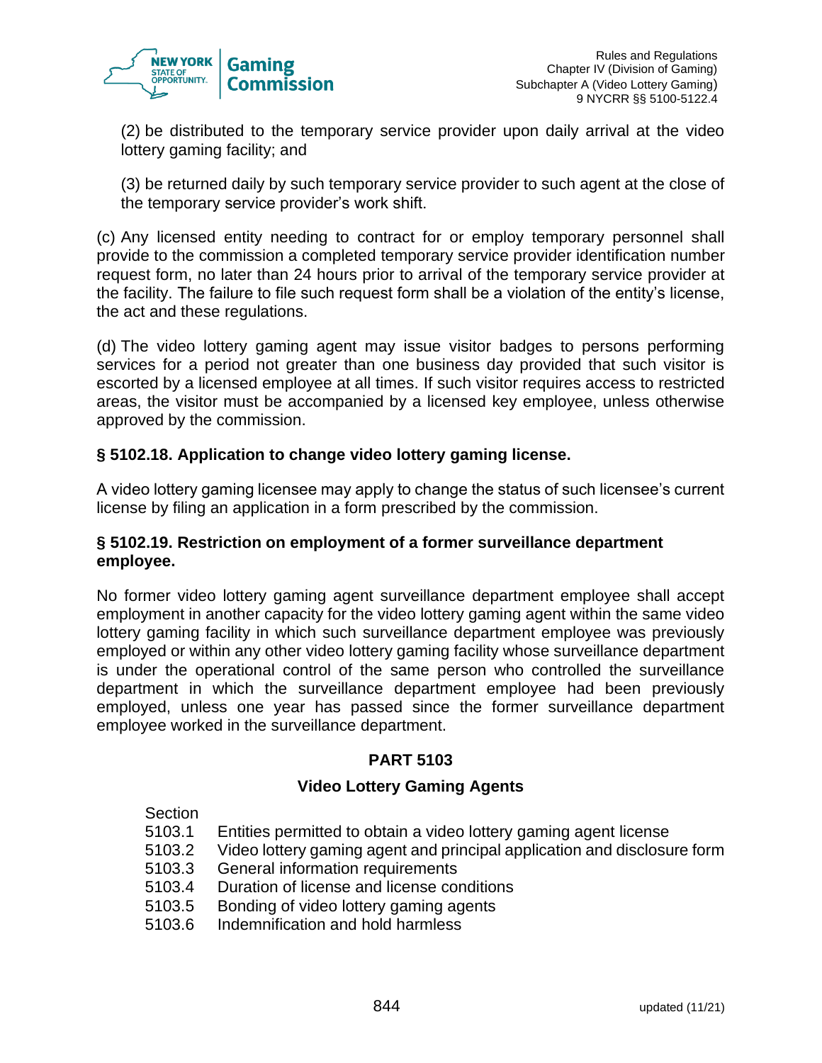(2) be distributed to the temporary service provider upon daily arrival at the video lottery gaming facility; and

(3) be returned daily by such temporary service provider to such agent at the close of the temporary service provider's work shift.

(c) Any licensed entity needing to contract for or employ temporary personnel shall provide to the commission a completed temporary service provider identification number request form, no later than 24 hours prior to arrival of the temporary service provider at the facility. The failure to file such request form shall be a violation of the entity's license, the act and these regulations.

(d) The video lottery gaming agent may issue visitor badges to persons performing services for a period not greater than one business day provided that such visitor is escorted by a licensed employee at all times. If such visitor requires access to restricted areas, the visitor must be accompanied by a licensed key employee, unless otherwise approved by the commission.

### § 5102.18. Application to change video lottery gaming license.

A video lottery gaming licensee may apply to change the status of such licensee's current license by filing an application in a form prescribed by the commission.

### § 5102.19. Restriction on employment of a former surveillance department employee.

No former video lottery gaming agent surveillance department employee shall accept employment in another capacity for the video lottery gaming agent within the same video lottery gaming facility in which such surveillance department employee was previously employed or within any other video lottery gaming facility whose surveillance department is under the operational control of the same person who controlled the surveillance department in which the surveillance department employee had been previously employed, unless one year has passed since the former surveillance department employee worked in the surveillance department.

## PART 5103

## Video Lottery Gaming Agents

Section
- 5103.1 Entities permitted to obtain a video lottery gaming agent license
- 5103.2 Video lottery gaming agent and principal application and disclosure form
- 5103.3 General information requirements
- 5103.4 Duration of license and license conditions
- 5103.5 Bonding of video lottery gaming agents
- 5103.6 Indemnification and hold harmless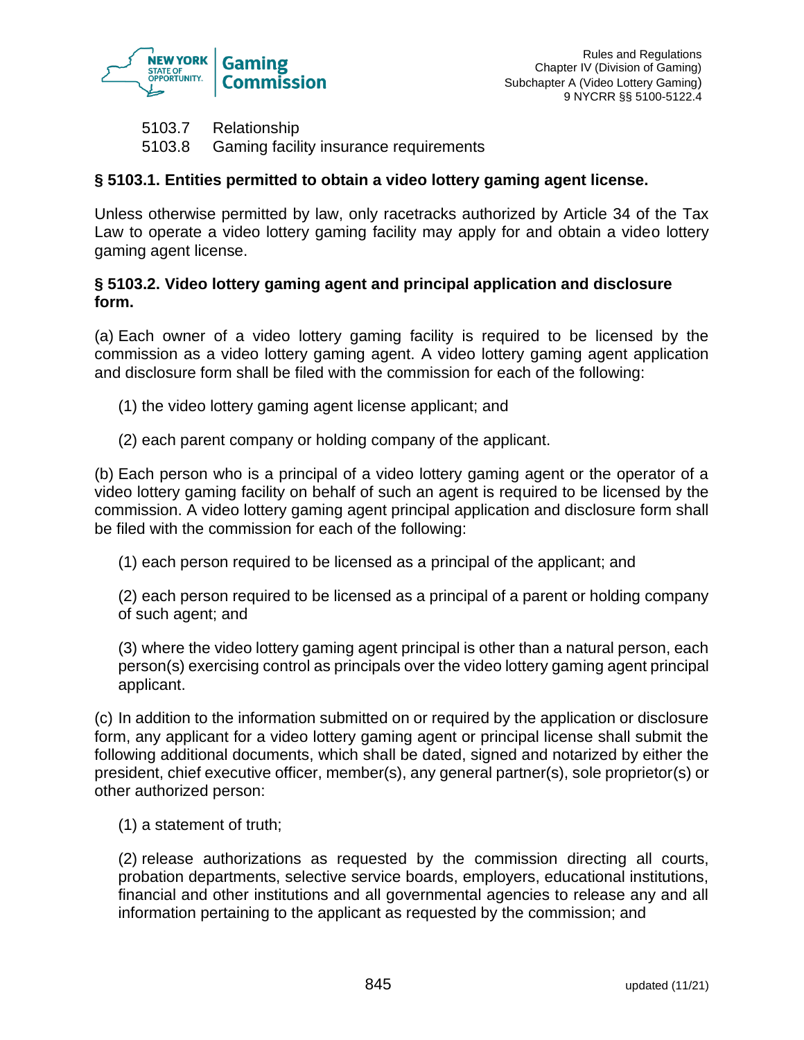5103.7 Relationship
5103.8 Gaming facility insurance requirements

### § 5103.1. Entities permitted to obtain a video lottery gaming agent license.

Unless otherwise permitted by law, only racetracks authorized by Article 34 of the Tax Law to operate a video lottery gaming facility may apply for and obtain a video lottery gaming agent license.

### § 5103.2. Video lottery gaming agent and principal application and disclosure form.

(a) Each owner of a video lottery gaming facility is required to be licensed by the commission as a video lottery gaming agent. A video lottery gaming agent application and disclosure form shall be filed with the commission for each of the following:

(1) the video lottery gaming agent license applicant; and

(2) each parent company or holding company of the applicant.

(b) Each person who is a principal of a video lottery gaming agent or the operator of a video lottery gaming facility on behalf of such an agent is required to be licensed by the commission. A video lottery gaming agent principal application and disclosure form shall be filed with the commission for each of the following:

(1) each person required to be licensed as a principal of the applicant; and

(2) each person required to be licensed as a principal of a parent or holding company of such agent; and

(3) where the video lottery gaming agent principal is other than a natural person, each person(s) exercising control as principals over the video lottery gaming agent principal applicant.

(c) In addition to the information submitted on or required by the application or disclosure form, any applicant for a video lottery gaming agent or principal license shall submit the following additional documents, which shall be dated, signed and notarized by either the president, chief executive officer, member(s), any general partner(s), sole proprietor(s) or other authorized person:

(1) a statement of truth;

(2) release authorizations as requested by the commission directing all courts, probation departments, selective service boards, employers, educational institutions, financial and other institutions and all governmental agencies to release any and all information pertaining to the applicant as requested by the commission; and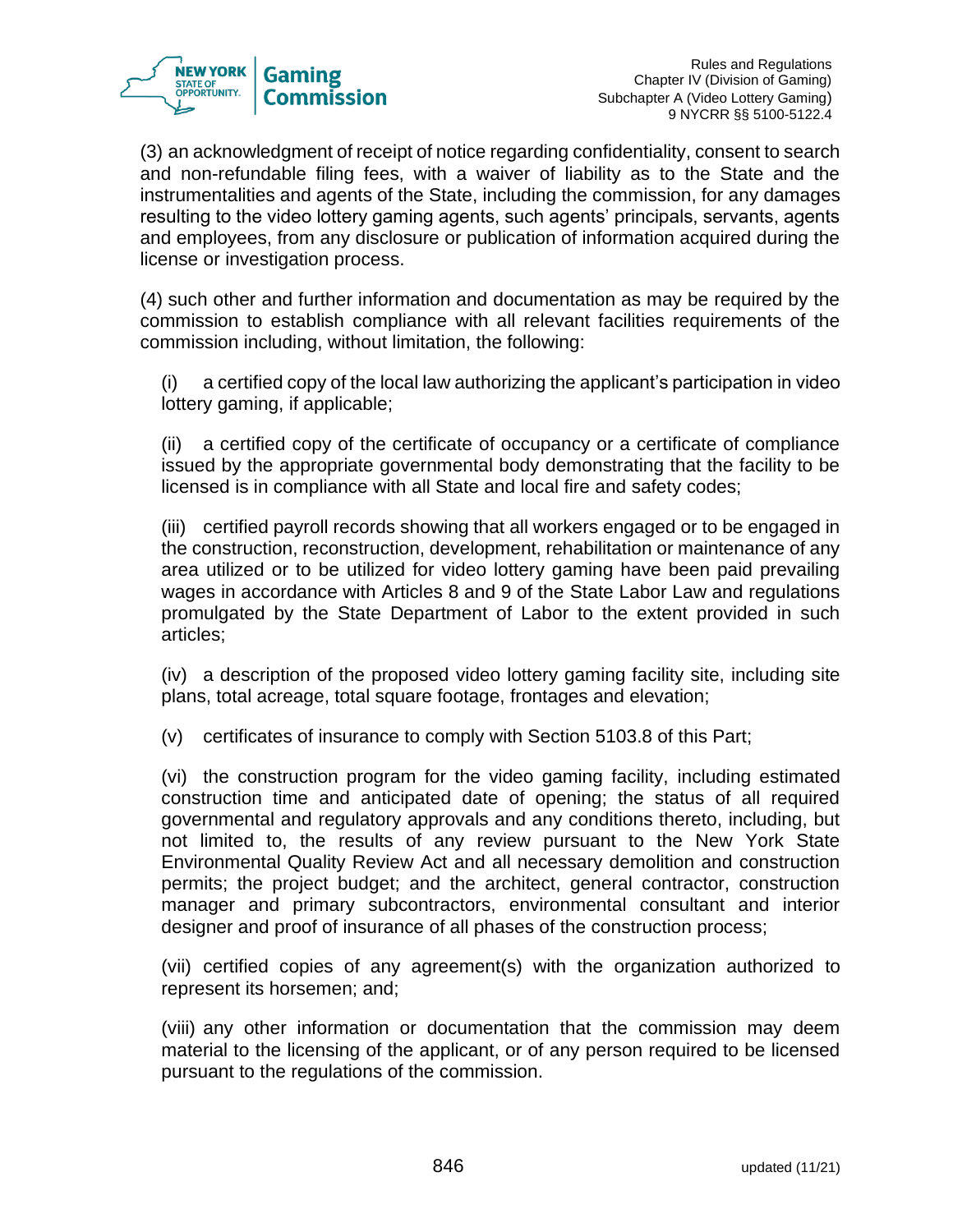(3) an acknowledgment of receipt of notice regarding confidentiality, consent to search and non-refundable filing fees, with a waiver of liability as to the State and the instrumentalities and agents of the State, including the commission, for any damages resulting to the video lottery gaming agents, such agents' principals, servants, agents and employees, from any disclosure or publication of information acquired during the license or investigation process.

(4) such other and further information and documentation as may be required by the commission to establish compliance with all relevant facilities requirements of the commission including, without limitation, the following:

(i) a certified copy of the local law authorizing the applicant's participation in video lottery gaming, if applicable;

(ii) a certified copy of the certificate of occupancy or a certificate of compliance issued by the appropriate governmental body demonstrating that the facility to be licensed is in compliance with all State and local fire and safety codes;

(iii) certified payroll records showing that all workers engaged or to be engaged in the construction, reconstruction, development, rehabilitation or maintenance of any area utilized or to be utilized for video lottery gaming have been paid prevailing wages in accordance with Articles 8 and 9 of the State Labor Law and regulations promulgated by the State Department of Labor to the extent provided in such articles;

(iv) a description of the proposed video lottery gaming facility site, including site plans, total acreage, total square footage, frontages and elevation;

(v) certificates of insurance to comply with Section 5103.8 of this Part;

(vi) the construction program for the video gaming facility, including estimated construction time and anticipated date of opening; the status of all required governmental and regulatory approvals and any conditions thereto, including, but not limited to, the results of any review pursuant to the New York State Environmental Quality Review Act and all necessary demolition and construction permits; the project budget; and the architect, general contractor, construction manager and primary subcontractors, environmental consultant and interior designer and proof of insurance of all phases of the construction process;

(vii) certified copies of any agreement(s) with the organization authorized to represent its horsemen; and;

(viii) any other information or documentation that the commission may deem material to the licensing of the applicant, or of any person required to be licensed pursuant to the regulations of the commission.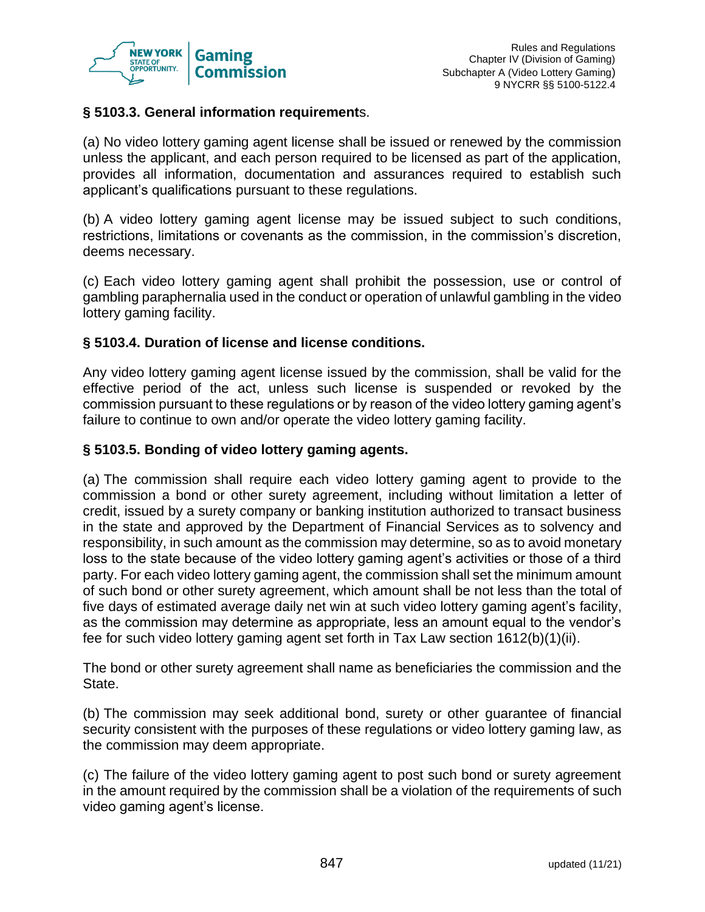### § 5103.3. General information requirements.

(a) No video lottery gaming agent license shall be issued or renewed by the commission unless the applicant, and each person required to be licensed as part of the application, provides all information, documentation and assurances required to establish such applicant's qualifications pursuant to these regulations.

(b) A video lottery gaming agent license may be issued subject to such conditions, restrictions, limitations or covenants as the commission, in the commission's discretion, deems necessary.

(c) Each video lottery gaming agent shall prohibit the possession, use or control of gambling paraphernalia used in the conduct or operation of unlawful gambling in the video lottery gaming facility.

### § 5103.4. Duration of license and license conditions.

Any video lottery gaming agent license issued by the commission, shall be valid for the effective period of the act, unless such license is suspended or revoked by the commission pursuant to these regulations or by reason of the video lottery gaming agent's failure to continue to own and/or operate the video lottery gaming facility.

### § 5103.5. Bonding of video lottery gaming agents.

(a) The commission shall require each video lottery gaming agent to provide to the commission a bond or other surety agreement, including without limitation a letter of credit, issued by a surety company or banking institution authorized to transact business in the state and approved by the Department of Financial Services as to solvency and responsibility, in such amount as the commission may determine, so as to avoid monetary loss to the state because of the video lottery gaming agent's activities or those of a third party. For each video lottery gaming agent, the commission shall set the minimum amount of such bond or other surety agreement, which amount shall be not less than the total of five days of estimated average daily net win at such video lottery gaming agent's facility, as the commission may determine as appropriate, less an amount equal to the vendor's fee for such video lottery gaming agent set forth in Tax Law section 1612(b)(1)(ii).

The bond or other surety agreement shall name as beneficiaries the commission and the State.

(b) The commission may seek additional bond, surety or other guarantee of financial security consistent with the purposes of these regulations or video lottery gaming law, as the commission may deem appropriate.

(c) The failure of the video lottery gaming agent to post such bond or surety agreement in the amount required by the commission shall be a violation of the requirements of such video gaming agent's license.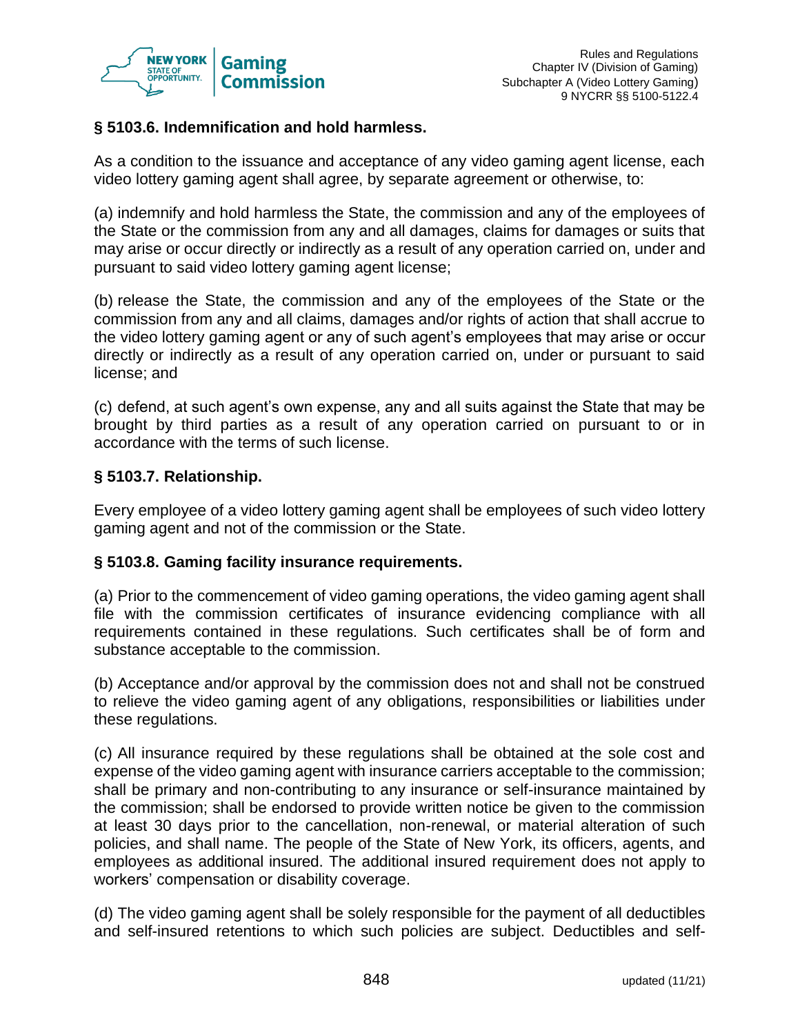### § 5103.6. Indemnification and hold harmless.

As a condition to the issuance and acceptance of any video gaming agent license, each video lottery gaming agent shall agree, by separate agreement or otherwise, to:

(a) indemnify and hold harmless the State, the commission and any of the employees of the State or the commission from any and all damages, claims for damages or suits that may arise or occur directly or indirectly as a result of any operation carried on, under and pursuant to said video lottery gaming agent license;

(b) release the State, the commission and any of the employees of the State or the commission from any and all claims, damages and/or rights of action that shall accrue to the video lottery gaming agent or any of such agent's employees that may arise or occur directly or indirectly as a result of any operation carried on, under or pursuant to said license; and

(c) defend, at such agent's own expense, any and all suits against the State that may be brought by third parties as a result of any operation carried on pursuant to or in accordance with the terms of such license.

### § 5103.7. Relationship.

Every employee of a video lottery gaming agent shall be employees of such video lottery gaming agent and not of the commission or the State.

### § 5103.8. Gaming facility insurance requirements.

(a) Prior to the commencement of video gaming operations, the video gaming agent shall file with the commission certificates of insurance evidencing compliance with all requirements contained in these regulations. Such certificates shall be of form and substance acceptable to the commission.

(b) Acceptance and/or approval by the commission does not and shall not be construed to relieve the video gaming agent of any obligations, responsibilities or liabilities under these regulations.

(c) All insurance required by these regulations shall be obtained at the sole cost and expense of the video gaming agent with insurance carriers acceptable to the commission; shall be primary and non-contributing to any insurance or self-insurance maintained by the commission; shall be endorsed to provide written notice be given to the commission at least 30 days prior to the cancellation, non-renewal, or material alteration of such policies, and shall name. The people of the State of New York, its officers, agents, and employees as additional insured. The additional insured requirement does not apply to workers' compensation or disability coverage.

(d) The video gaming agent shall be solely responsible for the payment of all deductibles and self-insured retentions to which such policies are subject. Deductibles and self-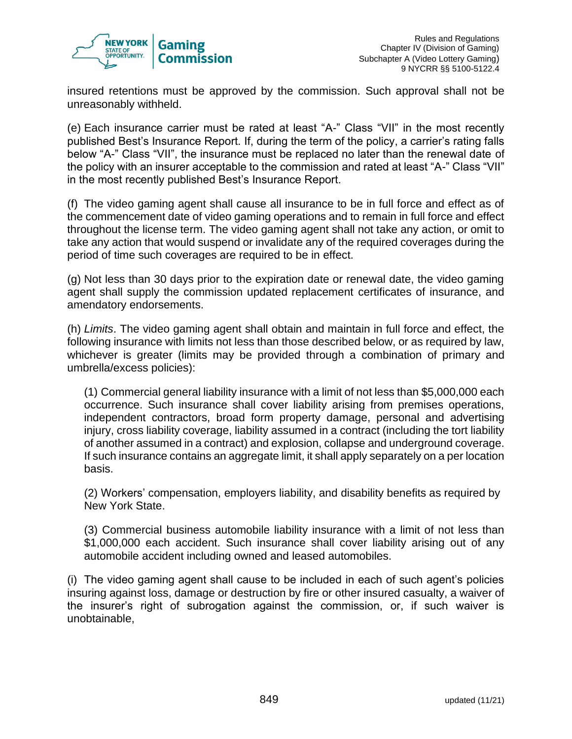insured retentions must be approved by the commission. Such approval shall not be unreasonably withheld.

(e) Each insurance carrier must be rated at least "A-" Class "VII" in the most recently published Best's Insurance Report. If, during the term of the policy, a carrier's rating falls below "A-" Class "VII", the insurance must be replaced no later than the renewal date of the policy with an insurer acceptable to the commission and rated at least "A-" Class "VII" in the most recently published Best's Insurance Report.

(f) The video gaming agent shall cause all insurance to be in full force and effect as of the commencement date of video gaming operations and to remain in full force and effect throughout the license term. The video gaming agent shall not take any action, or omit to take any action that would suspend or invalidate any of the required coverages during the period of time such coverages are required to be in effect.

(g) Not less than 30 days prior to the expiration date or renewal date, the video gaming agent shall supply the commission updated replacement certificates of insurance, and amendatory endorsements.

(h) *Limits*. The video gaming agent shall obtain and maintain in full force and effect, the following insurance with limits not less than those described below, or as required by law, whichever is greater (limits may be provided through a combination of primary and umbrella/excess policies):

(1) Commercial general liability insurance with a limit of not less than $5,000,000 each occurrence. Such insurance shall cover liability arising from premises operations, independent contractors, broad form property damage, personal and advertising injury, cross liability coverage, liability assumed in a contract (including the tort liability of another assumed in a contract) and explosion, collapse and underground coverage. If such insurance contains an aggregate limit, it shall apply separately on a per location basis.

(2) Workers' compensation, employers liability, and disability benefits as required by New York State.

(3) Commercial business automobile liability insurance with a limit of not less than $1,000,000 each accident. Such insurance shall cover liability arising out of any automobile accident including owned and leased automobiles.

(i) The video gaming agent shall cause to be included in each of such agent's policies insuring against loss, damage or destruction by fire or other insured casualty, a waiver of the insurer's right of subrogation against the commission, or, if such waiver is unobtainable,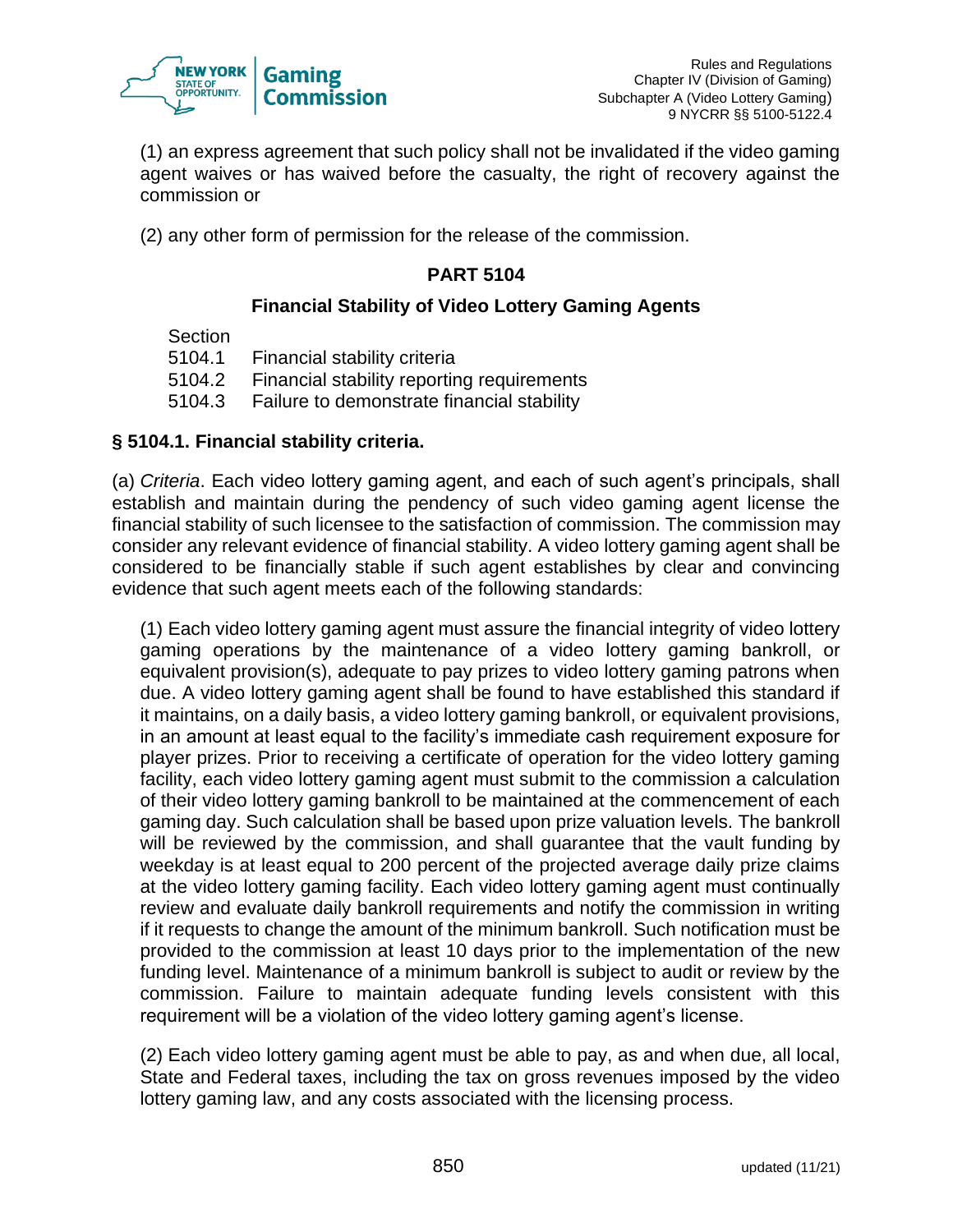(1) an express agreement that such policy shall not be invalidated if the video gaming agent waives or has waived before the casualty, the right of recovery against the commission or

(2) any other form of permission for the release of the commission.

## PART 5104

### Financial Stability of Video Lottery Gaming Agents

Section
5104.1 Financial stability criteria
5104.2 Financial stability reporting requirements
5104.3 Failure to demonstrate financial stability

### § 5104.1. Financial stability criteria.

(a) *Criteria*. Each video lottery gaming agent, and each of such agent's principals, shall establish and maintain during the pendency of such video gaming agent license the financial stability of such licensee to the satisfaction of commission. The commission may consider any relevant evidence of financial stability. A video lottery gaming agent shall be considered to be financially stable if such agent establishes by clear and convincing evidence that such agent meets each of the following standards:

(1) Each video lottery gaming agent must assure the financial integrity of video lottery gaming operations by the maintenance of a video lottery gaming bankroll, or equivalent provision(s), adequate to pay prizes to video lottery gaming patrons when due. A video lottery gaming agent shall be found to have established this standard if it maintains, on a daily basis, a video lottery gaming bankroll, or equivalent provisions, in an amount at least equal to the facility's immediate cash requirement exposure for player prizes. Prior to receiving a certificate of operation for the video lottery gaming facility, each video lottery gaming agent must submit to the commission a calculation of their video lottery gaming bankroll to be maintained at the commencement of each gaming day. Such calculation shall be based upon prize valuation levels. The bankroll will be reviewed by the commission, and shall guarantee that the vault funding by weekday is at least equal to 200 percent of the projected average daily prize claims at the video lottery gaming facility. Each video lottery gaming agent must continually review and evaluate daily bankroll requirements and notify the commission in writing if it requests to change the amount of the minimum bankroll. Such notification must be provided to the commission at least 10 days prior to the implementation of the new funding level. Maintenance of a minimum bankroll is subject to audit or review by the commission. Failure to maintain adequate funding levels consistent with this requirement will be a violation of the video lottery gaming agent's license.

(2) Each video lottery gaming agent must be able to pay, as and when due, all local, State and Federal taxes, including the tax on gross revenues imposed by the video lottery gaming law, and any costs associated with the licensing process.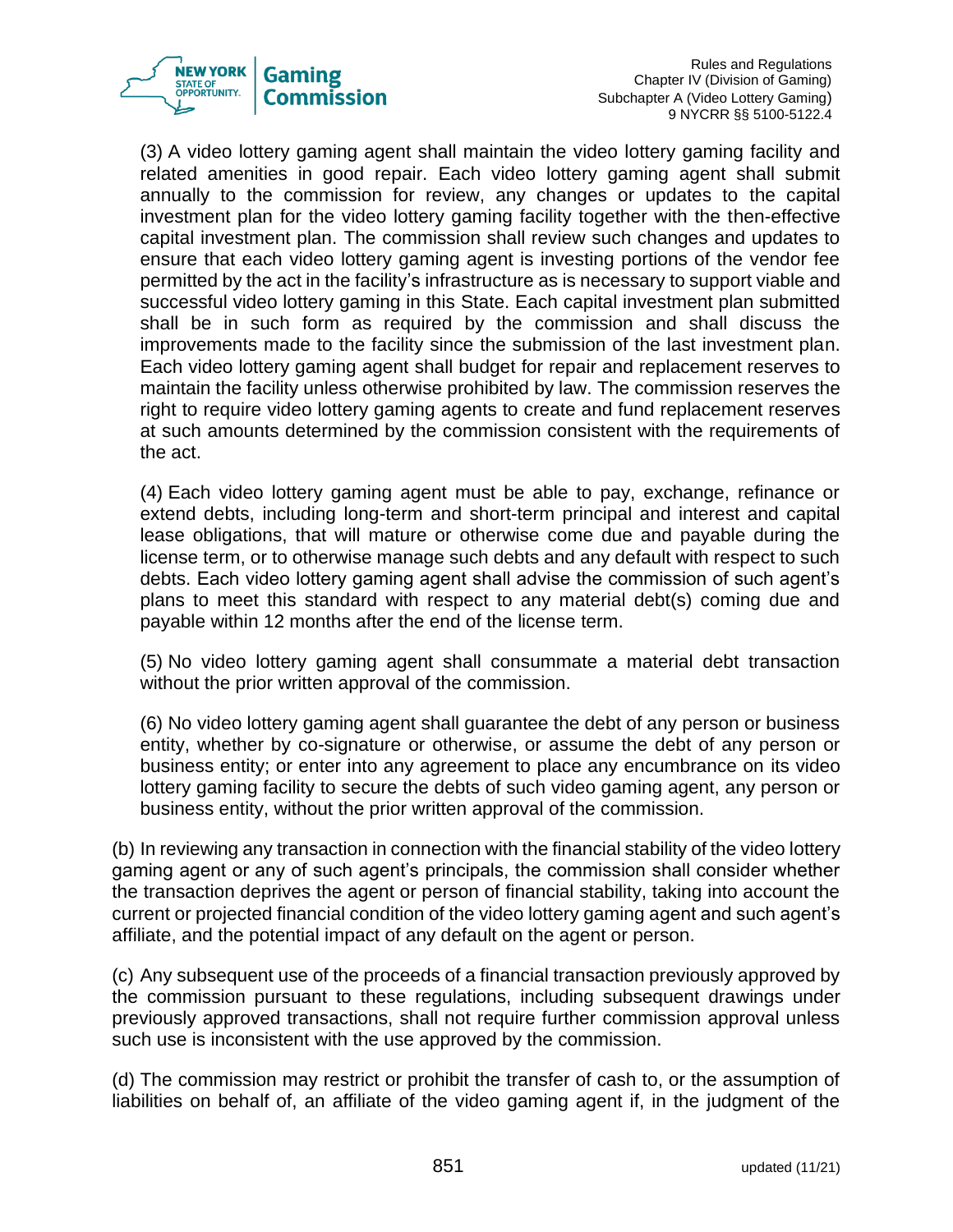(3) A video lottery gaming agent shall maintain the video lottery gaming facility and related amenities in good repair. Each video lottery gaming agent shall submit annually to the commission for review, any changes or updates to the capital investment plan for the video lottery gaming facility together with the then-effective capital investment plan. The commission shall review such changes and updates to ensure that each video lottery gaming agent is investing portions of the vendor fee permitted by the act in the facility's infrastructure as is necessary to support viable and successful video lottery gaming in this State. Each capital investment plan submitted shall be in such form as required by the commission and shall discuss the improvements made to the facility since the submission of the last investment plan. Each video lottery gaming agent shall budget for repair and replacement reserves to maintain the facility unless otherwise prohibited by law. The commission reserves the right to require video lottery gaming agents to create and fund replacement reserves at such amounts determined by the commission consistent with the requirements of the act.

(4) Each video lottery gaming agent must be able to pay, exchange, refinance or extend debts, including long-term and short-term principal and interest and capital lease obligations, that will mature or otherwise come due and payable during the license term, or to otherwise manage such debts and any default with respect to such debts. Each video lottery gaming agent shall advise the commission of such agent's plans to meet this standard with respect to any material debt(s) coming due and payable within 12 months after the end of the license term.

(5) No video lottery gaming agent shall consummate a material debt transaction without the prior written approval of the commission.

(6) No video lottery gaming agent shall guarantee the debt of any person or business entity, whether by co-signature or otherwise, or assume the debt of any person or business entity; or enter into any agreement to place any encumbrance on its video lottery gaming facility to secure the debts of such video gaming agent, any person or business entity, without the prior written approval of the commission.

(b) In reviewing any transaction in connection with the financial stability of the video lottery gaming agent or any of such agent's principals, the commission shall consider whether the transaction deprives the agent or person of financial stability, taking into account the current or projected financial condition of the video lottery gaming agent and such agent's affiliate, and the potential impact of any default on the agent or person.

(c) Any subsequent use of the proceeds of a financial transaction previously approved by the commission pursuant to these regulations, including subsequent drawings under previously approved transactions, shall not require further commission approval unless such use is inconsistent with the use approved by the commission.

(d) The commission may restrict or prohibit the transfer of cash to, or the assumption of liabilities on behalf of, an affiliate of the video gaming agent if, in the judgment of the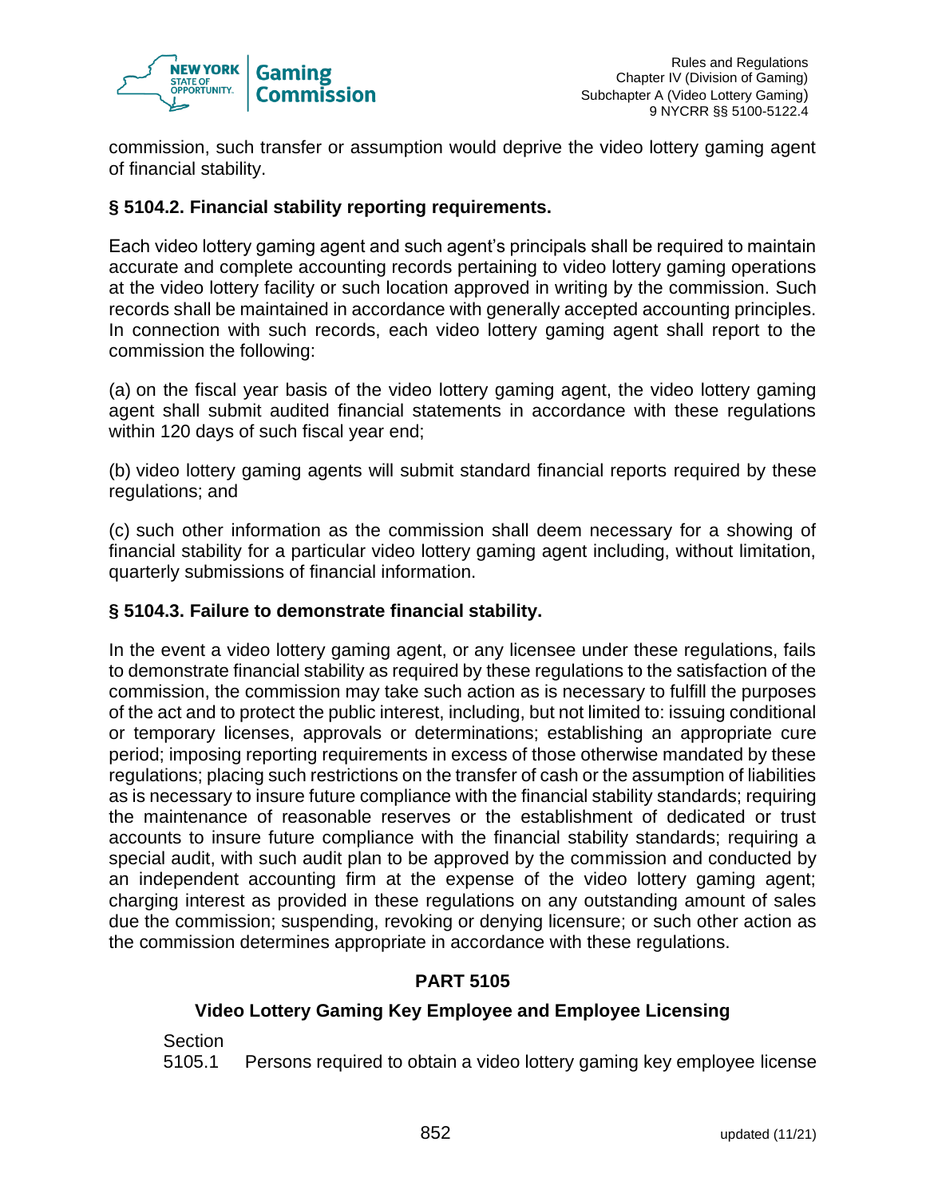commission, such transfer or assumption would deprive the video lottery gaming agent of financial stability.

### § 5104.2. Financial stability reporting requirements.

Each video lottery gaming agent and such agent's principals shall be required to maintain accurate and complete accounting records pertaining to video lottery gaming operations at the video lottery facility or such location approved in writing by the commission. Such records shall be maintained in accordance with generally accepted accounting principles. In connection with such records, each video lottery gaming agent shall report to the commission the following:

(a) on the fiscal year basis of the video lottery gaming agent, the video lottery gaming agent shall submit audited financial statements in accordance with these regulations within 120 days of such fiscal year end;

(b) video lottery gaming agents will submit standard financial reports required by these regulations; and

(c) such other information as the commission shall deem necessary for a showing of financial stability for a particular video lottery gaming agent including, without limitation, quarterly submissions of financial information.

### § 5104.3. Failure to demonstrate financial stability.

In the event a video lottery gaming agent, or any licensee under these regulations, fails to demonstrate financial stability as required by these regulations to the satisfaction of the commission, the commission may take such action as is necessary to fulfill the purposes of the act and to protect the public interest, including, but not limited to: issuing conditional or temporary licenses, approvals or determinations; establishing an appropriate cure period; imposing reporting requirements in excess of those otherwise mandated by these regulations; placing such restrictions on the transfer of cash or the assumption of liabilities as is necessary to insure future compliance with the financial stability standards; requiring the maintenance of reasonable reserves or the establishment of dedicated or trust accounts to insure future compliance with the financial stability standards; requiring a special audit, with such audit plan to be approved by the commission and conducted by an independent accounting firm at the expense of the video lottery gaming agent; charging interest as provided in these regulations on any outstanding amount of sales due the commission; suspending, revoking or denying licensure; or such other action as the commission determines appropriate in accordance with these regulations.

## PART 5105

## Video Lottery Gaming Key Employee and Employee Licensing

Section
5105.1 Persons required to obtain a video lottery gaming key employee license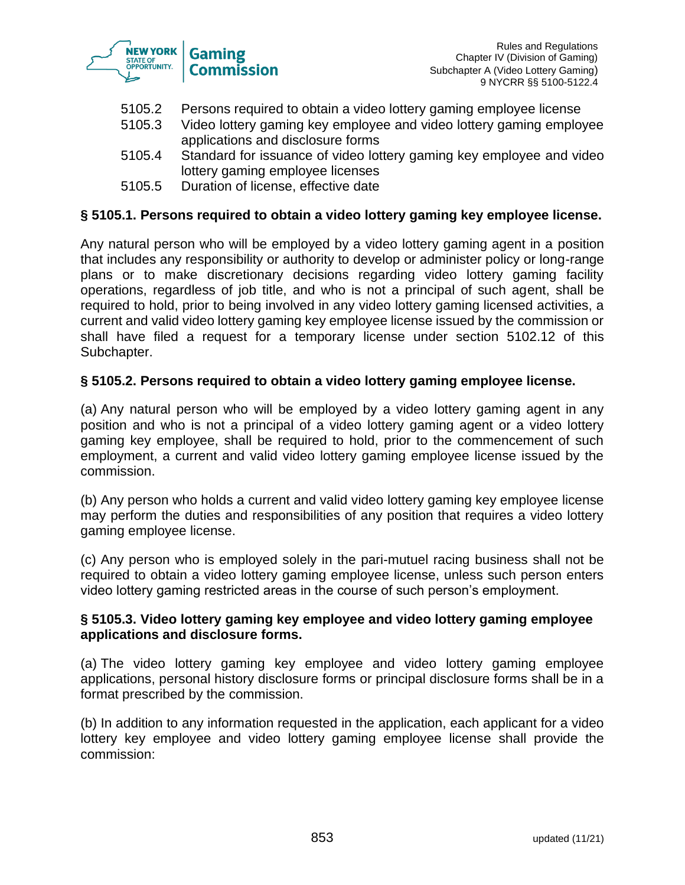5105.2 Persons required to obtain a video lottery gaming employee license
5105.3 Video lottery gaming key employee and video lottery gaming employee applications and disclosure forms
5105.4 Standard for issuance of video lottery gaming key employee and video lottery gaming employee licenses
5105.5 Duration of license, effective date

### § 5105.1. Persons required to obtain a video lottery gaming key employee license.

Any natural person who will be employed by a video lottery gaming agent in a position that includes any responsibility or authority to develop or administer policy or long-range plans or to make discretionary decisions regarding video lottery gaming facility operations, regardless of job title, and who is not a principal of such agent, shall be required to hold, prior to being involved in any video lottery gaming licensed activities, a current and valid video lottery gaming key employee license issued by the commission or shall have filed a request for a temporary license under section 5102.12 of this Subchapter.

### § 5105.2. Persons required to obtain a video lottery gaming employee license.

(a) Any natural person who will be employed by a video lottery gaming agent in any position and who is not a principal of a video lottery gaming agent or a video lottery gaming key employee, shall be required to hold, prior to the commencement of such employment, a current and valid video lottery gaming employee license issued by the commission.

(b) Any person who holds a current and valid video lottery gaming key employee license may perform the duties and responsibilities of any position that requires a video lottery gaming employee license.

(c) Any person who is employed solely in the pari-mutuel racing business shall not be required to obtain a video lottery gaming employee license, unless such person enters video lottery gaming restricted areas in the course of such person's employment.

### § 5105.3. Video lottery gaming key employee and video lottery gaming employee applications and disclosure forms.

(a) The video lottery gaming key employee and video lottery gaming employee applications, personal history disclosure forms or principal disclosure forms shall be in a format prescribed by the commission.

(b) In addition to any information requested in the application, each applicant for a video lottery key employee and video lottery gaming employee license shall provide the commission: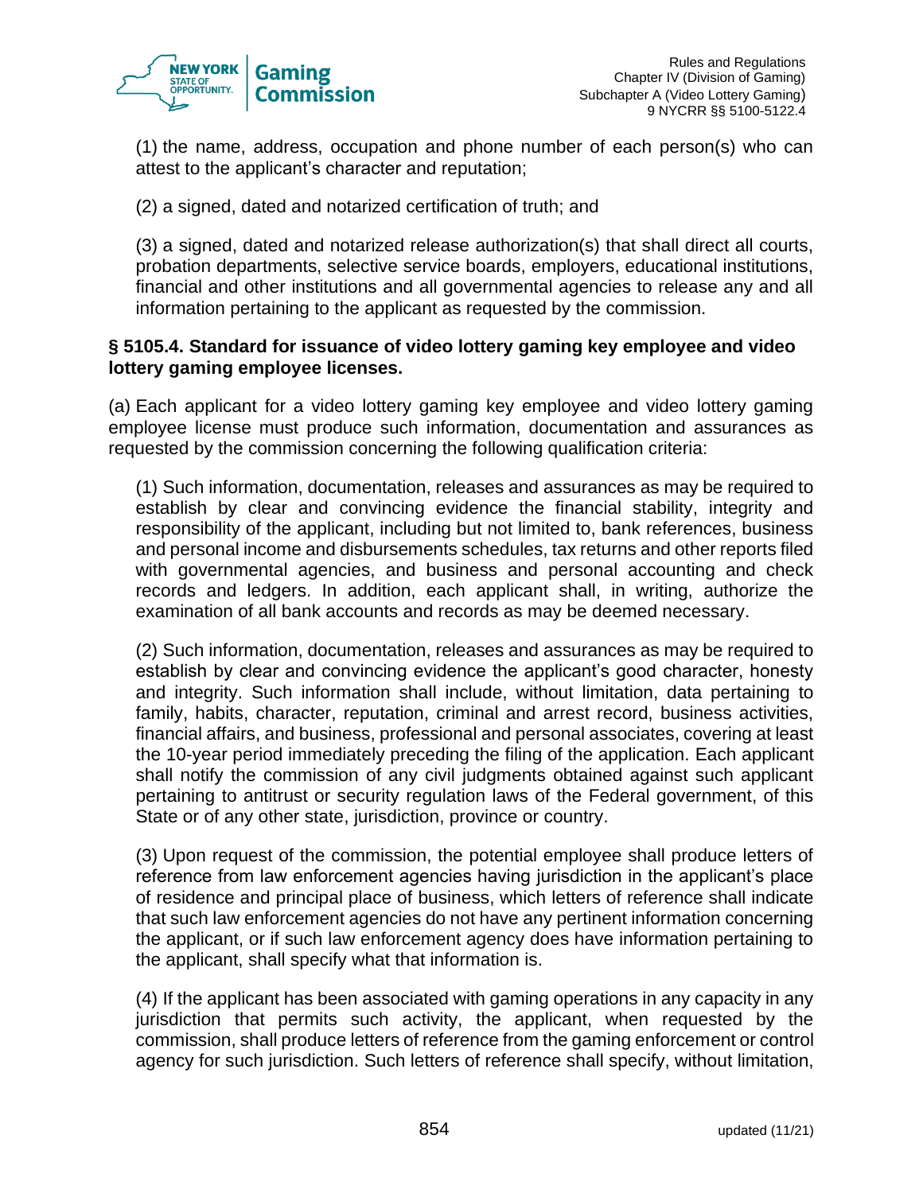(1) the name, address, occupation and phone number of each person(s) who can attest to the applicant's character and reputation;

(2) a signed, dated and notarized certification of truth; and

(3) a signed, dated and notarized release authorization(s) that shall direct all courts, probation departments, selective service boards, employers, educational institutions, financial and other institutions and all governmental agencies to release any and all information pertaining to the applicant as requested by the commission.

**§ 5105.4. Standard for issuance of video lottery gaming key employee and video lottery gaming employee licenses.**

(a) Each applicant for a video lottery gaming key employee and video lottery gaming employee license must produce such information, documentation and assurances as requested by the commission concerning the following qualification criteria:

(1) Such information, documentation, releases and assurances as may be required to establish by clear and convincing evidence the financial stability, integrity and responsibility of the applicant, including but not limited to, bank references, business and personal income and disbursements schedules, tax returns and other reports filed with governmental agencies, and business and personal accounting and check records and ledgers. In addition, each applicant shall, in writing, authorize the examination of all bank accounts and records as may be deemed necessary.

(2) Such information, documentation, releases and assurances as may be required to establish by clear and convincing evidence the applicant's good character, honesty and integrity. Such information shall include, without limitation, data pertaining to family, habits, character, reputation, criminal and arrest record, business activities, financial affairs, and business, professional and personal associates, covering at least the 10-year period immediately preceding the filing of the application. Each applicant shall notify the commission of any civil judgments obtained against such applicant pertaining to antitrust or security regulation laws of the Federal government, of this State or of any other state, jurisdiction, province or country.

(3) Upon request of the commission, the potential employee shall produce letters of reference from law enforcement agencies having jurisdiction in the applicant's place of residence and principal place of business, which letters of reference shall indicate that such law enforcement agencies do not have any pertinent information concerning the applicant, or if such law enforcement agency does have information pertaining to the applicant, shall specify what that information is.

(4) If the applicant has been associated with gaming operations in any capacity in any jurisdiction that permits such activity, the applicant, when requested by the commission, shall produce letters of reference from the gaming enforcement or control agency for such jurisdiction. Such letters of reference shall specify, without limitation,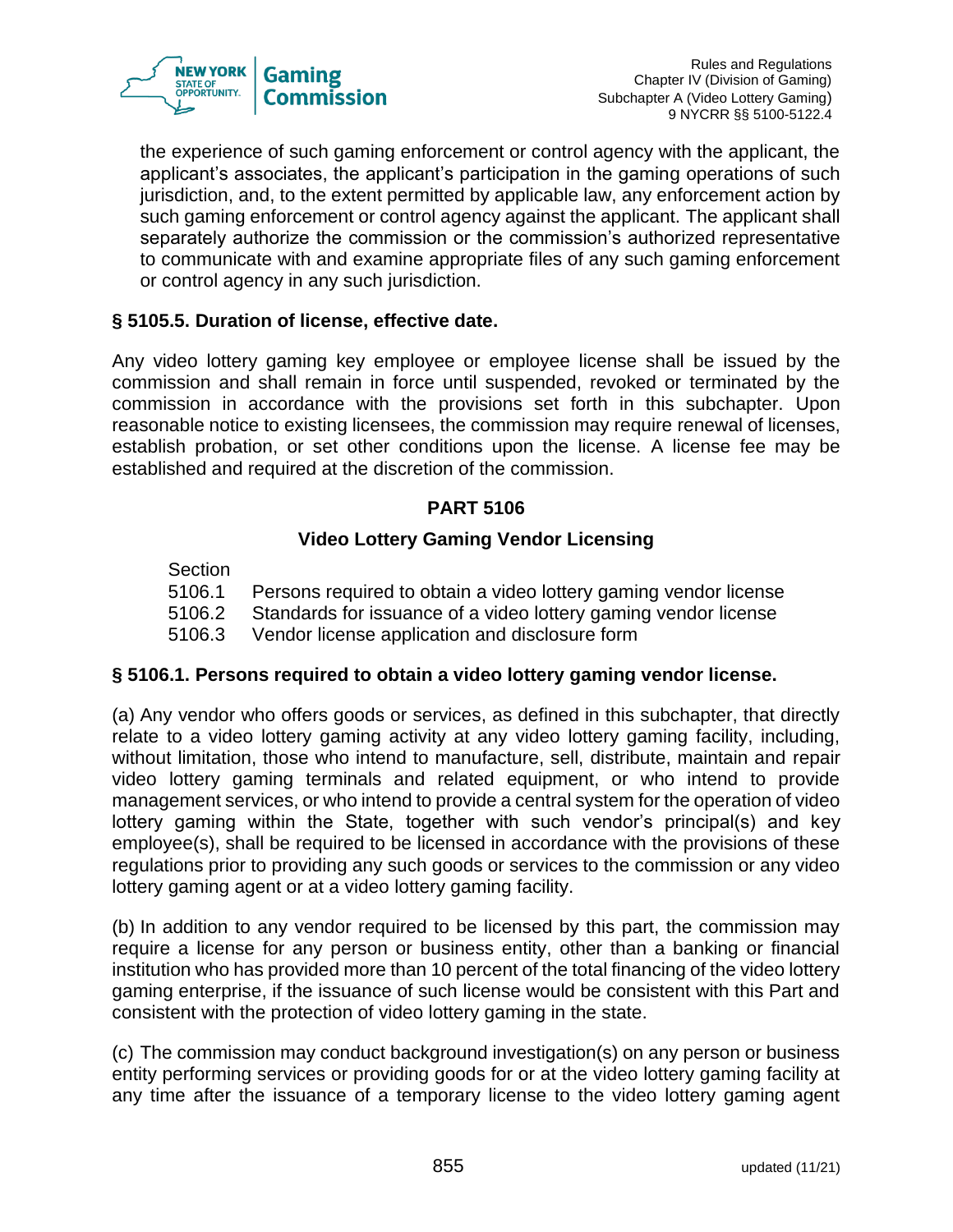the experience of such gaming enforcement or control agency with the applicant, the applicant's associates, the applicant's participation in the gaming operations of such jurisdiction, and, to the extent permitted by applicable law, any enforcement action by such gaming enforcement or control agency against the applicant. The applicant shall separately authorize the commission or the commission's authorized representative to communicate with and examine appropriate files of any such gaming enforcement or control agency in any such jurisdiction.

**§ 5105.5. Duration of license, effective date.**

Any video lottery gaming key employee or employee license shall be issued by the commission and shall remain in force until suspended, revoked or terminated by the commission in accordance with the provisions set forth in this subchapter. Upon reasonable notice to existing licensees, the commission may require renewal of licenses, establish probation, or set other conditions upon the license. A license fee may be established and required at the discretion of the commission.

## PART 5106

### Video Lottery Gaming Vendor Licensing

Section
5106.1 Persons required to obtain a video lottery gaming vendor license
5106.2 Standards for issuance of a video lottery gaming vendor license
5106.3 Vendor license application and disclosure form

**§ 5106.1. Persons required to obtain a video lottery gaming vendor license.**

(a) Any vendor who offers goods or services, as defined in this subchapter, that directly relate to a video lottery gaming activity at any video lottery gaming facility, including, without limitation, those who intend to manufacture, sell, distribute, maintain and repair video lottery gaming terminals and related equipment, or who intend to provide management services, or who intend to provide a central system for the operation of video lottery gaming within the State, together with such vendor's principal(s) and key employee(s), shall be required to be licensed in accordance with the provisions of these regulations prior to providing any such goods or services to the commission or any video lottery gaming agent or at a video lottery gaming facility.

(b) In addition to any vendor required to be licensed by this part, the commission may require a license for any person or business entity, other than a banking or financial institution who has provided more than 10 percent of the total financing of the video lottery gaming enterprise, if the issuance of such license would be consistent with this Part and consistent with the protection of video lottery gaming in the state.

(c) The commission may conduct background investigation(s) on any person or business entity performing services or providing goods for or at the video lottery gaming facility at any time after the issuance of a temporary license to the video lottery gaming agent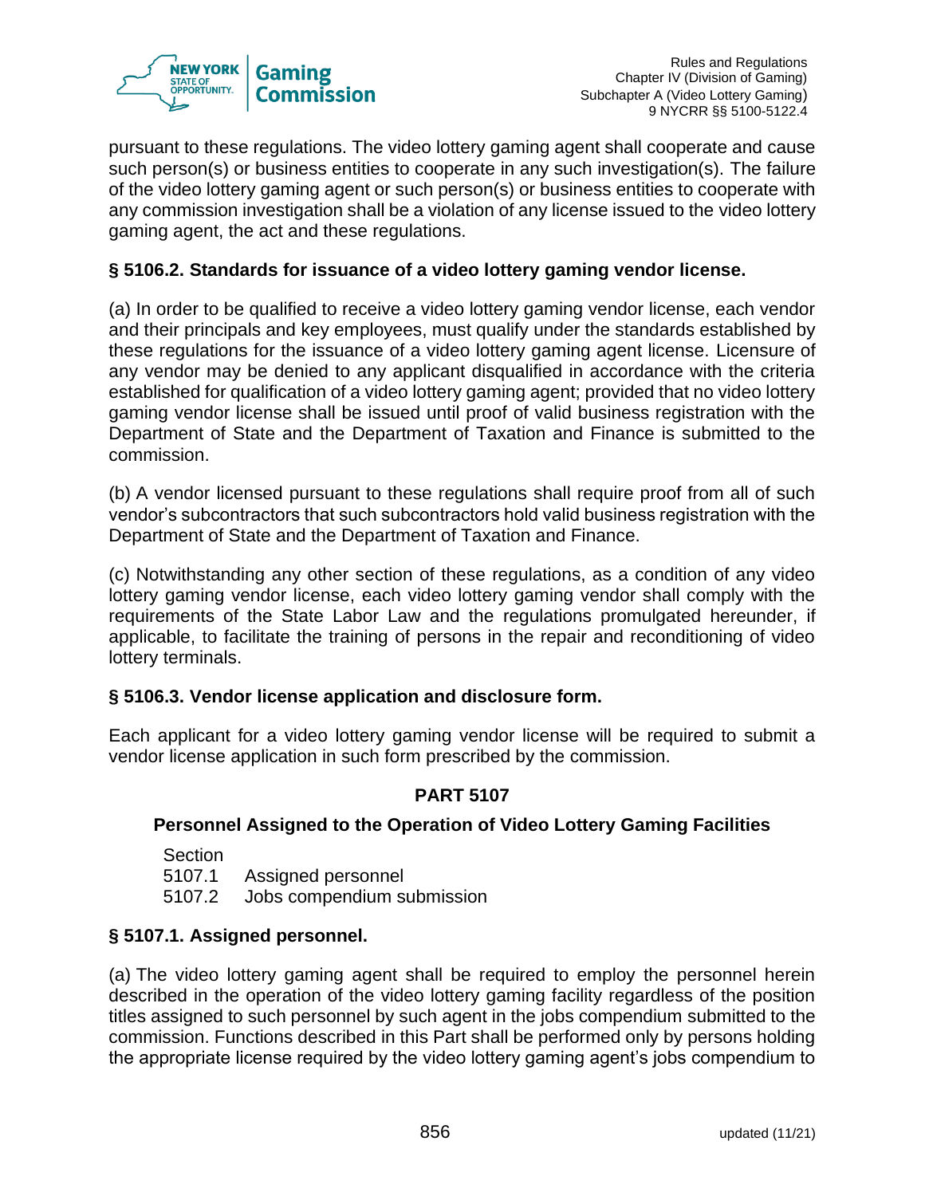pursuant to these regulations. The video lottery gaming agent shall cooperate and cause such person(s) or business entities to cooperate in any such investigation(s). The failure of the video lottery gaming agent or such person(s) or business entities to cooperate with any commission investigation shall be a violation of any license issued to the video lottery gaming agent, the act and these regulations.

### § 5106.2. Standards for issuance of a video lottery gaming vendor license.

(a) In order to be qualified to receive a video lottery gaming vendor license, each vendor and their principals and key employees, must qualify under the standards established by these regulations for the issuance of a video lottery gaming agent license. Licensure of any vendor may be denied to any applicant disqualified in accordance with the criteria established for qualification of a video lottery gaming agent; provided that no video lottery gaming vendor license shall be issued until proof of valid business registration with the Department of State and the Department of Taxation and Finance is submitted to the commission.

(b) A vendor licensed pursuant to these regulations shall require proof from all of such vendor's subcontractors that such subcontractors hold valid business registration with the Department of State and the Department of Taxation and Finance.

(c) Notwithstanding any other section of these regulations, as a condition of any video lottery gaming vendor license, each video lottery gaming vendor shall comply with the requirements of the State Labor Law and the regulations promulgated hereunder, if applicable, to facilitate the training of persons in the repair and reconditioning of video lottery terminals.

### § 5106.3. Vendor license application and disclosure form.

Each applicant for a video lottery gaming vendor license will be required to submit a vendor license application in such form prescribed by the commission.

## PART 5107

### Personnel Assigned to the Operation of Video Lottery Gaming Facilities

Section
5107.1 Assigned personnel
5107.2 Jobs compendium submission

### § 5107.1. Assigned personnel.

(a) The video lottery gaming agent shall be required to employ the personnel herein described in the operation of the video lottery gaming facility regardless of the position titles assigned to such personnel by such agent in the jobs compendium submitted to the commission. Functions described in this Part shall be performed only by persons holding the appropriate license required by the video lottery gaming agent's jobs compendium to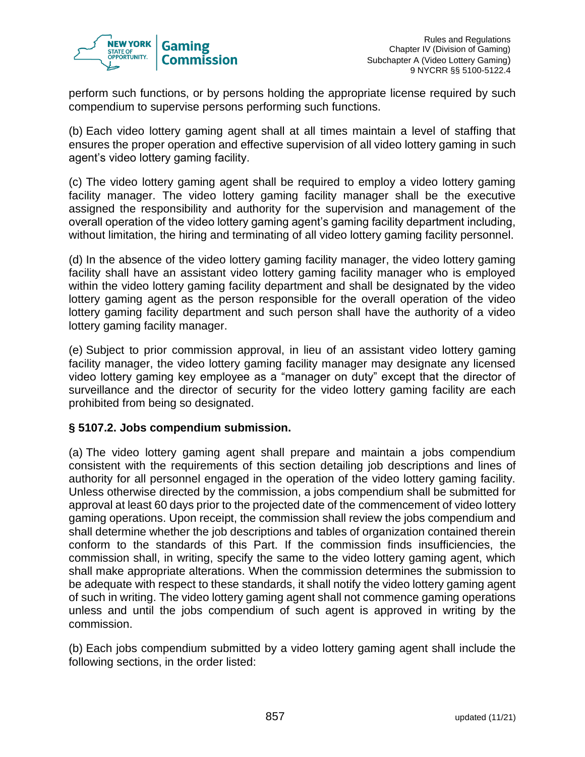perform such functions, or by persons holding the appropriate license required by such compendium to supervise persons performing such functions.

(b) Each video lottery gaming agent shall at all times maintain a level of staffing that ensures the proper operation and effective supervision of all video lottery gaming in such agent's video lottery gaming facility.

(c) The video lottery gaming agent shall be required to employ a video lottery gaming facility manager. The video lottery gaming facility manager shall be the executive assigned the responsibility and authority for the supervision and management of the overall operation of the video lottery gaming agent's gaming facility department including, without limitation, the hiring and terminating of all video lottery gaming facility personnel.

(d) In the absence of the video lottery gaming facility manager, the video lottery gaming facility shall have an assistant video lottery gaming facility manager who is employed within the video lottery gaming facility department and shall be designated by the video lottery gaming agent as the person responsible for the overall operation of the video lottery gaming facility department and such person shall have the authority of a video lottery gaming facility manager.

(e) Subject to prior commission approval, in lieu of an assistant video lottery gaming facility manager, the video lottery gaming facility manager may designate any licensed video lottery gaming key employee as a "manager on duty" except that the director of surveillance and the director of security for the video lottery gaming facility are each prohibited from being so designated.

**§ 5107.2. Jobs compendium submission.**

(a) The video lottery gaming agent shall prepare and maintain a jobs compendium consistent with the requirements of this section detailing job descriptions and lines of authority for all personnel engaged in the operation of the video lottery gaming facility. Unless otherwise directed by the commission, a jobs compendium shall be submitted for approval at least 60 days prior to the projected date of the commencement of video lottery gaming operations. Upon receipt, the commission shall review the jobs compendium and shall determine whether the job descriptions and tables of organization contained therein conform to the standards of this Part. If the commission finds insufficiencies, the commission shall, in writing, specify the same to the video lottery gaming agent, which shall make appropriate alterations. When the commission determines the submission to be adequate with respect to these standards, it shall notify the video lottery gaming agent of such in writing. The video lottery gaming agent shall not commence gaming operations unless and until the jobs compendium of such agent is approved in writing by the commission.

(b) Each jobs compendium submitted by a video lottery gaming agent shall include the following sections, in the order listed: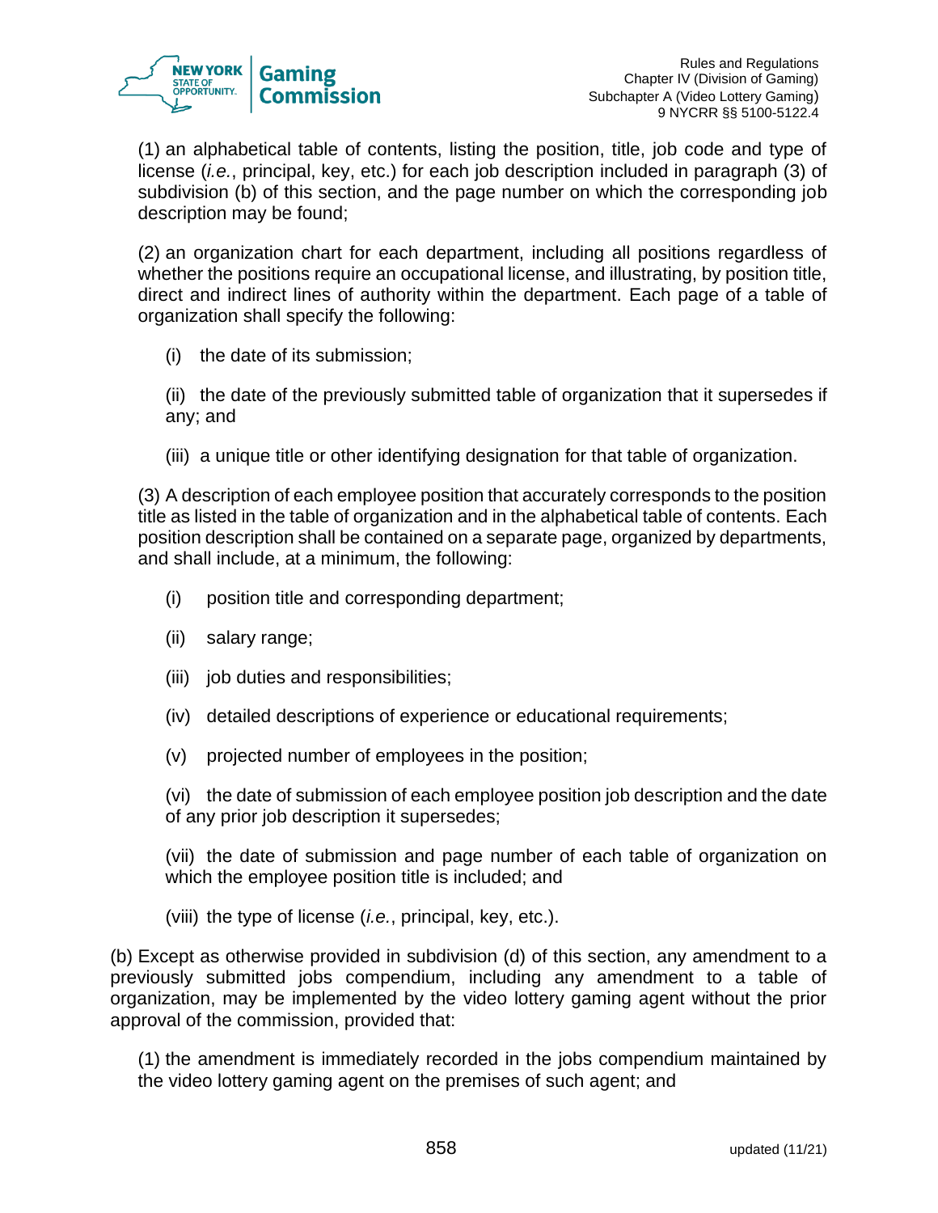(1) an alphabetical table of contents, listing the position, title, job code and type of license (*i.e.*, principal, key, etc.) for each job description included in paragraph (3) of subdivision (b) of this section, and the page number on which the corresponding job description may be found;

(2) an organization chart for each department, including all positions regardless of whether the positions require an occupational license, and illustrating, by position title, direct and indirect lines of authority within the department. Each page of a table of organization shall specify the following:

(i) the date of its submission;

(ii) the date of the previously submitted table of organization that it supersedes if any; and

(iii) a unique title or other identifying designation for that table of organization.

(3) A description of each employee position that accurately corresponds to the position title as listed in the table of organization and in the alphabetical table of contents. Each position description shall be contained on a separate page, organized by departments, and shall include, at a minimum, the following:

(i) position title and corresponding department;

(ii) salary range;

(iii) job duties and responsibilities;

(iv) detailed descriptions of experience or educational requirements;

(v) projected number of employees in the position;

(vi) the date of submission of each employee position job description and the date of any prior job description it supersedes;

(vii) the date of submission and page number of each table of organization on which the employee position title is included; and

(viii) the type of license (*i.e.*, principal, key, etc.).

(b) Except as otherwise provided in subdivision (d) of this section, any amendment to a previously submitted jobs compendium, including any amendment to a table of organization, may be implemented by the video lottery gaming agent without the prior approval of the commission, provided that:

(1) the amendment is immediately recorded in the jobs compendium maintained by the video lottery gaming agent on the premises of such agent; and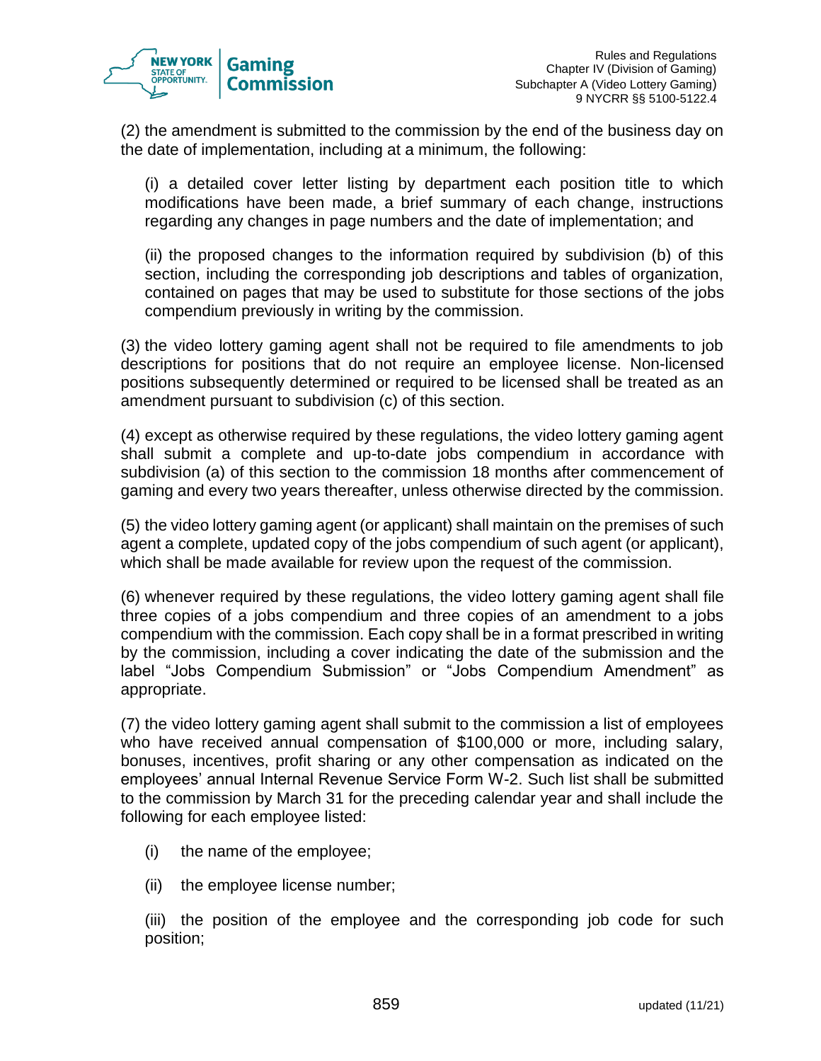(2) the amendment is submitted to the commission by the end of the business day on the date of implementation, including at a minimum, the following:

(i) a detailed cover letter listing by department each position title to which modifications have been made, a brief summary of each change, instructions regarding any changes in page numbers and the date of implementation; and

(ii) the proposed changes to the information required by subdivision (b) of this section, including the corresponding job descriptions and tables of organization, contained on pages that may be used to substitute for those sections of the jobs compendium previously in writing by the commission.

(3) the video lottery gaming agent shall not be required to file amendments to job descriptions for positions that do not require an employee license. Non-licensed positions subsequently determined or required to be licensed shall be treated as an amendment pursuant to subdivision (c) of this section.

(4) except as otherwise required by these regulations, the video lottery gaming agent shall submit a complete and up-to-date jobs compendium in accordance with subdivision (a) of this section to the commission 18 months after commencement of gaming and every two years thereafter, unless otherwise directed by the commission.

(5) the video lottery gaming agent (or applicant) shall maintain on the premises of such agent a complete, updated copy of the jobs compendium of such agent (or applicant), which shall be made available for review upon the request of the commission.

(6) whenever required by these regulations, the video lottery gaming agent shall file three copies of a jobs compendium and three copies of an amendment to a jobs compendium with the commission. Each copy shall be in a format prescribed in writing by the commission, including a cover indicating the date of the submission and the label "Jobs Compendium Submission" or "Jobs Compendium Amendment" as appropriate.

(7) the video lottery gaming agent shall submit to the commission a list of employees who have received annual compensation of $100,000 or more, including salary, bonuses, incentives, profit sharing or any other compensation as indicated on the employees' annual Internal Revenue Service Form W-2. Such list shall be submitted to the commission by March 31 for the preceding calendar year and shall include the following for each employee listed:

(i) the name of the employee;

(ii) the employee license number;

(iii) the position of the employee and the corresponding job code for such position;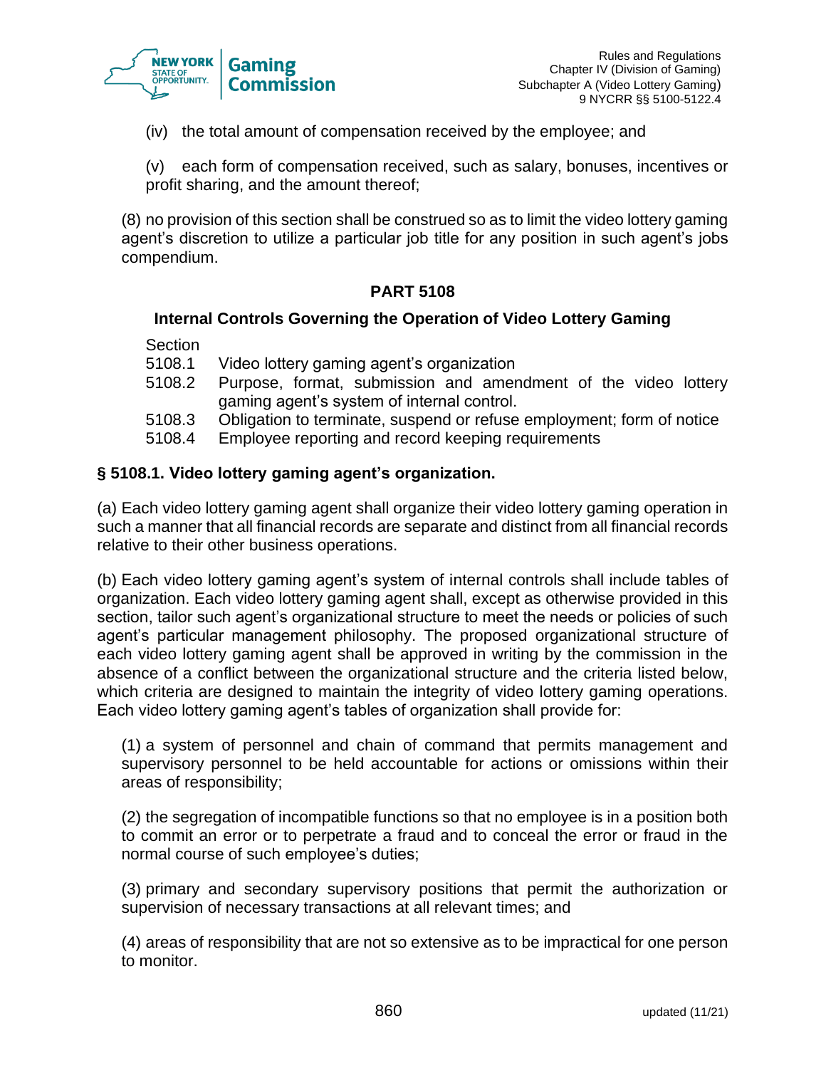(iv) the total amount of compensation received by the employee; and

(v) each form of compensation received, such as salary, bonuses, incentives or profit sharing, and the amount thereof;

(8) no provision of this section shall be construed so as to limit the video lottery gaming agent's discretion to utilize a particular job title for any position in such agent's jobs compendium.

## PART 5108

### Internal Controls Governing the Operation of Video Lottery Gaming

Section
5108.1 Video lottery gaming agent's organization
5108.2 Purpose, format, submission and amendment of the video lottery gaming agent's system of internal control.
5108.3 Obligation to terminate, suspend or refuse employment; form of notice
5108.4 Employee reporting and record keeping requirements

### § 5108.1. Video lottery gaming agent's organization.

(a) Each video lottery gaming agent shall organize their video lottery gaming operation in such a manner that all financial records are separate and distinct from all financial records relative to their other business operations.

(b) Each video lottery gaming agent's system of internal controls shall include tables of organization. Each video lottery gaming agent shall, except as otherwise provided in this section, tailor such agent's organizational structure to meet the needs or policies of such agent's particular management philosophy. The proposed organizational structure of each video lottery gaming agent shall be approved in writing by the commission in the absence of a conflict between the organizational structure and the criteria listed below, which criteria are designed to maintain the integrity of video lottery gaming operations. Each video lottery gaming agent's tables of organization shall provide for:

(1) a system of personnel and chain of command that permits management and supervisory personnel to be held accountable for actions or omissions within their areas of responsibility;

(2) the segregation of incompatible functions so that no employee is in a position both to commit an error or to perpetrate a fraud and to conceal the error or fraud in the normal course of such employee's duties;

(3) primary and secondary supervisory positions that permit the authorization or supervision of necessary transactions at all relevant times; and

(4) areas of responsibility that are not so extensive as to be impractical for one person to monitor.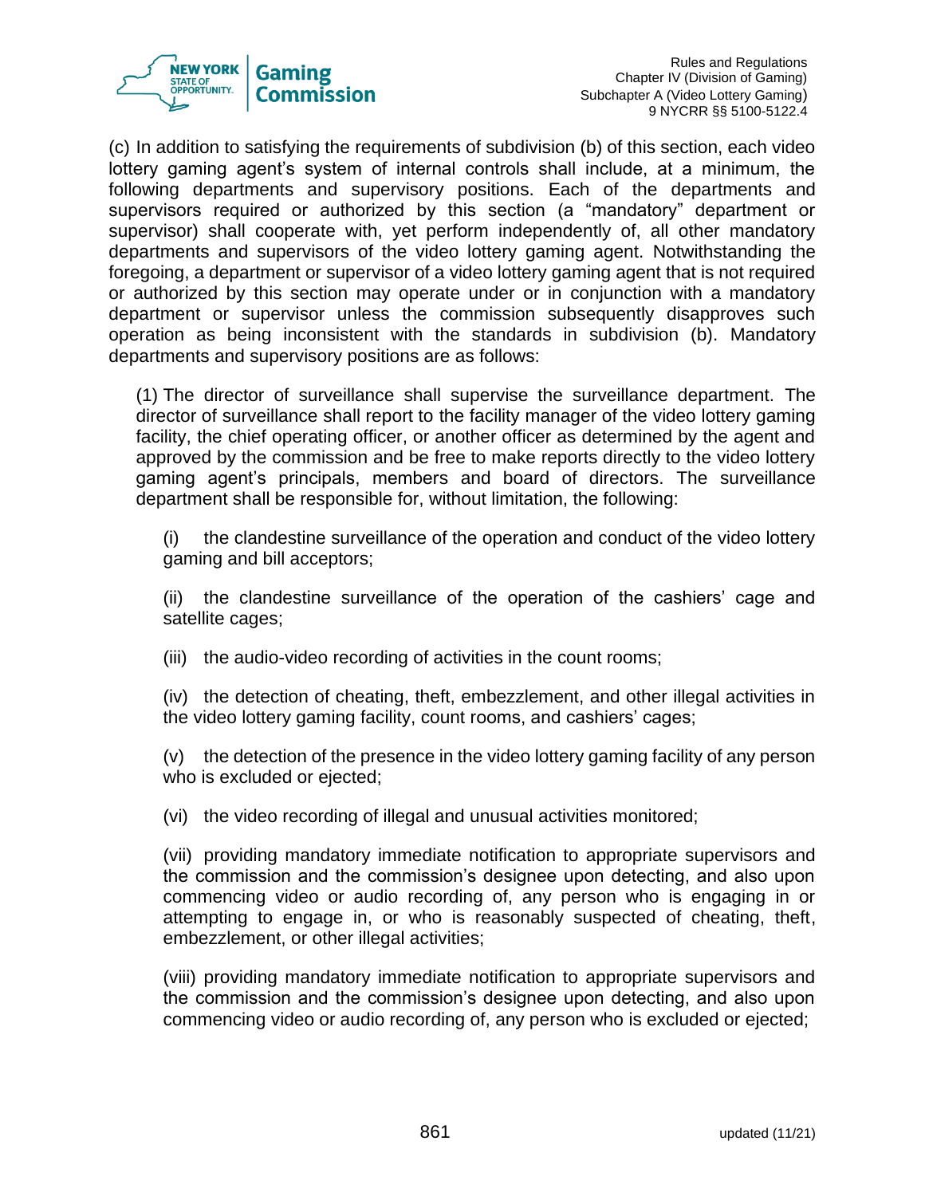(c) In addition to satisfying the requirements of subdivision (b) of this section, each video lottery gaming agent's system of internal controls shall include, at a minimum, the following departments and supervisory positions. Each of the departments and supervisors required or authorized by this section (a "mandatory" department or supervisor) shall cooperate with, yet perform independently of, all other mandatory departments and supervisors of the video lottery gaming agent. Notwithstanding the foregoing, a department or supervisor of a video lottery gaming agent that is not required or authorized by this section may operate under or in conjunction with a mandatory department or supervisor unless the commission subsequently disapproves such operation as being inconsistent with the standards in subdivision (b). Mandatory departments and supervisory positions are as follows:

(1) The director of surveillance shall supervise the surveillance department. The director of surveillance shall report to the facility manager of the video lottery gaming facility, the chief operating officer, or another officer as determined by the agent and approved by the commission and be free to make reports directly to the video lottery gaming agent's principals, members and board of directors. The surveillance department shall be responsible for, without limitation, the following:

(i) the clandestine surveillance of the operation and conduct of the video lottery gaming and bill acceptors;

(ii) the clandestine surveillance of the operation of the cashiers' cage and satellite cages;

(iii) the audio-video recording of activities in the count rooms;

(iv) the detection of cheating, theft, embezzlement, and other illegal activities in the video lottery gaming facility, count rooms, and cashiers' cages;

(v) the detection of the presence in the video lottery gaming facility of any person who is excluded or ejected;

(vi) the video recording of illegal and unusual activities monitored;

(vii) providing mandatory immediate notification to appropriate supervisors and the commission and the commission's designee upon detecting, and also upon commencing video or audio recording of, any person who is engaging in or attempting to engage in, or who is reasonably suspected of cheating, theft, embezzlement, or other illegal activities;

(viii) providing mandatory immediate notification to appropriate supervisors and the commission and the commission's designee upon detecting, and also upon commencing video or audio recording of, any person who is excluded or ejected;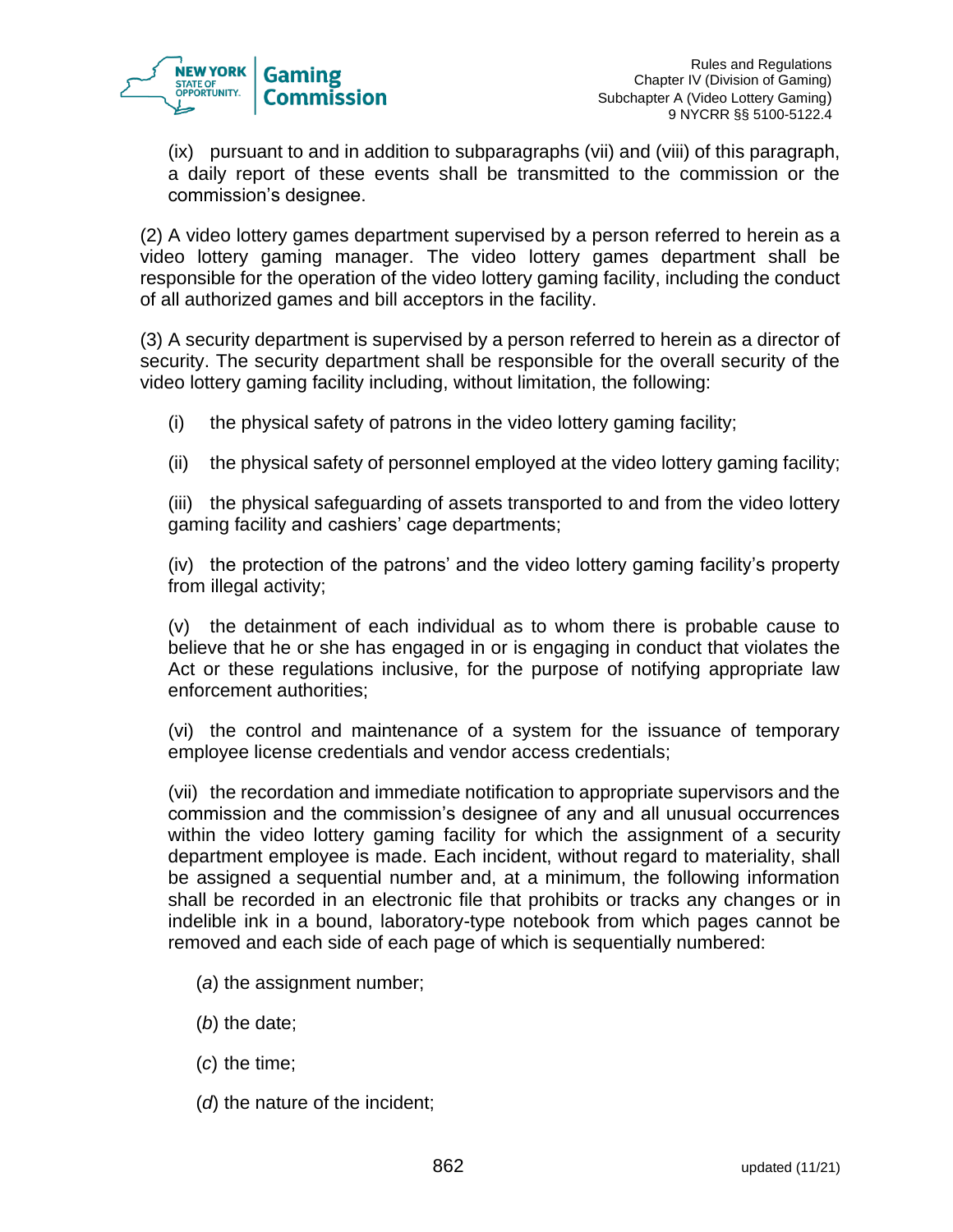(ix) pursuant to and in addition to subparagraphs (vii) and (viii) of this paragraph, a daily report of these events shall be transmitted to the commission or the commission's designee.

(2) A video lottery games department supervised by a person referred to herein as a video lottery gaming manager. The video lottery games department shall be responsible for the operation of the video lottery gaming facility, including the conduct of all authorized games and bill acceptors in the facility.

(3) A security department is supervised by a person referred to herein as a director of security. The security department shall be responsible for the overall security of the video lottery gaming facility including, without limitation, the following:

(i) the physical safety of patrons in the video lottery gaming facility;

(ii) the physical safety of personnel employed at the video lottery gaming facility;

(iii) the physical safeguarding of assets transported to and from the video lottery gaming facility and cashiers' cage departments;

(iv) the protection of the patrons' and the video lottery gaming facility's property from illegal activity;

(v) the detainment of each individual as to whom there is probable cause to believe that he or she has engaged in or is engaging in conduct that violates the Act or these regulations inclusive, for the purpose of notifying appropriate law enforcement authorities;

(vi) the control and maintenance of a system for the issuance of temporary employee license credentials and vendor access credentials;

(vii) the recordation and immediate notification to appropriate supervisors and the commission and the commission's designee of any and all unusual occurrences within the video lottery gaming facility for which the assignment of a security department employee is made. Each incident, without regard to materiality, shall be assigned a sequential number and, at a minimum, the following information shall be recorded in an electronic file that prohibits or tracks any changes or in indelible ink in a bound, laboratory-type notebook from which pages cannot be removed and each side of each page of which is sequentially numbered:

(*a*) the assignment number;

(*b*) the date;

(*c*) the time;

(*d*) the nature of the incident;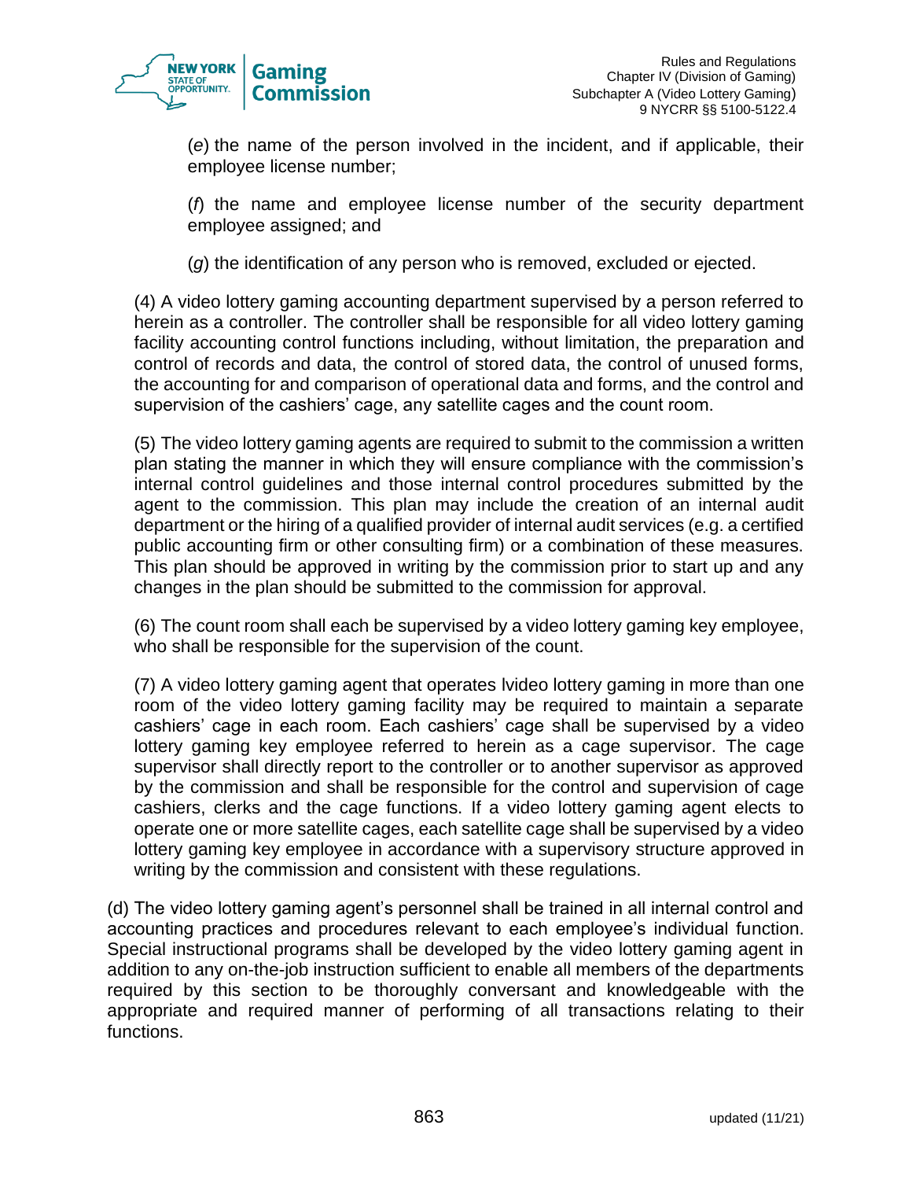(*e*) the name of the person involved in the incident, and if applicable, their employee license number;

(*f*) the name and employee license number of the security department employee assigned; and

(*g*) the identification of any person who is removed, excluded or ejected.

(4) A video lottery gaming accounting department supervised by a person referred to herein as a controller. The controller shall be responsible for all video lottery gaming facility accounting control functions including, without limitation, the preparation and control of records and data, the control of stored data, the control of unused forms, the accounting for and comparison of operational data and forms, and the control and supervision of the cashiers' cage, any satellite cages and the count room.

(5) The video lottery gaming agents are required to submit to the commission a written plan stating the manner in which they will ensure compliance with the commission's internal control guidelines and those internal control procedures submitted by the agent to the commission. This plan may include the creation of an internal audit department or the hiring of a qualified provider of internal audit services (e.g. a certified public accounting firm or other consulting firm) or a combination of these measures. This plan should be approved in writing by the commission prior to start up and any changes in the plan should be submitted to the commission for approval.

(6) The count room shall each be supervised by a video lottery gaming key employee, who shall be responsible for the supervision of the count.

(7) A video lottery gaming agent that operates lvideo lottery gaming in more than one room of the video lottery gaming facility may be required to maintain a separate cashiers' cage in each room. Each cashiers' cage shall be supervised by a video lottery gaming key employee referred to herein as a cage supervisor. The cage supervisor shall directly report to the controller or to another supervisor as approved by the commission and shall be responsible for the control and supervision of cage cashiers, clerks and the cage functions. If a video lottery gaming agent elects to operate one or more satellite cages, each satellite cage shall be supervised by a video lottery gaming key employee in accordance with a supervisory structure approved in writing by the commission and consistent with these regulations.

(d) The video lottery gaming agent's personnel shall be trained in all internal control and accounting practices and procedures relevant to each employee's individual function. Special instructional programs shall be developed by the video lottery gaming agent in addition to any on-the-job instruction sufficient to enable all members of the departments required by this section to be thoroughly conversant and knowledgeable with the appropriate and required manner of performing of all transactions relating to their functions.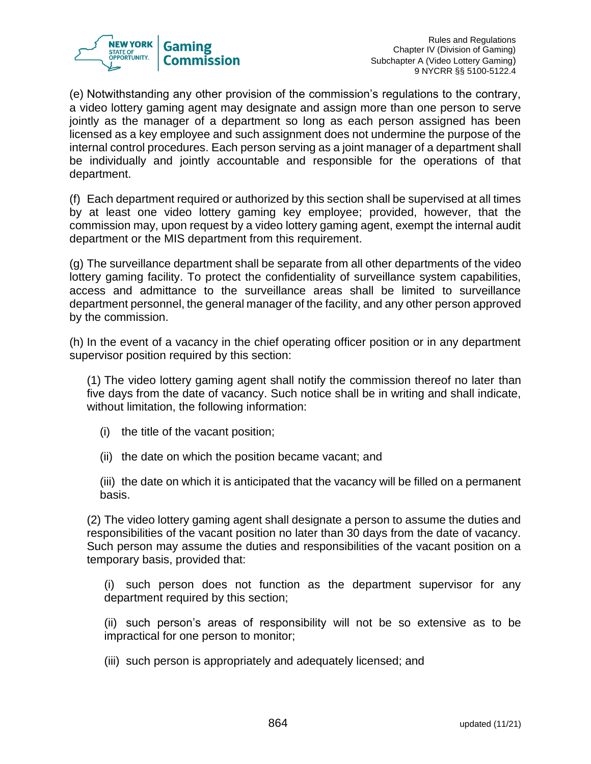(e) Notwithstanding any other provision of the commission's regulations to the contrary, a video lottery gaming agent may designate and assign more than one person to serve jointly as the manager of a department so long as each person assigned has been licensed as a key employee and such assignment does not undermine the purpose of the internal control procedures. Each person serving as a joint manager of a department shall be individually and jointly accountable and responsible for the operations of that department.

(f) Each department required or authorized by this section shall be supervised at all times by at least one video lottery gaming key employee; provided, however, that the commission may, upon request by a video lottery gaming agent, exempt the internal audit department or the MIS department from this requirement.

(g) The surveillance department shall be separate from all other departments of the video lottery gaming facility. To protect the confidentiality of surveillance system capabilities, access and admittance to the surveillance areas shall be limited to surveillance department personnel, the general manager of the facility, and any other person approved by the commission.

(h) In the event of a vacancy in the chief operating officer position or in any department supervisor position required by this section:

(1) The video lottery gaming agent shall notify the commission thereof no later than five days from the date of vacancy. Such notice shall be in writing and shall indicate, without limitation, the following information:

(i) the title of the vacant position;

(ii) the date on which the position became vacant; and

(iii) the date on which it is anticipated that the vacancy will be filled on a permanent basis.

(2) The video lottery gaming agent shall designate a person to assume the duties and responsibilities of the vacant position no later than 30 days from the date of vacancy. Such person may assume the duties and responsibilities of the vacant position on a temporary basis, provided that:

(i) such person does not function as the department supervisor for any department required by this section;

(ii) such person's areas of responsibility will not be so extensive as to be impractical for one person to monitor;

(iii) such person is appropriately and adequately licensed; and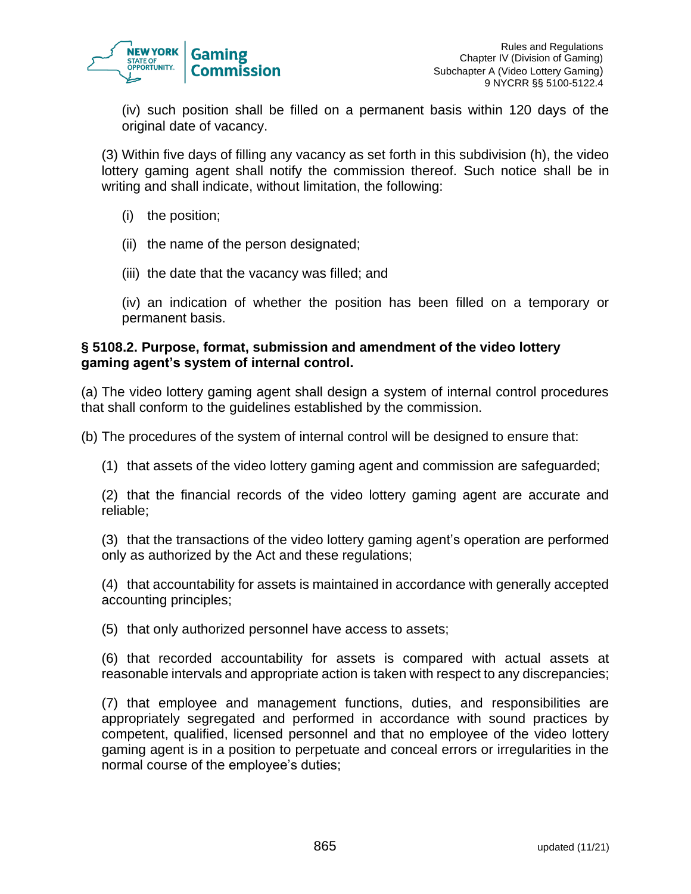(iv) such position shall be filled on a permanent basis within 120 days of the original date of vacancy.

(3) Within five days of filling any vacancy as set forth in this subdivision (h), the video lottery gaming agent shall notify the commission thereof. Such notice shall be in writing and shall indicate, without limitation, the following:

(i) the position;

(ii) the name of the person designated;

(iii) the date that the vacancy was filled; and

(iv) an indication of whether the position has been filled on a temporary or permanent basis.

**§ 5108.2. Purpose, format, submission and amendment of the video lottery gaming agent's system of internal control.**

(a) The video lottery gaming agent shall design a system of internal control procedures that shall conform to the guidelines established by the commission.

(b) The procedures of the system of internal control will be designed to ensure that:

(1) that assets of the video lottery gaming agent and commission are safeguarded;

(2) that the financial records of the video lottery gaming agent are accurate and reliable;

(3) that the transactions of the video lottery gaming agent's operation are performed only as authorized by the Act and these regulations;

(4) that accountability for assets is maintained in accordance with generally accepted accounting principles;

(5) that only authorized personnel have access to assets;

(6) that recorded accountability for assets is compared with actual assets at reasonable intervals and appropriate action is taken with respect to any discrepancies;

(7) that employee and management functions, duties, and responsibilities are appropriately segregated and performed in accordance with sound practices by competent, qualified, licensed personnel and that no employee of the video lottery gaming agent is in a position to perpetuate and conceal errors or irregularities in the normal course of the employee's duties;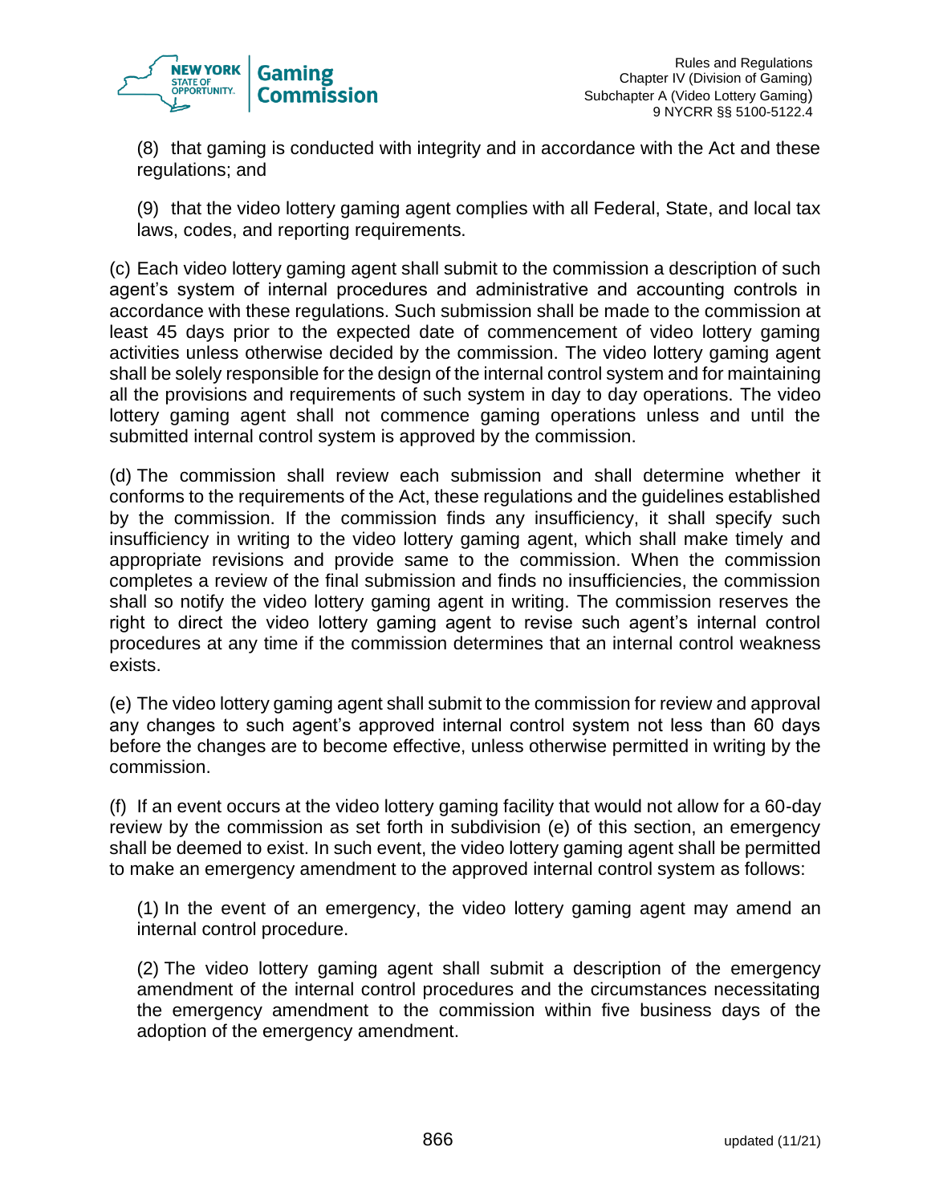(8) that gaming is conducted with integrity and in accordance with the Act and these regulations; and

(9) that the video lottery gaming agent complies with all Federal, State, and local tax laws, codes, and reporting requirements.

(c) Each video lottery gaming agent shall submit to the commission a description of such agent's system of internal procedures and administrative and accounting controls in accordance with these regulations. Such submission shall be made to the commission at least 45 days prior to the expected date of commencement of video lottery gaming activities unless otherwise decided by the commission. The video lottery gaming agent shall be solely responsible for the design of the internal control system and for maintaining all the provisions and requirements of such system in day to day operations. The video lottery gaming agent shall not commence gaming operations unless and until the submitted internal control system is approved by the commission.

(d) The commission shall review each submission and shall determine whether it conforms to the requirements of the Act, these regulations and the guidelines established by the commission. If the commission finds any insufficiency, it shall specify such insufficiency in writing to the video lottery gaming agent, which shall make timely and appropriate revisions and provide same to the commission. When the commission completes a review of the final submission and finds no insufficiencies, the commission shall so notify the video lottery gaming agent in writing. The commission reserves the right to direct the video lottery gaming agent to revise such agent's internal control procedures at any time if the commission determines that an internal control weakness exists.

(e) The video lottery gaming agent shall submit to the commission for review and approval any changes to such agent's approved internal control system not less than 60 days before the changes are to become effective, unless otherwise permitted in writing by the commission.

(f) If an event occurs at the video lottery gaming facility that would not allow for a 60-day review by the commission as set forth in subdivision (e) of this section, an emergency shall be deemed to exist. In such event, the video lottery gaming agent shall be permitted to make an emergency amendment to the approved internal control system as follows:

(1) In the event of an emergency, the video lottery gaming agent may amend an internal control procedure.

(2) The video lottery gaming agent shall submit a description of the emergency amendment of the internal control procedures and the circumstances necessitating the emergency amendment to the commission within five business days of the adoption of the emergency amendment.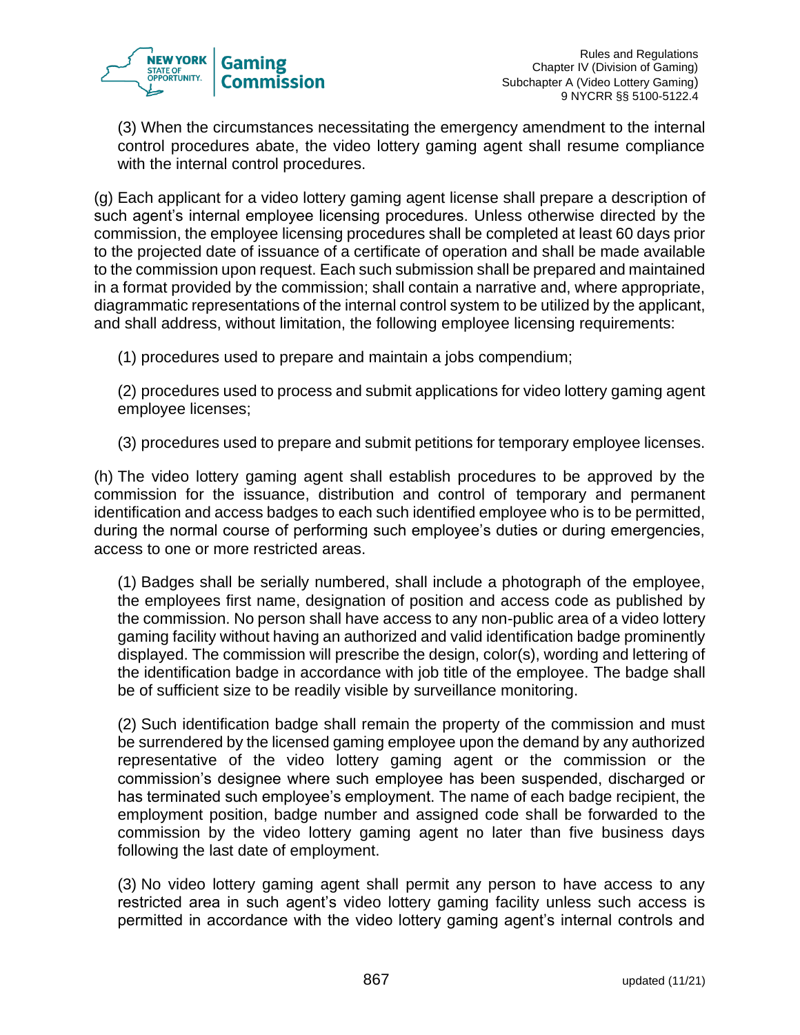(3) When the circumstances necessitating the emergency amendment to the internal control procedures abate, the video lottery gaming agent shall resume compliance with the internal control procedures.

(g) Each applicant for a video lottery gaming agent license shall prepare a description of such agent's internal employee licensing procedures. Unless otherwise directed by the commission, the employee licensing procedures shall be completed at least 60 days prior to the projected date of issuance of a certificate of operation and shall be made available to the commission upon request. Each such submission shall be prepared and maintained in a format provided by the commission; shall contain a narrative and, where appropriate, diagrammatic representations of the internal control system to be utilized by the applicant, and shall address, without limitation, the following employee licensing requirements:

(1) procedures used to prepare and maintain a jobs compendium;

(2) procedures used to process and submit applications for video lottery gaming agent employee licenses;

(3) procedures used to prepare and submit petitions for temporary employee licenses.

(h) The video lottery gaming agent shall establish procedures to be approved by the commission for the issuance, distribution and control of temporary and permanent identification and access badges to each such identified employee who is to be permitted, during the normal course of performing such employee's duties or during emergencies, access to one or more restricted areas.

(1) Badges shall be serially numbered, shall include a photograph of the employee, the employees first name, designation of position and access code as published by the commission. No person shall have access to any non-public area of a video lottery gaming facility without having an authorized and valid identification badge prominently displayed. The commission will prescribe the design, color(s), wording and lettering of the identification badge in accordance with job title of the employee. The badge shall be of sufficient size to be readily visible by surveillance monitoring.

(2) Such identification badge shall remain the property of the commission and must be surrendered by the licensed gaming employee upon the demand by any authorized representative of the video lottery gaming agent or the commission or the commission's designee where such employee has been suspended, discharged or has terminated such employee's employment. The name of each badge recipient, the employment position, badge number and assigned code shall be forwarded to the commission by the video lottery gaming agent no later than five business days following the last date of employment.

(3) No video lottery gaming agent shall permit any person to have access to any restricted area in such agent's video lottery gaming facility unless such access is permitted in accordance with the video lottery gaming agent's internal controls and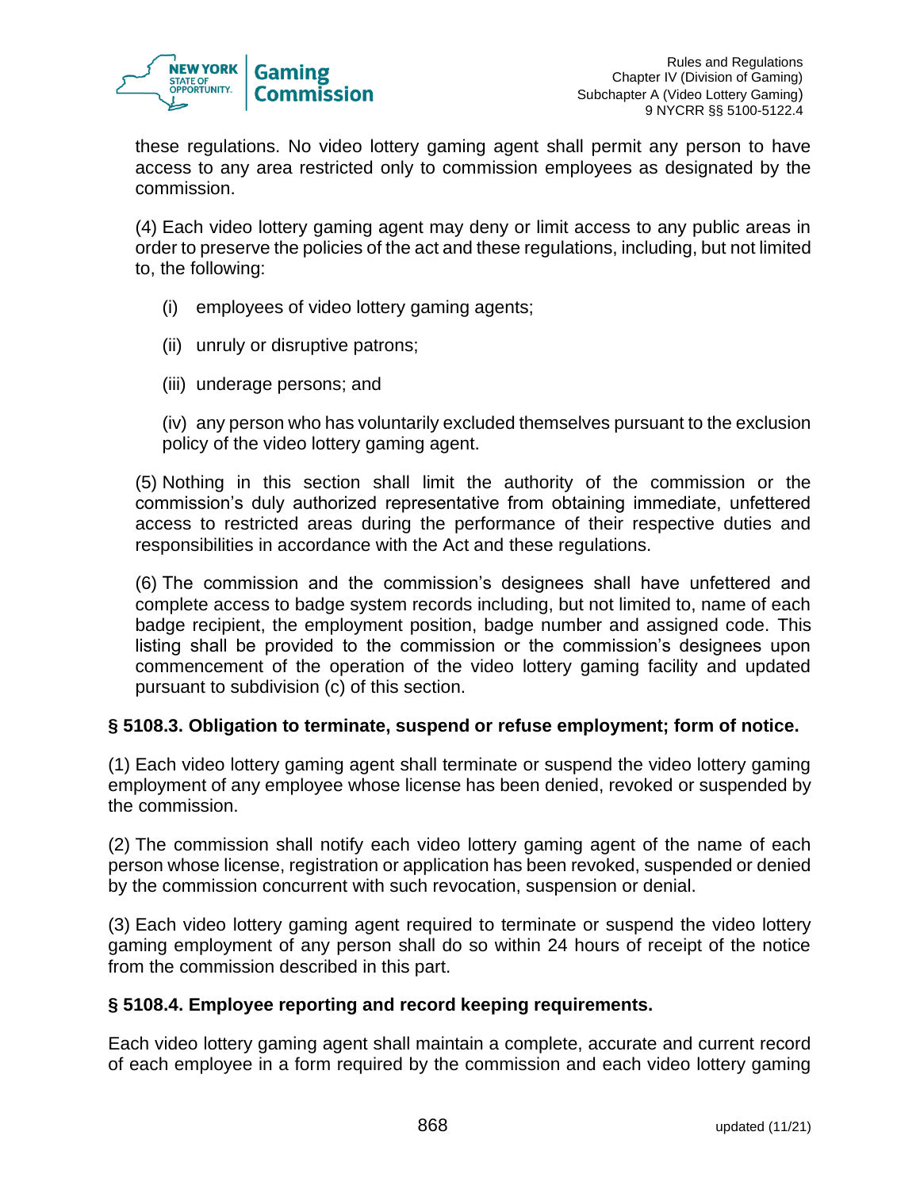these regulations. No video lottery gaming agent shall permit any person to have access to any area restricted only to commission employees as designated by the commission.

(4) Each video lottery gaming agent may deny or limit access to any public areas in order to preserve the policies of the act and these regulations, including, but not limited to, the following:

(i) employees of video lottery gaming agents;

(ii) unruly or disruptive patrons;

(iii) underage persons; and

(iv) any person who has voluntarily excluded themselves pursuant to the exclusion policy of the video lottery gaming agent.

(5) Nothing in this section shall limit the authority of the commission or the commission's duly authorized representative from obtaining immediate, unfettered access to restricted areas during the performance of their respective duties and responsibilities in accordance with the Act and these regulations.

(6) The commission and the commission's designees shall have unfettered and complete access to badge system records including, but not limited to, name of each badge recipient, the employment position, badge number and assigned code. This listing shall be provided to the commission or the commission's designees upon commencement of the operation of the video lottery gaming facility and updated pursuant to subdivision (c) of this section.

### § 5108.3. Obligation to terminate, suspend or refuse employment; form of notice.

(1) Each video lottery gaming agent shall terminate or suspend the video lottery gaming employment of any employee whose license has been denied, revoked or suspended by the commission.

(2) The commission shall notify each video lottery gaming agent of the name of each person whose license, registration or application has been revoked, suspended or denied by the commission concurrent with such revocation, suspension or denial.

(3) Each video lottery gaming agent required to terminate or suspend the video lottery gaming employment of any person shall do so within 24 hours of receipt of the notice from the commission described in this part.

### § 5108.4. Employee reporting and record keeping requirements.

Each video lottery gaming agent shall maintain a complete, accurate and current record of each employee in a form required by the commission and each video lottery gaming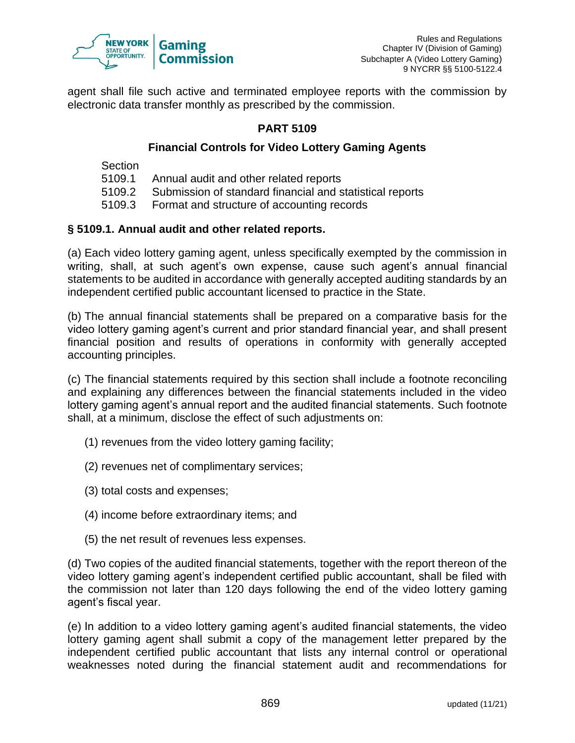agent shall file such active and terminated employee reports with the commission by electronic data transfer monthly as prescribed by the commission.

## PART 5109

### Financial Controls for Video Lottery Gaming Agents

Section
5109.1 Annual audit and other related reports
5109.2 Submission of standard financial and statistical reports
5109.3 Format and structure of accounting records

**§ 5109.1. Annual audit and other related reports.**

(a) Each video lottery gaming agent, unless specifically exempted by the commission in writing, shall, at such agent's own expense, cause such agent's annual financial statements to be audited in accordance with generally accepted auditing standards by an independent certified public accountant licensed to practice in the State.

(b) The annual financial statements shall be prepared on a comparative basis for the video lottery gaming agent's current and prior standard financial year, and shall present financial position and results of operations in conformity with generally accepted accounting principles.

(c) The financial statements required by this section shall include a footnote reconciling and explaining any differences between the financial statements included in the video lottery gaming agent's annual report and the audited financial statements. Such footnote shall, at a minimum, disclose the effect of such adjustments on:

(1) revenues from the video lottery gaming facility;

(2) revenues net of complimentary services;

(3) total costs and expenses;

(4) income before extraordinary items; and

(5) the net result of revenues less expenses.

(d) Two copies of the audited financial statements, together with the report thereon of the video lottery gaming agent's independent certified public accountant, shall be filed with the commission not later than 120 days following the end of the video lottery gaming agent's fiscal year.

(e) In addition to a video lottery gaming agent's audited financial statements, the video lottery gaming agent shall submit a copy of the management letter prepared by the independent certified public accountant that lists any internal control or operational weaknesses noted during the financial statement audit and recommendations for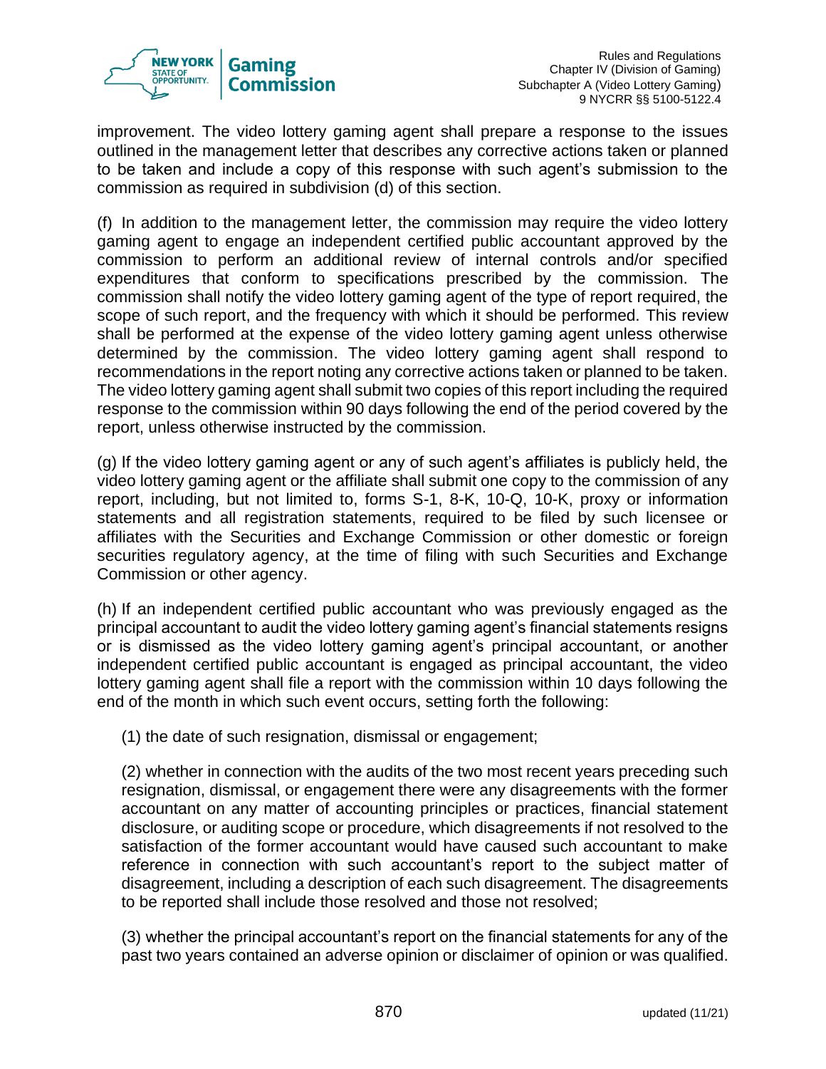improvement. The video lottery gaming agent shall prepare a response to the issues outlined in the management letter that describes any corrective actions taken or planned to be taken and include a copy of this response with such agent's submission to the commission as required in subdivision (d) of this section.

(f) In addition to the management letter, the commission may require the video lottery gaming agent to engage an independent certified public accountant approved by the commission to perform an additional review of internal controls and/or specified expenditures that conform to specifications prescribed by the commission. The commission shall notify the video lottery gaming agent of the type of report required, the scope of such report, and the frequency with which it should be performed. This review shall be performed at the expense of the video lottery gaming agent unless otherwise determined by the commission. The video lottery gaming agent shall respond to recommendations in the report noting any corrective actions taken or planned to be taken. The video lottery gaming agent shall submit two copies of this report including the required response to the commission within 90 days following the end of the period covered by the report, unless otherwise instructed by the commission.

(g) If the video lottery gaming agent or any of such agent's affiliates is publicly held, the video lottery gaming agent or the affiliate shall submit one copy to the commission of any report, including, but not limited to, forms S-1, 8-K, 10-Q, 10-K, proxy or information statements and all registration statements, required to be filed by such licensee or affiliates with the Securities and Exchange Commission or other domestic or foreign securities regulatory agency, at the time of filing with such Securities and Exchange Commission or other agency.

(h) If an independent certified public accountant who was previously engaged as the principal accountant to audit the video lottery gaming agent's financial statements resigns or is dismissed as the video lottery gaming agent's principal accountant, or another independent certified public accountant is engaged as principal accountant, the video lottery gaming agent shall file a report with the commission within 10 days following the end of the month in which such event occurs, setting forth the following:

(1) the date of such resignation, dismissal or engagement;

(2) whether in connection with the audits of the two most recent years preceding such resignation, dismissal, or engagement there were any disagreements with the former accountant on any matter of accounting principles or practices, financial statement disclosure, or auditing scope or procedure, which disagreements if not resolved to the satisfaction of the former accountant would have caused such accountant to make reference in connection with such accountant's report to the subject matter of disagreement, including a description of each such disagreement. The disagreements to be reported shall include those resolved and those not resolved;

(3) whether the principal accountant's report on the financial statements for any of the past two years contained an adverse opinion or disclaimer of opinion or was qualified.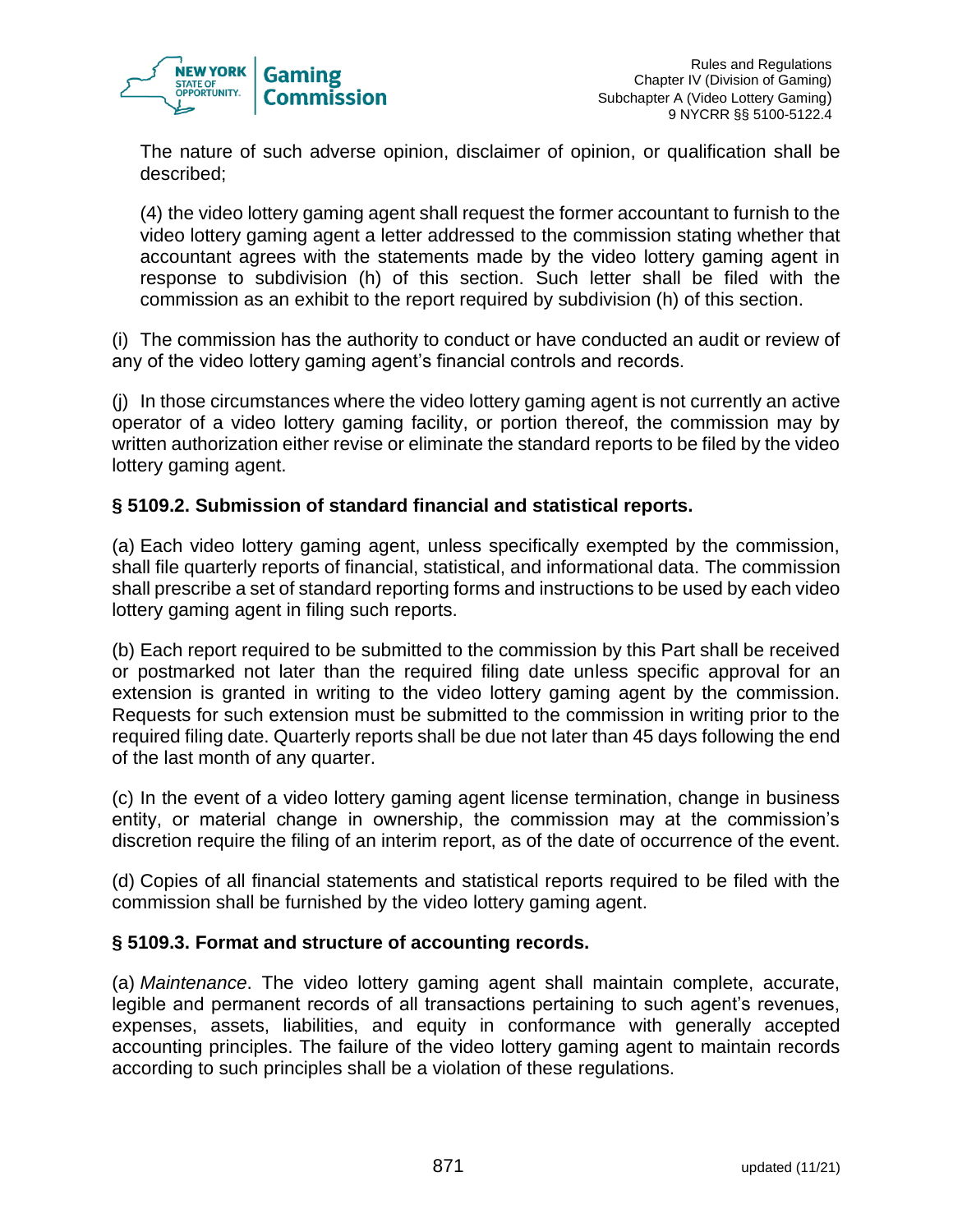The nature of such adverse opinion, disclaimer of opinion, or qualification shall be described;

(4) the video lottery gaming agent shall request the former accountant to furnish to the video lottery gaming agent a letter addressed to the commission stating whether that accountant agrees with the statements made by the video lottery gaming agent in response to subdivision (h) of this section. Such letter shall be filed with the commission as an exhibit to the report required by subdivision (h) of this section.

(i) The commission has the authority to conduct or have conducted an audit or review of any of the video lottery gaming agent's financial controls and records.

(j) In those circumstances where the video lottery gaming agent is not currently an active operator of a video lottery gaming facility, or portion thereof, the commission may by written authorization either revise or eliminate the standard reports to be filed by the video lottery gaming agent.

### § 5109.2. Submission of standard financial and statistical reports.

(a) Each video lottery gaming agent, unless specifically exempted by the commission, shall file quarterly reports of financial, statistical, and informational data. The commission shall prescribe a set of standard reporting forms and instructions to be used by each video lottery gaming agent in filing such reports.

(b) Each report required to be submitted to the commission by this Part shall be received or postmarked not later than the required filing date unless specific approval for an extension is granted in writing to the video lottery gaming agent by the commission. Requests for such extension must be submitted to the commission in writing prior to the required filing date. Quarterly reports shall be due not later than 45 days following the end of the last month of any quarter.

(c) In the event of a video lottery gaming agent license termination, change in business entity, or material change in ownership, the commission may at the commission's discretion require the filing of an interim report, as of the date of occurrence of the event.

(d) Copies of all financial statements and statistical reports required to be filed with the commission shall be furnished by the video lottery gaming agent.

### § 5109.3. Format and structure of accounting records.

(a) *Maintenance*. The video lottery gaming agent shall maintain complete, accurate, legible and permanent records of all transactions pertaining to such agent's revenues, expenses, assets, liabilities, and equity in conformance with generally accepted accounting principles. The failure of the video lottery gaming agent to maintain records according to such principles shall be a violation of these regulations.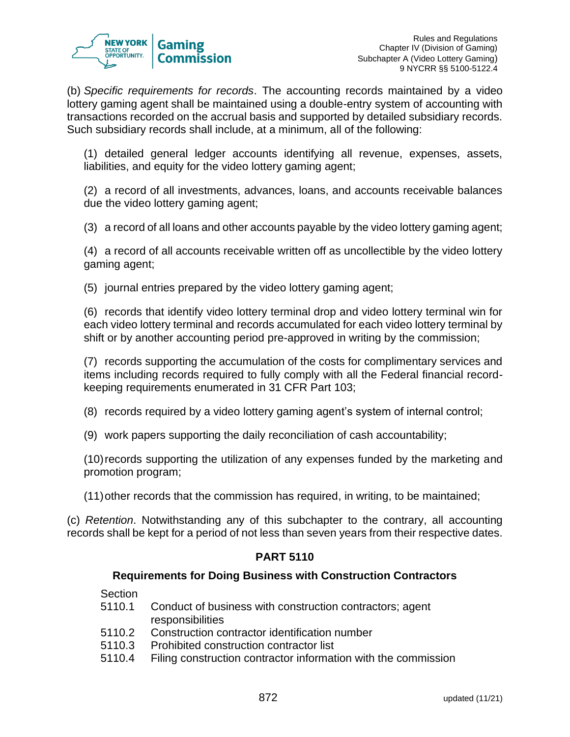(b) *Specific requirements for records*. The accounting records maintained by a video lottery gaming agent shall be maintained using a double-entry system of accounting with transactions recorded on the accrual basis and supported by detailed subsidiary records. Such subsidiary records shall include, at a minimum, all of the following:

(1) detailed general ledger accounts identifying all revenue, expenses, assets, liabilities, and equity for the video lottery gaming agent;

(2) a record of all investments, advances, loans, and accounts receivable balances due the video lottery gaming agent;

(3) a record of all loans and other accounts payable by the video lottery gaming agent;

(4) a record of all accounts receivable written off as uncollectible by the video lottery gaming agent;

(5) journal entries prepared by the video lottery gaming agent;

(6) records that identify video lottery terminal drop and video lottery terminal win for each video lottery terminal and records accumulated for each video lottery terminal by shift or by another accounting period pre-approved in writing by the commission;

(7) records supporting the accumulation of the costs for complimentary services and items including records required to fully comply with all the Federal financial record-keeping requirements enumerated in 31 CFR Part 103;

(8) records required by a video lottery gaming agent's system of internal control;

(9) work papers supporting the daily reconciliation of cash accountability;

(10) records supporting the utilization of any expenses funded by the marketing and promotion program;

(11) other records that the commission has required, in writing, to be maintained;

(c) *Retention*. Notwithstanding any of this subchapter to the contrary, all accounting records shall be kept for a period of not less than seven years from their respective dates.

## PART 5110

### Requirements for Doing Business with Construction Contractors

Section
5110.1 Conduct of business with construction contractors; agent responsibilities
5110.2 Construction contractor identification number
5110.3 Prohibited construction contractor list
5110.4 Filing construction contractor information with the commission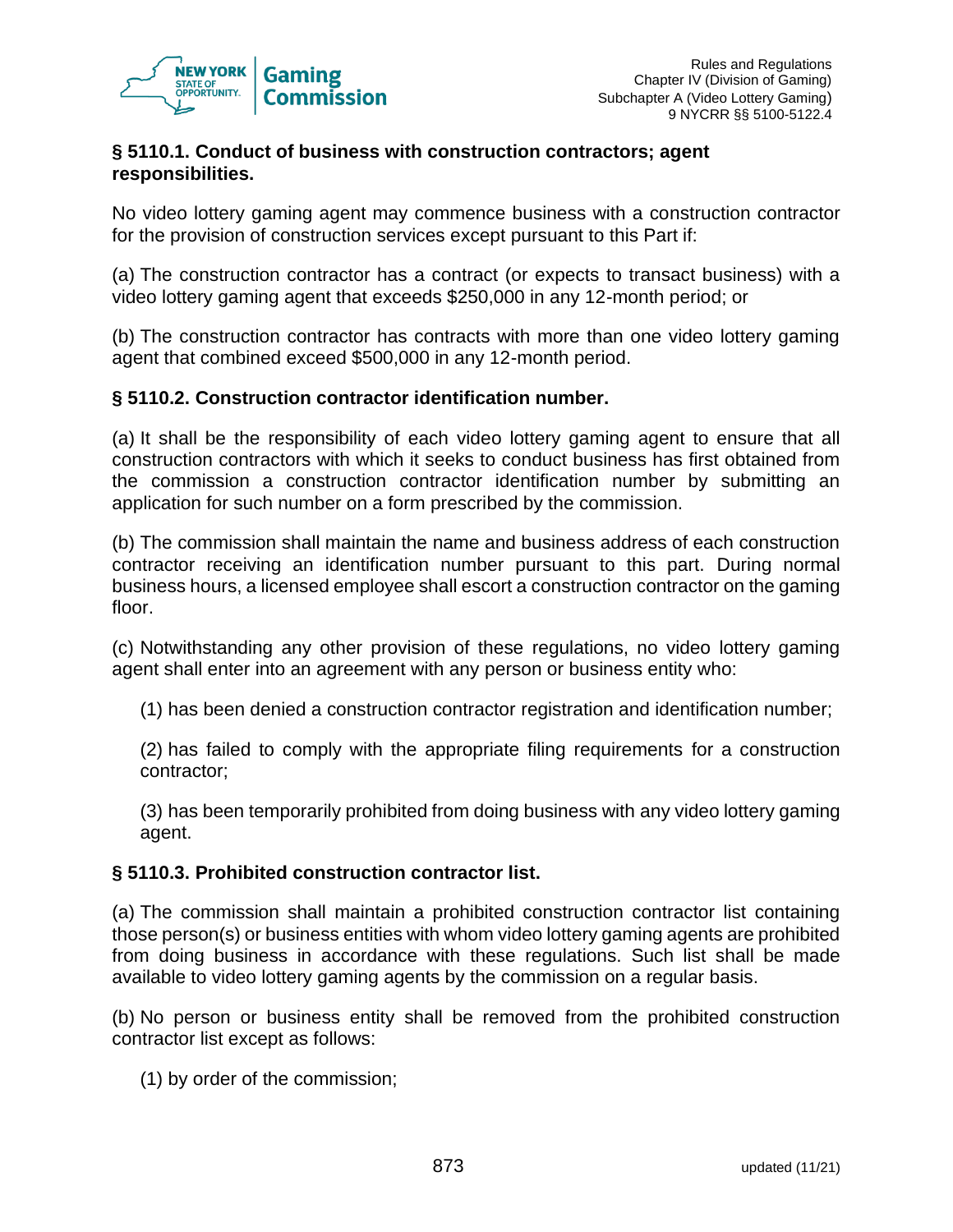### § 5110.1. Conduct of business with construction contractors; agent responsibilities.

No video lottery gaming agent may commence business with a construction contractor for the provision of construction services except pursuant to this Part if:

(a) The construction contractor has a contract (or expects to transact business) with a video lottery gaming agent that exceeds $250,000 in any 12-month period; or

(b) The construction contractor has contracts with more than one video lottery gaming agent that combined exceed $500,000 in any 12-month period.

### § 5110.2. Construction contractor identification number.

(a) It shall be the responsibility of each video lottery gaming agent to ensure that all construction contractors with which it seeks to conduct business has first obtained from the commission a construction contractor identification number by submitting an application for such number on a form prescribed by the commission.

(b) The commission shall maintain the name and business address of each construction contractor receiving an identification number pursuant to this part. During normal business hours, a licensed employee shall escort a construction contractor on the gaming floor.

(c) Notwithstanding any other provision of these regulations, no video lottery gaming agent shall enter into an agreement with any person or business entity who:

(1) has been denied a construction contractor registration and identification number;

(2) has failed to comply with the appropriate filing requirements for a construction contractor;

(3) has been temporarily prohibited from doing business with any video lottery gaming agent.

### § 5110.3. Prohibited construction contractor list.

(a) The commission shall maintain a prohibited construction contractor list containing those person(s) or business entities with whom video lottery gaming agents are prohibited from doing business in accordance with these regulations. Such list shall be made available to video lottery gaming agents by the commission on a regular basis.

(b) No person or business entity shall be removed from the prohibited construction contractor list except as follows:

(1) by order of the commission;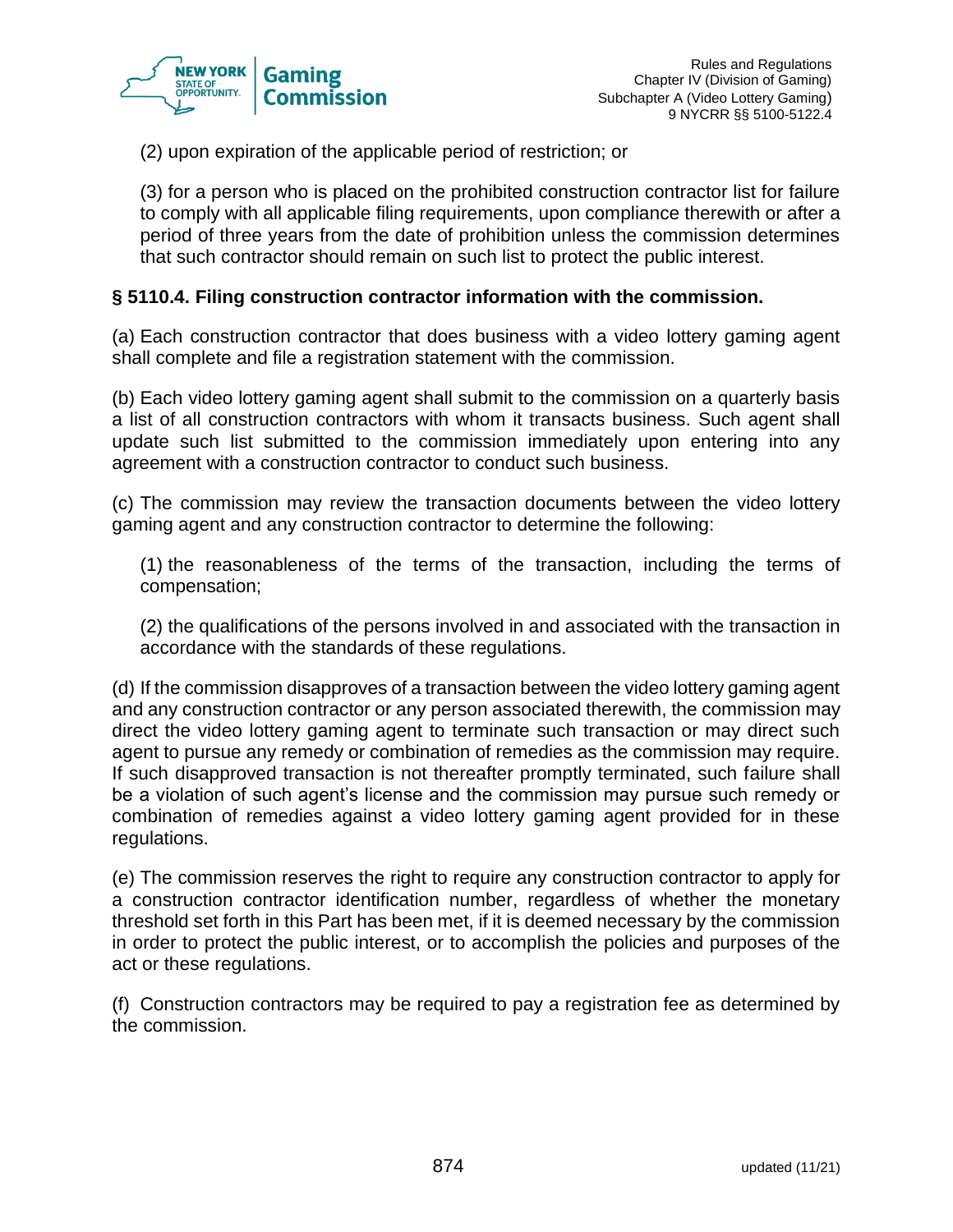(2) upon expiration of the applicable period of restriction; or

(3) for a person who is placed on the prohibited construction contractor list for failure to comply with all applicable filing requirements, upon compliance therewith or after a period of three years from the date of prohibition unless the commission determines that such contractor should remain on such list to protect the public interest.

### § 5110.4. Filing construction contractor information with the commission.

(a) Each construction contractor that does business with a video lottery gaming agent shall complete and file a registration statement with the commission.

(b) Each video lottery gaming agent shall submit to the commission on a quarterly basis a list of all construction contractors with whom it transacts business. Such agent shall update such list submitted to the commission immediately upon entering into any agreement with a construction contractor to conduct such business.

(c) The commission may review the transaction documents between the video lottery gaming agent and any construction contractor to determine the following:

(1) the reasonableness of the terms of the transaction, including the terms of compensation;

(2) the qualifications of the persons involved in and associated with the transaction in accordance with the standards of these regulations.

(d) If the commission disapproves of a transaction between the video lottery gaming agent and any construction contractor or any person associated therewith, the commission may direct the video lottery gaming agent to terminate such transaction or may direct such agent to pursue any remedy or combination of remedies as the commission may require. If such disapproved transaction is not thereafter promptly terminated, such failure shall be a violation of such agent's license and the commission may pursue such remedy or combination of remedies against a video lottery gaming agent provided for in these regulations.

(e) The commission reserves the right to require any construction contractor to apply for a construction contractor identification number, regardless of whether the monetary threshold set forth in this Part has been met, if it is deemed necessary by the commission in order to protect the public interest, or to accomplish the policies and purposes of the act or these regulations.

(f) Construction contractors may be required to pay a registration fee as determined by the commission.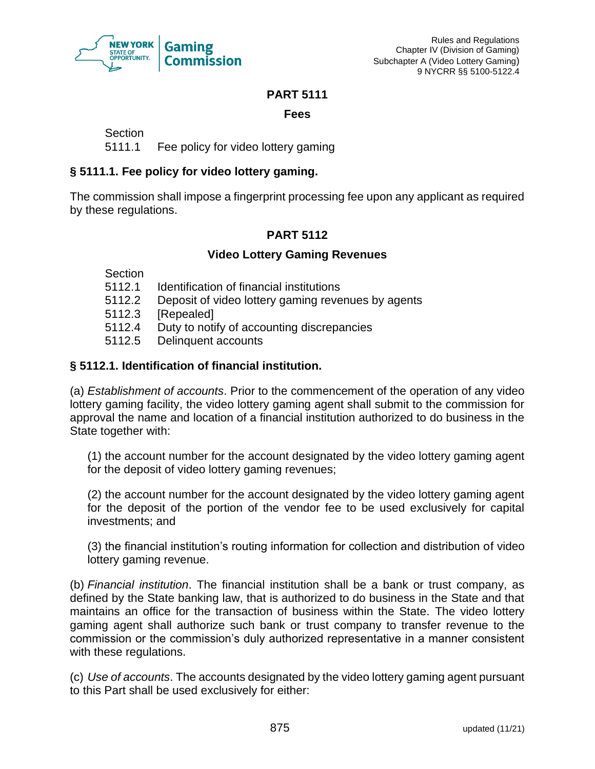## PART 5111

### Fees

Section
5111.1 Fee policy for video lottery gaming

### § 5111.1. Fee policy for video lottery gaming.

The commission shall impose a fingerprint processing fee upon any applicant as required by these regulations.

## PART 5112

### Video Lottery Gaming Revenues

Section
5112.1 Identification of financial institutions
5112.2 Deposit of video lottery gaming revenues by agents
5112.3 [Repealed]
5112.4 Duty to notify of accounting discrepancies
5112.5 Delinquent accounts

### § 5112.1. Identification of financial institution.

(a) *Establishment of accounts*. Prior to the commencement of the operation of any video lottery gaming facility, the video lottery gaming agent shall submit to the commission for approval the name and location of a financial institution authorized to do business in the State together with:

(1) the account number for the account designated by the video lottery gaming agent for the deposit of video lottery gaming revenues;

(2) the account number for the account designated by the video lottery gaming agent for the deposit of the portion of the vendor fee to be used exclusively for capital investments; and

(3) the financial institution's routing information for collection and distribution of video lottery gaming revenue.

(b) *Financial institution*. The financial institution shall be a bank or trust company, as defined by the State banking law, that is authorized to do business in the State and that maintains an office for the transaction of business within the State. The video lottery gaming agent shall authorize such bank or trust company to transfer revenue to the commission or the commission's duly authorized representative in a manner consistent with these regulations.

(c) *Use of accounts*. The accounts designated by the video lottery gaming agent pursuant to this Part shall be used exclusively for either: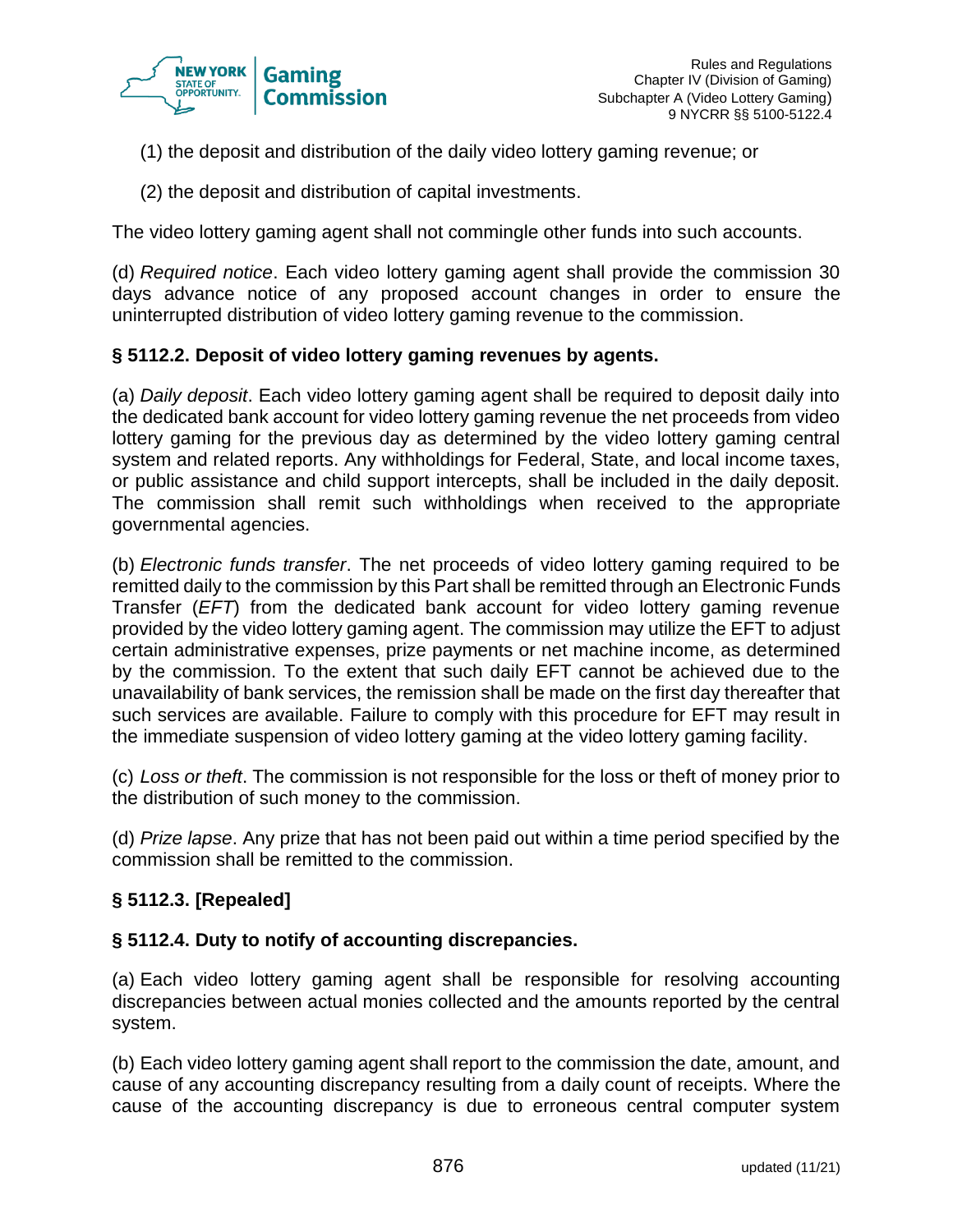(1) the deposit and distribution of the daily video lottery gaming revenue; or

(2) the deposit and distribution of capital investments.

The video lottery gaming agent shall not commingle other funds into such accounts.

(d) *Required notice*. Each video lottery gaming agent shall provide the commission 30 days advance notice of any proposed account changes in order to ensure the uninterrupted distribution of video lottery gaming revenue to the commission.

### § 5112.2. Deposit of video lottery gaming revenues by agents.

(a) *Daily deposit*. Each video lottery gaming agent shall be required to deposit daily into the dedicated bank account for video lottery gaming revenue the net proceeds from video lottery gaming for the previous day as determined by the video lottery gaming central system and related reports. Any withholdings for Federal, State, and local income taxes, or public assistance and child support intercepts, shall be included in the daily deposit. The commission shall remit such withholdings when received to the appropriate governmental agencies.

(b) *Electronic funds transfer*. The net proceeds of video lottery gaming required to be remitted daily to the commission by this Part shall be remitted through an Electronic Funds Transfer (*EFT*) from the dedicated bank account for video lottery gaming revenue provided by the video lottery gaming agent. The commission may utilize the EFT to adjust certain administrative expenses, prize payments or net machine income, as determined by the commission. To the extent that such daily EFT cannot be achieved due to the unavailability of bank services, the remission shall be made on the first day thereafter that such services are available. Failure to comply with this procedure for EFT may result in the immediate suspension of video lottery gaming at the video lottery gaming facility.

(c) *Loss or theft*. The commission is not responsible for the loss or theft of money prior to the distribution of such money to the commission.

(d) *Prize lapse*. Any prize that has not been paid out within a time period specified by the commission shall be remitted to the commission.

### § 5112.3. [Repealed]

### § 5112.4. Duty to notify of accounting discrepancies.

(a) Each video lottery gaming agent shall be responsible for resolving accounting discrepancies between actual monies collected and the amounts reported by the central system.

(b) Each video lottery gaming agent shall report to the commission the date, amount, and cause of any accounting discrepancy resulting from a daily count of receipts. Where the cause of the accounting discrepancy is due to erroneous central computer system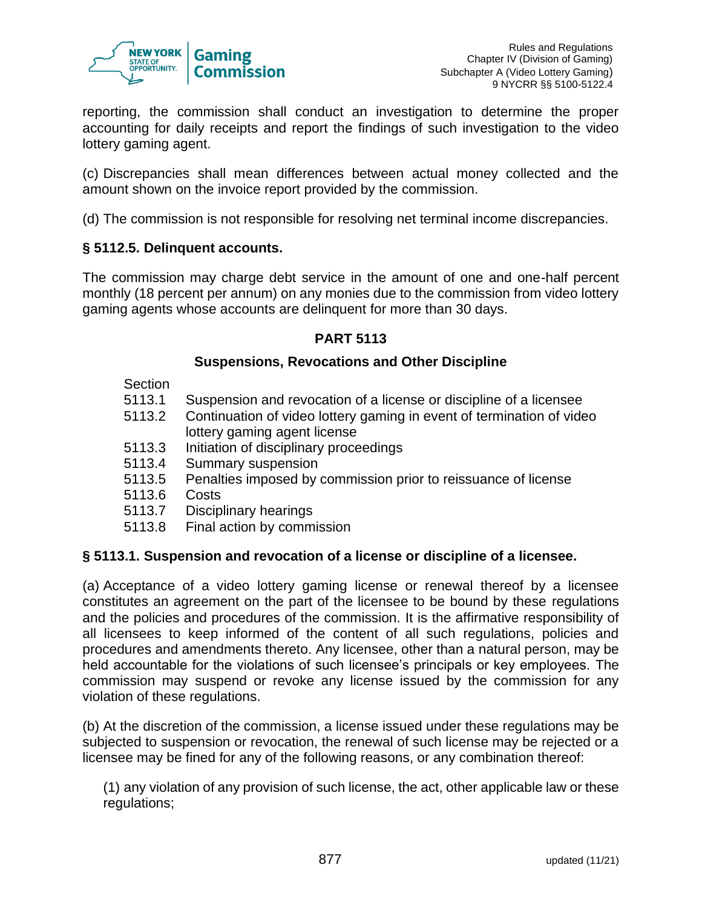reporting, the commission shall conduct an investigation to determine the proper accounting for daily receipts and report the findings of such investigation to the video lottery gaming agent.

(c) Discrepancies shall mean differences between actual money collected and the amount shown on the invoice report provided by the commission.

(d) The commission is not responsible for resolving net terminal income discrepancies.

### § 5112.5. Delinquent accounts.

The commission may charge debt service in the amount of one and one-half percent monthly (18 percent per annum) on any monies due to the commission from video lottery gaming agents whose accounts are delinquent for more than 30 days.

## PART 5113

## Suspensions, Revocations and Other Discipline

| Section | |
|---|---|
| 5113.1 | Suspension and revocation of a license or discipline of a licensee |
| 5113.2 | Continuation of video lottery gaming in event of termination of video lottery gaming agent license |
| 5113.3 | Initiation of disciplinary proceedings |
| 5113.4 | Summary suspension |
| 5113.5 | Penalties imposed by commission prior to reissuance of license |
| 5113.6 | Costs |
| 5113.7 | Disciplinary hearings |
| 5113.8 | Final action by commission |

### § 5113.1. Suspension and revocation of a license or discipline of a licensee.

(a) Acceptance of a video lottery gaming license or renewal thereof by a licensee constitutes an agreement on the part of the licensee to be bound by these regulations and the policies and procedures of the commission. It is the affirmative responsibility of all licensees to keep informed of the content of all such regulations, policies and procedures and amendments thereto. Any licensee, other than a natural person, may be held accountable for the violations of such licensee's principals or key employees. The commission may suspend or revoke any license issued by the commission for any violation of these regulations.

(b) At the discretion of the commission, a license issued under these regulations may be subjected to suspension or revocation, the renewal of such license may be rejected or a licensee may be fined for any of the following reasons, or any combination thereof:

(1) any violation of any provision of such license, the act, other applicable law or these regulations;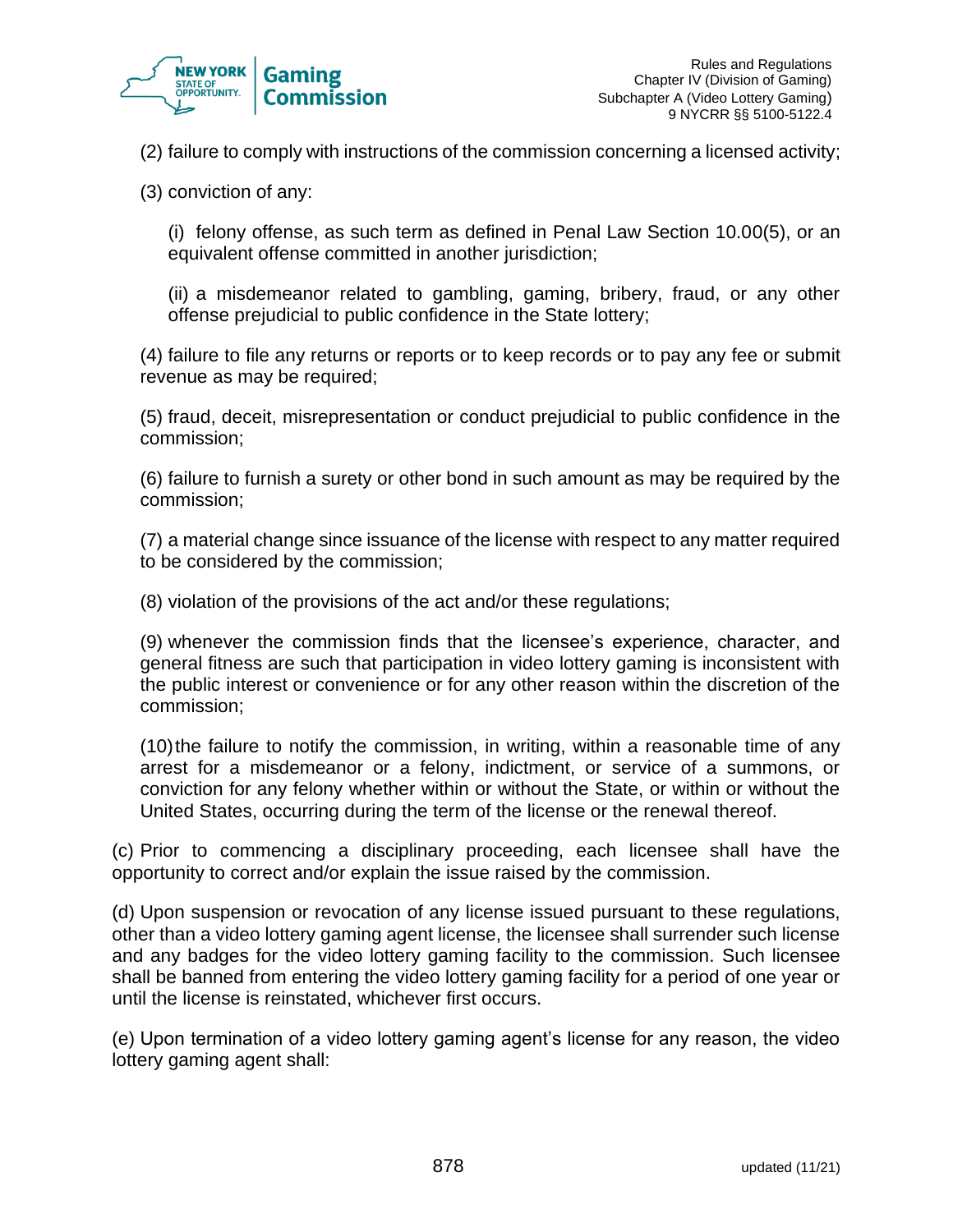(2) failure to comply with instructions of the commission concerning a licensed activity;

(3) conviction of any:

(i) felony offense, as such term as defined in Penal Law Section 10.00(5), or an equivalent offense committed in another jurisdiction;

(ii) a misdemeanor related to gambling, gaming, bribery, fraud, or any other offense prejudicial to public confidence in the State lottery;

(4) failure to file any returns or reports or to keep records or to pay any fee or submit revenue as may be required;

(5) fraud, deceit, misrepresentation or conduct prejudicial to public confidence in the commission;

(6) failure to furnish a surety or other bond in such amount as may be required by the commission;

(7) a material change since issuance of the license with respect to any matter required to be considered by the commission;

(8) violation of the provisions of the act and/or these regulations;

(9) whenever the commission finds that the licensee's experience, character, and general fitness are such that participation in video lottery gaming is inconsistent with the public interest or convenience or for any other reason within the discretion of the commission;

(10) the failure to notify the commission, in writing, within a reasonable time of any arrest for a misdemeanor or a felony, indictment, or service of a summons, or conviction for any felony whether within or without the State, or within or without the United States, occurring during the term of the license or the renewal thereof.

(c) Prior to commencing a disciplinary proceeding, each licensee shall have the opportunity to correct and/or explain the issue raised by the commission.

(d) Upon suspension or revocation of any license issued pursuant to these regulations, other than a video lottery gaming agent license, the licensee shall surrender such license and any badges for the video lottery gaming facility to the commission. Such licensee shall be banned from entering the video lottery gaming facility for a period of one year or until the license is reinstated, whichever first occurs.

(e) Upon termination of a video lottery gaming agent's license for any reason, the video lottery gaming agent shall: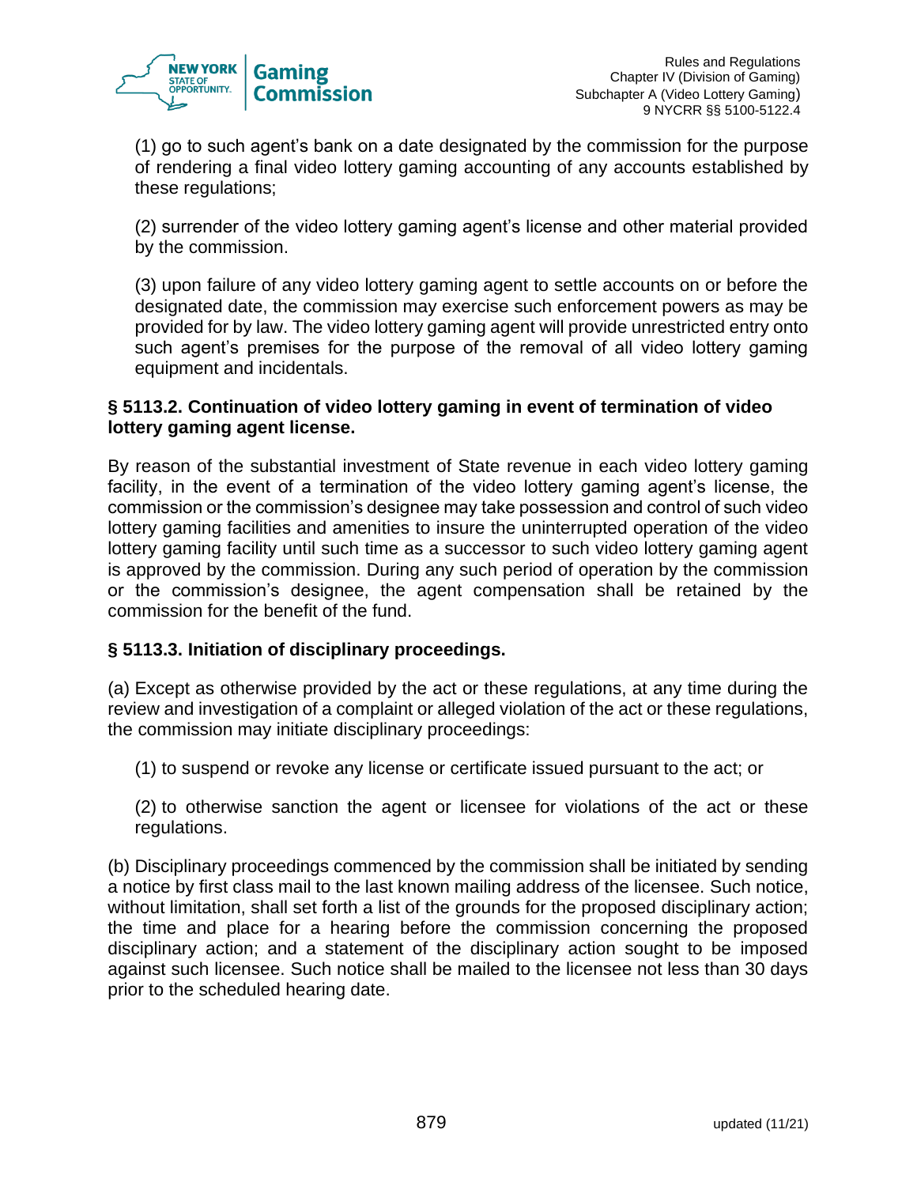(1) go to such agent's bank on a date designated by the commission for the purpose of rendering a final video lottery gaming accounting of any accounts established by these regulations;

(2) surrender of the video lottery gaming agent's license and other material provided by the commission.

(3) upon failure of any video lottery gaming agent to settle accounts on or before the designated date, the commission may exercise such enforcement powers as may be provided for by law. The video lottery gaming agent will provide unrestricted entry onto such agent's premises for the purpose of the removal of all video lottery gaming equipment and incidentals.

**§ 5113.2. Continuation of video lottery gaming in event of termination of video lottery gaming agent license.**

By reason of the substantial investment of State revenue in each video lottery gaming facility, in the event of a termination of the video lottery gaming agent's license, the commission or the commission's designee may take possession and control of such video lottery gaming facilities and amenities to insure the uninterrupted operation of the video lottery gaming facility until such time as a successor to such video lottery gaming agent is approved by the commission. During any such period of operation by the commission or the commission's designee, the agent compensation shall be retained by the commission for the benefit of the fund.

**§ 5113.3. Initiation of disciplinary proceedings.**

(a) Except as otherwise provided by the act or these regulations, at any time during the review and investigation of a complaint or alleged violation of the act or these regulations, the commission may initiate disciplinary proceedings:

(1) to suspend or revoke any license or certificate issued pursuant to the act; or

(2) to otherwise sanction the agent or licensee for violations of the act or these regulations.

(b) Disciplinary proceedings commenced by the commission shall be initiated by sending a notice by first class mail to the last known mailing address of the licensee. Such notice, without limitation, shall set forth a list of the grounds for the proposed disciplinary action; the time and place for a hearing before the commission concerning the proposed disciplinary action; and a statement of the disciplinary action sought to be imposed against such licensee. Such notice shall be mailed to the licensee not less than 30 days prior to the scheduled hearing date.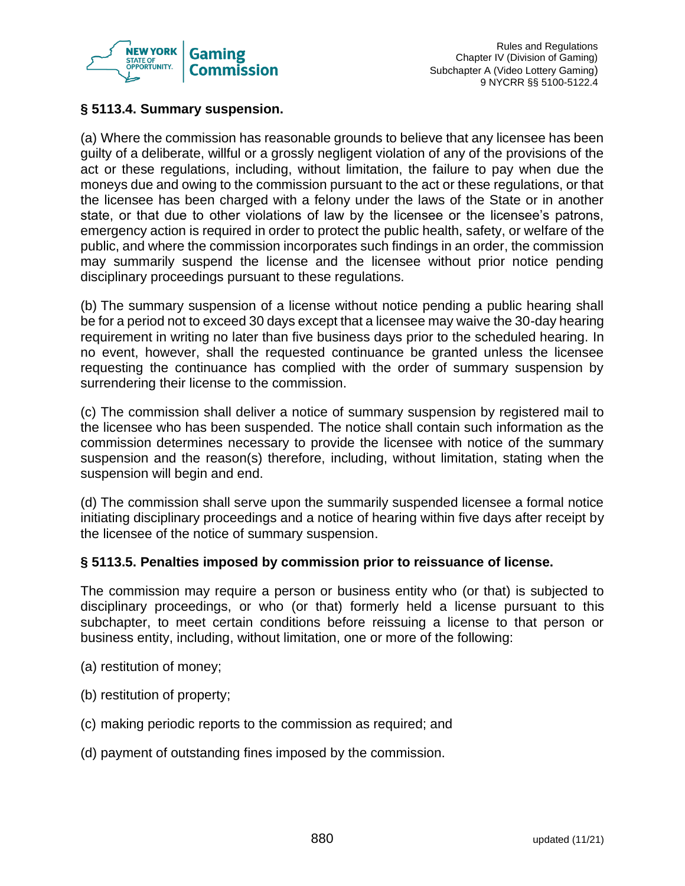### § 5113.4. Summary suspension.

(a) Where the commission has reasonable grounds to believe that any licensee has been guilty of a deliberate, willful or a grossly negligent violation of any of the provisions of the act or these regulations, including, without limitation, the failure to pay when due the moneys due and owing to the commission pursuant to the act or these regulations, or that the licensee has been charged with a felony under the laws of the State or in another state, or that due to other violations of law by the licensee or the licensee's patrons, emergency action is required in order to protect the public health, safety, or welfare of the public, and where the commission incorporates such findings in an order, the commission may summarily suspend the license and the licensee without prior notice pending disciplinary proceedings pursuant to these regulations.

(b) The summary suspension of a license without notice pending a public hearing shall be for a period not to exceed 30 days except that a licensee may waive the 30-day hearing requirement in writing no later than five business days prior to the scheduled hearing. In no event, however, shall the requested continuance be granted unless the licensee requesting the continuance has complied with the order of summary suspension by surrendering their license to the commission.

(c) The commission shall deliver a notice of summary suspension by registered mail to the licensee who has been suspended. The notice shall contain such information as the commission determines necessary to provide the licensee with notice of the summary suspension and the reason(s) therefore, including, without limitation, stating when the suspension will begin and end.

(d) The commission shall serve upon the summarily suspended licensee a formal notice initiating disciplinary proceedings and a notice of hearing within five days after receipt by the licensee of the notice of summary suspension.

### § 5113.5. Penalties imposed by commission prior to reissuance of license.

The commission may require a person or business entity who (or that) is subjected to disciplinary proceedings, or who (or that) formerly held a license pursuant to this subchapter, to meet certain conditions before reissuing a license to that person or business entity, including, without limitation, one or more of the following:

(a) restitution of money;

(b) restitution of property;

(c) making periodic reports to the commission as required; and

(d) payment of outstanding fines imposed by the commission.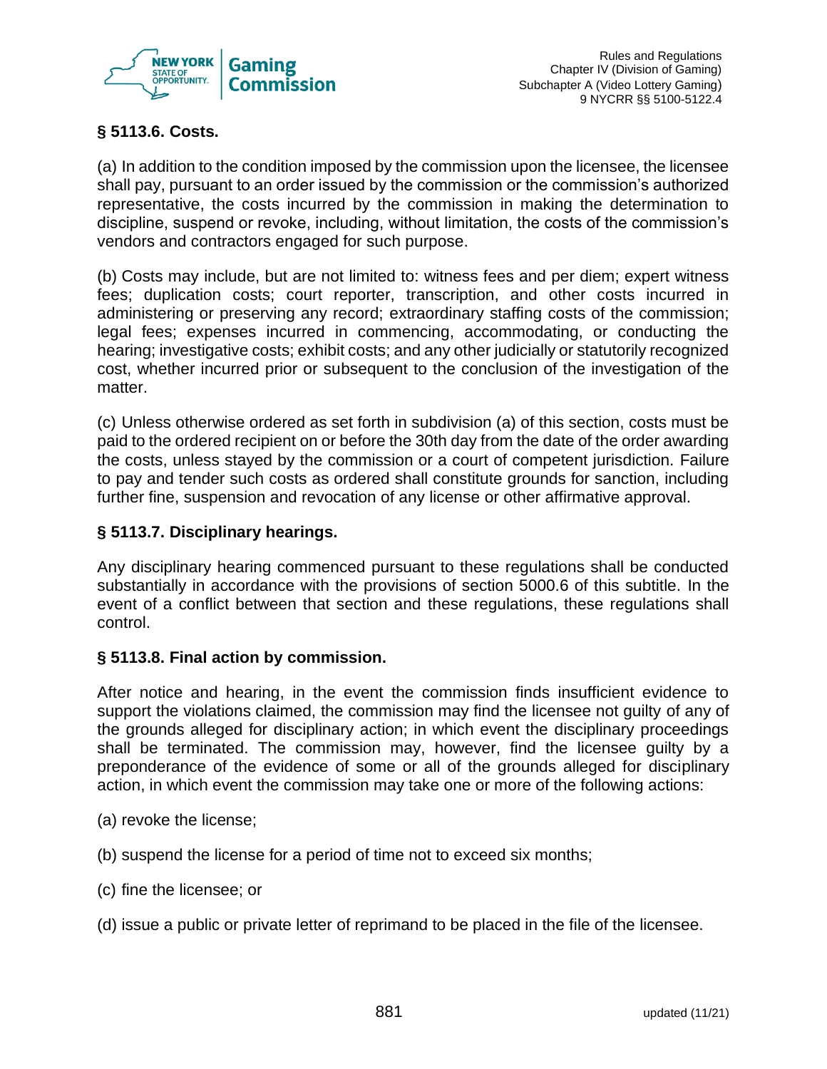### § 5113.6. Costs.

(a) In addition to the condition imposed by the commission upon the licensee, the licensee shall pay, pursuant to an order issued by the commission or the commission's authorized representative, the costs incurred by the commission in making the determination to discipline, suspend or revoke, including, without limitation, the costs of the commission's vendors and contractors engaged for such purpose.

(b) Costs may include, but are not limited to: witness fees and per diem; expert witness fees; duplication costs; court reporter, transcription, and other costs incurred in administering or preserving any record; extraordinary staffing costs of the commission; legal fees; expenses incurred in commencing, accommodating, or conducting the hearing; investigative costs; exhibit costs; and any other judicially or statutorily recognized cost, whether incurred prior or subsequent to the conclusion of the investigation of the matter.

(c) Unless otherwise ordered as set forth in subdivision (a) of this section, costs must be paid to the ordered recipient on or before the 30th day from the date of the order awarding the costs, unless stayed by the commission or a court of competent jurisdiction. Failure to pay and tender such costs as ordered shall constitute grounds for sanction, including further fine, suspension and revocation of any license or other affirmative approval.

### § 5113.7. Disciplinary hearings.

Any disciplinary hearing commenced pursuant to these regulations shall be conducted substantially in accordance with the provisions of section 5000.6 of this subtitle. In the event of a conflict between that section and these regulations, these regulations shall control.

### § 5113.8. Final action by commission.

After notice and hearing, in the event the commission finds insufficient evidence to support the violations claimed, the commission may find the licensee not guilty of any of the grounds alleged for disciplinary action; in which event the disciplinary proceedings shall be terminated. The commission may, however, find the licensee guilty by a preponderance of the evidence of some or all of the grounds alleged for disciplinary action, in which event the commission may take one or more of the following actions:

(a) revoke the license;

(b) suspend the license for a period of time not to exceed six months;

(c) fine the licensee; or

(d) issue a public or private letter of reprimand to be placed in the file of the licensee.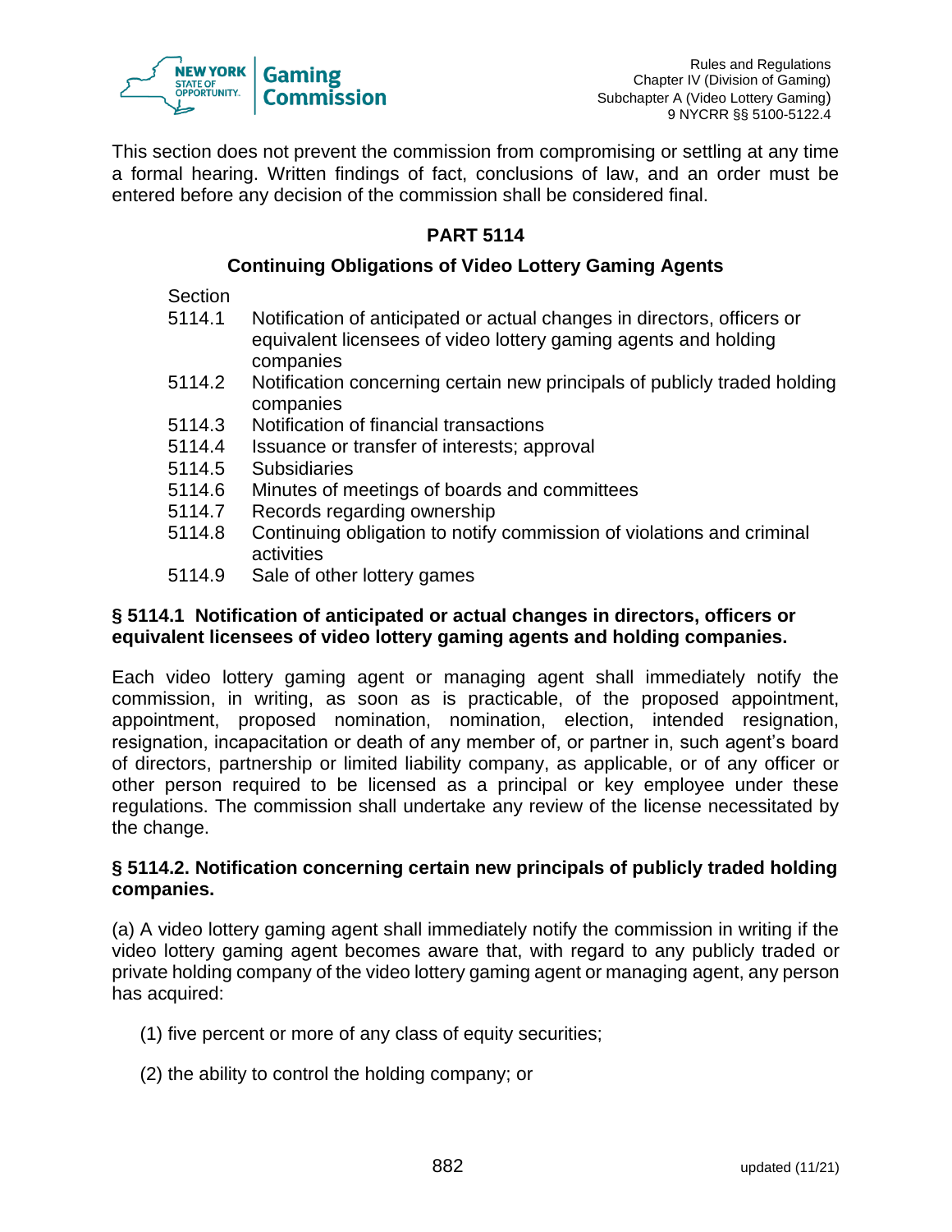This section does not prevent the commission from compromising or settling at any time a formal hearing. Written findings of fact, conclusions of law, and an order must be entered before any decision of the commission shall be considered final.

## PART 5114

### Continuing Obligations of Video Lottery Gaming Agents

Section

5114.1 Notification of anticipated or actual changes in directors, officers or equivalent licensees of video lottery gaming agents and holding companies

5114.2 Notification concerning certain new principals of publicly traded holding companies

5114.3 Notification of financial transactions

5114.4 Issuance or transfer of interests; approval

5114.5 Subsidiaries

5114.6 Minutes of meetings of boards and committees

5114.7 Records regarding ownership

5114.8 Continuing obligation to notify commission of violations and criminal activities

5114.9 Sale of other lottery games

**§ 5114.1 Notification of anticipated or actual changes in directors, officers or equivalent licensees of video lottery gaming agents and holding companies.**

Each video lottery gaming agent or managing agent shall immediately notify the commission, in writing, as soon as is practicable, of the proposed appointment, appointment, proposed nomination, nomination, election, intended resignation, resignation, incapacitation or death of any member of, or partner in, such agent's board of directors, partnership or limited liability company, as applicable, or of any officer or other person required to be licensed as a principal or key employee under these regulations. The commission shall undertake any review of the license necessitated by the change.

**§ 5114.2. Notification concerning certain new principals of publicly traded holding companies.**

(a) A video lottery gaming agent shall immediately notify the commission in writing if the video lottery gaming agent becomes aware that, with regard to any publicly traded or private holding company of the video lottery gaming agent or managing agent, any person has acquired:

(1) five percent or more of any class of equity securities;

(2) the ability to control the holding company; or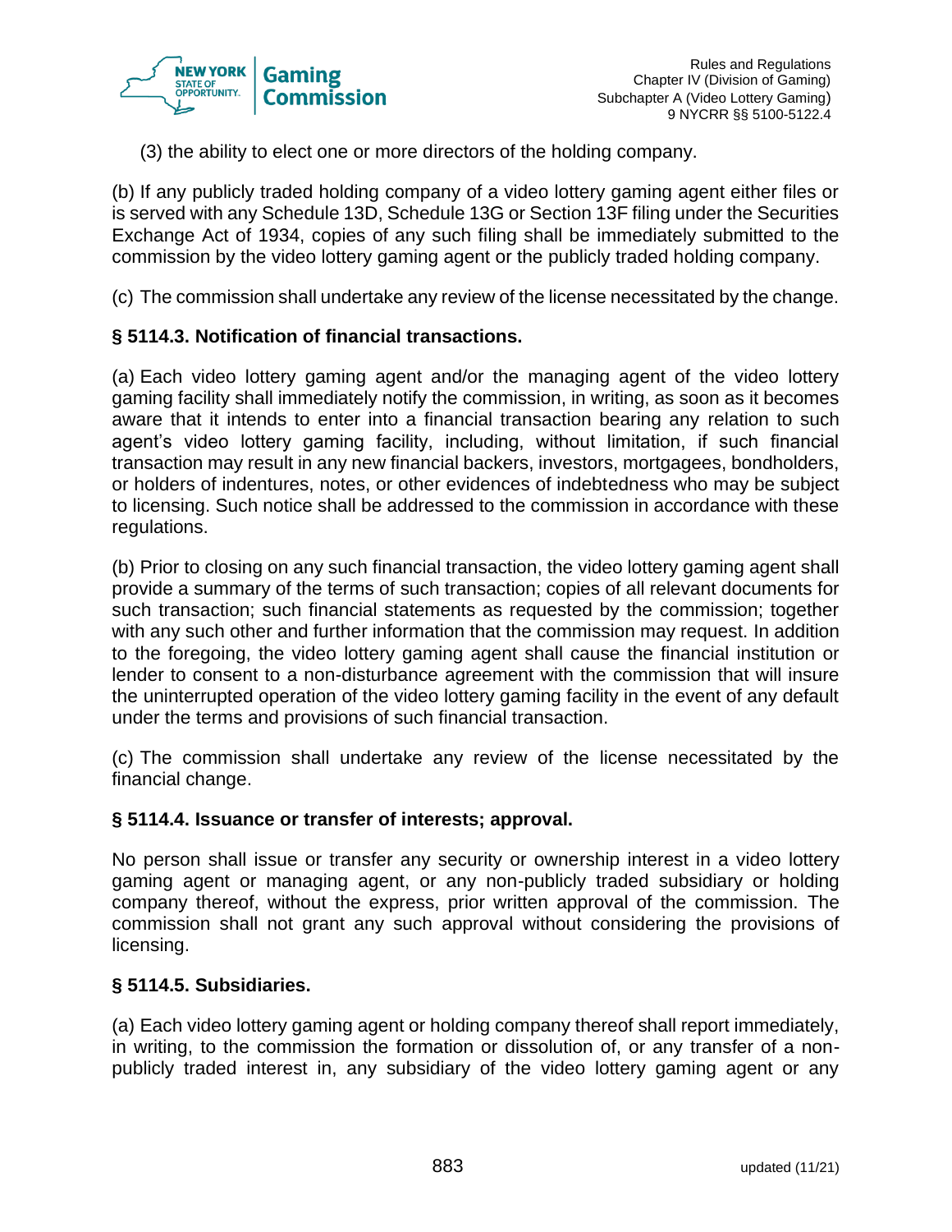(3) the ability to elect one or more directors of the holding company.

(b) If any publicly traded holding company of a video lottery gaming agent either files or is served with any Schedule 13D, Schedule 13G or Section 13F filing under the Securities Exchange Act of 1934, copies of any such filing shall be immediately submitted to the commission by the video lottery gaming agent or the publicly traded holding company.

(c) The commission shall undertake any review of the license necessitated by the change.

### § 5114.3. Notification of financial transactions.

(a) Each video lottery gaming agent and/or the managing agent of the video lottery gaming facility shall immediately notify the commission, in writing, as soon as it becomes aware that it intends to enter into a financial transaction bearing any relation to such agent's video lottery gaming facility, including, without limitation, if such financial transaction may result in any new financial backers, investors, mortgagees, bondholders, or holders of indentures, notes, or other evidences of indebtedness who may be subject to licensing. Such notice shall be addressed to the commission in accordance with these regulations.

(b) Prior to closing on any such financial transaction, the video lottery gaming agent shall provide a summary of the terms of such transaction; copies of all relevant documents for such transaction; such financial statements as requested by the commission; together with any such other and further information that the commission may request. In addition to the foregoing, the video lottery gaming agent shall cause the financial institution or lender to consent to a non-disturbance agreement with the commission that will insure the uninterrupted operation of the video lottery gaming facility in the event of any default under the terms and provisions of such financial transaction.

(c) The commission shall undertake any review of the license necessitated by the financial change.

### § 5114.4. Issuance or transfer of interests; approval.

No person shall issue or transfer any security or ownership interest in a video lottery gaming agent or managing agent, or any non-publicly traded subsidiary or holding company thereof, without the express, prior written approval of the commission. The commission shall not grant any such approval without considering the provisions of licensing.

### § 5114.5. Subsidiaries.

(a) Each video lottery gaming agent or holding company thereof shall report immediately, in writing, to the commission the formation or dissolution of, or any transfer of a non-publicly traded interest in, any subsidiary of the video lottery gaming agent or any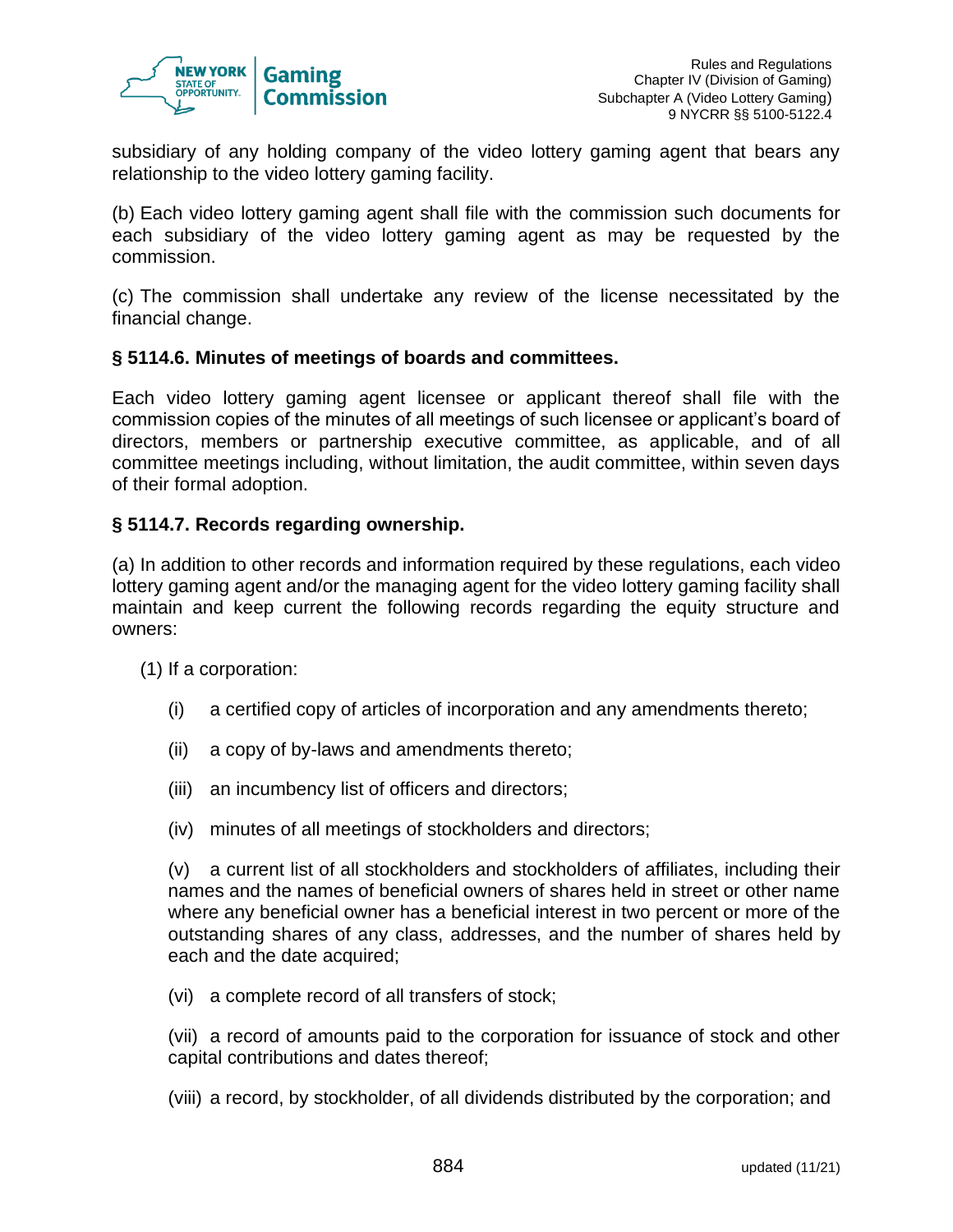subsidiary of any holding company of the video lottery gaming agent that bears any relationship to the video lottery gaming facility.

(b) Each video lottery gaming agent shall file with the commission such documents for each subsidiary of the video lottery gaming agent as may be requested by the commission.

(c) The commission shall undertake any review of the license necessitated by the financial change.

### § 5114.6. Minutes of meetings of boards and committees.

Each video lottery gaming agent licensee or applicant thereof shall file with the commission copies of the minutes of all meetings of such licensee or applicant's board of directors, members or partnership executive committee, as applicable, and of all committee meetings including, without limitation, the audit committee, within seven days of their formal adoption.

### § 5114.7. Records regarding ownership.

(a) In addition to other records and information required by these regulations, each video lottery gaming agent and/or the managing agent for the video lottery gaming facility shall maintain and keep current the following records regarding the equity structure and owners:

(1) If a corporation:

(i) a certified copy of articles of incorporation and any amendments thereto;

(ii) a copy of by-laws and amendments thereto;

(iii) an incumbency list of officers and directors;

(iv) minutes of all meetings of stockholders and directors;

(v) a current list of all stockholders and stockholders of affiliates, including their names and the names of beneficial owners of shares held in street or other name where any beneficial owner has a beneficial interest in two percent or more of the outstanding shares of any class, addresses, and the number of shares held by each and the date acquired;

(vi) a complete record of all transfers of stock;

(vii) a record of amounts paid to the corporation for issuance of stock and other capital contributions and dates thereof;

(viii) a record, by stockholder, of all dividends distributed by the corporation; and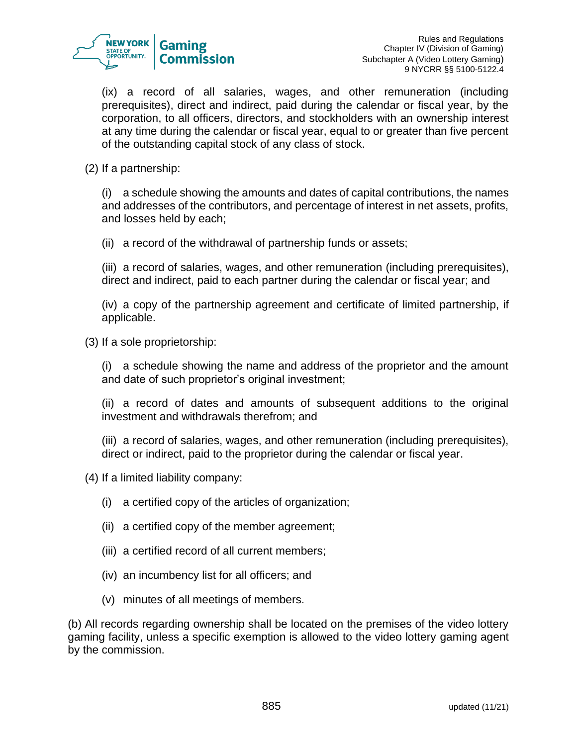(ix) a record of all salaries, wages, and other remuneration (including prerequisites), direct and indirect, paid during the calendar or fiscal year, by the corporation, to all officers, directors, and stockholders with an ownership interest at any time during the calendar or fiscal year, equal to or greater than five percent of the outstanding capital stock of any class of stock.

(2) If a partnership:

(i) a schedule showing the amounts and dates of capital contributions, the names and addresses of the contributors, and percentage of interest in net assets, profits, and losses held by each;

(ii) a record of the withdrawal of partnership funds or assets;

(iii) a record of salaries, wages, and other remuneration (including prerequisites), direct and indirect, paid to each partner during the calendar or fiscal year; and

(iv) a copy of the partnership agreement and certificate of limited partnership, if applicable.

(3) If a sole proprietorship:

(i) a schedule showing the name and address of the proprietor and the amount and date of such proprietor's original investment;

(ii) a record of dates and amounts of subsequent additions to the original investment and withdrawals therefrom; and

(iii) a record of salaries, wages, and other remuneration (including prerequisites), direct or indirect, paid to the proprietor during the calendar or fiscal year.

(4) If a limited liability company:

(i) a certified copy of the articles of organization;

(ii) a certified copy of the member agreement;

(iii) a certified record of all current members;

(iv) an incumbency list for all officers; and

(v) minutes of all meetings of members.

(b) All records regarding ownership shall be located on the premises of the video lottery gaming facility, unless a specific exemption is allowed to the video lottery gaming agent by the commission.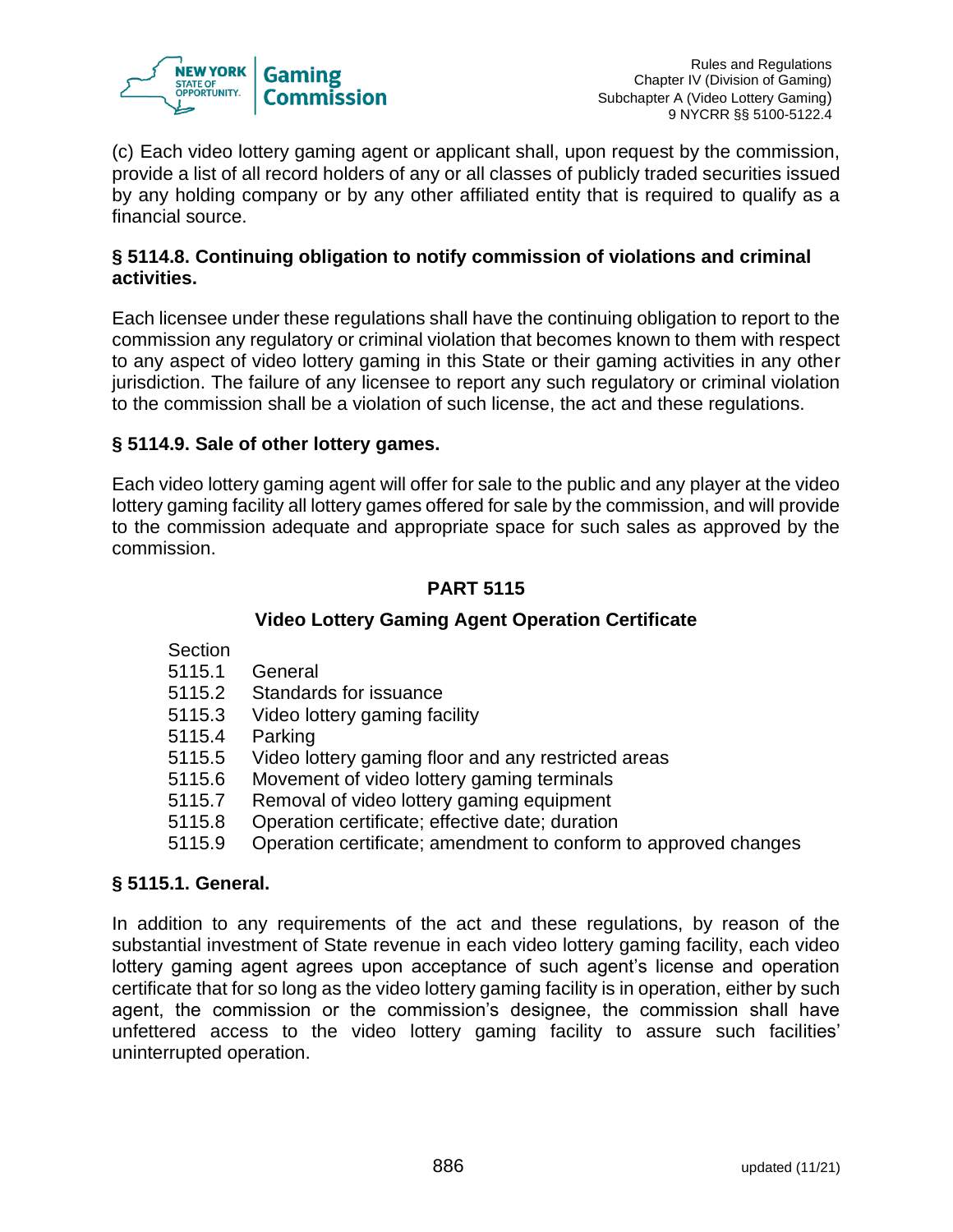(c) Each video lottery gaming agent or applicant shall, upon request by the commission, provide a list of all record holders of any or all classes of publicly traded securities issued by any holding company or by any other affiliated entity that is required to qualify as a financial source.

### § 5114.8. Continuing obligation to notify commission of violations and criminal activities.

Each licensee under these regulations shall have the continuing obligation to report to the commission any regulatory or criminal violation that becomes known to them with respect to any aspect of video lottery gaming in this State or their gaming activities in any other jurisdiction. The failure of any licensee to report any such regulatory or criminal violation to the commission shall be a violation of such license, the act and these regulations.

### § 5114.9. Sale of other lottery games.

Each video lottery gaming agent will offer for sale to the public and any player at the video lottery gaming facility all lottery games offered for sale by the commission, and will provide to the commission adequate and appropriate space for such sales as approved by the commission.

## PART 5115

## Video Lottery Gaming Agent Operation Certificate

| Section | |
|---|---|
| 5115.1 | General |
| 5115.2 | Standards for issuance |
| 5115.3 | Video lottery gaming facility |
| 5115.4 | Parking |
| 5115.5 | Video lottery gaming floor and any restricted areas |
| 5115.6 | Movement of video lottery gaming terminals |
| 5115.7 | Removal of video lottery gaming equipment |
| 5115.8 | Operation certificate; effective date; duration |
| 5115.9 | Operation certificate; amendment to conform to approved changes |

### § 5115.1. General.

In addition to any requirements of the act and these regulations, by reason of the substantial investment of State revenue in each video lottery gaming facility, each video lottery gaming agent agrees upon acceptance of such agent's license and operation certificate that for so long as the video lottery gaming facility is in operation, either by such agent, the commission or the commission's designee, the commission shall have unfettered access to the video lottery gaming facility to assure such facilities' uninterrupted operation.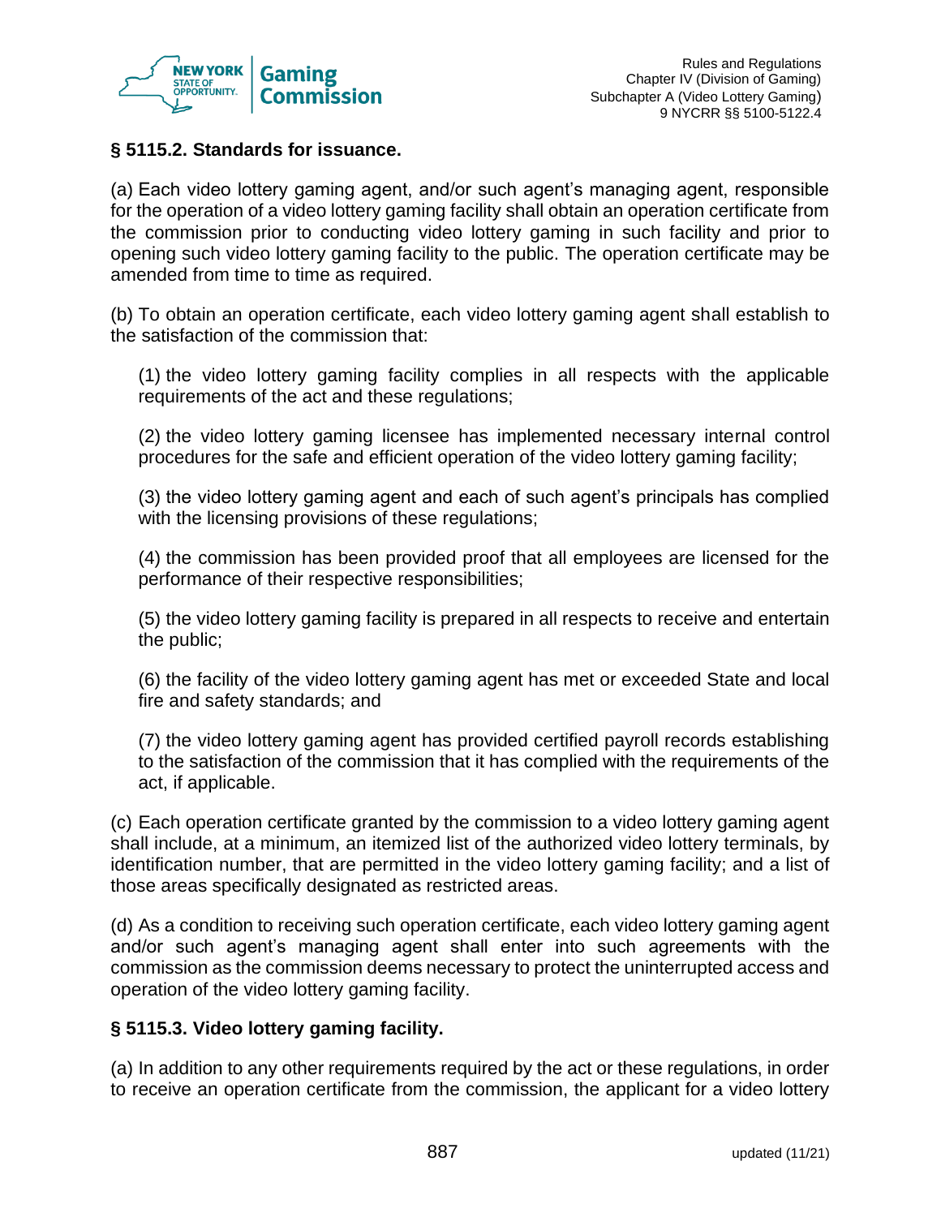### § 5115.2. Standards for issuance.

(a) Each video lottery gaming agent, and/or such agent's managing agent, responsible for the operation of a video lottery gaming facility shall obtain an operation certificate from the commission prior to conducting video lottery gaming in such facility and prior to opening such video lottery gaming facility to the public. The operation certificate may be amended from time to time as required.

(b) To obtain an operation certificate, each video lottery gaming agent shall establish to the satisfaction of the commission that:

(1) the video lottery gaming facility complies in all respects with the applicable requirements of the act and these regulations;

(2) the video lottery gaming licensee has implemented necessary internal control procedures for the safe and efficient operation of the video lottery gaming facility;

(3) the video lottery gaming agent and each of such agent's principals has complied with the licensing provisions of these regulations;

(4) the commission has been provided proof that all employees are licensed for the performance of their respective responsibilities;

(5) the video lottery gaming facility is prepared in all respects to receive and entertain the public;

(6) the facility of the video lottery gaming agent has met or exceeded State and local fire and safety standards; and

(7) the video lottery gaming agent has provided certified payroll records establishing to the satisfaction of the commission that it has complied with the requirements of the act, if applicable.

(c) Each operation certificate granted by the commission to a video lottery gaming agent shall include, at a minimum, an itemized list of the authorized video lottery terminals, by identification number, that are permitted in the video lottery gaming facility; and a list of those areas specifically designated as restricted areas.

(d) As a condition to receiving such operation certificate, each video lottery gaming agent and/or such agent's managing agent shall enter into such agreements with the commission as the commission deems necessary to protect the uninterrupted access and operation of the video lottery gaming facility.

### § 5115.3. Video lottery gaming facility.

(a) In addition to any other requirements required by the act or these regulations, in order to receive an operation certificate from the commission, the applicant for a video lottery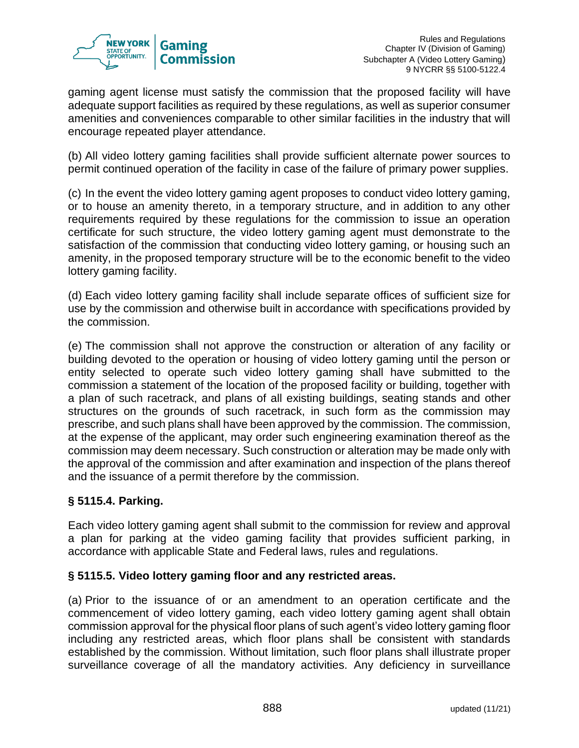gaming agent license must satisfy the commission that the proposed facility will have adequate support facilities as required by these regulations, as well as superior consumer amenities and conveniences comparable to other similar facilities in the industry that will encourage repeated player attendance.

(b) All video lottery gaming facilities shall provide sufficient alternate power sources to permit continued operation of the facility in case of the failure of primary power supplies.

(c) In the event the video lottery gaming agent proposes to conduct video lottery gaming, or to house an amenity thereto, in a temporary structure, and in addition to any other requirements required by these regulations for the commission to issue an operation certificate for such structure, the video lottery gaming agent must demonstrate to the satisfaction of the commission that conducting video lottery gaming, or housing such an amenity, in the proposed temporary structure will be to the economic benefit to the video lottery gaming facility.

(d) Each video lottery gaming facility shall include separate offices of sufficient size for use by the commission and otherwise built in accordance with specifications provided by the commission.

(e) The commission shall not approve the construction or alteration of any facility or building devoted to the operation or housing of video lottery gaming until the person or entity selected to operate such video lottery gaming shall have submitted to the commission a statement of the location of the proposed facility or building, together with a plan of such racetrack, and plans of all existing buildings, seating stands and other structures on the grounds of such racetrack, in such form as the commission may prescribe, and such plans shall have been approved by the commission. The commission, at the expense of the applicant, may order such engineering examination thereof as the commission may deem necessary. Such construction or alteration may be made only with the approval of the commission and after examination and inspection of the plans thereof and the issuance of a permit therefore by the commission.

**§ 5115.4. Parking.**

Each video lottery gaming agent shall submit to the commission for review and approval a plan for parking at the video gaming facility that provides sufficient parking, in accordance with applicable State and Federal laws, rules and regulations.

**§ 5115.5. Video lottery gaming floor and any restricted areas.**

(a) Prior to the issuance of or an amendment to an operation certificate and the commencement of video lottery gaming, each video lottery gaming agent shall obtain commission approval for the physical floor plans of such agent's video lottery gaming floor including any restricted areas, which floor plans shall be consistent with standards established by the commission. Without limitation, such floor plans shall illustrate proper surveillance coverage of all the mandatory activities. Any deficiency in surveillance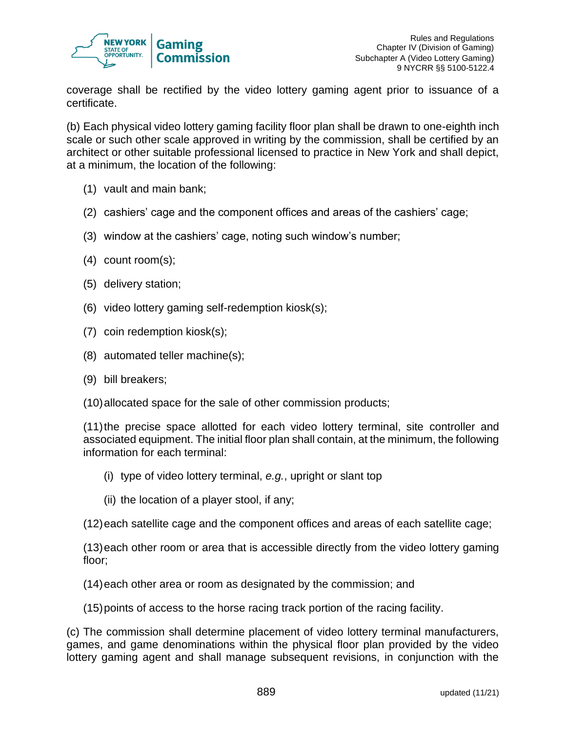coverage shall be rectified by the video lottery gaming agent prior to issuance of a certificate.

(b) Each physical video lottery gaming facility floor plan shall be drawn to one-eighth inch scale or such other scale approved in writing by the commission, shall be certified by an architect or other suitable professional licensed to practice in New York and shall depict, at a minimum, the location of the following:

(1) vault and main bank;

(2) cashiers' cage and the component offices and areas of the cashiers' cage;

(3) window at the cashiers' cage, noting such window's number;

(4) count room(s);

(5) delivery station;

(6) video lottery gaming self-redemption kiosk(s);

(7) coin redemption kiosk(s);

(8) automated teller machine(s);

(9) bill breakers;

(10) allocated space for the sale of other commission products;

(11) the precise space allotted for each video lottery terminal, site controller and associated equipment. The initial floor plan shall contain, at the minimum, the following information for each terminal:

(i) type of video lottery terminal, *e.g.*, upright or slant top

(ii) the location of a player stool, if any;

(12) each satellite cage and the component offices and areas of each satellite cage;

(13) each other room or area that is accessible directly from the video lottery gaming floor;

(14) each other area or room as designated by the commission; and

(15) points of access to the horse racing track portion of the racing facility.

(c) The commission shall determine placement of video lottery terminal manufacturers, games, and game denominations within the physical floor plan provided by the video lottery gaming agent and shall manage subsequent revisions, in conjunction with the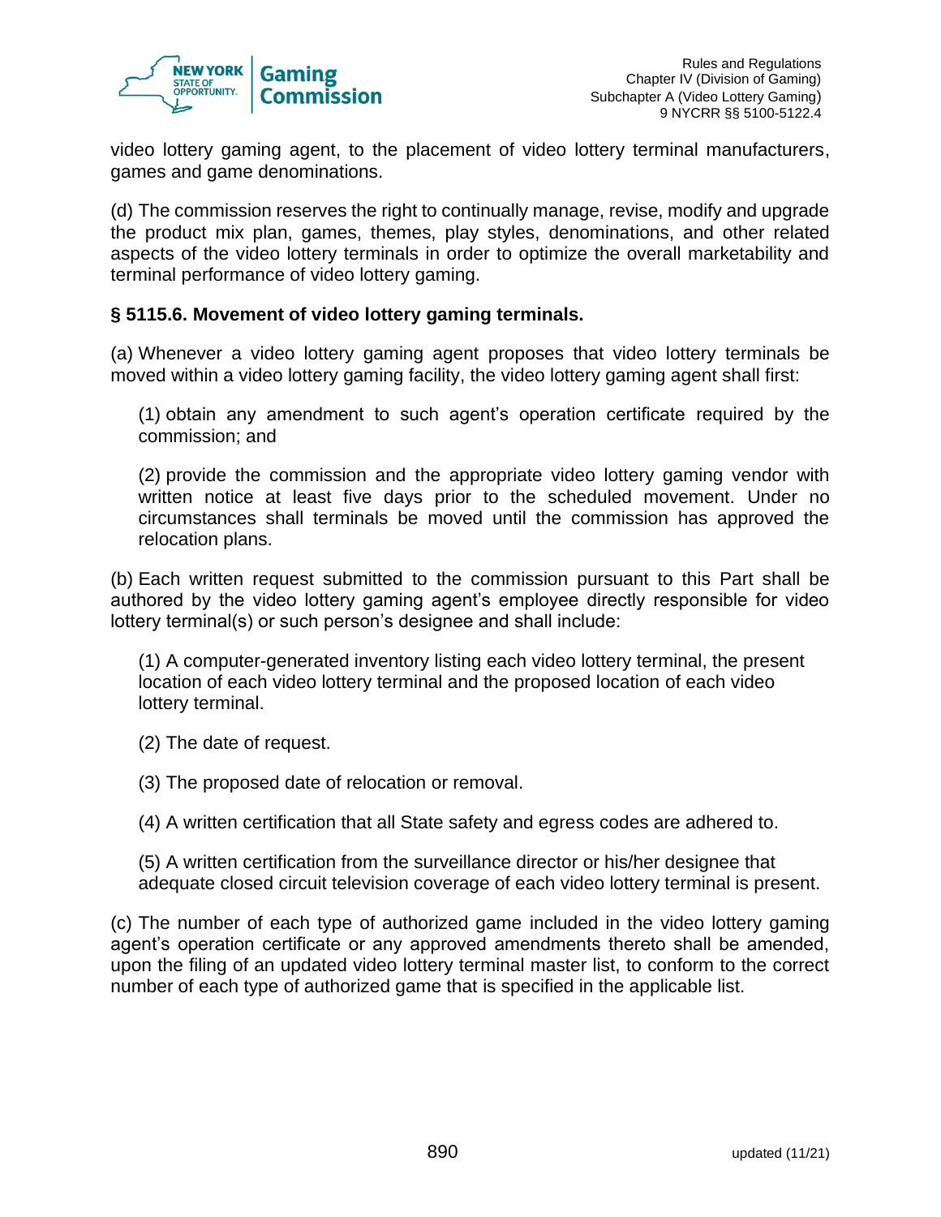video lottery gaming agent, to the placement of video lottery terminal manufacturers, games and game denominations.

(d) The commission reserves the right to continually manage, revise, modify and upgrade the product mix plan, games, themes, play styles, denominations, and other related aspects of the video lottery terminals in order to optimize the overall marketability and terminal performance of video lottery gaming.

**§ 5115.6. Movement of video lottery gaming terminals.**

(a) Whenever a video lottery gaming agent proposes that video lottery terminals be moved within a video lottery gaming facility, the video lottery gaming agent shall first:

(1) obtain any amendment to such agent's operation certificate required by the commission; and

(2) provide the commission and the appropriate video lottery gaming vendor with written notice at least five days prior to the scheduled movement. Under no circumstances shall terminals be moved until the commission has approved the relocation plans.

(b) Each written request submitted to the commission pursuant to this Part shall be authored by the video lottery gaming agent's employee directly responsible for video lottery terminal(s) or such person's designee and shall include:

(1) A computer-generated inventory listing each video lottery terminal, the present location of each video lottery terminal and the proposed location of each video lottery terminal.

(2) The date of request.

(3) The proposed date of relocation or removal.

(4) A written certification that all State safety and egress codes are adhered to.

(5) A written certification from the surveillance director or his/her designee that adequate closed circuit television coverage of each video lottery terminal is present.

(c) The number of each type of authorized game included in the video lottery gaming agent's operation certificate or any approved amendments thereto shall be amended, upon the filing of an updated video lottery terminal master list, to conform to the correct number of each type of authorized game that is specified in the applicable list.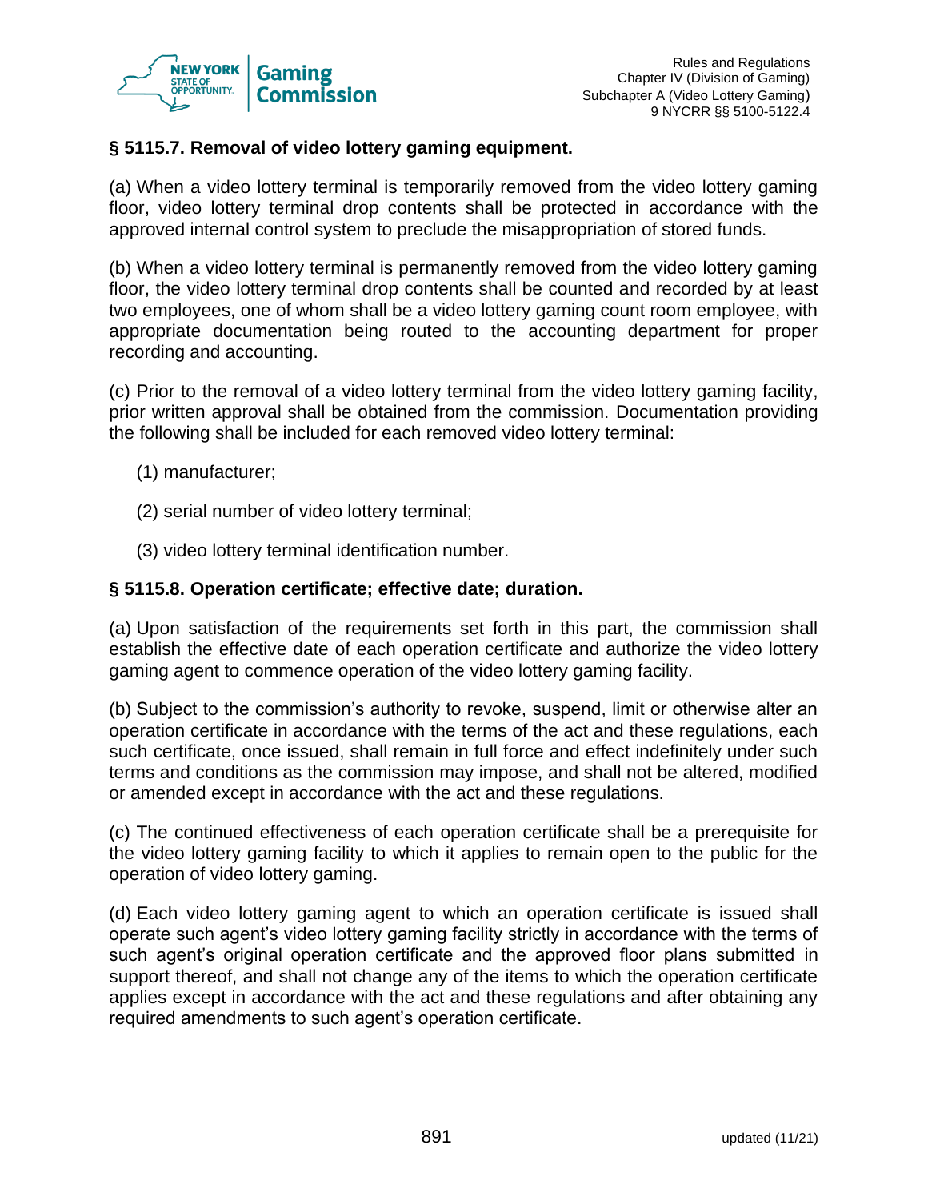### § 5115.7. Removal of video lottery gaming equipment.

(a) When a video lottery terminal is temporarily removed from the video lottery gaming floor, video lottery terminal drop contents shall be protected in accordance with the approved internal control system to preclude the misappropriation of stored funds.

(b) When a video lottery terminal is permanently removed from the video lottery gaming floor, the video lottery terminal drop contents shall be counted and recorded by at least two employees, one of whom shall be a video lottery gaming count room employee, with appropriate documentation being routed to the accounting department for proper recording and accounting.

(c) Prior to the removal of a video lottery terminal from the video lottery gaming facility, prior written approval shall be obtained from the commission. Documentation providing the following shall be included for each removed video lottery terminal:

(1) manufacturer;

(2) serial number of video lottery terminal;

(3) video lottery terminal identification number.

### § 5115.8. Operation certificate; effective date; duration.

(a) Upon satisfaction of the requirements set forth in this part, the commission shall establish the effective date of each operation certificate and authorize the video lottery gaming agent to commence operation of the video lottery gaming facility.

(b) Subject to the commission's authority to revoke, suspend, limit or otherwise alter an operation certificate in accordance with the terms of the act and these regulations, each such certificate, once issued, shall remain in full force and effect indefinitely under such terms and conditions as the commission may impose, and shall not be altered, modified or amended except in accordance with the act and these regulations.

(c) The continued effectiveness of each operation certificate shall be a prerequisite for the video lottery gaming facility to which it applies to remain open to the public for the operation of video lottery gaming.

(d) Each video lottery gaming agent to which an operation certificate is issued shall operate such agent's video lottery gaming facility strictly in accordance with the terms of such agent's original operation certificate and the approved floor plans submitted in support thereof, and shall not change any of the items to which the operation certificate applies except in accordance with the act and these regulations and after obtaining any required amendments to such agent's operation certificate.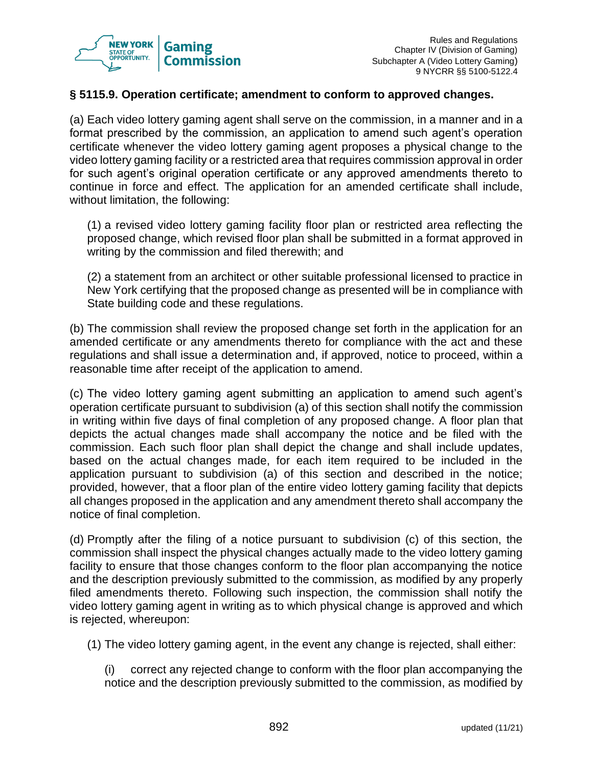### § 5115.9. Operation certificate; amendment to conform to approved changes.

(a) Each video lottery gaming agent shall serve on the commission, in a manner and in a format prescribed by the commission, an application to amend such agent's operation certificate whenever the video lottery gaming agent proposes a physical change to the video lottery gaming facility or a restricted area that requires commission approval in order for such agent's original operation certificate or any approved amendments thereto to continue in force and effect. The application for an amended certificate shall include, without limitation, the following:

(1) a revised video lottery gaming facility floor plan or restricted area reflecting the proposed change, which revised floor plan shall be submitted in a format approved in writing by the commission and filed therewith; and

(2) a statement from an architect or other suitable professional licensed to practice in New York certifying that the proposed change as presented will be in compliance with State building code and these regulations.

(b) The commission shall review the proposed change set forth in the application for an amended certificate or any amendments thereto for compliance with the act and these regulations and shall issue a determination and, if approved, notice to proceed, within a reasonable time after receipt of the application to amend.

(c) The video lottery gaming agent submitting an application to amend such agent's operation certificate pursuant to subdivision (a) of this section shall notify the commission in writing within five days of final completion of any proposed change. A floor plan that depicts the actual changes made shall accompany the notice and be filed with the commission. Each such floor plan shall depict the change and shall include updates, based on the actual changes made, for each item required to be included in the application pursuant to subdivision (a) of this section and described in the notice; provided, however, that a floor plan of the entire video lottery gaming facility that depicts all changes proposed in the application and any amendment thereto shall accompany the notice of final completion.

(d) Promptly after the filing of a notice pursuant to subdivision (c) of this section, the commission shall inspect the physical changes actually made to the video lottery gaming facility to ensure that those changes conform to the floor plan accompanying the notice and the description previously submitted to the commission, as modified by any properly filed amendments thereto. Following such inspection, the commission shall notify the video lottery gaming agent in writing as to which physical change is approved and which is rejected, whereupon:

(1) The video lottery gaming agent, in the event any change is rejected, shall either:

(i) correct any rejected change to conform with the floor plan accompanying the notice and the description previously submitted to the commission, as modified by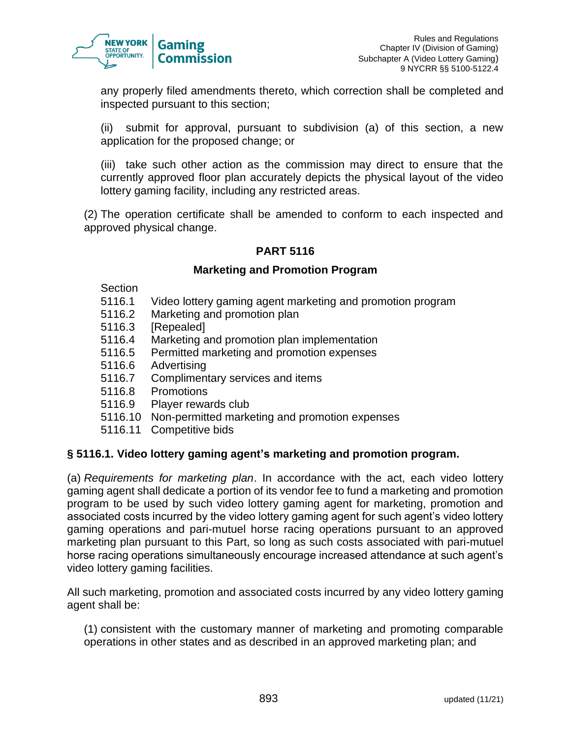any properly filed amendments thereto, which correction shall be completed and inspected pursuant to this section;

(ii) submit for approval, pursuant to subdivision (a) of this section, a new application for the proposed change; or

(iii) take such other action as the commission may direct to ensure that the currently approved floor plan accurately depicts the physical layout of the video lottery gaming facility, including any restricted areas.

(2) The operation certificate shall be amended to conform to each inspected and approved physical change.

## PART 5116

### Marketing and Promotion Program

Section
5116.1 Video lottery gaming agent marketing and promotion program
5116.2 Marketing and promotion plan
5116.3 [Repealed]
5116.4 Marketing and promotion plan implementation
5116.5 Permitted marketing and promotion expenses
5116.6 Advertising
5116.7 Complimentary services and items
5116.8 Promotions
5116.9 Player rewards club
5116.10 Non-permitted marketing and promotion expenses
5116.11 Competitive bids

### § 5116.1. Video lottery gaming agent's marketing and promotion program.

(a) *Requirements for marketing plan*. In accordance with the act, each video lottery gaming agent shall dedicate a portion of its vendor fee to fund a marketing and promotion program to be used by such video lottery gaming agent for marketing, promotion and associated costs incurred by the video lottery gaming agent for such agent's video lottery gaming operations and pari-mutuel horse racing operations pursuant to an approved marketing plan pursuant to this Part, so long as such costs associated with pari-mutuel horse racing operations simultaneously encourage increased attendance at such agent's video lottery gaming facilities.

All such marketing, promotion and associated costs incurred by any video lottery gaming agent shall be:

(1) consistent with the customary manner of marketing and promoting comparable operations in other states and as described in an approved marketing plan; and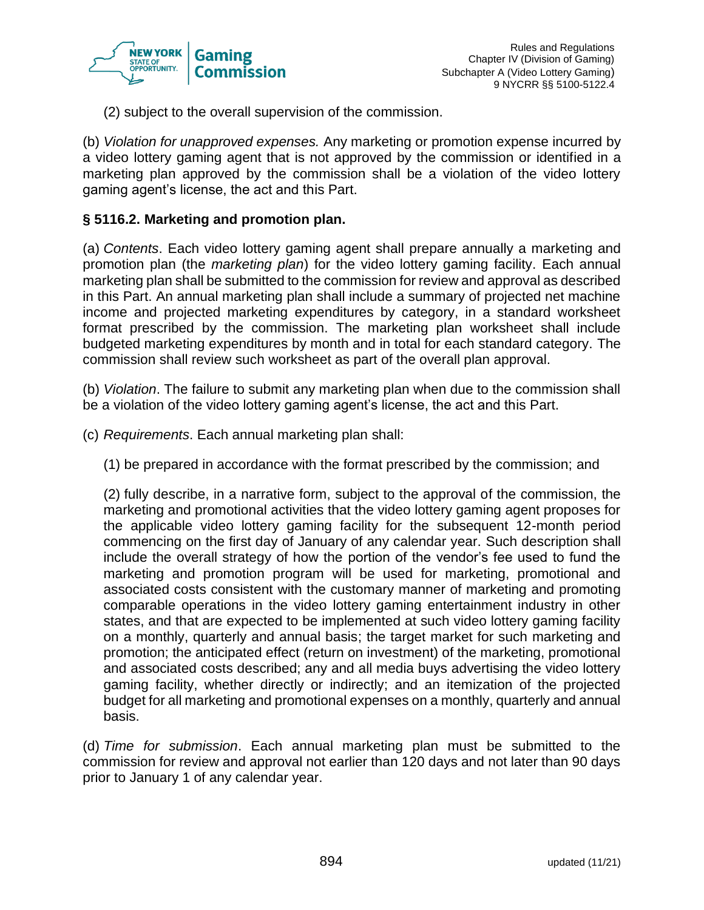(2) subject to the overall supervision of the commission.

(b) *Violation for unapproved expenses.* Any marketing or promotion expense incurred by a video lottery gaming agent that is not approved by the commission or identified in a marketing plan approved by the commission shall be a violation of the video lottery gaming agent's license, the act and this Part.

**§ 5116.2. Marketing and promotion plan.**

(a) *Contents*. Each video lottery gaming agent shall prepare annually a marketing and promotion plan (the *marketing plan*) for the video lottery gaming facility. Each annual marketing plan shall be submitted to the commission for review and approval as described in this Part. An annual marketing plan shall include a summary of projected net machine income and projected marketing expenditures by category, in a standard worksheet format prescribed by the commission. The marketing plan worksheet shall include budgeted marketing expenditures by month and in total for each standard category. The commission shall review such worksheet as part of the overall plan approval.

(b) *Violation*. The failure to submit any marketing plan when due to the commission shall be a violation of the video lottery gaming agent's license, the act and this Part.

(c) *Requirements*. Each annual marketing plan shall:

(1) be prepared in accordance with the format prescribed by the commission; and

(2) fully describe, in a narrative form, subject to the approval of the commission, the marketing and promotional activities that the video lottery gaming agent proposes for the applicable video lottery gaming facility for the subsequent 12-month period commencing on the first day of January of any calendar year. Such description shall include the overall strategy of how the portion of the vendor's fee used to fund the marketing and promotion program will be used for marketing, promotional and associated costs consistent with the customary manner of marketing and promoting comparable operations in the video lottery gaming entertainment industry in other states, and that are expected to be implemented at such video lottery gaming facility on a monthly, quarterly and annual basis; the target market for such marketing and promotion; the anticipated effect (return on investment) of the marketing, promotional and associated costs described; any and all media buys advertising the video lottery gaming facility, whether directly or indirectly; and an itemization of the projected budget for all marketing and promotional expenses on a monthly, quarterly and annual basis.

(d) *Time for submission*. Each annual marketing plan must be submitted to the commission for review and approval not earlier than 120 days and not later than 90 days prior to January 1 of any calendar year.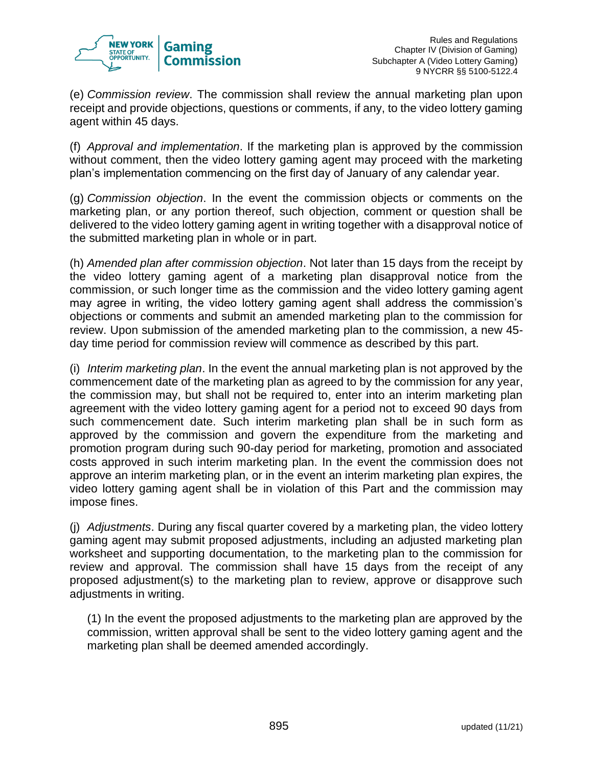(e) *Commission review*. The commission shall review the annual marketing plan upon receipt and provide objections, questions or comments, if any, to the video lottery gaming agent within 45 days.

(f) *Approval and implementation*. If the marketing plan is approved by the commission without comment, then the video lottery gaming agent may proceed with the marketing plan's implementation commencing on the first day of January of any calendar year.

(g) *Commission objection*. In the event the commission objects or comments on the marketing plan, or any portion thereof, such objection, comment or question shall be delivered to the video lottery gaming agent in writing together with a disapproval notice of the submitted marketing plan in whole or in part.

(h) *Amended plan after commission objection*. Not later than 15 days from the receipt by the video lottery gaming agent of a marketing plan disapproval notice from the commission, or such longer time as the commission and the video lottery gaming agent may agree in writing, the video lottery gaming agent shall address the commission's objections or comments and submit an amended marketing plan to the commission for review. Upon submission of the amended marketing plan to the commission, a new 45-day time period for commission review will commence as described by this part.

(i) *Interim marketing plan*. In the event the annual marketing plan is not approved by the commencement date of the marketing plan as agreed to by the commission for any year, the commission may, but shall not be required to, enter into an interim marketing plan agreement with the video lottery gaming agent for a period not to exceed 90 days from such commencement date. Such interim marketing plan shall be in such form as approved by the commission and govern the expenditure from the marketing and promotion program during such 90-day period for marketing, promotion and associated costs approved in such interim marketing plan. In the event the commission does not approve an interim marketing plan, or in the event an interim marketing plan expires, the video lottery gaming agent shall be in violation of this Part and the commission may impose fines.

(j) *Adjustments*. During any fiscal quarter covered by a marketing plan, the video lottery gaming agent may submit proposed adjustments, including an adjusted marketing plan worksheet and supporting documentation, to the marketing plan to the commission for review and approval. The commission shall have 15 days from the receipt of any proposed adjustment(s) to the marketing plan to review, approve or disapprove such adjustments in writing.

(1) In the event the proposed adjustments to the marketing plan are approved by the commission, written approval shall be sent to the video lottery gaming agent and the marketing plan shall be deemed amended accordingly.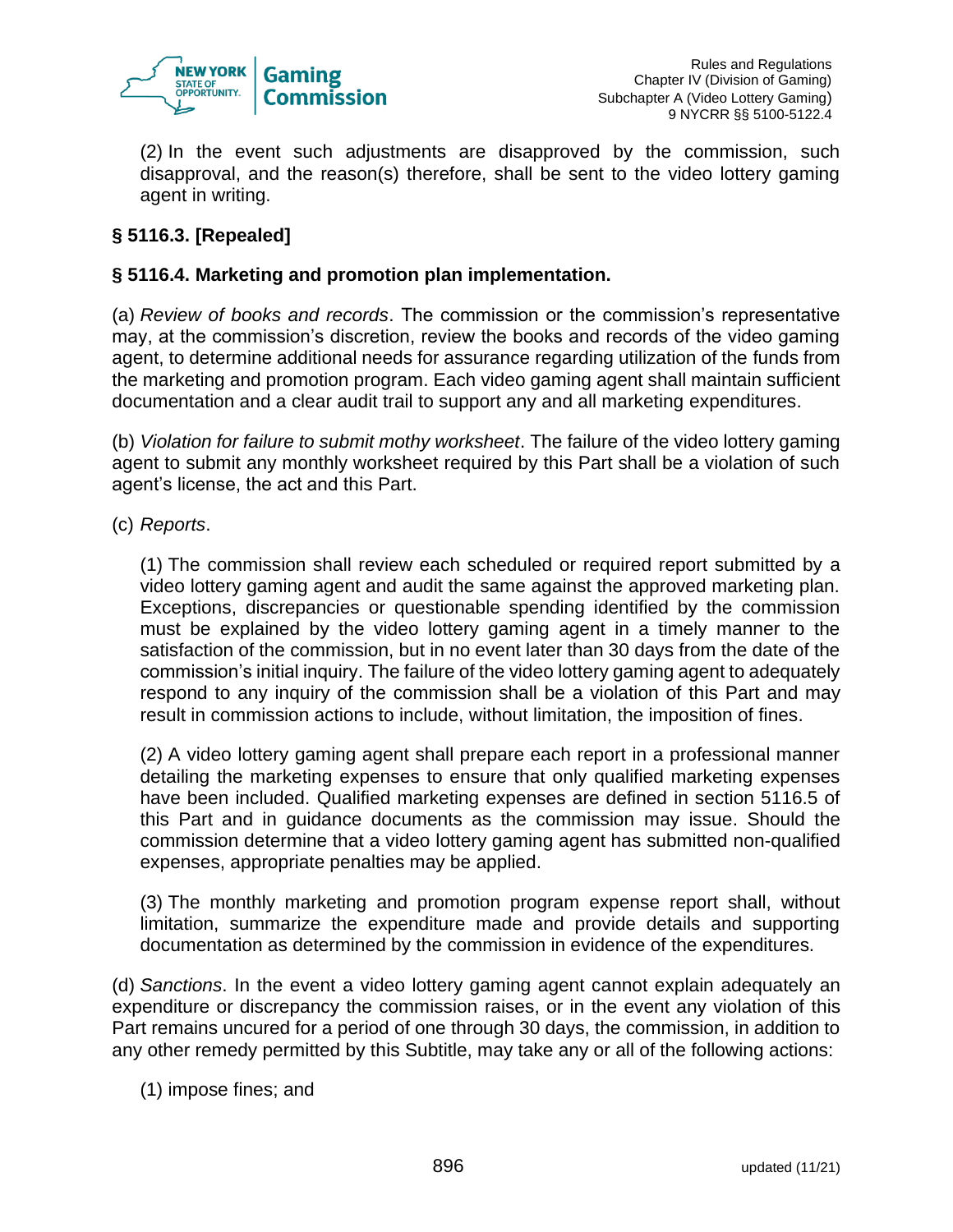(2) In the event such adjustments are disapproved by the commission, such disapproval, and the reason(s) therefore, shall be sent to the video lottery gaming agent in writing.

**§ 5116.3. [Repealed]**

**§ 5116.4. Marketing and promotion plan implementation.**

(a) *Review of books and records*. The commission or the commission's representative may, at the commission's discretion, review the books and records of the video gaming agent, to determine additional needs for assurance regarding utilization of the funds from the marketing and promotion program. Each video gaming agent shall maintain sufficient documentation and a clear audit trail to support any and all marketing expenditures.

(b) *Violation for failure to submit mothy worksheet*. The failure of the video lottery gaming agent to submit any monthly worksheet required by this Part shall be a violation of such agent's license, the act and this Part.

(c) *Reports*.

(1) The commission shall review each scheduled or required report submitted by a video lottery gaming agent and audit the same against the approved marketing plan. Exceptions, discrepancies or questionable spending identified by the commission must be explained by the video lottery gaming agent in a timely manner to the satisfaction of the commission, but in no event later than 30 days from the date of the commission's initial inquiry. The failure of the video lottery gaming agent to adequately respond to any inquiry of the commission shall be a violation of this Part and may result in commission actions to include, without limitation, the imposition of fines.

(2) A video lottery gaming agent shall prepare each report in a professional manner detailing the marketing expenses to ensure that only qualified marketing expenses have been included. Qualified marketing expenses are defined in section 5116.5 of this Part and in guidance documents as the commission may issue. Should the commission determine that a video lottery gaming agent has submitted non-qualified expenses, appropriate penalties may be applied.

(3) The monthly marketing and promotion program expense report shall, without limitation, summarize the expenditure made and provide details and supporting documentation as determined by the commission in evidence of the expenditures.

(d) *Sanctions*. In the event a video lottery gaming agent cannot explain adequately an expenditure or discrepancy the commission raises, or in the event any violation of this Part remains uncured for a period of one through 30 days, the commission, in addition to any other remedy permitted by this Subtitle, may take any or all of the following actions:

(1) impose fines; and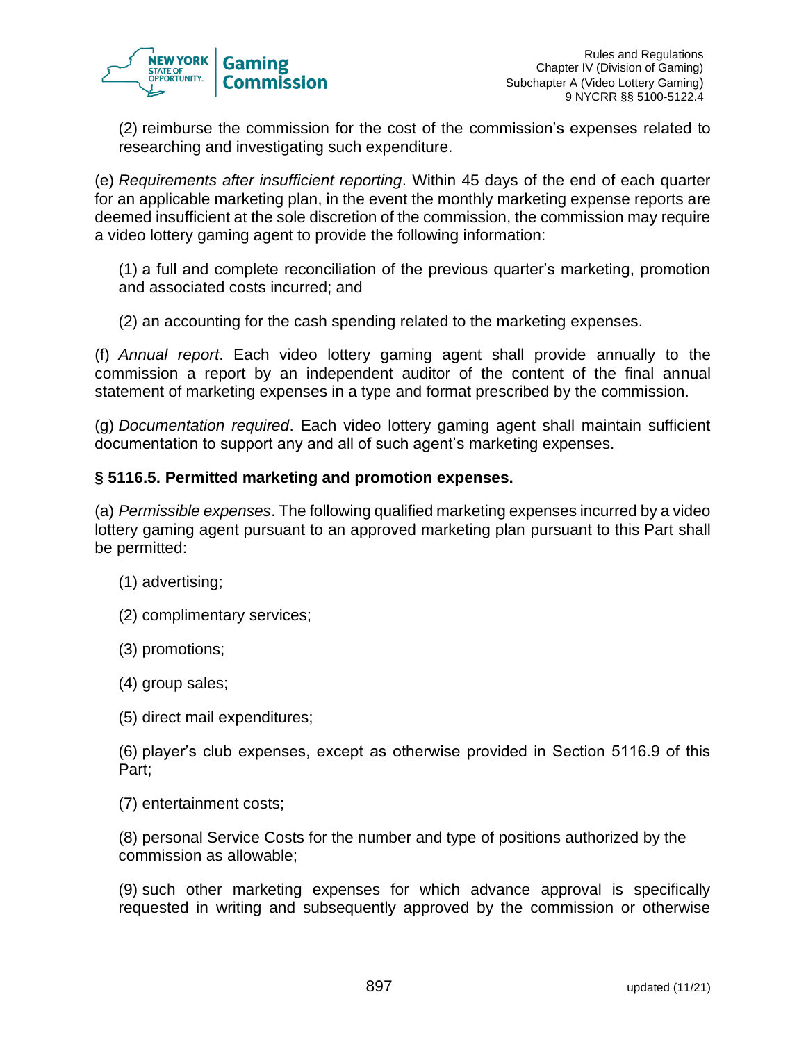(2) reimburse the commission for the cost of the commission's expenses related to researching and investigating such expenditure.

(e) *Requirements after insufficient reporting*. Within 45 days of the end of each quarter for an applicable marketing plan, in the event the monthly marketing expense reports are deemed insufficient at the sole discretion of the commission, the commission may require a video lottery gaming agent to provide the following information:

(1) a full and complete reconciliation of the previous quarter's marketing, promotion and associated costs incurred; and

(2) an accounting for the cash spending related to the marketing expenses.

(f) *Annual report*. Each video lottery gaming agent shall provide annually to the commission a report by an independent auditor of the content of the final annual statement of marketing expenses in a type and format prescribed by the commission.

(g) *Documentation required*. Each video lottery gaming agent shall maintain sufficient documentation to support any and all of such agent's marketing expenses.

**§ 5116.5. Permitted marketing and promotion expenses.**

(a) *Permissible expenses*. The following qualified marketing expenses incurred by a video lottery gaming agent pursuant to an approved marketing plan pursuant to this Part shall be permitted:

(1) advertising;

(2) complimentary services;

(3) promotions;

(4) group sales;

(5) direct mail expenditures;

(6) player's club expenses, except as otherwise provided in Section 5116.9 of this Part;

(7) entertainment costs;

(8) personal Service Costs for the number and type of positions authorized by the commission as allowable;

(9) such other marketing expenses for which advance approval is specifically requested in writing and subsequently approved by the commission or otherwise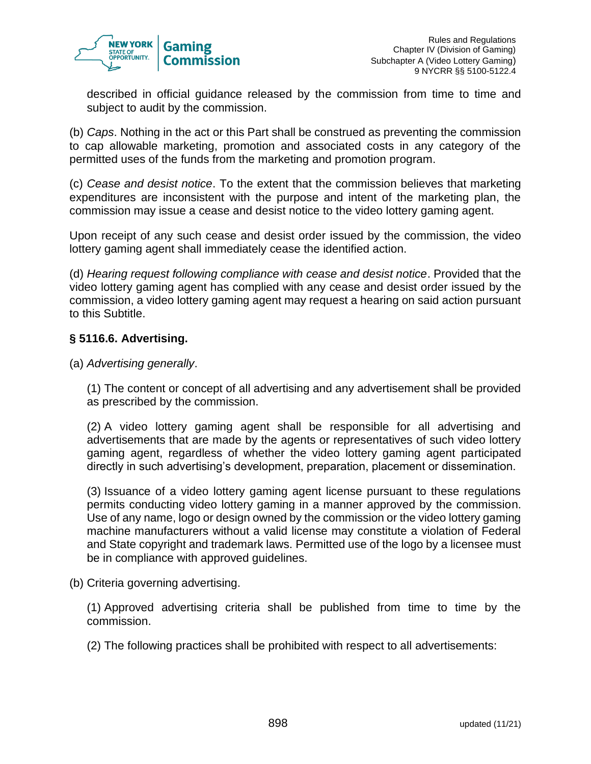described in official guidance released by the commission from time to time and subject to audit by the commission.

(b) *Caps*. Nothing in the act or this Part shall be construed as preventing the commission to cap allowable marketing, promotion and associated costs in any category of the permitted uses of the funds from the marketing and promotion program.

(c) *Cease and desist notice*. To the extent that the commission believes that marketing expenditures are inconsistent with the purpose and intent of the marketing plan, the commission may issue a cease and desist notice to the video lottery gaming agent.

Upon receipt of any such cease and desist order issued by the commission, the video lottery gaming agent shall immediately cease the identified action.

(d) *Hearing request following compliance with cease and desist notice*. Provided that the video lottery gaming agent has complied with any cease and desist order issued by the commission, a video lottery gaming agent may request a hearing on said action pursuant to this Subtitle.

**§ 5116.6. Advertising.**

(a) *Advertising generally*.

(1) The content or concept of all advertising and any advertisement shall be provided as prescribed by the commission.

(2) A video lottery gaming agent shall be responsible for all advertising and advertisements that are made by the agents or representatives of such video lottery gaming agent, regardless of whether the video lottery gaming agent participated directly in such advertising's development, preparation, placement or dissemination.

(3) Issuance of a video lottery gaming agent license pursuant to these regulations permits conducting video lottery gaming in a manner approved by the commission. Use of any name, logo or design owned by the commission or the video lottery gaming machine manufacturers without a valid license may constitute a violation of Federal and State copyright and trademark laws. Permitted use of the logo by a licensee must be in compliance with approved guidelines.

(b) Criteria governing advertising.

(1) Approved advertising criteria shall be published from time to time by the commission.

(2) The following practices shall be prohibited with respect to all advertisements: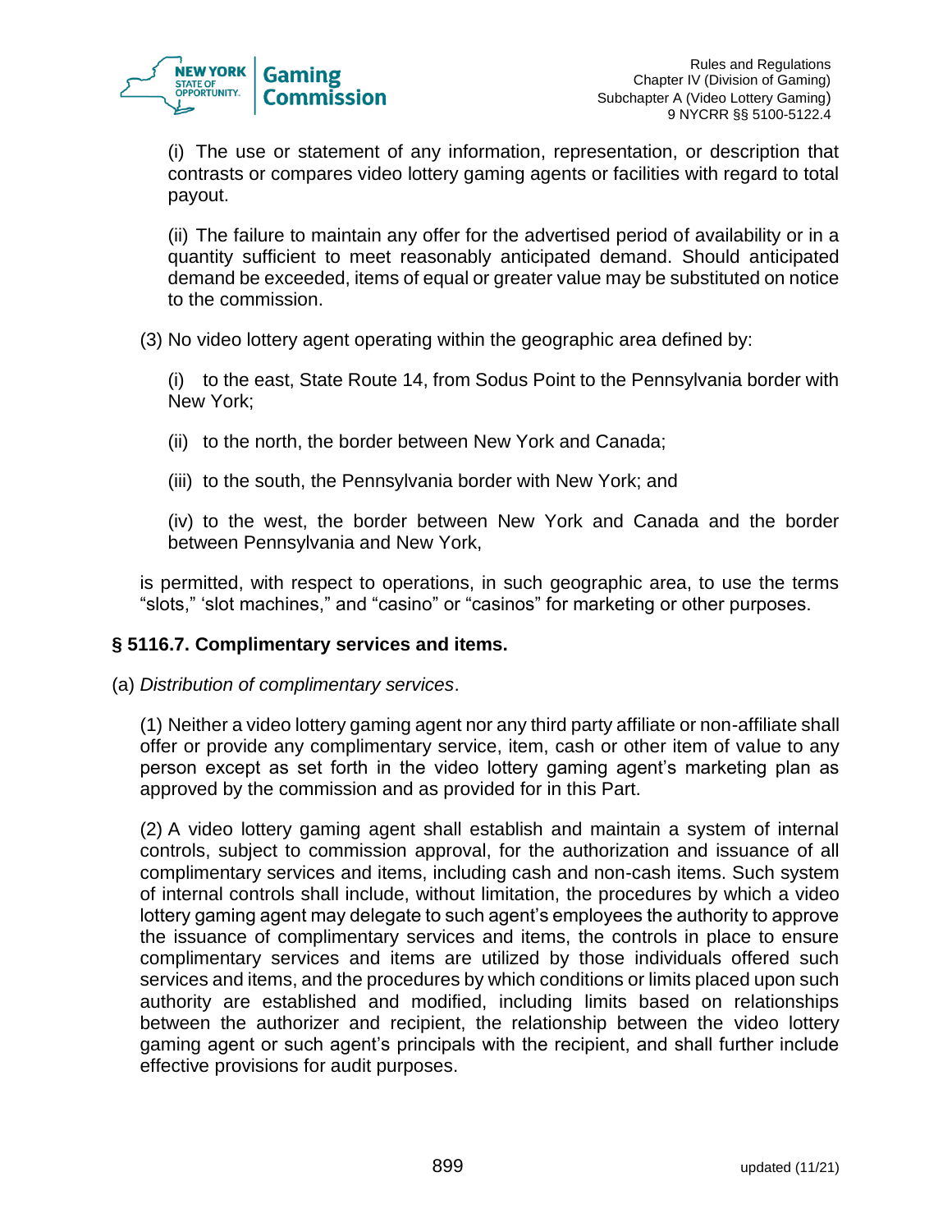(i) The use or statement of any information, representation, or description that contrasts or compares video lottery gaming agents or facilities with regard to total payout.

(ii) The failure to maintain any offer for the advertised period of availability or in a quantity sufficient to meet reasonably anticipated demand. Should anticipated demand be exceeded, items of equal or greater value may be substituted on notice to the commission.

(3) No video lottery agent operating within the geographic area defined by:

(i) to the east, State Route 14, from Sodus Point to the Pennsylvania border with New York;

(ii) to the north, the border between New York and Canada;

(iii) to the south, the Pennsylvania border with New York; and

(iv) to the west, the border between New York and Canada and the border between Pennsylvania and New York,

is permitted, with respect to operations, in such geographic area, to use the terms “slots,” ‘slot machines,” and “casino” or “casinos” for marketing or other purposes.

### § 5116.7. Complimentary services and items.

(a) *Distribution of complimentary services*.

(1) Neither a video lottery gaming agent nor any third party affiliate or non-affiliate shall offer or provide any complimentary service, item, cash or other item of value to any person except as set forth in the video lottery gaming agent’s marketing plan as approved by the commission and as provided for in this Part.

(2) A video lottery gaming agent shall establish and maintain a system of internal controls, subject to commission approval, for the authorization and issuance of all complimentary services and items, including cash and non-cash items. Such system of internal controls shall include, without limitation, the procedures by which a video lottery gaming agent may delegate to such agent’s employees the authority to approve the issuance of complimentary services and items, the controls in place to ensure complimentary services and items are utilized by those individuals offered such services and items, and the procedures by which conditions or limits placed upon such authority are established and modified, including limits based on relationships between the authorizer and recipient, the relationship between the video lottery gaming agent or such agent’s principals with the recipient, and shall further include effective provisions for audit purposes.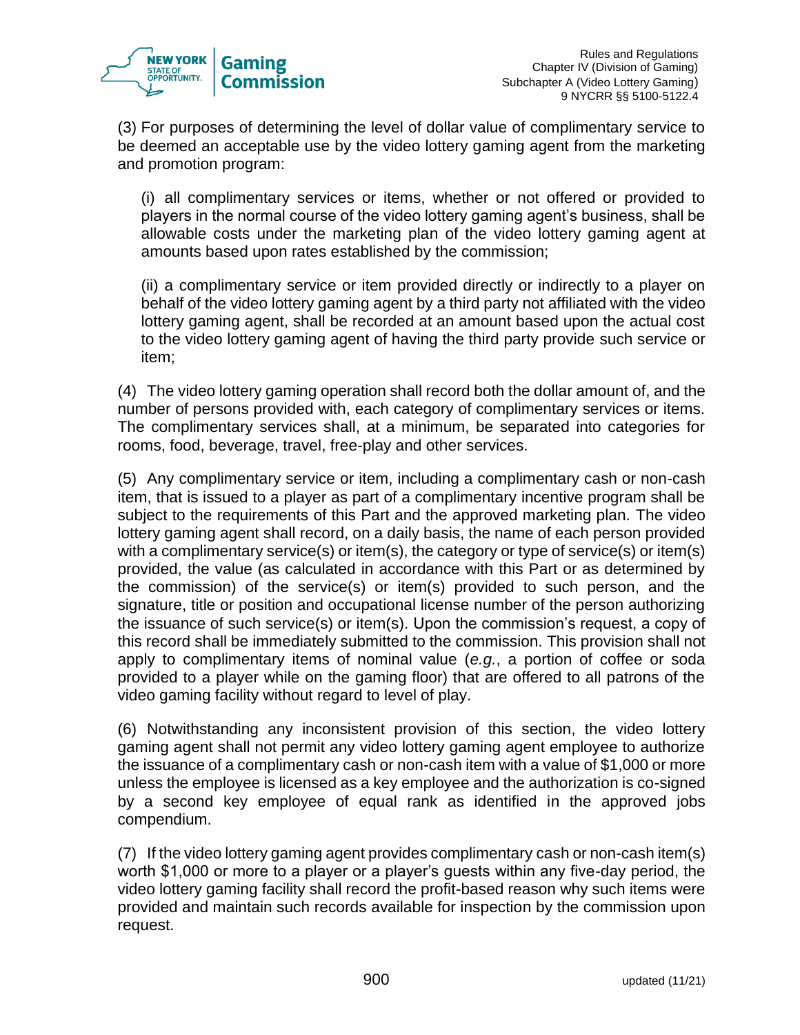(3) For purposes of determining the level of dollar value of complimentary service to be deemed an acceptable use by the video lottery gaming agent from the marketing and promotion program:

(i) all complimentary services or items, whether or not offered or provided to players in the normal course of the video lottery gaming agent's business, shall be allowable costs under the marketing plan of the video lottery gaming agent at amounts based upon rates established by the commission;

(ii) a complimentary service or item provided directly or indirectly to a player on behalf of the video lottery gaming agent by a third party not affiliated with the video lottery gaming agent, shall be recorded at an amount based upon the actual cost to the video lottery gaming agent of having the third party provide such service or item;

(4) The video lottery gaming operation shall record both the dollar amount of, and the number of persons provided with, each category of complimentary services or items. The complimentary services shall, at a minimum, be separated into categories for rooms, food, beverage, travel, free-play and other services.

(5) Any complimentary service or item, including a complimentary cash or non-cash item, that is issued to a player as part of a complimentary incentive program shall be subject to the requirements of this Part and the approved marketing plan. The video lottery gaming agent shall record, on a daily basis, the name of each person provided with a complimentary service(s) or item(s), the category or type of service(s) or item(s) provided, the value (as calculated in accordance with this Part or as determined by the commission) of the service(s) or item(s) provided to such person, and the signature, title or position and occupational license number of the person authorizing the issuance of such service(s) or item(s). Upon the commission's request, a copy of this record shall be immediately submitted to the commission. This provision shall not apply to complimentary items of nominal value (*e.g.*, a portion of coffee or soda provided to a player while on the gaming floor) that are offered to all patrons of the video gaming facility without regard to level of play.

(6) Notwithstanding any inconsistent provision of this section, the video lottery gaming agent shall not permit any video lottery gaming agent employee to authorize the issuance of a complimentary cash or non-cash item with a value of $1,000 or more unless the employee is licensed as a key employee and the authorization is co-signed by a second key employee of equal rank as identified in the approved jobs compendium.

(7) If the video lottery gaming agent provides complimentary cash or non-cash item(s) worth $1,000 or more to a player or a player's guests within any five-day period, the video lottery gaming facility shall record the profit-based reason why such items were provided and maintain such records available for inspection by the commission upon request.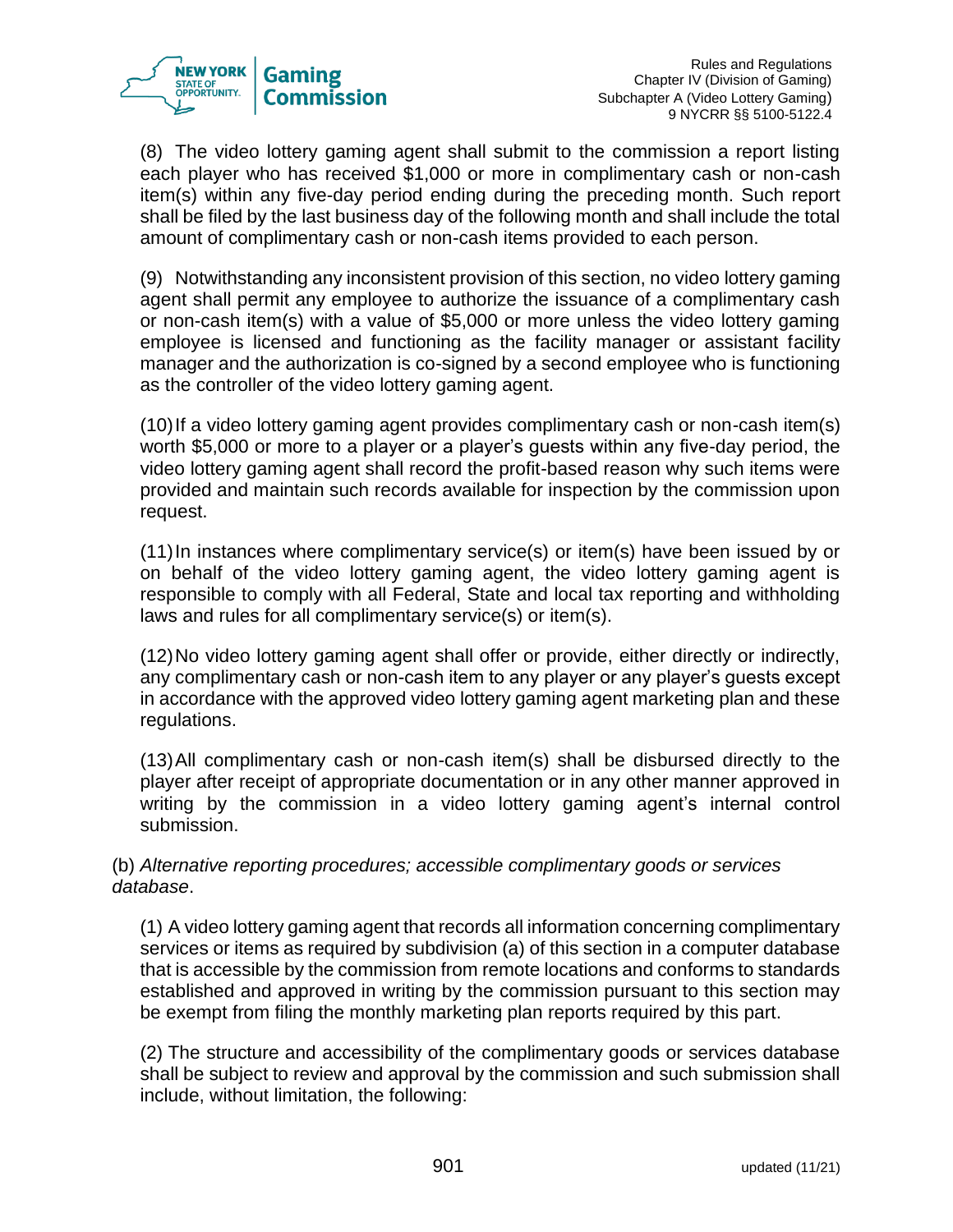(8) The video lottery gaming agent shall submit to the commission a report listing each player who has received $1,000 or more in complimentary cash or non-cash item(s) within any five-day period ending during the preceding month. Such report shall be filed by the last business day of the following month and shall include the total amount of complimentary cash or non-cash items provided to each person.

(9) Notwithstanding any inconsistent provision of this section, no video lottery gaming agent shall permit any employee to authorize the issuance of a complimentary cash or non-cash item(s) with a value of $5,000 or more unless the video lottery gaming employee is licensed and functioning as the facility manager or assistant facility manager and the authorization is co-signed by a second employee who is functioning as the controller of the video lottery gaming agent.

(10) If a video lottery gaming agent provides complimentary cash or non-cash item(s) worth $5,000 or more to a player or a player's guests within any five-day period, the video lottery gaming agent shall record the profit-based reason why such items were provided and maintain such records available for inspection by the commission upon request.

(11) In instances where complimentary service(s) or item(s) have been issued by or on behalf of the video lottery gaming agent, the video lottery gaming agent is responsible to comply with all Federal, State and local tax reporting and withholding laws and rules for all complimentary service(s) or item(s).

(12) No video lottery gaming agent shall offer or provide, either directly or indirectly, any complimentary cash or non-cash item to any player or any player's guests except in accordance with the approved video lottery gaming agent marketing plan and these regulations.

(13) All complimentary cash or non-cash item(s) shall be disbursed directly to the player after receipt of appropriate documentation or in any other manner approved in writing by the commission in a video lottery gaming agent's internal control submission.

(b) *Alternative reporting procedures; accessible complimentary goods or services database*.

(1) A video lottery gaming agent that records all information concerning complimentary services or items as required by subdivision (a) of this section in a computer database that is accessible by the commission from remote locations and conforms to standards established and approved in writing by the commission pursuant to this section may be exempt from filing the monthly marketing plan reports required by this part.

(2) The structure and accessibility of the complimentary goods or services database shall be subject to review and approval by the commission and such submission shall include, without limitation, the following: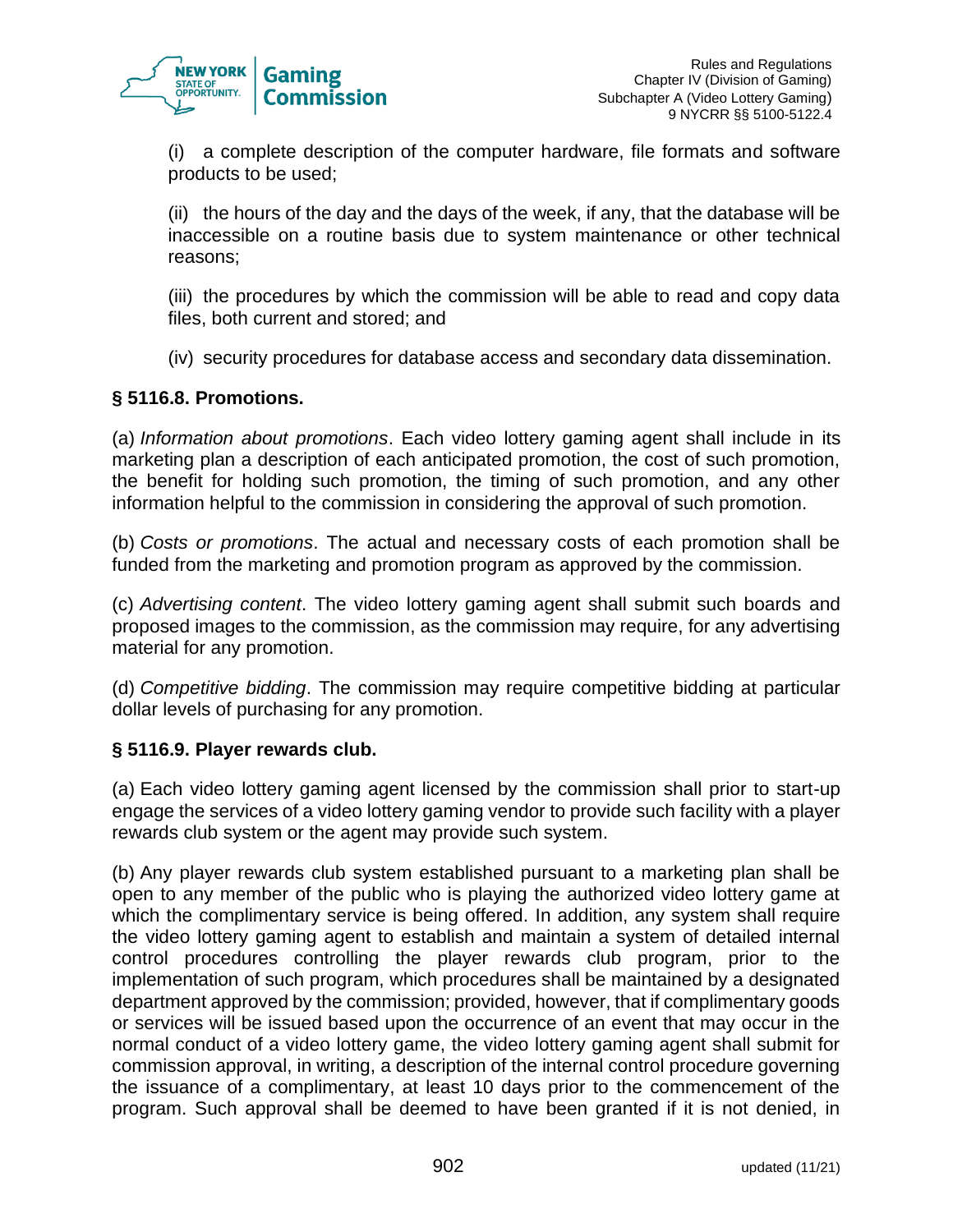(i) a complete description of the computer hardware, file formats and software products to be used;

(ii) the hours of the day and the days of the week, if any, that the database will be inaccessible on a routine basis due to system maintenance or other technical reasons;

(iii) the procedures by which the commission will be able to read and copy data files, both current and stored; and

(iv) security procedures for database access and secondary data dissemination.

### § 5116.8. Promotions.

(a) *Information about promotions*. Each video lottery gaming agent shall include in its marketing plan a description of each anticipated promotion, the cost of such promotion, the benefit for holding such promotion, the timing of such promotion, and any other information helpful to the commission in considering the approval of such promotion.

(b) *Costs or promotions*. The actual and necessary costs of each promotion shall be funded from the marketing and promotion program as approved by the commission.

(c) *Advertising content*. The video lottery gaming agent shall submit such boards and proposed images to the commission, as the commission may require, for any advertising material for any promotion.

(d) *Competitive bidding*. The commission may require competitive bidding at particular dollar levels of purchasing for any promotion.

### § 5116.9. Player rewards club.

(a) Each video lottery gaming agent licensed by the commission shall prior to start-up engage the services of a video lottery gaming vendor to provide such facility with a player rewards club system or the agent may provide such system.

(b) Any player rewards club system established pursuant to a marketing plan shall be open to any member of the public who is playing the authorized video lottery game at which the complimentary service is being offered. In addition, any system shall require the video lottery gaming agent to establish and maintain a system of detailed internal control procedures controlling the player rewards club program, prior to the implementation of such program, which procedures shall be maintained by a designated department approved by the commission; provided, however, that if complimentary goods or services will be issued based upon the occurrence of an event that may occur in the normal conduct of a video lottery game, the video lottery gaming agent shall submit for commission approval, in writing, a description of the internal control procedure governing the issuance of a complimentary, at least 10 days prior to the commencement of the program. Such approval shall be deemed to have been granted if it is not denied, in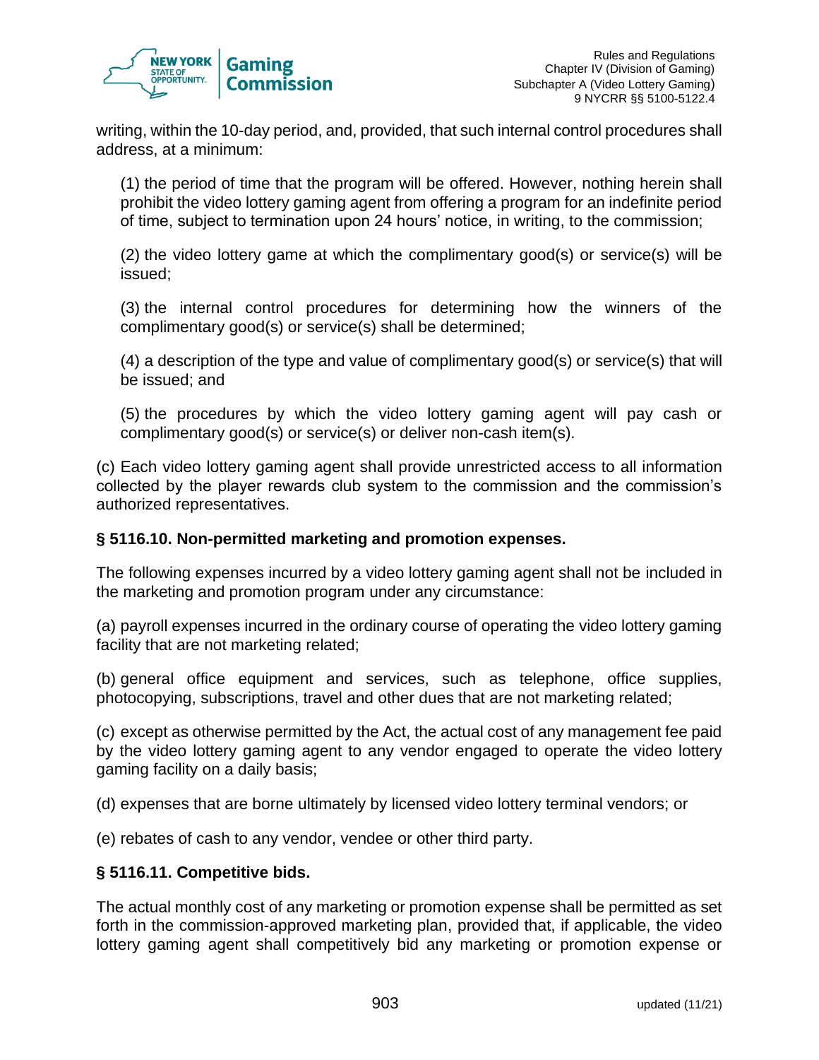writing, within the 10-day period, and, provided, that such internal control procedures shall address, at a minimum:

(1) the period of time that the program will be offered. However, nothing herein shall prohibit the video lottery gaming agent from offering a program for an indefinite period of time, subject to termination upon 24 hours' notice, in writing, to the commission;

(2) the video lottery game at which the complimentary good(s) or service(s) will be issued;

(3) the internal control procedures for determining how the winners of the complimentary good(s) or service(s) shall be determined;

(4) a description of the type and value of complimentary good(s) or service(s) that will be issued; and

(5) the procedures by which the video lottery gaming agent will pay cash or complimentary good(s) or service(s) or deliver non-cash item(s).

(c) Each video lottery gaming agent shall provide unrestricted access to all information collected by the player rewards club system to the commission and the commission's authorized representatives.

**§ 5116.10. Non-permitted marketing and promotion expenses.**

The following expenses incurred by a video lottery gaming agent shall not be included in the marketing and promotion program under any circumstance:

(a) payroll expenses incurred in the ordinary course of operating the video lottery gaming facility that are not marketing related;

(b) general office equipment and services, such as telephone, office supplies, photocopying, subscriptions, travel and other dues that are not marketing related;

(c) except as otherwise permitted by the Act, the actual cost of any management fee paid by the video lottery gaming agent to any vendor engaged to operate the video lottery gaming facility on a daily basis;

(d) expenses that are borne ultimately by licensed video lottery terminal vendors; or

(e) rebates of cash to any vendor, vendee or other third party.

**§ 5116.11. Competitive bids.**

The actual monthly cost of any marketing or promotion expense shall be permitted as set forth in the commission-approved marketing plan, provided that, if applicable, the video lottery gaming agent shall competitively bid any marketing or promotion expense or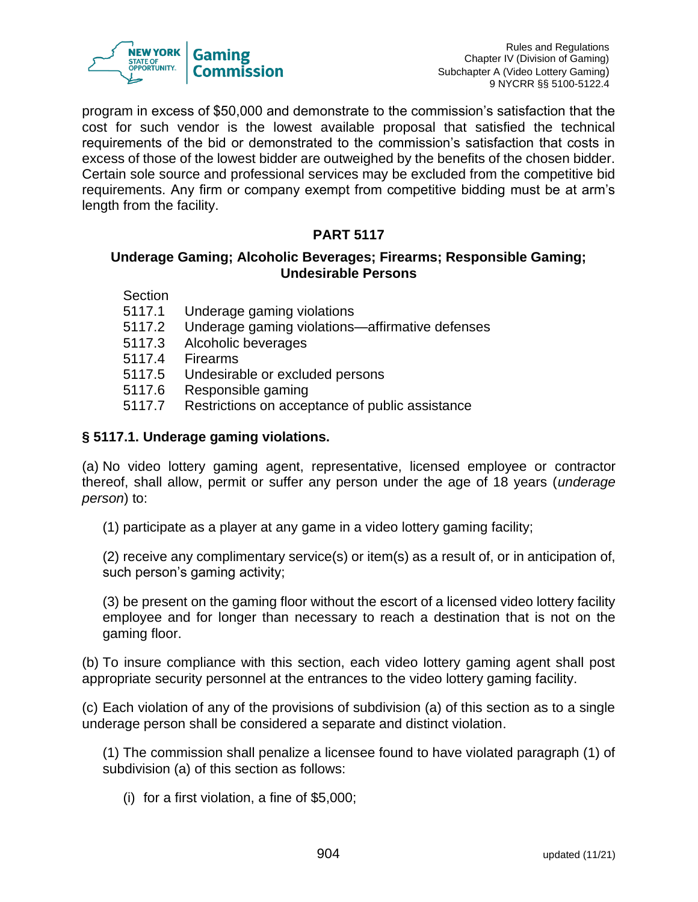program in excess of $50,000 and demonstrate to the commission's satisfaction that the cost for such vendor is the lowest available proposal that satisfied the technical requirements of the bid or demonstrated to the commission's satisfaction that costs in excess of those of the lowest bidder are outweighed by the benefits of the chosen bidder. Certain sole source and professional services may be excluded from the competitive bid requirements. Any firm or company exempt from competitive bidding must be at arm's length from the facility.

## PART 5117

### Underage Gaming; Alcoholic Beverages; Firearms; Responsible Gaming; Undesirable Persons

Section
5117.1 Underage gaming violations
5117.2 Underage gaming violations—affirmative defenses
5117.3 Alcoholic beverages
5117.4 Firearms
5117.5 Undesirable or excluded persons
5117.6 Responsible gaming
5117.7 Restrictions on acceptance of public assistance

**§ 5117.1. Underage gaming violations.**

(a) No video lottery gaming agent, representative, licensed employee or contractor thereof, shall allow, permit or suffer any person under the age of 18 years (*underage person*) to:

(1) participate as a player at any game in a video lottery gaming facility;

(2) receive any complimentary service(s) or item(s) as a result of, or in anticipation of, such person's gaming activity;

(3) be present on the gaming floor without the escort of a licensed video lottery facility employee and for longer than necessary to reach a destination that is not on the gaming floor.

(b) To insure compliance with this section, each video lottery gaming agent shall post appropriate security personnel at the entrances to the video lottery gaming facility.

(c) Each violation of any of the provisions of subdivision (a) of this section as to a single underage person shall be considered a separate and distinct violation.

(1) The commission shall penalize a licensee found to have violated paragraph (1) of subdivision (a) of this section as follows:

(i) for a first violation, a fine of $5,000;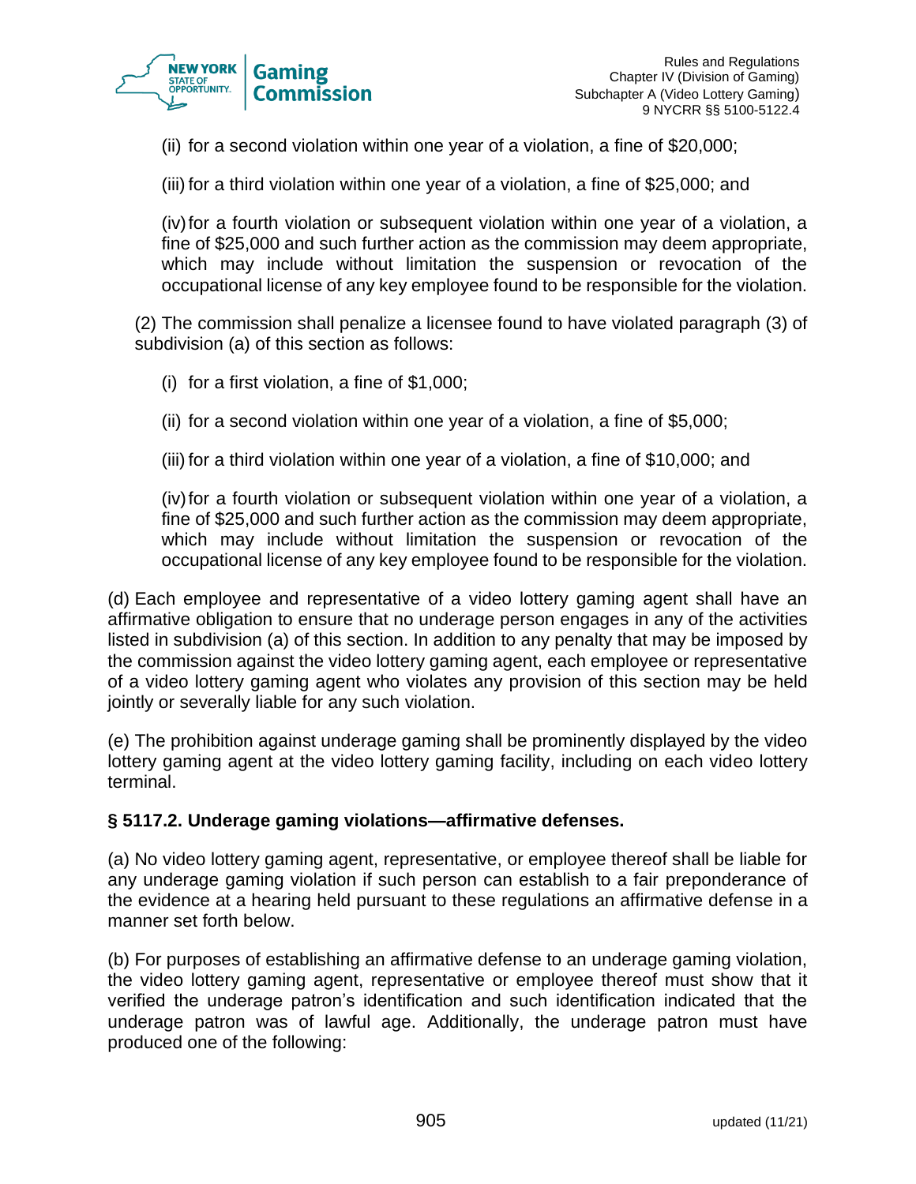(ii) for a second violation within one year of a violation, a fine of $20,000;

(iii) for a third violation within one year of a violation, a fine of $25,000; and

(iv) for a fourth violation or subsequent violation within one year of a violation, a fine of $25,000 and such further action as the commission may deem appropriate, which may include without limitation the suspension or revocation of the occupational license of any key employee found to be responsible for the violation.

(2) The commission shall penalize a licensee found to have violated paragraph (3) of subdivision (a) of this section as follows:

(i) for a first violation, a fine of $1,000;

(ii) for a second violation within one year of a violation, a fine of $5,000;

(iii) for a third violation within one year of a violation, a fine of $10,000; and

(iv) for a fourth violation or subsequent violation within one year of a violation, a fine of $25,000 and such further action as the commission may deem appropriate, which may include without limitation the suspension or revocation of the occupational license of any key employee found to be responsible for the violation.

(d) Each employee and representative of a video lottery gaming agent shall have an affirmative obligation to ensure that no underage person engages in any of the activities listed in subdivision (a) of this section. In addition to any penalty that may be imposed by the commission against the video lottery gaming agent, each employee or representative of a video lottery gaming agent who violates any provision of this section may be held jointly or severally liable for any such violation.

(e) The prohibition against underage gaming shall be prominently displayed by the video lottery gaming agent at the video lottery gaming facility, including on each video lottery terminal.

### § 5117.2. Underage gaming violations—affirmative defenses.

(a) No video lottery gaming agent, representative, or employee thereof shall be liable for any underage gaming violation if such person can establish to a fair preponderance of the evidence at a hearing held pursuant to these regulations an affirmative defense in a manner set forth below.

(b) For purposes of establishing an affirmative defense to an underage gaming violation, the video lottery gaming agent, representative or employee thereof must show that it verified the underage patron's identification and such identification indicated that the underage patron was of lawful age. Additionally, the underage patron must have produced one of the following: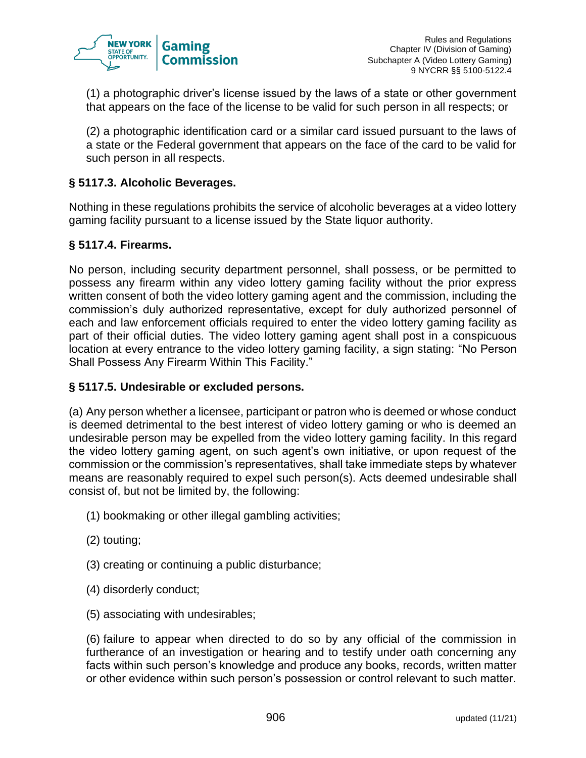(1) a photographic driver's license issued by the laws of a state or other government that appears on the face of the license to be valid for such person in all respects; or

(2) a photographic identification card or a similar card issued pursuant to the laws of a state or the Federal government that appears on the face of the card to be valid for such person in all respects.

### § 5117.3. Alcoholic Beverages.

Nothing in these regulations prohibits the service of alcoholic beverages at a video lottery gaming facility pursuant to a license issued by the State liquor authority.

### § 5117.4. Firearms.

No person, including security department personnel, shall possess, or be permitted to possess any firearm within any video lottery gaming facility without the prior express written consent of both the video lottery gaming agent and the commission, including the commission's duly authorized representative, except for duly authorized personnel of each and law enforcement officials required to enter the video lottery gaming facility as part of their official duties. The video lottery gaming agent shall post in a conspicuous location at every entrance to the video lottery gaming facility, a sign stating: "No Person Shall Possess Any Firearm Within This Facility."

### § 5117.5. Undesirable or excluded persons.

(a) Any person whether a licensee, participant or patron who is deemed or whose conduct is deemed detrimental to the best interest of video lottery gaming or who is deemed an undesirable person may be expelled from the video lottery gaming facility. In this regard the video lottery gaming agent, on such agent's own initiative, or upon request of the commission or the commission's representatives, shall take immediate steps by whatever means are reasonably required to expel such person(s). Acts deemed undesirable shall consist of, but not be limited by, the following:

(1) bookmaking or other illegal gambling activities;

(2) touting;

(3) creating or continuing a public disturbance;

(4) disorderly conduct;

(5) associating with undesirables;

(6) failure to appear when directed to do so by any official of the commission in furtherance of an investigation or hearing and to testify under oath concerning any facts within such person's knowledge and produce any books, records, written matter or other evidence within such person's possession or control relevant to such matter.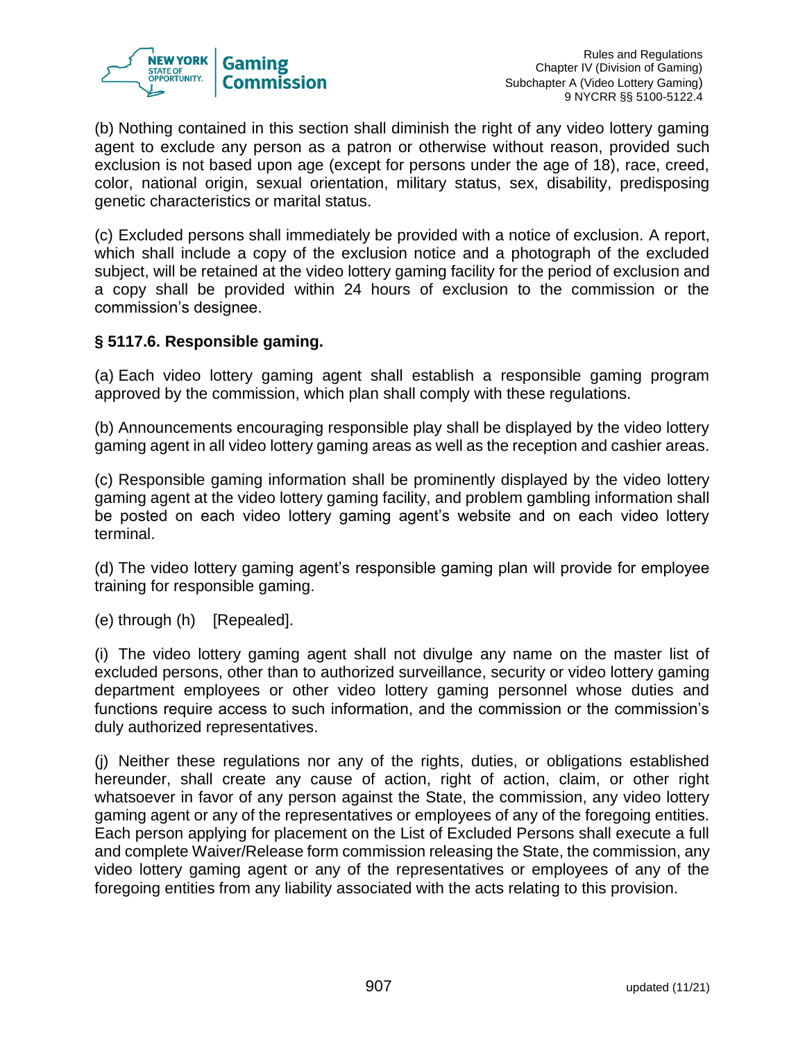(b) Nothing contained in this section shall diminish the right of any video lottery gaming agent to exclude any person as a patron or otherwise without reason, provided such exclusion is not based upon age (except for persons under the age of 18), race, creed, color, national origin, sexual orientation, military status, sex, disability, predisposing genetic characteristics or marital status.

(c) Excluded persons shall immediately be provided with a notice of exclusion. A report, which shall include a copy of the exclusion notice and a photograph of the excluded subject, will be retained at the video lottery gaming facility for the period of exclusion and a copy shall be provided within 24 hours of exclusion to the commission or the commission's designee.

### § 5117.6. Responsible gaming.

(a) Each video lottery gaming agent shall establish a responsible gaming program approved by the commission, which plan shall comply with these regulations.

(b) Announcements encouraging responsible play shall be displayed by the video lottery gaming agent in all video lottery gaming areas as well as the reception and cashier areas.

(c) Responsible gaming information shall be prominently displayed by the video lottery gaming agent at the video lottery gaming facility, and problem gambling information shall be posted on each video lottery gaming agent's website and on each video lottery terminal.

(d) The video lottery gaming agent's responsible gaming plan will provide for employee training for responsible gaming.

(e) through (h) [Repealed].

(i) The video lottery gaming agent shall not divulge any name on the master list of excluded persons, other than to authorized surveillance, security or video lottery gaming department employees or other video lottery gaming personnel whose duties and functions require access to such information, and the commission or the commission's duly authorized representatives.

(j) Neither these regulations nor any of the rights, duties, or obligations established hereunder, shall create any cause of action, right of action, claim, or other right whatsoever in favor of any person against the State, the commission, any video lottery gaming agent or any of the representatives or employees of any of the foregoing entities. Each person applying for placement on the List of Excluded Persons shall execute a full and complete Waiver/Release form commission releasing the State, the commission, any video lottery gaming agent or any of the representatives or employees of any of the foregoing entities from any liability associated with the acts relating to this provision.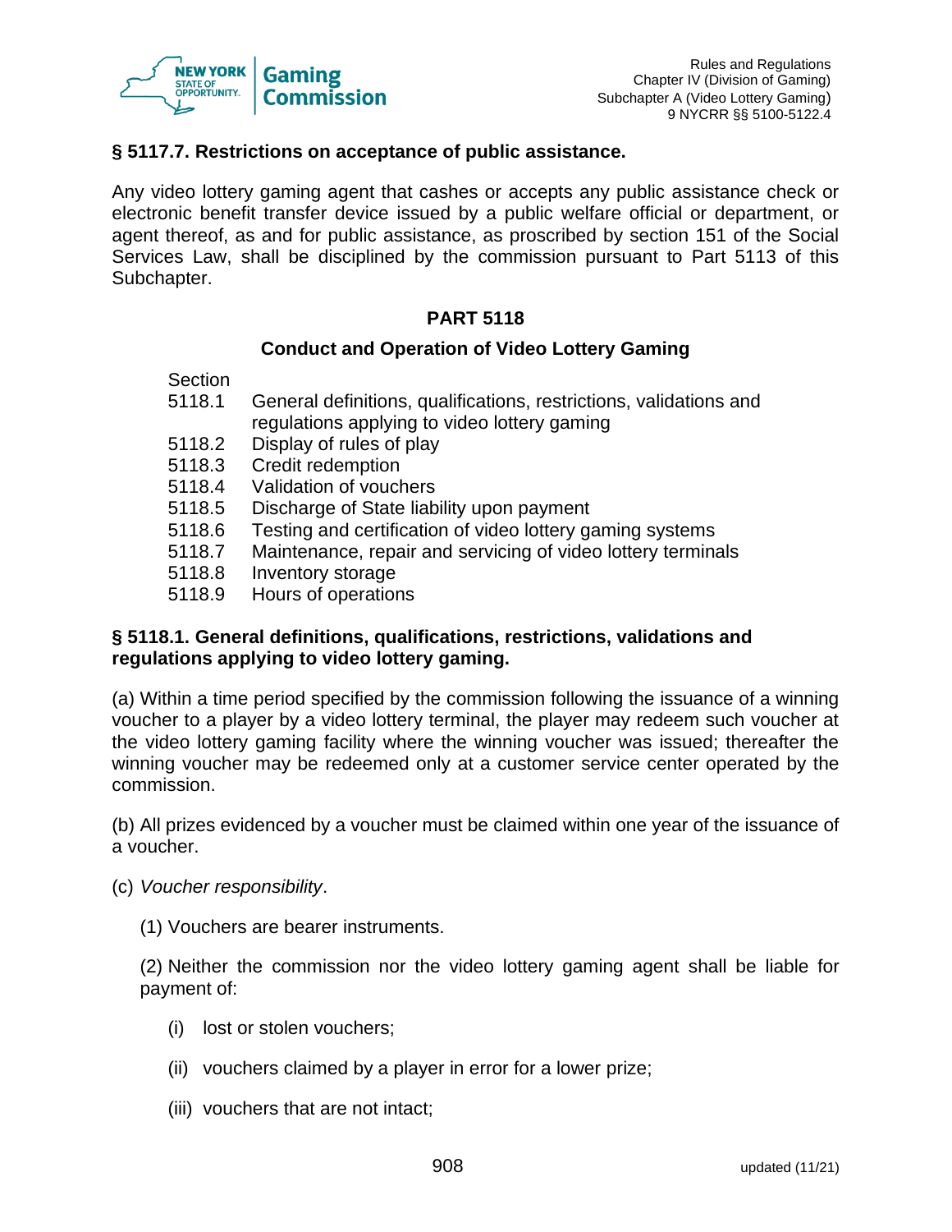### § 5117.7. Restrictions on acceptance of public assistance.

Any video lottery gaming agent that cashes or accepts any public assistance check or electronic benefit transfer device issued by a public welfare official or department, or agent thereof, as and for public assistance, as proscribed by section 151 of the Social Services Law, shall be disciplined by the commission pursuant to Part 5113 of this Subchapter.

## PART 5118

## Conduct and Operation of Video Lottery Gaming

| Section | |
|---|---|
| 5118.1 | General definitions, qualifications, restrictions, validations and regulations applying to video lottery gaming |
| 5118.2 | Display of rules of play |
| 5118.3 | Credit redemption |
| 5118.4 | Validation of vouchers |
| 5118.5 | Discharge of State liability upon payment |
| 5118.6 | Testing and certification of video lottery gaming systems |
| 5118.7 | Maintenance, repair and servicing of video lottery terminals |
| 5118.8 | Inventory storage |
| 5118.9 | Hours of operations |

### § 5118.1. General definitions, qualifications, restrictions, validations and regulations applying to video lottery gaming.

(a) Within a time period specified by the commission following the issuance of a winning voucher to a player by a video lottery terminal, the player may redeem such voucher at the video lottery gaming facility where the winning voucher was issued; thereafter the winning voucher may be redeemed only at a customer service center operated by the commission.

(b) All prizes evidenced by a voucher must be claimed within one year of the issuance of a voucher.

(c) *Voucher responsibility*.

(1) Vouchers are bearer instruments.

(2) Neither the commission nor the video lottery gaming agent shall be liable for payment of:

(i) lost or stolen vouchers;

(ii) vouchers claimed by a player in error for a lower prize;

(iii) vouchers that are not intact;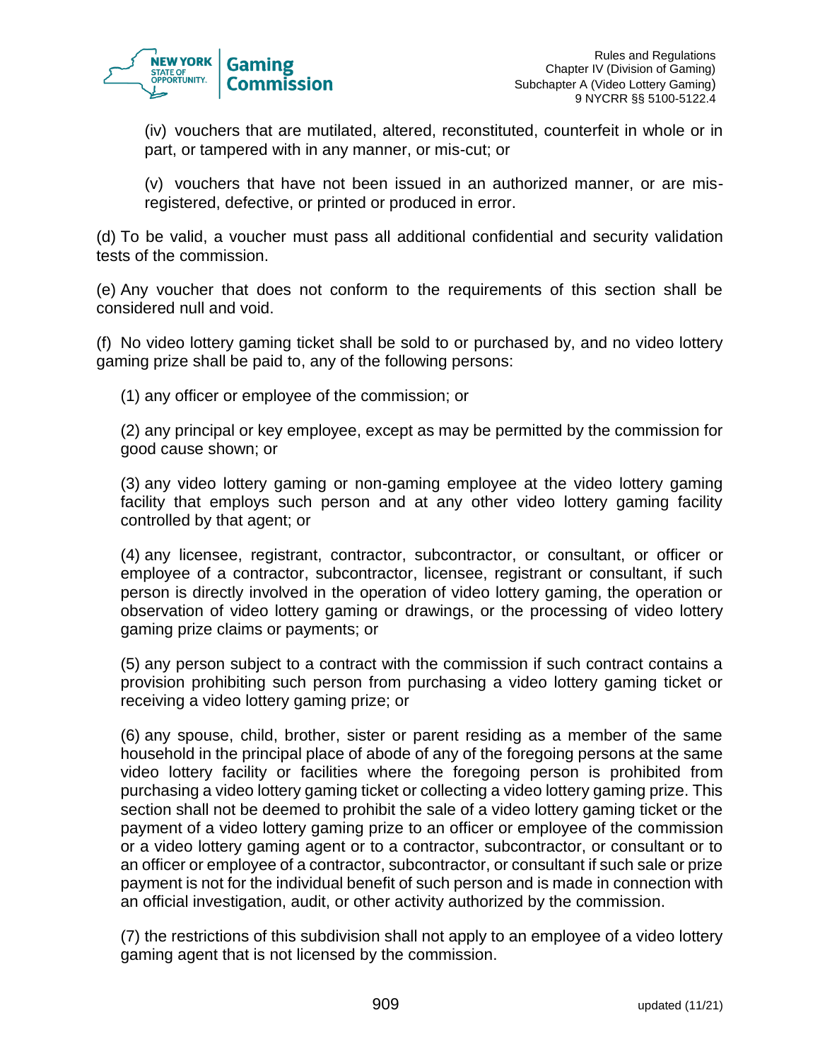(iv) vouchers that are mutilated, altered, reconstituted, counterfeit in whole or in part, or tampered with in any manner, or mis-cut; or

(v) vouchers that have not been issued in an authorized manner, or are mis-registered, defective, or printed or produced in error.

(d) To be valid, a voucher must pass all additional confidential and security validation tests of the commission.

(e) Any voucher that does not conform to the requirements of this section shall be considered null and void.

(f) No video lottery gaming ticket shall be sold to or purchased by, and no video lottery gaming prize shall be paid to, any of the following persons:

(1) any officer or employee of the commission; or

(2) any principal or key employee, except as may be permitted by the commission for good cause shown; or

(3) any video lottery gaming or non-gaming employee at the video lottery gaming facility that employs such person and at any other video lottery gaming facility controlled by that agent; or

(4) any licensee, registrant, contractor, subcontractor, or consultant, or officer or employee of a contractor, subcontractor, licensee, registrant or consultant, if such person is directly involved in the operation of video lottery gaming, the operation or observation of video lottery gaming or drawings, or the processing of video lottery gaming prize claims or payments; or

(5) any person subject to a contract with the commission if such contract contains a provision prohibiting such person from purchasing a video lottery gaming ticket or receiving a video lottery gaming prize; or

(6) any spouse, child, brother, sister or parent residing as a member of the same household in the principal place of abode of any of the foregoing persons at the same video lottery facility or facilities where the foregoing person is prohibited from purchasing a video lottery gaming ticket or collecting a video lottery gaming prize. This section shall not be deemed to prohibit the sale of a video lottery gaming ticket or the payment of a video lottery gaming prize to an officer or employee of the commission or a video lottery gaming agent or to a contractor, subcontractor, or consultant or to an officer or employee of a contractor, subcontractor, or consultant if such sale or prize payment is not for the individual benefit of such person and is made in connection with an official investigation, audit, or other activity authorized by the commission.

(7) the restrictions of this subdivision shall not apply to an employee of a video lottery gaming agent that is not licensed by the commission.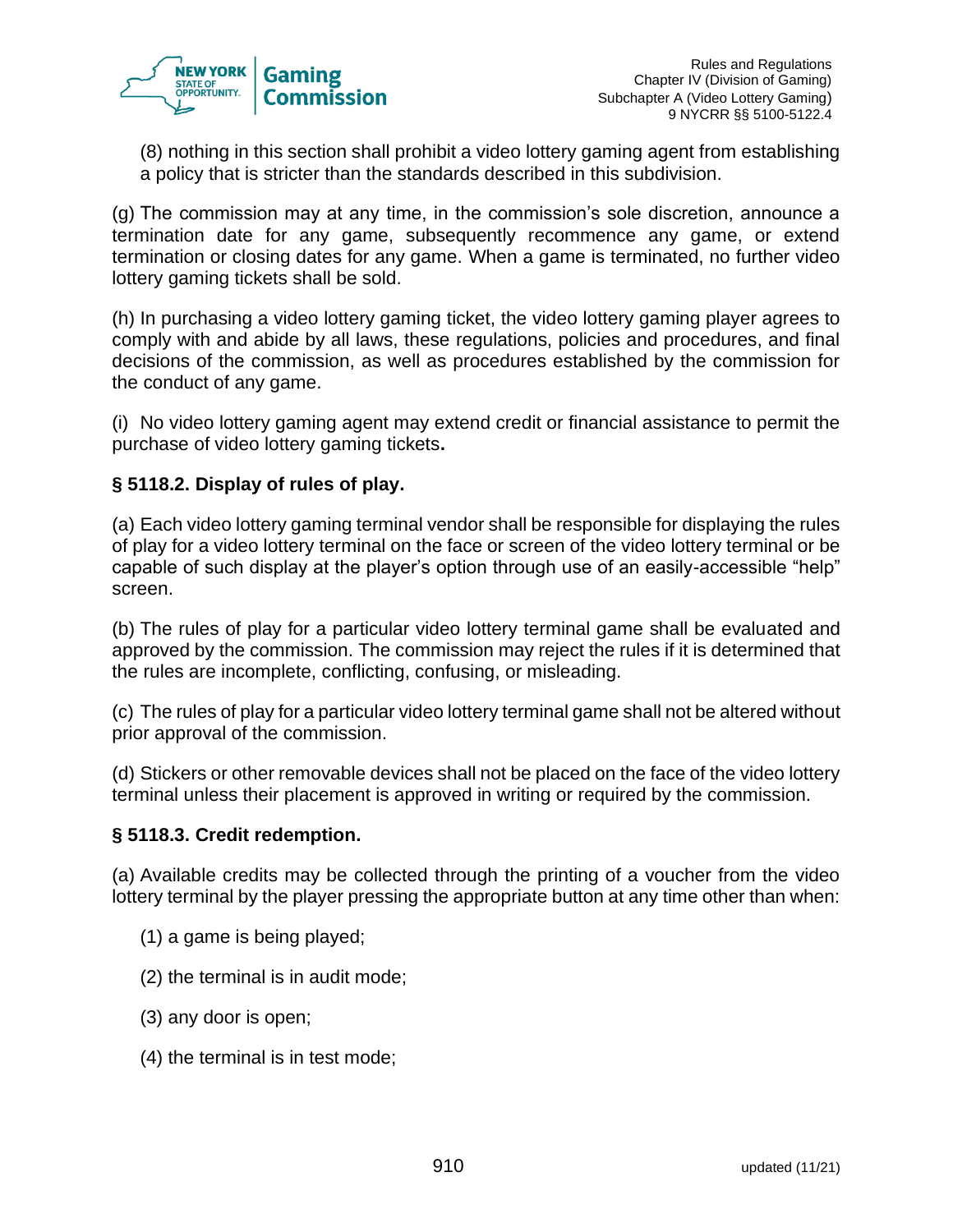(8) nothing in this section shall prohibit a video lottery gaming agent from establishing a policy that is stricter than the standards described in this subdivision.

(g) The commission may at any time, in the commission's sole discretion, announce a termination date for any game, subsequently recommence any game, or extend termination or closing dates for any game. When a game is terminated, no further video lottery gaming tickets shall be sold.

(h) In purchasing a video lottery gaming ticket, the video lottery gaming player agrees to comply with and abide by all laws, these regulations, policies and procedures, and final decisions of the commission, as well as procedures established by the commission for the conduct of any game.

(i) No video lottery gaming agent may extend credit or financial assistance to permit the purchase of video lottery gaming tickets**.**

### § 5118.2. Display of rules of play.

(a) Each video lottery gaming terminal vendor shall be responsible for displaying the rules of play for a video lottery terminal on the face or screen of the video lottery terminal or be capable of such display at the player's option through use of an easily-accessible "help" screen.

(b) The rules of play for a particular video lottery terminal game shall be evaluated and approved by the commission. The commission may reject the rules if it is determined that the rules are incomplete, conflicting, confusing, or misleading.

(c) The rules of play for a particular video lottery terminal game shall not be altered without prior approval of the commission.

(d) Stickers or other removable devices shall not be placed on the face of the video lottery terminal unless their placement is approved in writing or required by the commission.

### § 5118.3. Credit redemption.

(a) Available credits may be collected through the printing of a voucher from the video lottery terminal by the player pressing the appropriate button at any time other than when:

(1) a game is being played;

(2) the terminal is in audit mode;

(3) any door is open;

(4) the terminal is in test mode;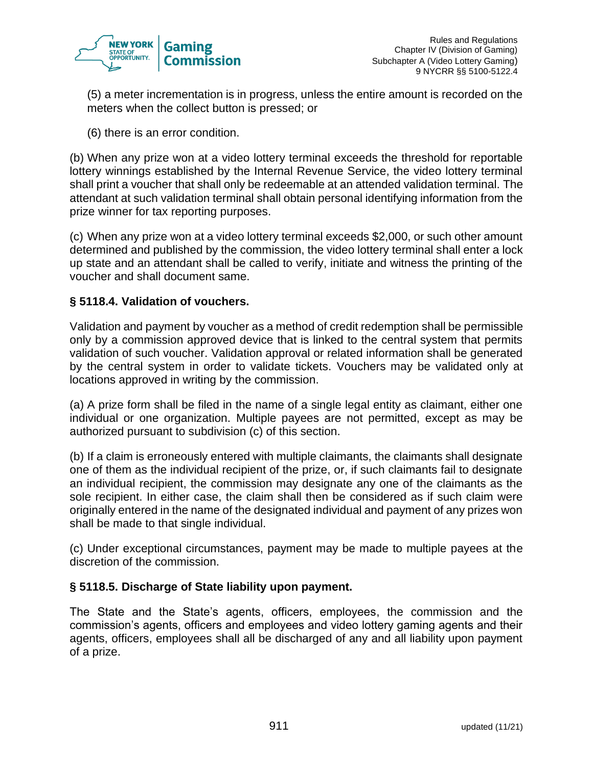(5) a meter incrementation is in progress, unless the entire amount is recorded on the meters when the collect button is pressed; or

(6) there is an error condition.

(b) When any prize won at a video lottery terminal exceeds the threshold for reportable lottery winnings established by the Internal Revenue Service, the video lottery terminal shall print a voucher that shall only be redeemable at an attended validation terminal. The attendant at such validation terminal shall obtain personal identifying information from the prize winner for tax reporting purposes.

(c) When any prize won at a video lottery terminal exceeds $2,000, or such other amount determined and published by the commission, the video lottery terminal shall enter a lock up state and an attendant shall be called to verify, initiate and witness the printing of the voucher and shall document same.

### § 5118.4. Validation of vouchers.

Validation and payment by voucher as a method of credit redemption shall be permissible only by a commission approved device that is linked to the central system that permits validation of such voucher. Validation approval or related information shall be generated by the central system in order to validate tickets. Vouchers may be validated only at locations approved in writing by the commission.

(a) A prize form shall be filed in the name of a single legal entity as claimant, either one individual or one organization. Multiple payees are not permitted, except as may be authorized pursuant to subdivision (c) of this section.

(b) If a claim is erroneously entered with multiple claimants, the claimants shall designate one of them as the individual recipient of the prize, or, if such claimants fail to designate an individual recipient, the commission may designate any one of the claimants as the sole recipient. In either case, the claim shall then be considered as if such claim were originally entered in the name of the designated individual and payment of any prizes won shall be made to that single individual.

(c) Under exceptional circumstances, payment may be made to multiple payees at the discretion of the commission.

### § 5118.5. Discharge of State liability upon payment.

The State and the State's agents, officers, employees, the commission and the commission's agents, officers and employees and video lottery gaming agents and their agents, officers, employees shall all be discharged of any and all liability upon payment of a prize.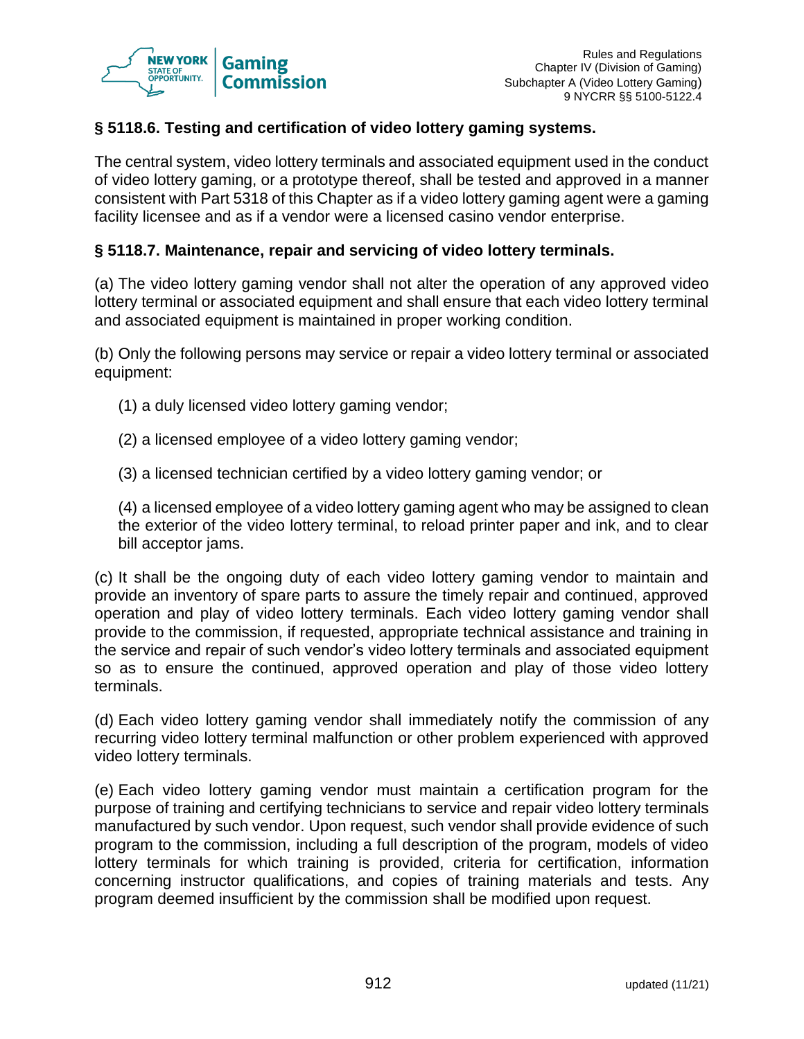### § 5118.6. Testing and certification of video lottery gaming systems.

The central system, video lottery terminals and associated equipment used in the conduct of video lottery gaming, or a prototype thereof, shall be tested and approved in a manner consistent with Part 5318 of this Chapter as if a video lottery gaming agent were a gaming facility licensee and as if a vendor were a licensed casino vendor enterprise.

### § 5118.7. Maintenance, repair and servicing of video lottery terminals.

(a) The video lottery gaming vendor shall not alter the operation of any approved video lottery terminal or associated equipment and shall ensure that each video lottery terminal and associated equipment is maintained in proper working condition.

(b) Only the following persons may service or repair a video lottery terminal or associated equipment:

(1) a duly licensed video lottery gaming vendor;

(2) a licensed employee of a video lottery gaming vendor;

(3) a licensed technician certified by a video lottery gaming vendor; or

(4) a licensed employee of a video lottery gaming agent who may be assigned to clean the exterior of the video lottery terminal, to reload printer paper and ink, and to clear bill acceptor jams.

(c) It shall be the ongoing duty of each video lottery gaming vendor to maintain and provide an inventory of spare parts to assure the timely repair and continued, approved operation and play of video lottery terminals. Each video lottery gaming vendor shall provide to the commission, if requested, appropriate technical assistance and training in the service and repair of such vendor's video lottery terminals and associated equipment so as to ensure the continued, approved operation and play of those video lottery terminals.

(d) Each video lottery gaming vendor shall immediately notify the commission of any recurring video lottery terminal malfunction or other problem experienced with approved video lottery terminals.

(e) Each video lottery gaming vendor must maintain a certification program for the purpose of training and certifying technicians to service and repair video lottery terminals manufactured by such vendor. Upon request, such vendor shall provide evidence of such program to the commission, including a full description of the program, models of video lottery terminals for which training is provided, criteria for certification, information concerning instructor qualifications, and copies of training materials and tests. Any program deemed insufficient by the commission shall be modified upon request.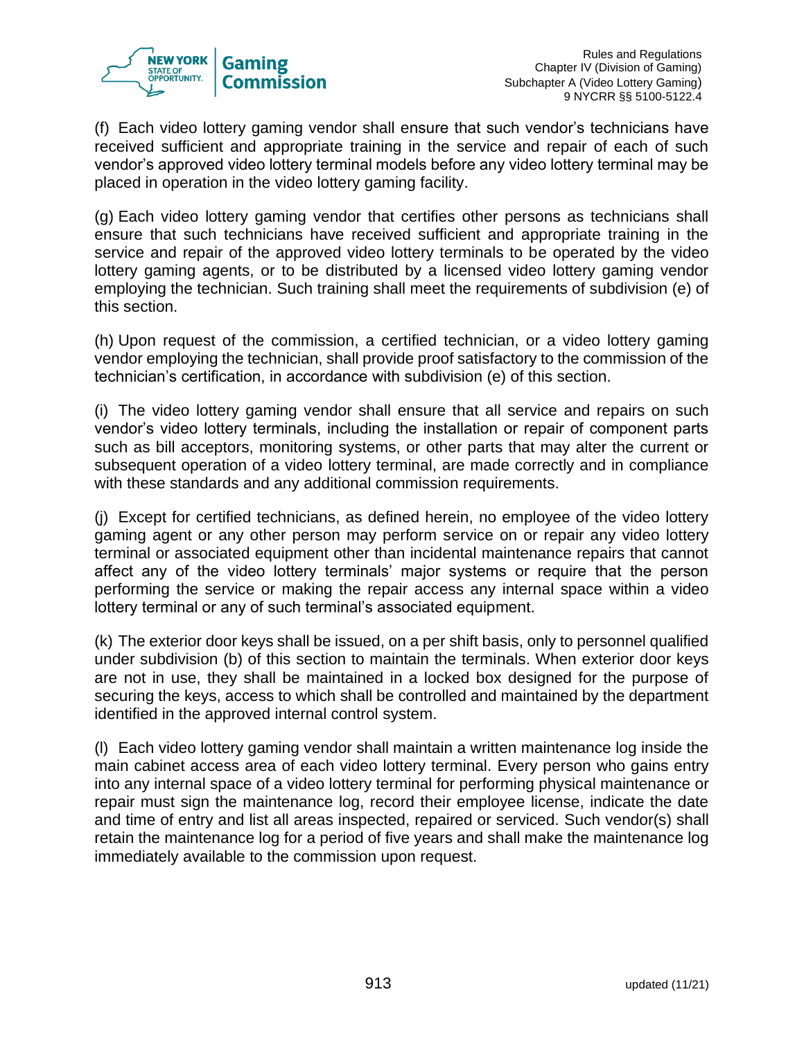(f) Each video lottery gaming vendor shall ensure that such vendor's technicians have received sufficient and appropriate training in the service and repair of each of such vendor's approved video lottery terminal models before any video lottery terminal may be placed in operation in the video lottery gaming facility.

(g) Each video lottery gaming vendor that certifies other persons as technicians shall ensure that such technicians have received sufficient and appropriate training in the service and repair of the approved video lottery terminals to be operated by the video lottery gaming agents, or to be distributed by a licensed video lottery gaming vendor employing the technician. Such training shall meet the requirements of subdivision (e) of this section.

(h) Upon request of the commission, a certified technician, or a video lottery gaming vendor employing the technician, shall provide proof satisfactory to the commission of the technician's certification, in accordance with subdivision (e) of this section.

(i) The video lottery gaming vendor shall ensure that all service and repairs on such vendor's video lottery terminals, including the installation or repair of component parts such as bill acceptors, monitoring systems, or other parts that may alter the current or subsequent operation of a video lottery terminal, are made correctly and in compliance with these standards and any additional commission requirements.

(j) Except for certified technicians, as defined herein, no employee of the video lottery gaming agent or any other person may perform service on or repair any video lottery terminal or associated equipment other than incidental maintenance repairs that cannot affect any of the video lottery terminals' major systems or require that the person performing the service or making the repair access any internal space within a video lottery terminal or any of such terminal's associated equipment.

(k) The exterior door keys shall be issued, on a per shift basis, only to personnel qualified under subdivision (b) of this section to maintain the terminals. When exterior door keys are not in use, they shall be maintained in a locked box designed for the purpose of securing the keys, access to which shall be controlled and maintained by the department identified in the approved internal control system.

(l) Each video lottery gaming vendor shall maintain a written maintenance log inside the main cabinet access area of each video lottery terminal. Every person who gains entry into any internal space of a video lottery terminal for performing physical maintenance or repair must sign the maintenance log, record their employee license, indicate the date and time of entry and list all areas inspected, repaired or serviced. Such vendor(s) shall retain the maintenance log for a period of five years and shall make the maintenance log immediately available to the commission upon request.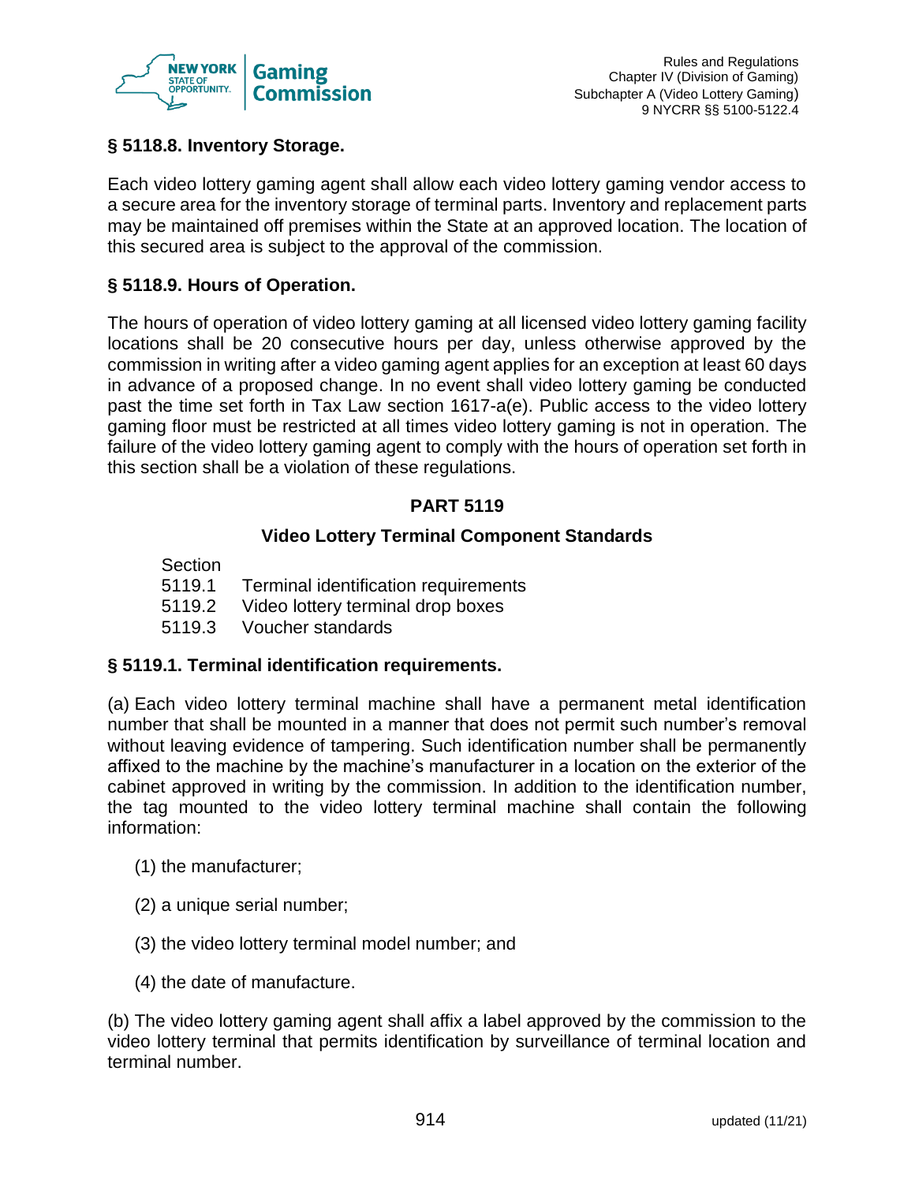### § 5118.8. Inventory Storage.

Each video lottery gaming agent shall allow each video lottery gaming vendor access to a secure area for the inventory storage of terminal parts. Inventory and replacement parts may be maintained off premises within the State at an approved location. The location of this secured area is subject to the approval of the commission.

### § 5118.9. Hours of Operation.

The hours of operation of video lottery gaming at all licensed video lottery gaming facility locations shall be 20 consecutive hours per day, unless otherwise approved by the commission in writing after a video gaming agent applies for an exception at least 60 days in advance of a proposed change. In no event shall video lottery gaming be conducted past the time set forth in Tax Law section 1617-a(e). Public access to the video lottery gaming floor must be restricted at all times video lottery gaming is not in operation. The failure of the video lottery gaming agent to comply with the hours of operation set forth in this section shall be a violation of these regulations.

## PART 5119

## Video Lottery Terminal Component Standards

| Section | |
|---|---|
| 5119.1 | Terminal identification requirements |
| 5119.2 | Video lottery terminal drop boxes |
| 5119.3 | Voucher standards |

### § 5119.1. Terminal identification requirements.

(a) Each video lottery terminal machine shall have a permanent metal identification number that shall be mounted in a manner that does not permit such number's removal without leaving evidence of tampering. Such identification number shall be permanently affixed to the machine by the machine's manufacturer in a location on the exterior of the cabinet approved in writing by the commission. In addition to the identification number, the tag mounted to the video lottery terminal machine shall contain the following information:

(1) the manufacturer;

(2) a unique serial number;

(3) the video lottery terminal model number; and

(4) the date of manufacture.

(b) The video lottery gaming agent shall affix a label approved by the commission to the video lottery terminal that permits identification by surveillance of terminal location and terminal number.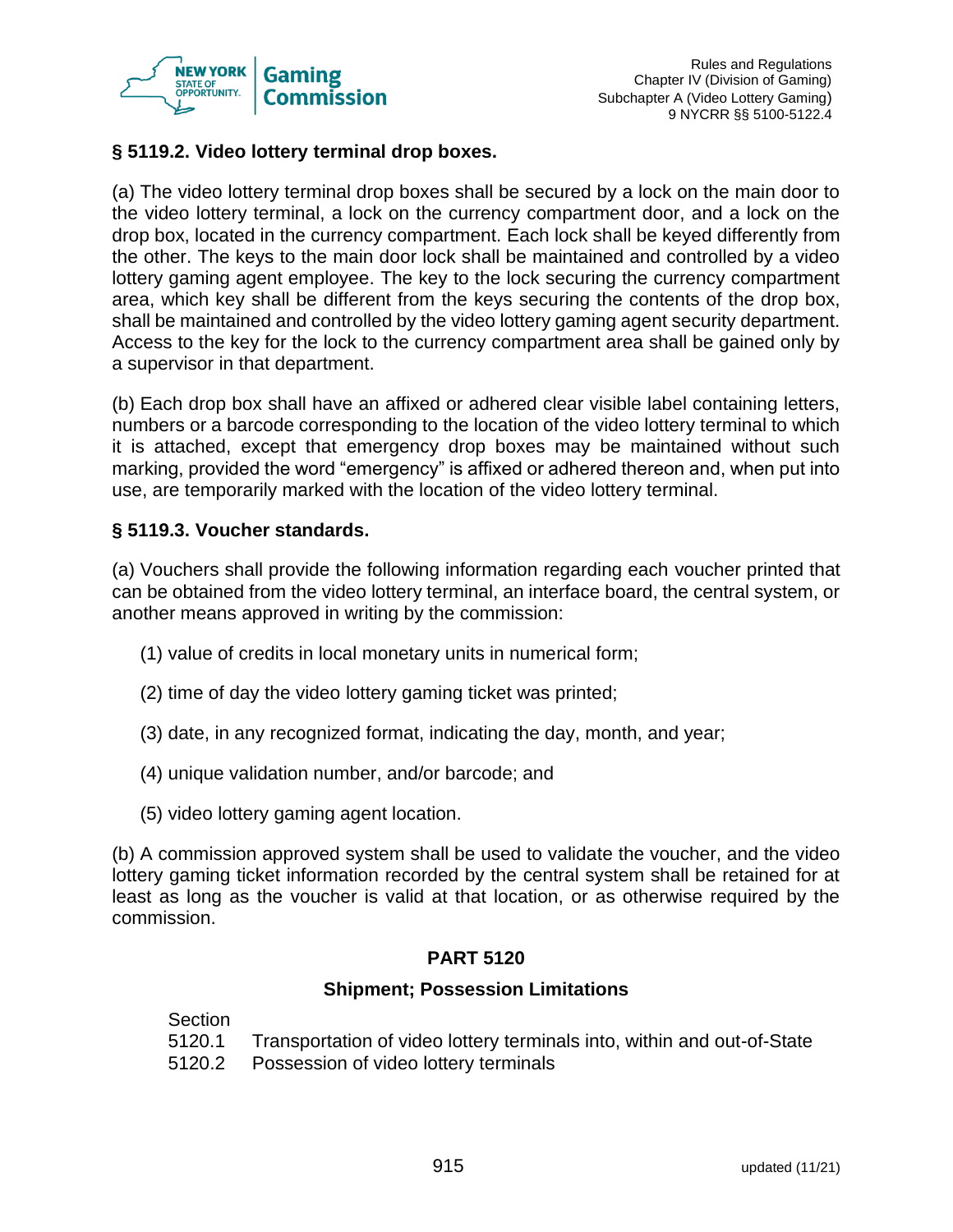### § 5119.2. Video lottery terminal drop boxes.

(a) The video lottery terminal drop boxes shall be secured by a lock on the main door to the video lottery terminal, a lock on the currency compartment door, and a lock on the drop box, located in the currency compartment. Each lock shall be keyed differently from the other. The keys to the main door lock shall be maintained and controlled by a video lottery gaming agent employee. The key to the lock securing the currency compartment area, which key shall be different from the keys securing the contents of the drop box, shall be maintained and controlled by the video lottery gaming agent security department. Access to the key for the lock to the currency compartment area shall be gained only by a supervisor in that department.

(b) Each drop box shall have an affixed or adhered clear visible label containing letters, numbers or a barcode corresponding to the location of the video lottery terminal to which it is attached, except that emergency drop boxes may be maintained without such marking, provided the word "emergency" is affixed or adhered thereon and, when put into use, are temporarily marked with the location of the video lottery terminal.

### § 5119.3. Voucher standards.

(a) Vouchers shall provide the following information regarding each voucher printed that can be obtained from the video lottery terminal, an interface board, the central system, or another means approved in writing by the commission:

(1) value of credits in local monetary units in numerical form;

(2) time of day the video lottery gaming ticket was printed;

(3) date, in any recognized format, indicating the day, month, and year;

(4) unique validation number, and/or barcode; and

(5) video lottery gaming agent location.

(b) A commission approved system shall be used to validate the voucher, and the video lottery gaming ticket information recorded by the central system shall be retained for at least as long as the voucher is valid at that location, or as otherwise required by the commission.

## PART 5120

## Shipment; Possession Limitations

| Section | |
|---|---|
| 5120.1 | Transportation of video lottery terminals into, within and out-of-State |
| 5120.2 | Possession of video lottery terminals |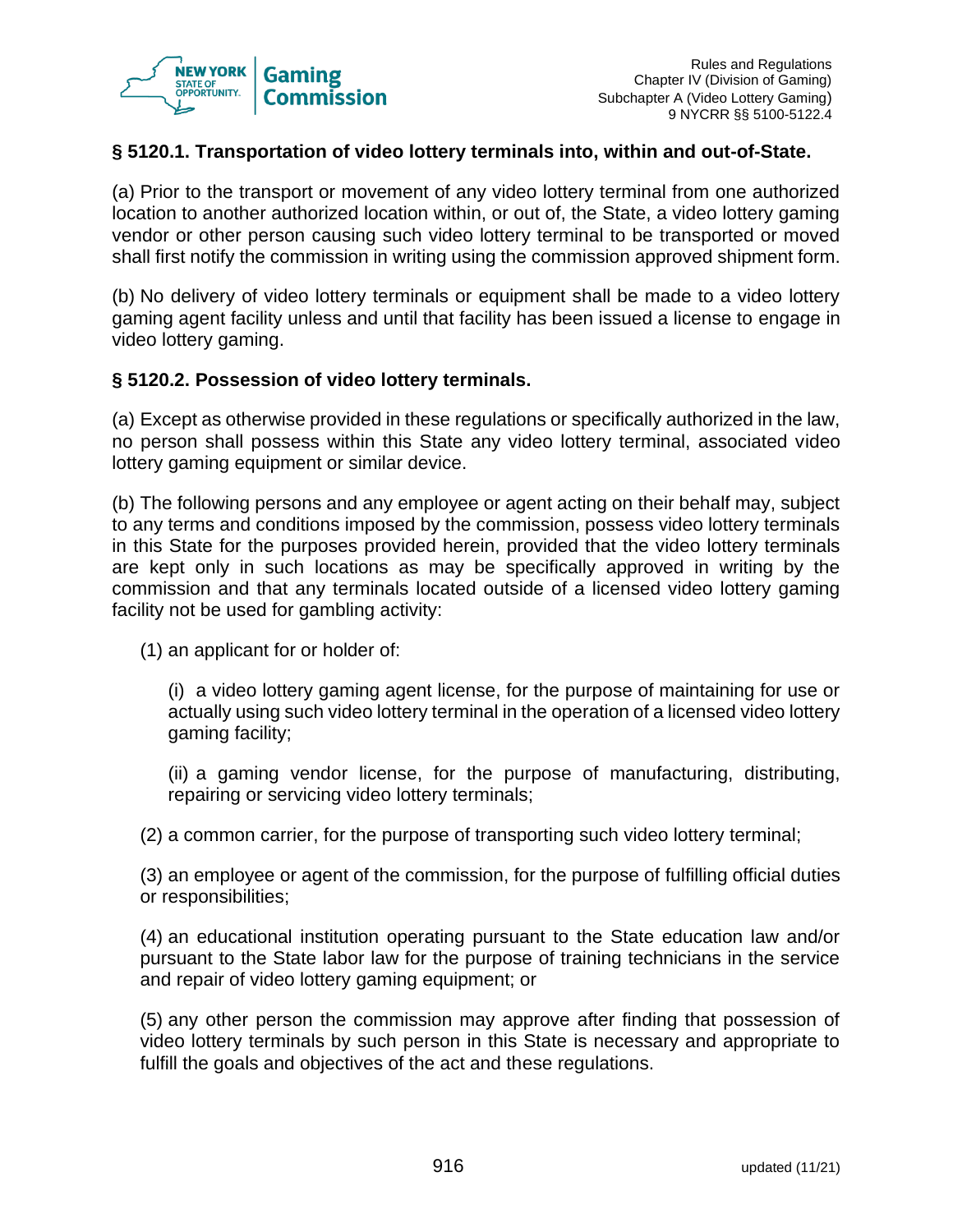**§ 5120.1. Transportation of video lottery terminals into, within and out-of-State.**

(a) Prior to the transport or movement of any video lottery terminal from one authorized location to another authorized location within, or out of, the State, a video lottery gaming vendor or other person causing such video lottery terminal to be transported or moved shall first notify the commission in writing using the commission approved shipment form.

(b) No delivery of video lottery terminals or equipment shall be made to a video lottery gaming agent facility unless and until that facility has been issued a license to engage in video lottery gaming.

**§ 5120.2. Possession of video lottery terminals.**

(a) Except as otherwise provided in these regulations or specifically authorized in the law, no person shall possess within this State any video lottery terminal, associated video lottery gaming equipment or similar device.

(b) The following persons and any employee or agent acting on their behalf may, subject to any terms and conditions imposed by the commission, possess video lottery terminals in this State for the purposes provided herein, provided that the video lottery terminals are kept only in such locations as may be specifically approved in writing by the commission and that any terminals located outside of a licensed video lottery gaming facility not be used for gambling activity:

(1) an applicant for or holder of:

(i) a video lottery gaming agent license, for the purpose of maintaining for use or actually using such video lottery terminal in the operation of a licensed video lottery gaming facility;

(ii) a gaming vendor license, for the purpose of manufacturing, distributing, repairing or servicing video lottery terminals;

(2) a common carrier, for the purpose of transporting such video lottery terminal;

(3) an employee or agent of the commission, for the purpose of fulfilling official duties or responsibilities;

(4) an educational institution operating pursuant to the State education law and/or pursuant to the State labor law for the purpose of training technicians in the service and repair of video lottery gaming equipment; or

(5) any other person the commission may approve after finding that possession of video lottery terminals by such person in this State is necessary and appropriate to fulfill the goals and objectives of the act and these regulations.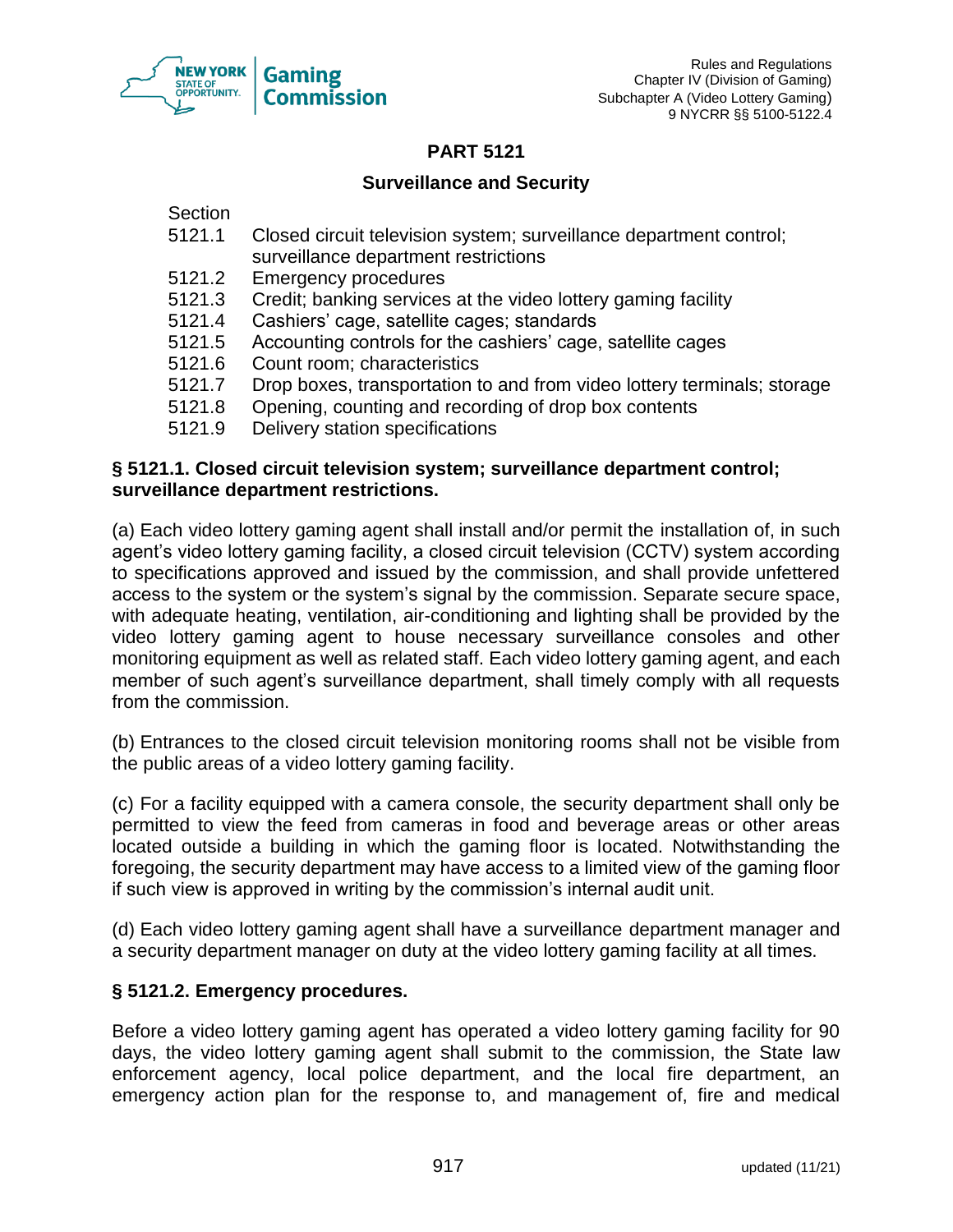## PART 5121

### Surveillance and Security

Section
- 5121.1 Closed circuit television system; surveillance department control; surveillance department restrictions
- 5121.2 Emergency procedures
- 5121.3 Credit; banking services at the video lottery gaming facility
- 5121.4 Cashiers' cage, satellite cages; standards
- 5121.5 Accounting controls for the cashiers' cage, satellite cages
- 5121.6 Count room; characteristics
- 5121.7 Drop boxes, transportation to and from video lottery terminals; storage
- 5121.8 Opening, counting and recording of drop box contents
- 5121.9 Delivery station specifications

**§ 5121.1. Closed circuit television system; surveillance department control; surveillance department restrictions.**

(a) Each video lottery gaming agent shall install and/or permit the installation of, in such agent's video lottery gaming facility, a closed circuit television (CCTV) system according to specifications approved and issued by the commission, and shall provide unfettered access to the system or the system's signal by the commission. Separate secure space, with adequate heating, ventilation, air-conditioning and lighting shall be provided by the video lottery gaming agent to house necessary surveillance consoles and other monitoring equipment as well as related staff. Each video lottery gaming agent, and each member of such agent's surveillance department, shall timely comply with all requests from the commission.

(b) Entrances to the closed circuit television monitoring rooms shall not be visible from the public areas of a video lottery gaming facility.

(c) For a facility equipped with a camera console, the security department shall only be permitted to view the feed from cameras in food and beverage areas or other areas located outside a building in which the gaming floor is located. Notwithstanding the foregoing, the security department may have access to a limited view of the gaming floor if such view is approved in writing by the commission's internal audit unit.

(d) Each video lottery gaming agent shall have a surveillance department manager and a security department manager on duty at the video lottery gaming facility at all times.

**§ 5121.2. Emergency procedures.**

Before a video lottery gaming agent has operated a video lottery gaming facility for 90 days, the video lottery gaming agent shall submit to the commission, the State law enforcement agency, local police department, and the local fire department, an emergency action plan for the response to, and management of, fire and medical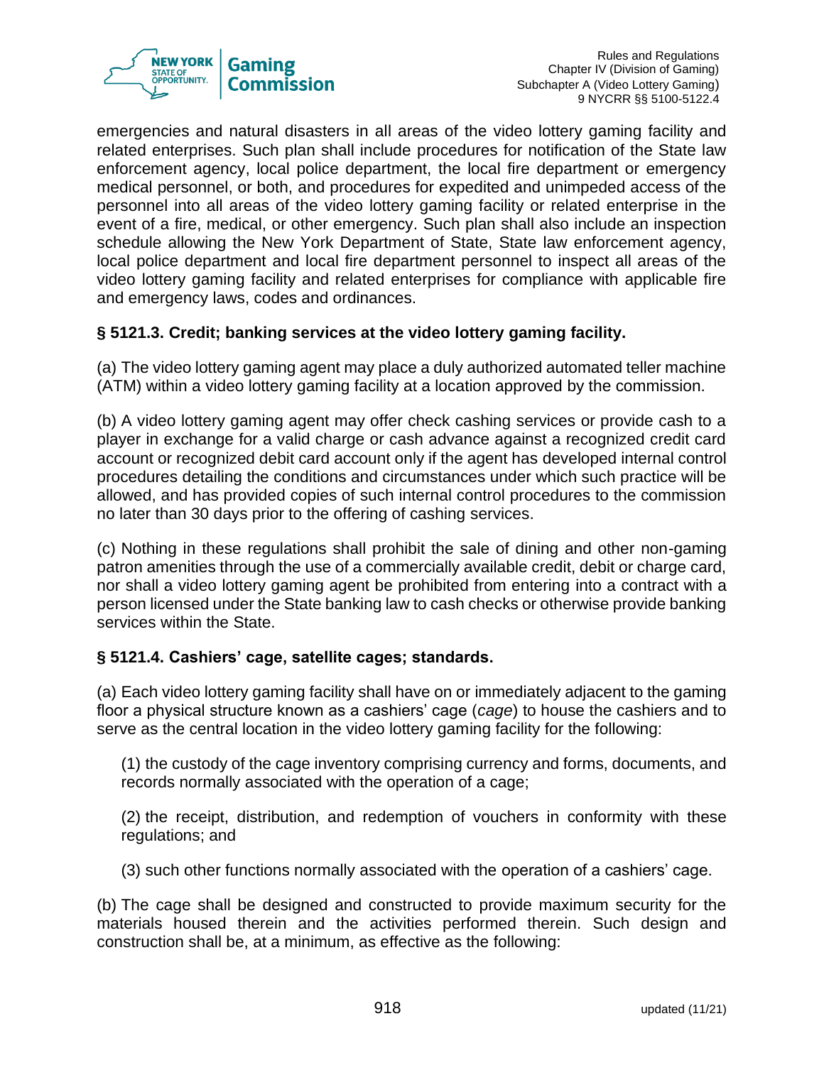emergencies and natural disasters in all areas of the video lottery gaming facility and related enterprises. Such plan shall include procedures for notification of the State law enforcement agency, local police department, the local fire department or emergency medical personnel, or both, and procedures for expedited and unimpeded access of the personnel into all areas of the video lottery gaming facility or related enterprise in the event of a fire, medical, or other emergency. Such plan shall also include an inspection schedule allowing the New York Department of State, State law enforcement agency, local police department and local fire department personnel to inspect all areas of the video lottery gaming facility and related enterprises for compliance with applicable fire and emergency laws, codes and ordinances.

### § 5121.3. Credit; banking services at the video lottery gaming facility.

(a) The video lottery gaming agent may place a duly authorized automated teller machine (ATM) within a video lottery gaming facility at a location approved by the commission.

(b) A video lottery gaming agent may offer check cashing services or provide cash to a player in exchange for a valid charge or cash advance against a recognized credit card account or recognized debit card account only if the agent has developed internal control procedures detailing the conditions and circumstances under which such practice will be allowed, and has provided copies of such internal control procedures to the commission no later than 30 days prior to the offering of cashing services.

(c) Nothing in these regulations shall prohibit the sale of dining and other non-gaming patron amenities through the use of a commercially available credit, debit or charge card, nor shall a video lottery gaming agent be prohibited from entering into a contract with a person licensed under the State banking law to cash checks or otherwise provide banking services within the State.

### § 5121.4. Cashiers' cage, satellite cages; standards.

(a) Each video lottery gaming facility shall have on or immediately adjacent to the gaming floor a physical structure known as a cashiers' cage (*cage*) to house the cashiers and to serve as the central location in the video lottery gaming facility for the following:

(1) the custody of the cage inventory comprising currency and forms, documents, and records normally associated with the operation of a cage;

(2) the receipt, distribution, and redemption of vouchers in conformity with these regulations; and

(3) such other functions normally associated with the operation of a cashiers' cage.

(b) The cage shall be designed and constructed to provide maximum security for the materials housed therein and the activities performed therein. Such design and construction shall be, at a minimum, as effective as the following: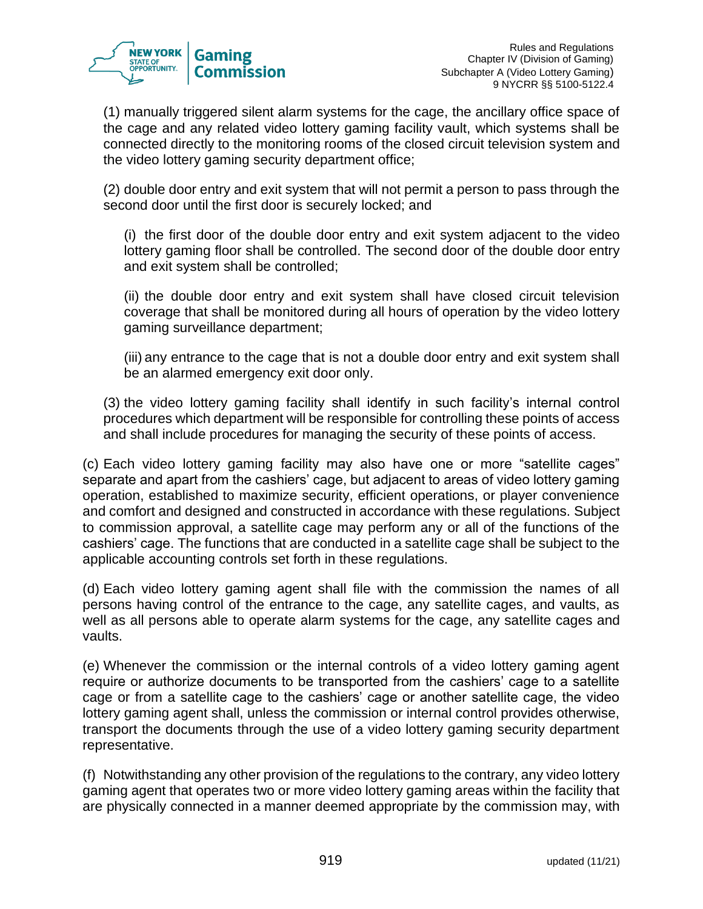(1) manually triggered silent alarm systems for the cage, the ancillary office space of the cage and any related video lottery gaming facility vault, which systems shall be connected directly to the monitoring rooms of the closed circuit television system and the video lottery gaming security department office;

(2) double door entry and exit system that will not permit a person to pass through the second door until the first door is securely locked; and

(i) the first door of the double door entry and exit system adjacent to the video lottery gaming floor shall be controlled. The second door of the double door entry and exit system shall be controlled;

(ii) the double door entry and exit system shall have closed circuit television coverage that shall be monitored during all hours of operation by the video lottery gaming surveillance department;

(iii) any entrance to the cage that is not a double door entry and exit system shall be an alarmed emergency exit door only.

(3) the video lottery gaming facility shall identify in such facility's internal control procedures which department will be responsible for controlling these points of access and shall include procedures for managing the security of these points of access.

(c) Each video lottery gaming facility may also have one or more "satellite cages" separate and apart from the cashiers' cage, but adjacent to areas of video lottery gaming operation, established to maximize security, efficient operations, or player convenience and comfort and designed and constructed in accordance with these regulations. Subject to commission approval, a satellite cage may perform any or all of the functions of the cashiers' cage. The functions that are conducted in a satellite cage shall be subject to the applicable accounting controls set forth in these regulations.

(d) Each video lottery gaming agent shall file with the commission the names of all persons having control of the entrance to the cage, any satellite cages, and vaults, as well as all persons able to operate alarm systems for the cage, any satellite cages and vaults.

(e) Whenever the commission or the internal controls of a video lottery gaming agent require or authorize documents to be transported from the cashiers' cage to a satellite cage or from a satellite cage to the cashiers' cage or another satellite cage, the video lottery gaming agent shall, unless the commission or internal control provides otherwise, transport the documents through the use of a video lottery gaming security department representative.

(f) Notwithstanding any other provision of the regulations to the contrary, any video lottery gaming agent that operates two or more video lottery gaming areas within the facility that are physically connected in a manner deemed appropriate by the commission may, with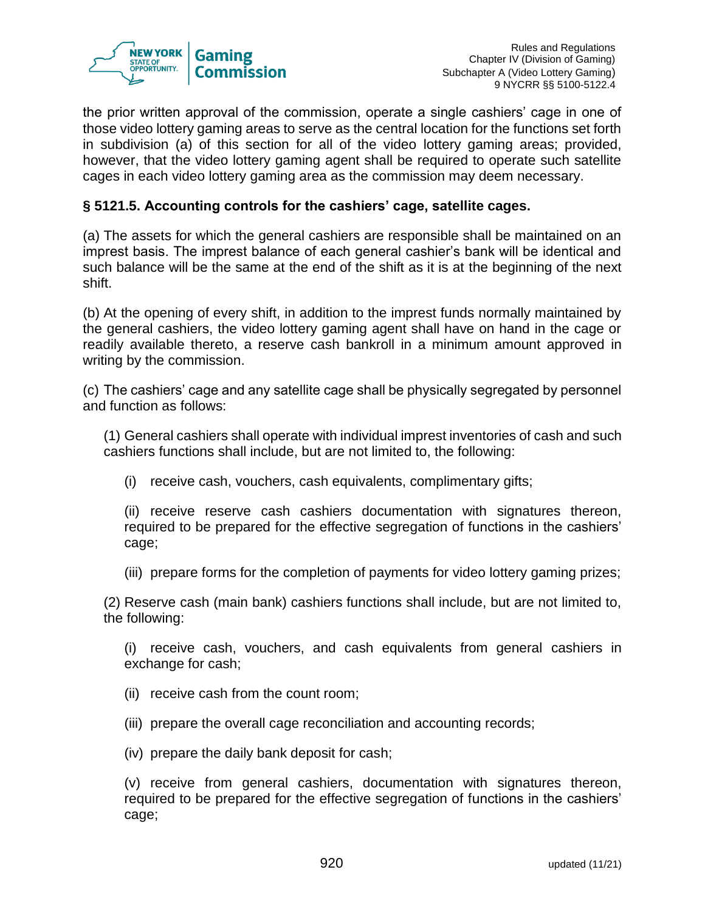the prior written approval of the commission, operate a single cashiers' cage in one of those video lottery gaming areas to serve as the central location for the functions set forth in subdivision (a) of this section for all of the video lottery gaming areas; provided, however, that the video lottery gaming agent shall be required to operate such satellite cages in each video lottery gaming area as the commission may deem necessary.

### § 5121.5. Accounting controls for the cashiers' cage, satellite cages.

(a) The assets for which the general cashiers are responsible shall be maintained on an imprest basis. The imprest balance of each general cashier's bank will be identical and such balance will be the same at the end of the shift as it is at the beginning of the next shift.

(b) At the opening of every shift, in addition to the imprest funds normally maintained by the general cashiers, the video lottery gaming agent shall have on hand in the cage or readily available thereto, a reserve cash bankroll in a minimum amount approved in writing by the commission.

(c) The cashiers' cage and any satellite cage shall be physically segregated by personnel and function as follows:

(1) General cashiers shall operate with individual imprest inventories of cash and such cashiers functions shall include, but are not limited to, the following:

(i) receive cash, vouchers, cash equivalents, complimentary gifts;

(ii) receive reserve cash cashiers documentation with signatures thereon, required to be prepared for the effective segregation of functions in the cashiers' cage;

(iii) prepare forms for the completion of payments for video lottery gaming prizes;

(2) Reserve cash (main bank) cashiers functions shall include, but are not limited to, the following:

(i) receive cash, vouchers, and cash equivalents from general cashiers in exchange for cash;

(ii) receive cash from the count room;

(iii) prepare the overall cage reconciliation and accounting records;

(iv) prepare the daily bank deposit for cash;

(v) receive from general cashiers, documentation with signatures thereon, required to be prepared for the effective segregation of functions in the cashiers' cage;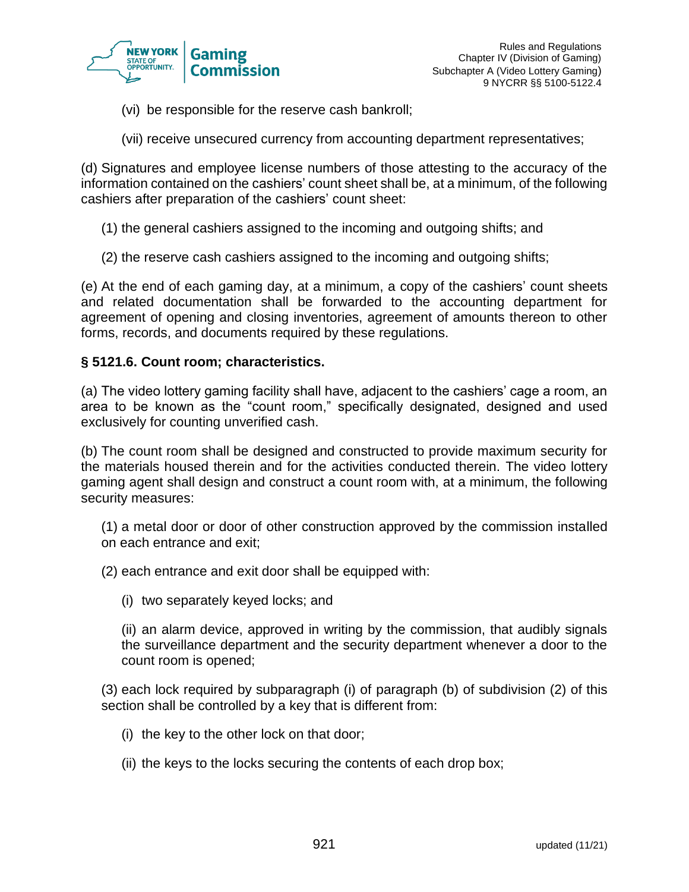(vi) be responsible for the reserve cash bankroll;

(vii) receive unsecured currency from accounting department representatives;

(d) Signatures and employee license numbers of those attesting to the accuracy of the information contained on the cashiers' count sheet shall be, at a minimum, of the following cashiers after preparation of the cashiers' count sheet:

(1) the general cashiers assigned to the incoming and outgoing shifts; and

(2) the reserve cash cashiers assigned to the incoming and outgoing shifts;

(e) At the end of each gaming day, at a minimum, a copy of the cashiers' count sheets and related documentation shall be forwarded to the accounting department for agreement of opening and closing inventories, agreement of amounts thereon to other forms, records, and documents required by these regulations.

**§ 5121.6. Count room; characteristics.**

(a) The video lottery gaming facility shall have, adjacent to the cashiers' cage a room, an area to be known as the "count room," specifically designated, designed and used exclusively for counting unverified cash.

(b) The count room shall be designed and constructed to provide maximum security for the materials housed therein and for the activities conducted therein. The video lottery gaming agent shall design and construct a count room with, at a minimum, the following security measures:

(1) a metal door or door of other construction approved by the commission installed on each entrance and exit;

(2) each entrance and exit door shall be equipped with:

(i) two separately keyed locks; and

(ii) an alarm device, approved in writing by the commission, that audibly signals the surveillance department and the security department whenever a door to the count room is opened;

(3) each lock required by subparagraph (i) of paragraph (b) of subdivision (2) of this section shall be controlled by a key that is different from:

(i) the key to the other lock on that door;

(ii) the keys to the locks securing the contents of each drop box;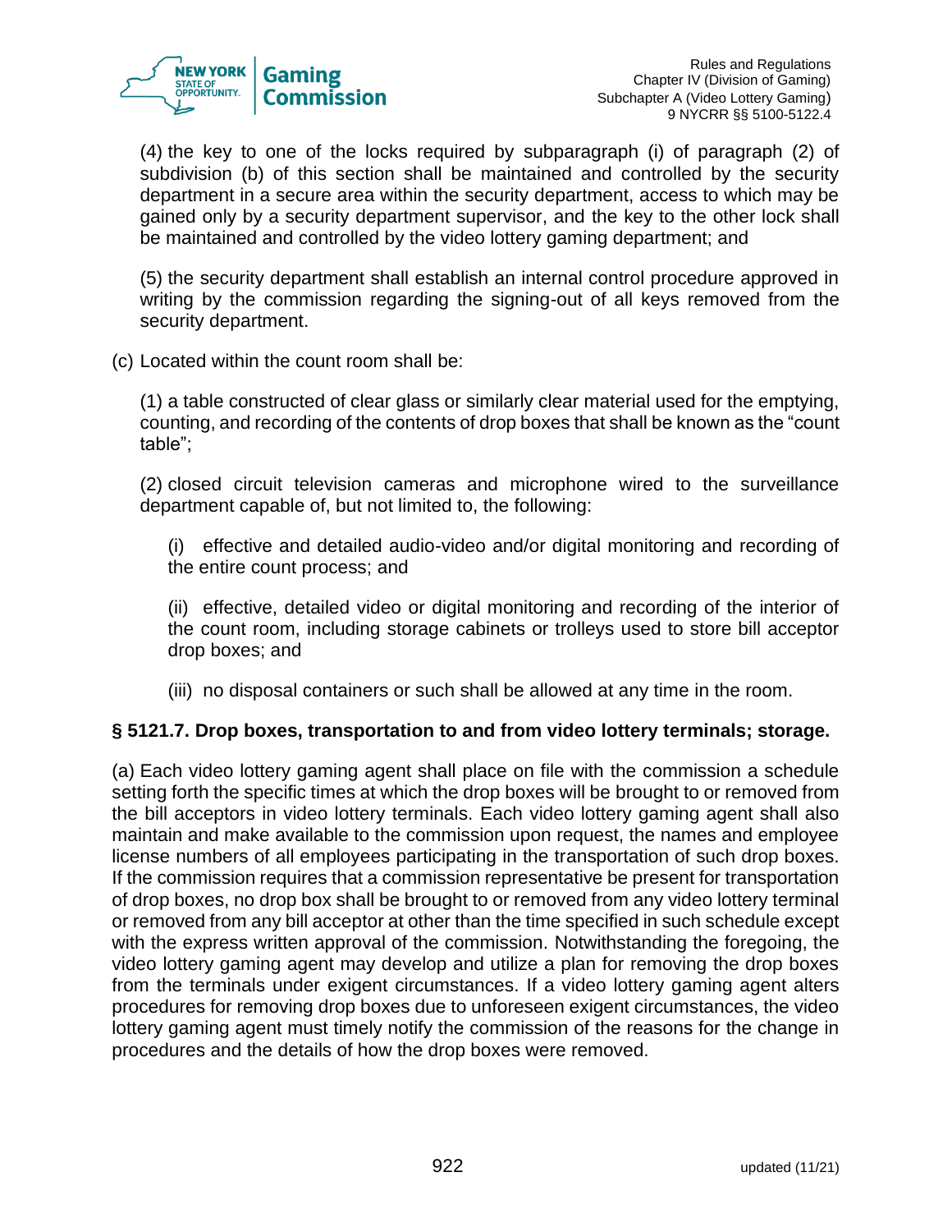(4) the key to one of the locks required by subparagraph (i) of paragraph (2) of subdivision (b) of this section shall be maintained and controlled by the security department in a secure area within the security department, access to which may be gained only by a security department supervisor, and the key to the other lock shall be maintained and controlled by the video lottery gaming department; and

(5) the security department shall establish an internal control procedure approved in writing by the commission regarding the signing-out of all keys removed from the security department.

(c) Located within the count room shall be:

(1) a table constructed of clear glass or similarly clear material used for the emptying, counting, and recording of the contents of drop boxes that shall be known as the "count table";

(2) closed circuit television cameras and microphone wired to the surveillance department capable of, but not limited to, the following:

(i) effective and detailed audio-video and/or digital monitoring and recording of the entire count process; and

(ii) effective, detailed video or digital monitoring and recording of the interior of the count room, including storage cabinets or trolleys used to store bill acceptor drop boxes; and

(iii) no disposal containers or such shall be allowed at any time in the room.

**§ 5121.7. Drop boxes, transportation to and from video lottery terminals; storage.**

(a) Each video lottery gaming agent shall place on file with the commission a schedule setting forth the specific times at which the drop boxes will be brought to or removed from the bill acceptors in video lottery terminals. Each video lottery gaming agent shall also maintain and make available to the commission upon request, the names and employee license numbers of all employees participating in the transportation of such drop boxes. If the commission requires that a commission representative be present for transportation of drop boxes, no drop box shall be brought to or removed from any video lottery terminal or removed from any bill acceptor at other than the time specified in such schedule except with the express written approval of the commission. Notwithstanding the foregoing, the video lottery gaming agent may develop and utilize a plan for removing the drop boxes from the terminals under exigent circumstances. If a video lottery gaming agent alters procedures for removing drop boxes due to unforeseen exigent circumstances, the video lottery gaming agent must timely notify the commission of the reasons for the change in procedures and the details of how the drop boxes were removed.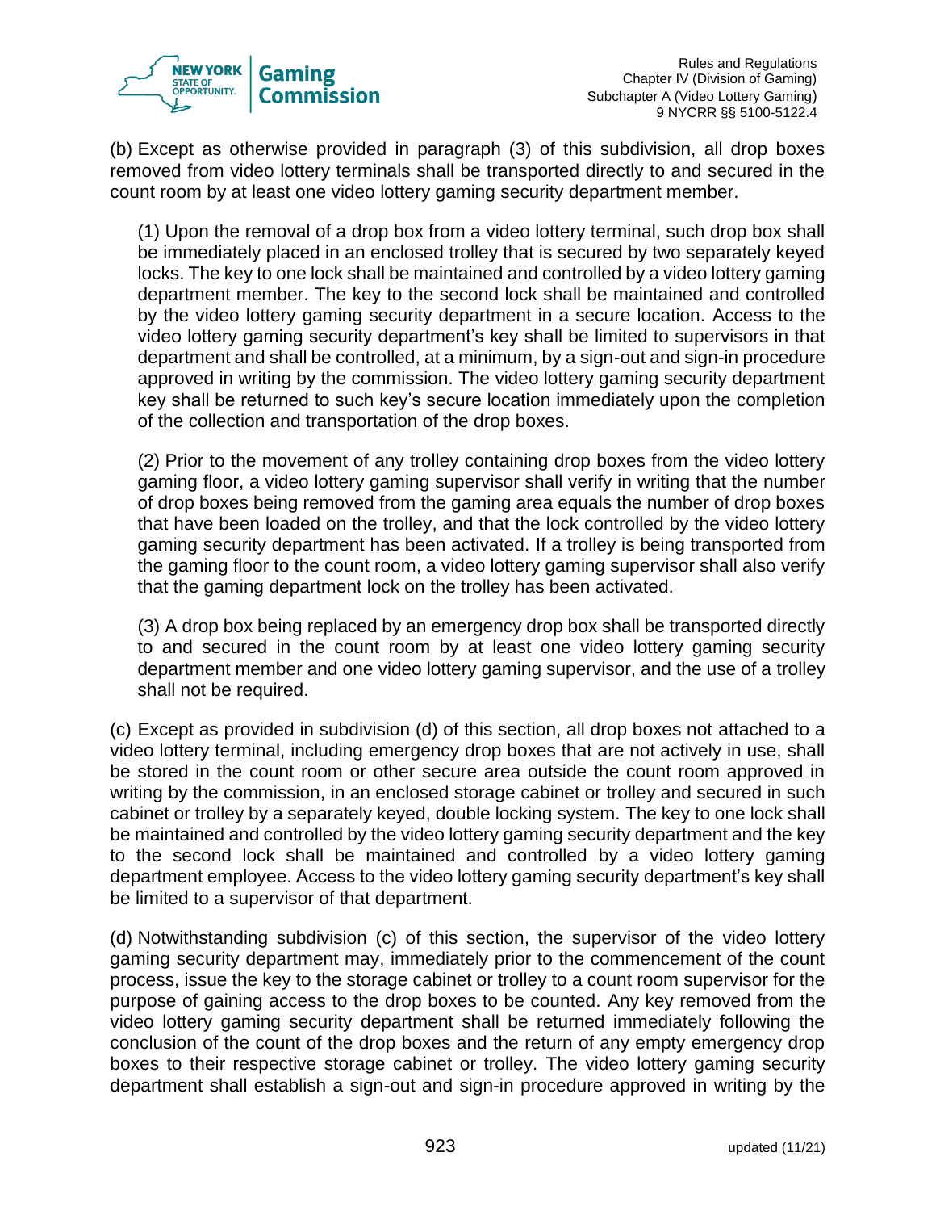(b) Except as otherwise provided in paragraph (3) of this subdivision, all drop boxes removed from video lottery terminals shall be transported directly to and secured in the count room by at least one video lottery gaming security department member.

(1) Upon the removal of a drop box from a video lottery terminal, such drop box shall be immediately placed in an enclosed trolley that is secured by two separately keyed locks. The key to one lock shall be maintained and controlled by a video lottery gaming department member. The key to the second lock shall be maintained and controlled by the video lottery gaming security department in a secure location. Access to the video lottery gaming security department's key shall be limited to supervisors in that department and shall be controlled, at a minimum, by a sign-out and sign-in procedure approved in writing by the commission. The video lottery gaming security department key shall be returned to such key's secure location immediately upon the completion of the collection and transportation of the drop boxes.

(2) Prior to the movement of any trolley containing drop boxes from the video lottery gaming floor, a video lottery gaming supervisor shall verify in writing that the number of drop boxes being removed from the gaming area equals the number of drop boxes that have been loaded on the trolley, and that the lock controlled by the video lottery gaming security department has been activated. If a trolley is being transported from the gaming floor to the count room, a video lottery gaming supervisor shall also verify that the gaming department lock on the trolley has been activated.

(3) A drop box being replaced by an emergency drop box shall be transported directly to and secured in the count room by at least one video lottery gaming security department member and one video lottery gaming supervisor, and the use of a trolley shall not be required.

(c) Except as provided in subdivision (d) of this section, all drop boxes not attached to a video lottery terminal, including emergency drop boxes that are not actively in use, shall be stored in the count room or other secure area outside the count room approved in writing by the commission, in an enclosed storage cabinet or trolley and secured in such cabinet or trolley by a separately keyed, double locking system. The key to one lock shall be maintained and controlled by the video lottery gaming security department and the key to the second lock shall be maintained and controlled by a video lottery gaming department employee. Access to the video lottery gaming security department's key shall be limited to a supervisor of that department.

(d) Notwithstanding subdivision (c) of this section, the supervisor of the video lottery gaming security department may, immediately prior to the commencement of the count process, issue the key to the storage cabinet or trolley to a count room supervisor for the purpose of gaining access to the drop boxes to be counted. Any key removed from the video lottery gaming security department shall be returned immediately following the conclusion of the count of the drop boxes and the return of any empty emergency drop boxes to their respective storage cabinet or trolley. The video lottery gaming security department shall establish a sign-out and sign-in procedure approved in writing by the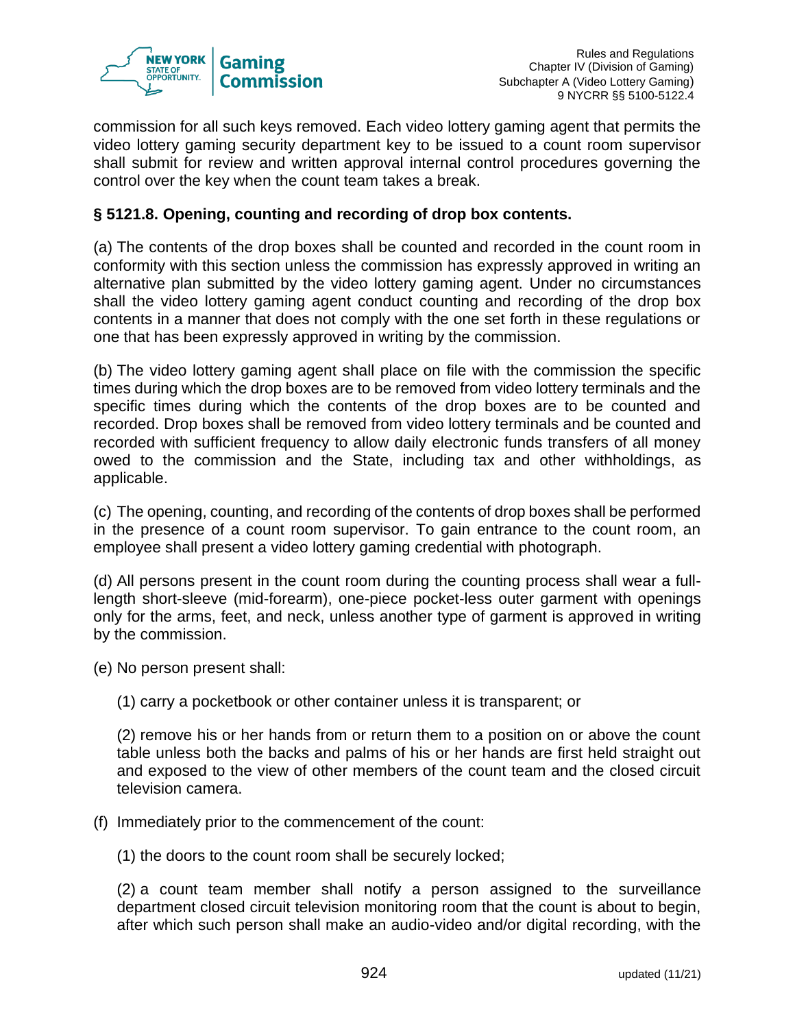commission for all such keys removed. Each video lottery gaming agent that permits the video lottery gaming security department key to be issued to a count room supervisor shall submit for review and written approval internal control procedures governing the control over the key when the count team takes a break.

### § 5121.8. Opening, counting and recording of drop box contents.

(a) The contents of the drop boxes shall be counted and recorded in the count room in conformity with this section unless the commission has expressly approved in writing an alternative plan submitted by the video lottery gaming agent. Under no circumstances shall the video lottery gaming agent conduct counting and recording of the drop box contents in a manner that does not comply with the one set forth in these regulations or one that has been expressly approved in writing by the commission.

(b) The video lottery gaming agent shall place on file with the commission the specific times during which the drop boxes are to be removed from video lottery terminals and the specific times during which the contents of the drop boxes are to be counted and recorded. Drop boxes shall be removed from video lottery terminals and be counted and recorded with sufficient frequency to allow daily electronic funds transfers of all money owed to the commission and the State, including tax and other withholdings, as applicable.

(c) The opening, counting, and recording of the contents of drop boxes shall be performed in the presence of a count room supervisor. To gain entrance to the count room, an employee shall present a video lottery gaming credential with photograph.

(d) All persons present in the count room during the counting process shall wear a full-length short-sleeve (mid-forearm), one-piece pocket-less outer garment with openings only for the arms, feet, and neck, unless another type of garment is approved in writing by the commission.

(e) No person present shall:

(1) carry a pocketbook or other container unless it is transparent; or

(2) remove his or her hands from or return them to a position on or above the count table unless both the backs and palms of his or her hands are first held straight out and exposed to the view of other members of the count team and the closed circuit television camera.

(f) Immediately prior to the commencement of the count:

(1) the doors to the count room shall be securely locked;

(2) a count team member shall notify a person assigned to the surveillance department closed circuit television monitoring room that the count is about to begin, after which such person shall make an audio-video and/or digital recording, with the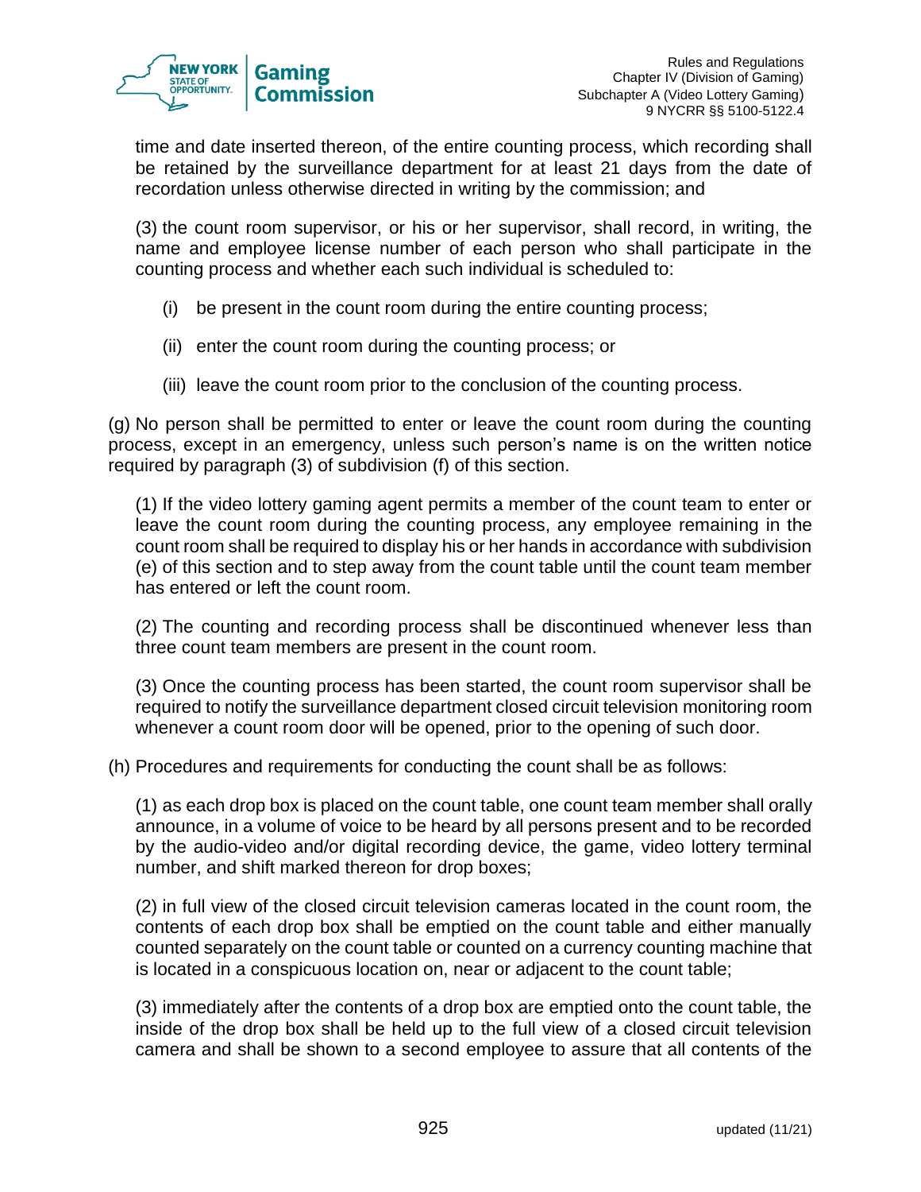time and date inserted thereon, of the entire counting process, which recording shall be retained by the surveillance department for at least 21 days from the date of recordation unless otherwise directed in writing by the commission; and

(3) the count room supervisor, or his or her supervisor, shall record, in writing, the name and employee license number of each person who shall participate in the counting process and whether each such individual is scheduled to:

(i) be present in the count room during the entire counting process;

(ii) enter the count room during the counting process; or

(iii) leave the count room prior to the conclusion of the counting process.

(g) No person shall be permitted to enter or leave the count room during the counting process, except in an emergency, unless such person's name is on the written notice required by paragraph (3) of subdivision (f) of this section.

(1) If the video lottery gaming agent permits a member of the count team to enter or leave the count room during the counting process, any employee remaining in the count room shall be required to display his or her hands in accordance with subdivision (e) of this section and to step away from the count table until the count team member has entered or left the count room.

(2) The counting and recording process shall be discontinued whenever less than three count team members are present in the count room.

(3) Once the counting process has been started, the count room supervisor shall be required to notify the surveillance department closed circuit television monitoring room whenever a count room door will be opened, prior to the opening of such door.

(h) Procedures and requirements for conducting the count shall be as follows:

(1) as each drop box is placed on the count table, one count team member shall orally announce, in a volume of voice to be heard by all persons present and to be recorded by the audio-video and/or digital recording device, the game, video lottery terminal number, and shift marked thereon for drop boxes;

(2) in full view of the closed circuit television cameras located in the count room, the contents of each drop box shall be emptied on the count table and either manually counted separately on the count table or counted on a currency counting machine that is located in a conspicuous location on, near or adjacent to the count table;

(3) immediately after the contents of a drop box are emptied onto the count table, the inside of the drop box shall be held up to the full view of a closed circuit television camera and shall be shown to a second employee to assure that all contents of the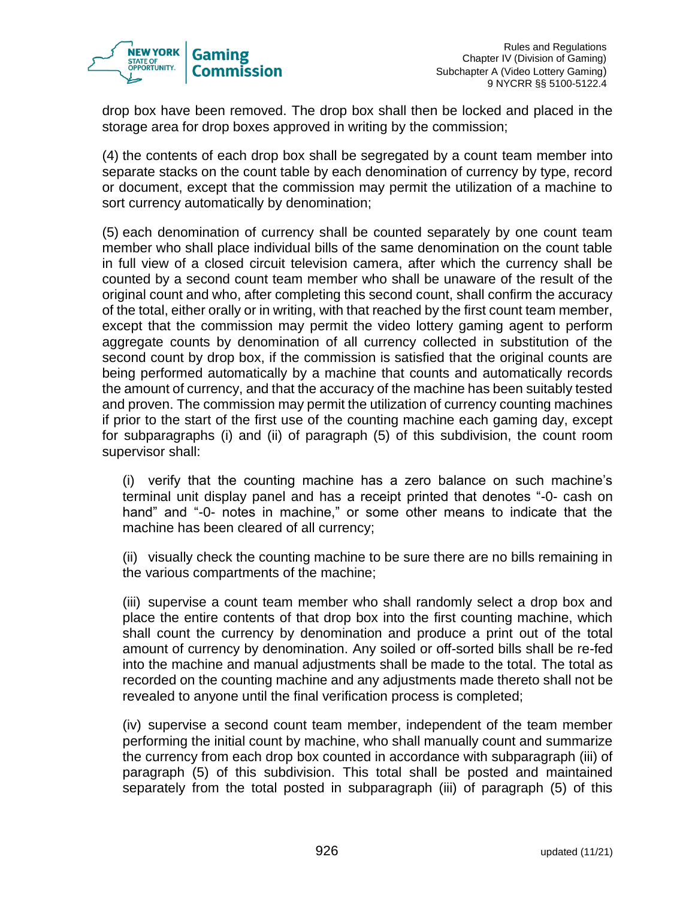drop box have been removed. The drop box shall then be locked and placed in the storage area for drop boxes approved in writing by the commission;

(4) the contents of each drop box shall be segregated by a count team member into separate stacks on the count table by each denomination of currency by type, record or document, except that the commission may permit the utilization of a machine to sort currency automatically by denomination;

(5) each denomination of currency shall be counted separately by one count team member who shall place individual bills of the same denomination on the count table in full view of a closed circuit television camera, after which the currency shall be counted by a second count team member who shall be unaware of the result of the original count and who, after completing this second count, shall confirm the accuracy of the total, either orally or in writing, with that reached by the first count team member, except that the commission may permit the video lottery gaming agent to perform aggregate counts by denomination of all currency collected in substitution of the second count by drop box, if the commission is satisfied that the original counts are being performed automatically by a machine that counts and automatically records the amount of currency, and that the accuracy of the machine has been suitably tested and proven. The commission may permit the utilization of currency counting machines if prior to the start of the first use of the counting machine each gaming day, except for subparagraphs (i) and (ii) of paragraph (5) of this subdivision, the count room supervisor shall:

> (i) verify that the counting machine has a zero balance on such machine's terminal unit display panel and has a receipt printed that denotes "-0- cash on hand" and "-0- notes in machine," or some other means to indicate that the machine has been cleared of all currency;
>
> (ii) visually check the counting machine to be sure there are no bills remaining in the various compartments of the machine;
>
> (iii) supervise a count team member who shall randomly select a drop box and place the entire contents of that drop box into the first counting machine, which shall count the currency by denomination and produce a print out of the total amount of currency by denomination. Any soiled or off-sorted bills shall be re-fed into the machine and manual adjustments shall be made to the total. The total as recorded on the counting machine and any adjustments made thereto shall not be revealed to anyone until the final verification process is completed;
>
> (iv) supervise a second count team member, independent of the team member performing the initial count by machine, who shall manually count and summarize the currency from each drop box counted in accordance with subparagraph (iii) of paragraph (5) of this subdivision. This total shall be posted and maintained separately from the total posted in subparagraph (iii) of paragraph (5) of this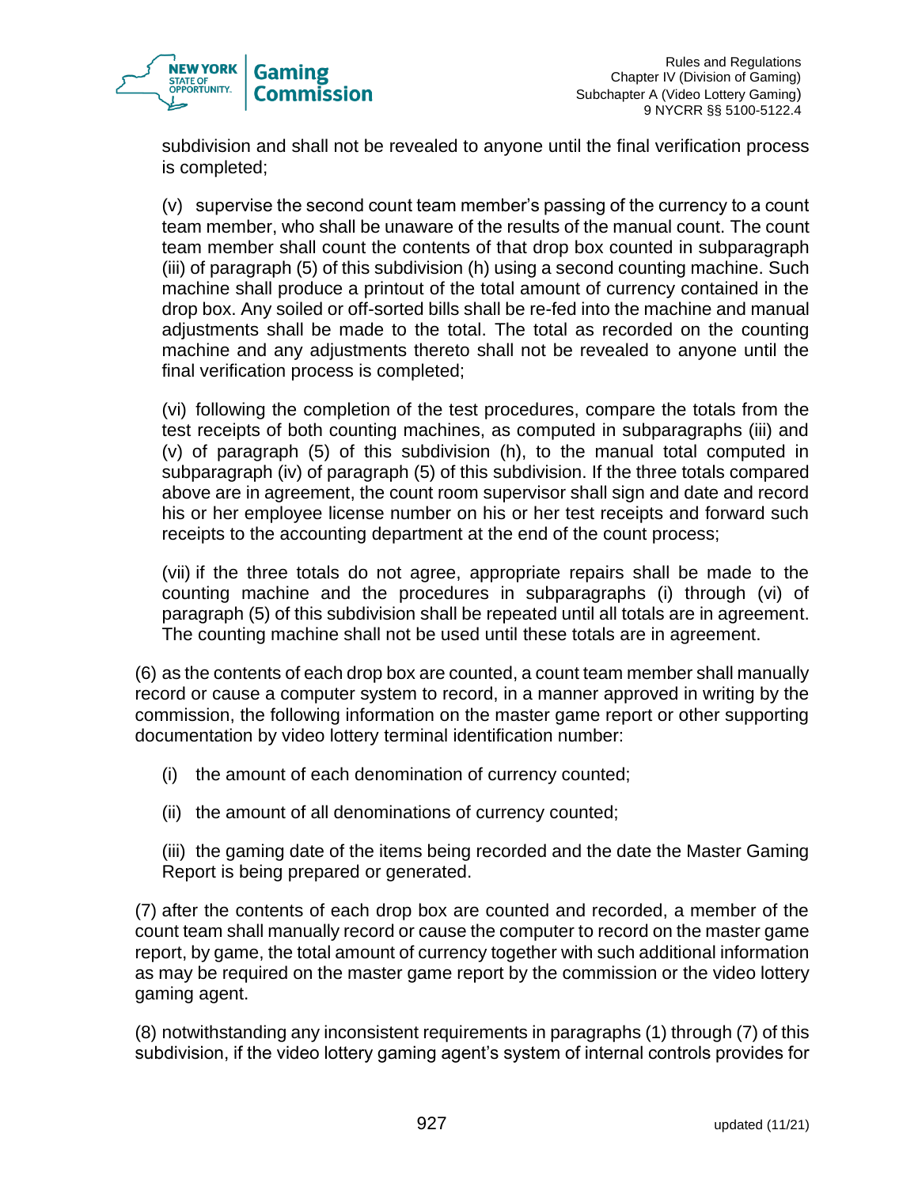subdivision and shall not be revealed to anyone until the final verification process is completed;

(v) supervise the second count team member's passing of the currency to a count team member, who shall be unaware of the results of the manual count. The count team member shall count the contents of that drop box counted in subparagraph (iii) of paragraph (5) of this subdivision (h) using a second counting machine. Such machine shall produce a printout of the total amount of currency contained in the drop box. Any soiled or off-sorted bills shall be re-fed into the machine and manual adjustments shall be made to the total. The total as recorded on the counting machine and any adjustments thereto shall not be revealed to anyone until the final verification process is completed;

(vi) following the completion of the test procedures, compare the totals from the test receipts of both counting machines, as computed in subparagraphs (iii) and (v) of paragraph (5) of this subdivision (h), to the manual total computed in subparagraph (iv) of paragraph (5) of this subdivision. If the three totals compared above are in agreement, the count room supervisor shall sign and date and record his or her employee license number on his or her test receipts and forward such receipts to the accounting department at the end of the count process;

(vii) if the three totals do not agree, appropriate repairs shall be made to the counting machine and the procedures in subparagraphs (i) through (vi) of paragraph (5) of this subdivision shall be repeated until all totals are in agreement. The counting machine shall not be used until these totals are in agreement.

(6) as the contents of each drop box are counted, a count team member shall manually record or cause a computer system to record, in a manner approved in writing by the commission, the following information on the master game report or other supporting documentation by video lottery terminal identification number:

(i) the amount of each denomination of currency counted;

(ii) the amount of all denominations of currency counted;

(iii) the gaming date of the items being recorded and the date the Master Gaming Report is being prepared or generated.

(7) after the contents of each drop box are counted and recorded, a member of the count team shall manually record or cause the computer to record on the master game report, by game, the total amount of currency together with such additional information as may be required on the master game report by the commission or the video lottery gaming agent.

(8) notwithstanding any inconsistent requirements in paragraphs (1) through (7) of this subdivision, if the video lottery gaming agent's system of internal controls provides for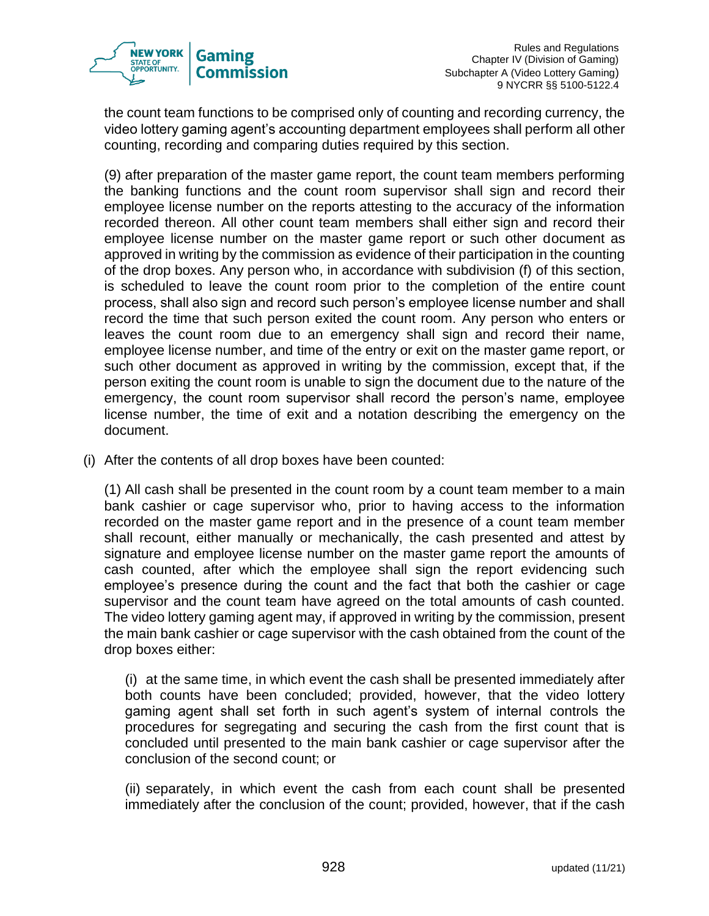the count team functions to be comprised only of counting and recording currency, the video lottery gaming agent's accounting department employees shall perform all other counting, recording and comparing duties required by this section.

(9) after preparation of the master game report, the count team members performing the banking functions and the count room supervisor shall sign and record their employee license number on the reports attesting to the accuracy of the information recorded thereon. All other count team members shall either sign and record their employee license number on the master game report or such other document as approved in writing by the commission as evidence of their participation in the counting of the drop boxes. Any person who, in accordance with subdivision (f) of this section, is scheduled to leave the count room prior to the completion of the entire count process, shall also sign and record such person's employee license number and shall record the time that such person exited the count room. Any person who enters or leaves the count room due to an emergency shall sign and record their name, employee license number, and time of the entry or exit on the master game report, or such other document as approved in writing by the commission, except that, if the person exiting the count room is unable to sign the document due to the nature of the emergency, the count room supervisor shall record the person's name, employee license number, the time of exit and a notation describing the emergency on the document.

(i) After the contents of all drop boxes have been counted:

(1) All cash shall be presented in the count room by a count team member to a main bank cashier or cage supervisor who, prior to having access to the information recorded on the master game report and in the presence of a count team member shall recount, either manually or mechanically, the cash presented and attest by signature and employee license number on the master game report the amounts of cash counted, after which the employee shall sign the report evidencing such employee's presence during the count and the fact that both the cashier or cage supervisor and the count team have agreed on the total amounts of cash counted. The video lottery gaming agent may, if approved in writing by the commission, present the main bank cashier or cage supervisor with the cash obtained from the count of the drop boxes either:

(i) at the same time, in which event the cash shall be presented immediately after both counts have been concluded; provided, however, that the video lottery gaming agent shall set forth in such agent's system of internal controls the procedures for segregating and securing the cash from the first count that is concluded until presented to the main bank cashier or cage supervisor after the conclusion of the second count; or

(ii) separately, in which event the cash from each count shall be presented immediately after the conclusion of the count; provided, however, that if the cash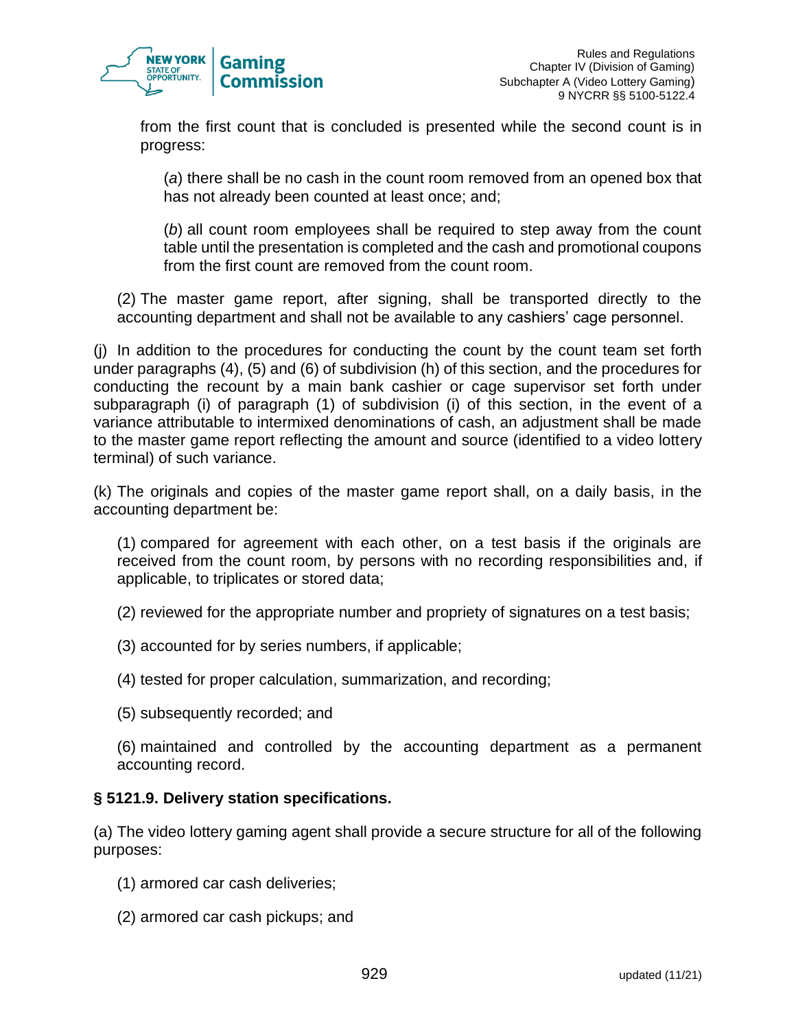from the first count that is concluded is presented while the second count is in progress:

(*a*) there shall be no cash in the count room removed from an opened box that has not already been counted at least once; and;

(*b*) all count room employees shall be required to step away from the count table until the presentation is completed and the cash and promotional coupons from the first count are removed from the count room.

(2) The master game report, after signing, shall be transported directly to the accounting department and shall not be available to any cashiers' cage personnel.

(j) In addition to the procedures for conducting the count by the count team set forth under paragraphs (4), (5) and (6) of subdivision (h) of this section, and the procedures for conducting the recount by a main bank cashier or cage supervisor set forth under subparagraph (i) of paragraph (1) of subdivision (i) of this section, in the event of a variance attributable to intermixed denominations of cash, an adjustment shall be made to the master game report reflecting the amount and source (identified to a video lottery terminal) of such variance.

(k) The originals and copies of the master game report shall, on a daily basis, in the accounting department be:

(1) compared for agreement with each other, on a test basis if the originals are received from the count room, by persons with no recording responsibilities and, if applicable, to triplicates or stored data;

(2) reviewed for the appropriate number and propriety of signatures on a test basis;

(3) accounted for by series numbers, if applicable;

(4) tested for proper calculation, summarization, and recording;

(5) subsequently recorded; and

(6) maintained and controlled by the accounting department as a permanent accounting record.

**§ 5121.9. Delivery station specifications.**

(a) The video lottery gaming agent shall provide a secure structure for all of the following purposes:

(1) armored car cash deliveries;

(2) armored car cash pickups; and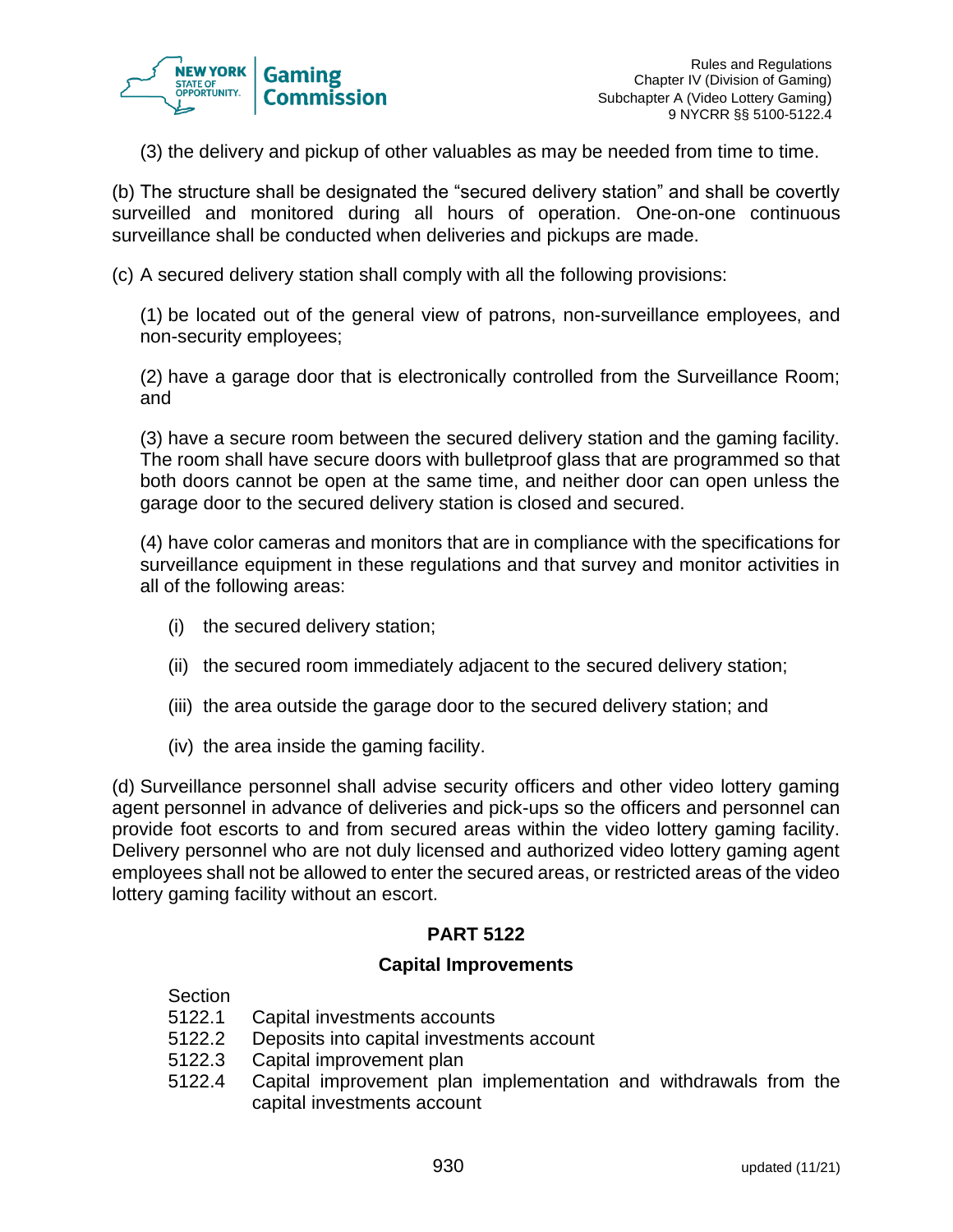(3) the delivery and pickup of other valuables as may be needed from time to time.

(b) The structure shall be designated the "secured delivery station" and shall be covertly surveilled and monitored during all hours of operation. One-on-one continuous surveillance shall be conducted when deliveries and pickups are made.

(c) A secured delivery station shall comply with all the following provisions:

(1) be located out of the general view of patrons, non-surveillance employees, and non-security employees;

(2) have a garage door that is electronically controlled from the Surveillance Room; and

(3) have a secure room between the secured delivery station and the gaming facility. The room shall have secure doors with bulletproof glass that are programmed so that both doors cannot be open at the same time, and neither door can open unless the garage door to the secured delivery station is closed and secured.

(4) have color cameras and monitors that are in compliance with the specifications for surveillance equipment in these regulations and that survey and monitor activities in all of the following areas:

(i) the secured delivery station;

(ii) the secured room immediately adjacent to the secured delivery station;

(iii) the area outside the garage door to the secured delivery station; and

(iv) the area inside the gaming facility.

(d) Surveillance personnel shall advise security officers and other video lottery gaming agent personnel in advance of deliveries and pick-ups so the officers and personnel can provide foot escorts to and from secured areas within the video lottery gaming facility. Delivery personnel who are not duly licensed and authorized video lottery gaming agent employees shall not be allowed to enter the secured areas, or restricted areas of the video lottery gaming facility without an escort.

## PART 5122

### Capital Improvements

Section
5122.1 Capital investments accounts
5122.2 Deposits into capital investments account
5122.3 Capital improvement plan
5122.4 Capital improvement plan implementation and withdrawals from the capital investments account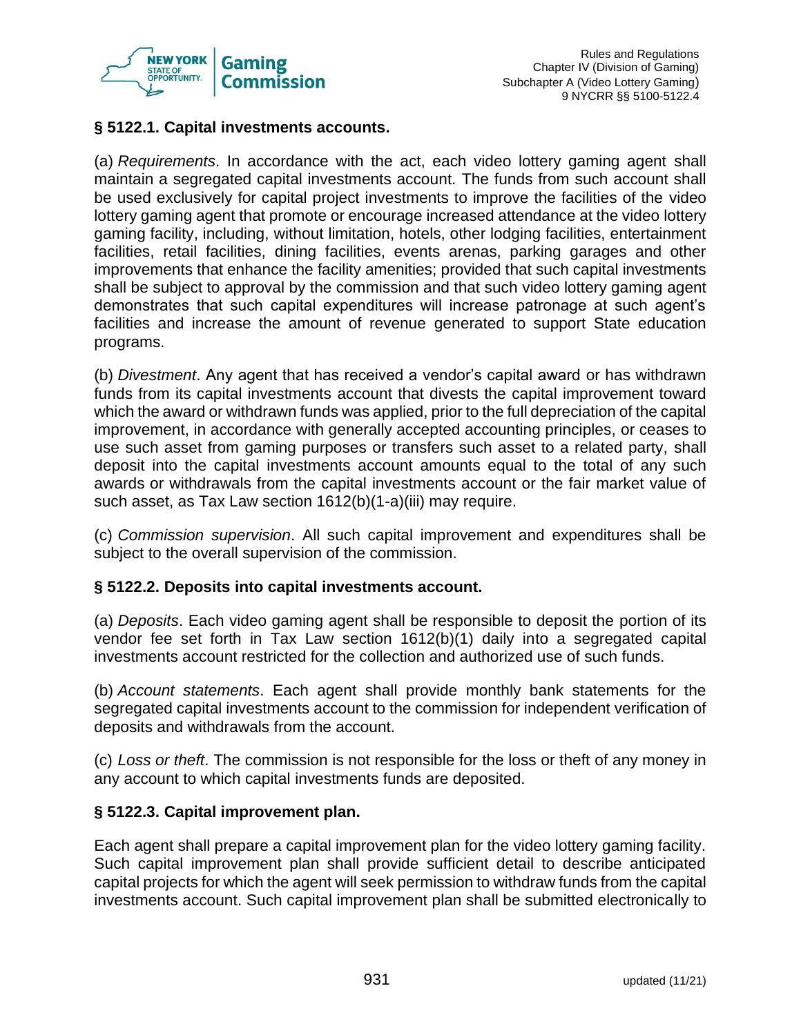### § 5122.1. Capital investments accounts.

(a) *Requirements*. In accordance with the act, each video lottery gaming agent shall maintain a segregated capital investments account. The funds from such account shall be used exclusively for capital project investments to improve the facilities of the video lottery gaming agent that promote or encourage increased attendance at the video lottery gaming facility, including, without limitation, hotels, other lodging facilities, entertainment facilities, retail facilities, dining facilities, events arenas, parking garages and other improvements that enhance the facility amenities; provided that such capital investments shall be subject to approval by the commission and that such video lottery gaming agent demonstrates that such capital expenditures will increase patronage at such agent's facilities and increase the amount of revenue generated to support State education programs.

(b) *Divestment*. Any agent that has received a vendor's capital award or has withdrawn funds from its capital investments account that divests the capital improvement toward which the award or withdrawn funds was applied, prior to the full depreciation of the capital improvement, in accordance with generally accepted accounting principles, or ceases to use such asset from gaming purposes or transfers such asset to a related party, shall deposit into the capital investments account amounts equal to the total of any such awards or withdrawals from the capital investments account or the fair market value of such asset, as Tax Law section 1612(b)(1-a)(iii) may require.

(c) *Commission supervision*. All such capital improvement and expenditures shall be subject to the overall supervision of the commission.

### § 5122.2. Deposits into capital investments account.

(a) *Deposits*. Each video gaming agent shall be responsible to deposit the portion of its vendor fee set forth in Tax Law section 1612(b)(1) daily into a segregated capital investments account restricted for the collection and authorized use of such funds.

(b) *Account statements*. Each agent shall provide monthly bank statements for the segregated capital investments account to the commission for independent verification of deposits and withdrawals from the account.

(c) *Loss or theft*. The commission is not responsible for the loss or theft of any money in any account to which capital investments funds are deposited.

### § 5122.3. Capital improvement plan.

Each agent shall prepare a capital improvement plan for the video lottery gaming facility. Such capital improvement plan shall provide sufficient detail to describe anticipated capital projects for which the agent will seek permission to withdraw funds from the capital investments account. Such capital improvement plan shall be submitted electronically to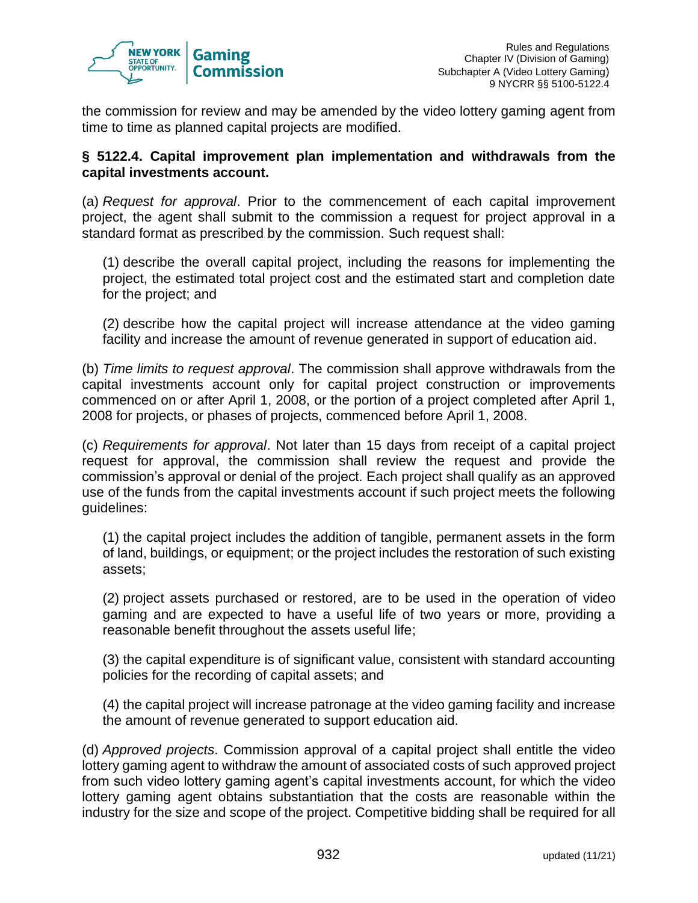the commission for review and may be amended by the video lottery gaming agent from time to time as planned capital projects are modified.

**§ 5122.4. Capital improvement plan implementation and withdrawals from the capital investments account.**

(a) *Request for approval*. Prior to the commencement of each capital improvement project, the agent shall submit to the commission a request for project approval in a standard format as prescribed by the commission. Such request shall:

(1) describe the overall capital project, including the reasons for implementing the project, the estimated total project cost and the estimated start and completion date for the project; and

(2) describe how the capital project will increase attendance at the video gaming facility and increase the amount of revenue generated in support of education aid.

(b) *Time limits to request approval*. The commission shall approve withdrawals from the capital investments account only for capital project construction or improvements commenced on or after April 1, 2008, or the portion of a project completed after April 1, 2008 for projects, or phases of projects, commenced before April 1, 2008.

(c) *Requirements for approval*. Not later than 15 days from receipt of a capital project request for approval, the commission shall review the request and provide the commission's approval or denial of the project. Each project shall qualify as an approved use of the funds from the capital investments account if such project meets the following guidelines:

(1) the capital project includes the addition of tangible, permanent assets in the form of land, buildings, or equipment; or the project includes the restoration of such existing assets;

(2) project assets purchased or restored, are to be used in the operation of video gaming and are expected to have a useful life of two years or more, providing a reasonable benefit throughout the assets useful life;

(3) the capital expenditure is of significant value, consistent with standard accounting policies for the recording of capital assets; and

(4) the capital project will increase patronage at the video gaming facility and increase the amount of revenue generated to support education aid.

(d) *Approved projects*. Commission approval of a capital project shall entitle the video lottery gaming agent to withdraw the amount of associated costs of such approved project from such video lottery gaming agent's capital investments account, for which the video lottery gaming agent obtains substantiation that the costs are reasonable within the industry for the size and scope of the project. Competitive bidding shall be required for all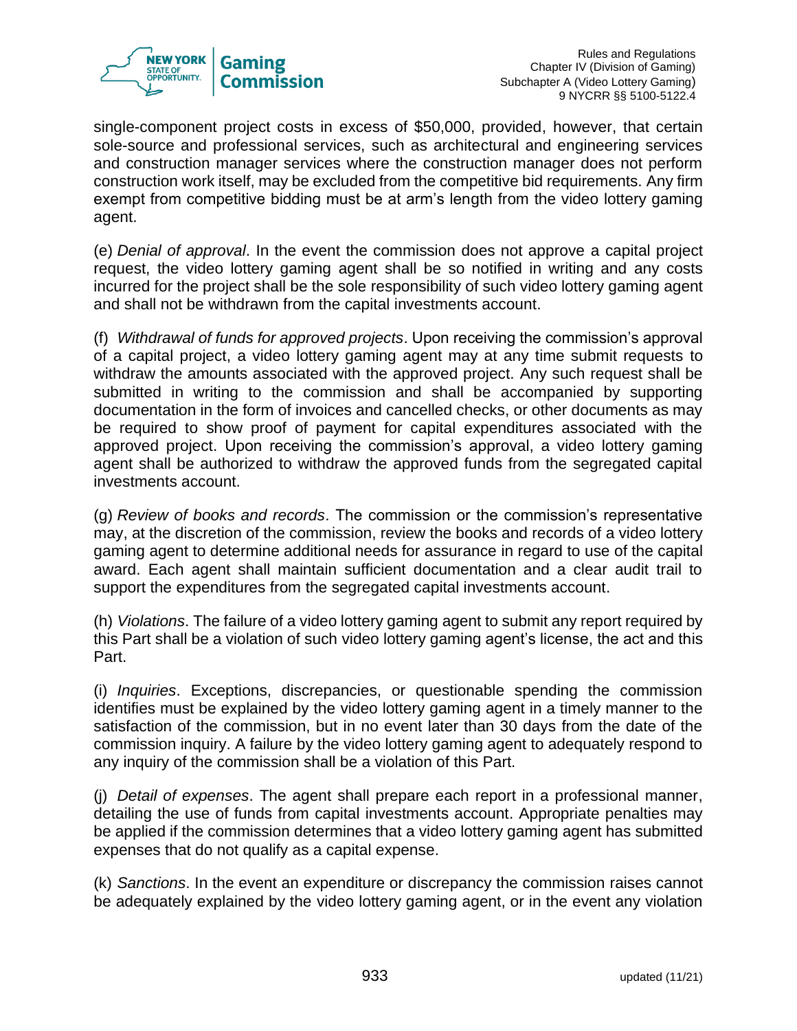single-component project costs in excess of $50,000, provided, however, that certain sole-source and professional services, such as architectural and engineering services and construction manager services where the construction manager does not perform construction work itself, may be excluded from the competitive bid requirements. Any firm exempt from competitive bidding must be at arm's length from the video lottery gaming agent.

(e) *Denial of approval*. In the event the commission does not approve a capital project request, the video lottery gaming agent shall be so notified in writing and any costs incurred for the project shall be the sole responsibility of such video lottery gaming agent and shall not be withdrawn from the capital investments account.

(f) *Withdrawal of funds for approved projects*. Upon receiving the commission's approval of a capital project, a video lottery gaming agent may at any time submit requests to withdraw the amounts associated with the approved project. Any such request shall be submitted in writing to the commission and shall be accompanied by supporting documentation in the form of invoices and cancelled checks, or other documents as may be required to show proof of payment for capital expenditures associated with the approved project. Upon receiving the commission's approval, a video lottery gaming agent shall be authorized to withdraw the approved funds from the segregated capital investments account.

(g) *Review of books and records*. The commission or the commission's representative may, at the discretion of the commission, review the books and records of a video lottery gaming agent to determine additional needs for assurance in regard to use of the capital award. Each agent shall maintain sufficient documentation and a clear audit trail to support the expenditures from the segregated capital investments account.

(h) *Violations*. The failure of a video lottery gaming agent to submit any report required by this Part shall be a violation of such video lottery gaming agent's license, the act and this Part.

(i) *Inquiries*. Exceptions, discrepancies, or questionable spending the commission identifies must be explained by the video lottery gaming agent in a timely manner to the satisfaction of the commission, but in no event later than 30 days from the date of the commission inquiry. A failure by the video lottery gaming agent to adequately respond to any inquiry of the commission shall be a violation of this Part.

(j) *Detail of expenses*. The agent shall prepare each report in a professional manner, detailing the use of funds from capital investments account. Appropriate penalties may be applied if the commission determines that a video lottery gaming agent has submitted expenses that do not qualify as a capital expense.

(k) *Sanctions*. In the event an expenditure or discrepancy the commission raises cannot be adequately explained by the video lottery gaming agent, or in the event any violation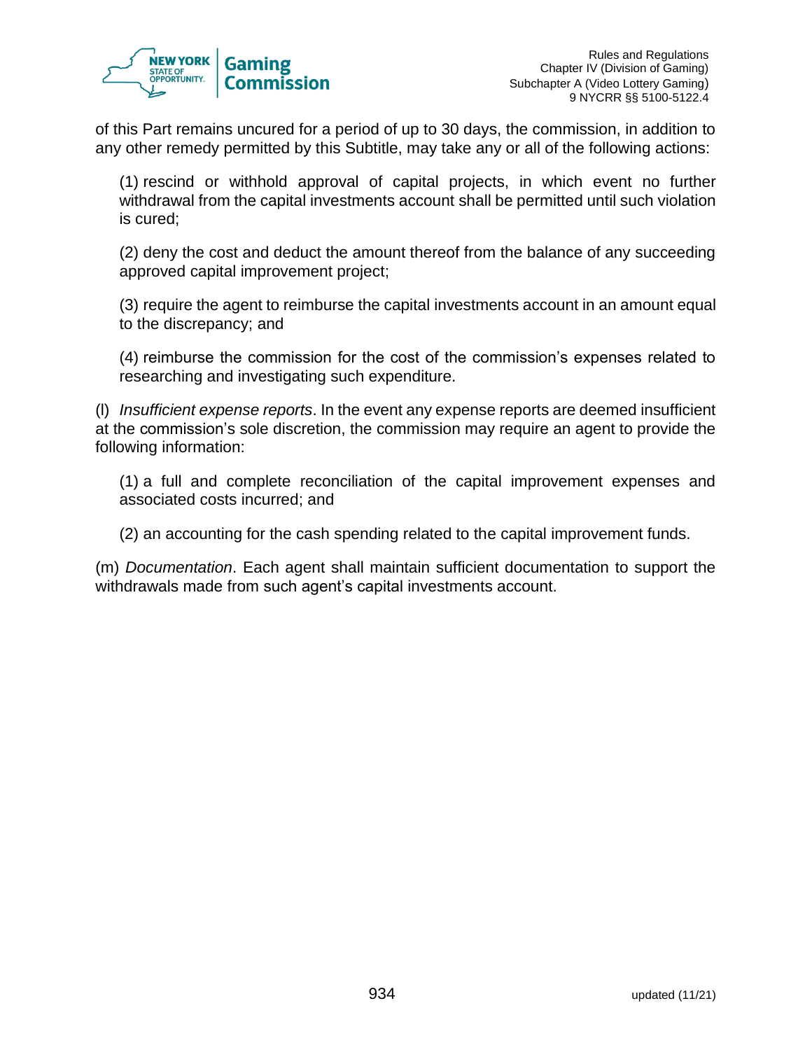of this Part remains uncured for a period of up to 30 days, the commission, in addition to any other remedy permitted by this Subtitle, may take any or all of the following actions:

(1) rescind or withhold approval of capital projects, in which event no further withdrawal from the capital investments account shall be permitted until such violation is cured;

(2) deny the cost and deduct the amount thereof from the balance of any succeeding approved capital improvement project;

(3) require the agent to reimburse the capital investments account in an amount equal to the discrepancy; and

(4) reimburse the commission for the cost of the commission's expenses related to researching and investigating such expenditure.

(l) *Insufficient expense reports*. In the event any expense reports are deemed insufficient at the commission's sole discretion, the commission may require an agent to provide the following information:

(1) a full and complete reconciliation of the capital improvement expenses and associated costs incurred; and

(2) an accounting for the cash spending related to the capital improvement funds.

(m) *Documentation*. Each agent shall maintain sufficient documentation to support the withdrawals made from such agent's capital investments account.